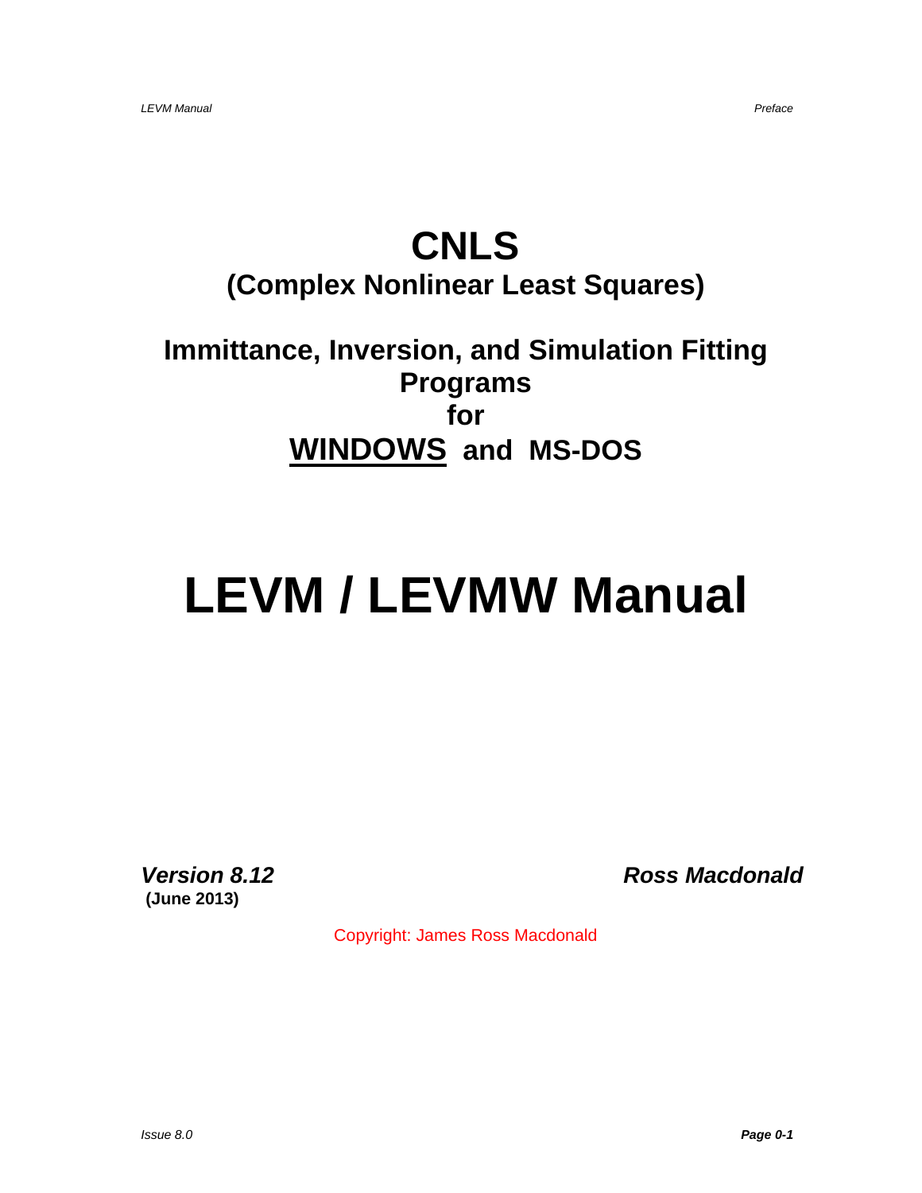# CNLS

## (Complex Nonlinear Least Squares)

## Immittance, Inversion, and Simulation Fitting Programs for WINDOWS and MS-DOS

# LEVM / LEVMW Manual

***Version 8.12***
**(June 2013)**

***Ross Macdonald***

Copyright: James Ross Macdonald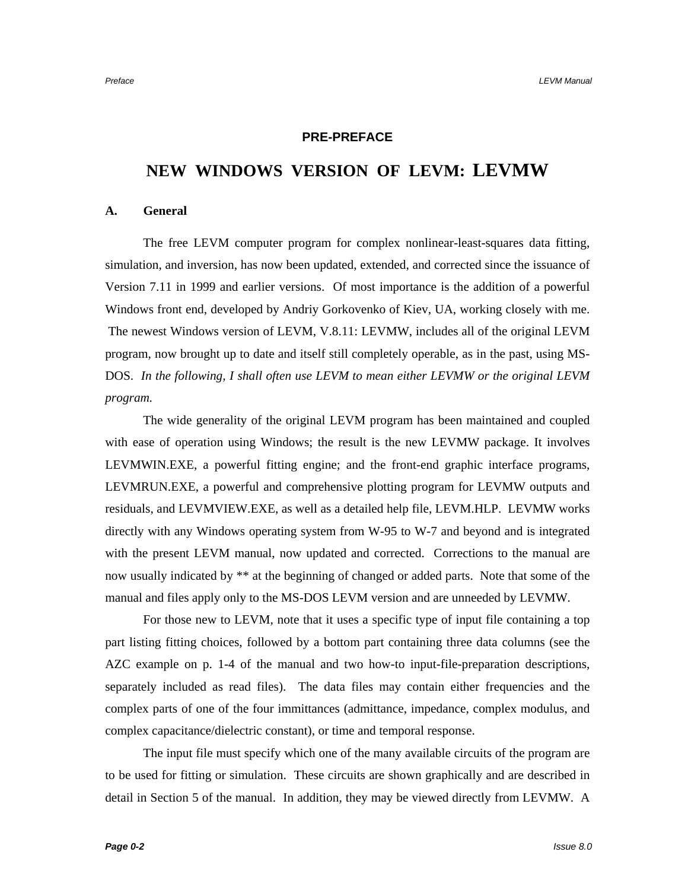**PRE-PREFACE**

# NEW WINDOWS VERSION OF LEVM: LEVMW

## A. General

The free LEVM computer program for complex nonlinear-least-squares data fitting, simulation, and inversion, has now been updated, extended, and corrected since the issuance of Version 7.11 in 1999 and earlier versions. Of most importance is the addition of a powerful Windows front end, developed by Andriy Gorkovenko of Kiev, UA, working closely with me. The newest Windows version of LEVM, V.8.11: LEVMW, includes all of the original LEVM program, now brought up to date and itself still completely operable, as in the past, using MS-DOS. *In the following, I shall often use LEVM to mean either LEVMW or the original LEVM program.*

The wide generality of the original LEVM program has been maintained and coupled with ease of operation using Windows; the result is the new LEVMW package. It involves LEVMWIN.EXE, a powerful fitting engine; and the front-end graphic interface programs, LEVMRUN.EXE, a powerful and comprehensive plotting program for LEVMW outputs and residuals, and LEVMVIEW.EXE, as well as a detailed help file, LEVM.HLP. LEVMW works directly with any Windows operating system from W-95 to W-7 and beyond and is integrated with the present LEVM manual, now updated and corrected. Corrections to the manual are now usually indicated by ** at the beginning of changed or added parts. Note that some of the manual and files apply only to the MS-DOS LEVM version and are unneeded by LEVMW.

For those new to LEVM, note that it uses a specific type of input file containing a top part listing fitting choices, followed by a bottom part containing three data columns (see the AZC example on p. 1-4 of the manual and two how-to input-file-preparation descriptions, separately included as read files). The data files may contain either frequencies and the complex parts of one of the four immittances (admittance, impedance, complex modulus, and complex capacitance/dielectric constant), or time and temporal response.

The input file must specify which one of the many available circuits of the program are to be used for fitting or simulation. These circuits are shown graphically and are described in detail in Section 5 of the manual. In addition, they may be viewed directly from LEVMW. A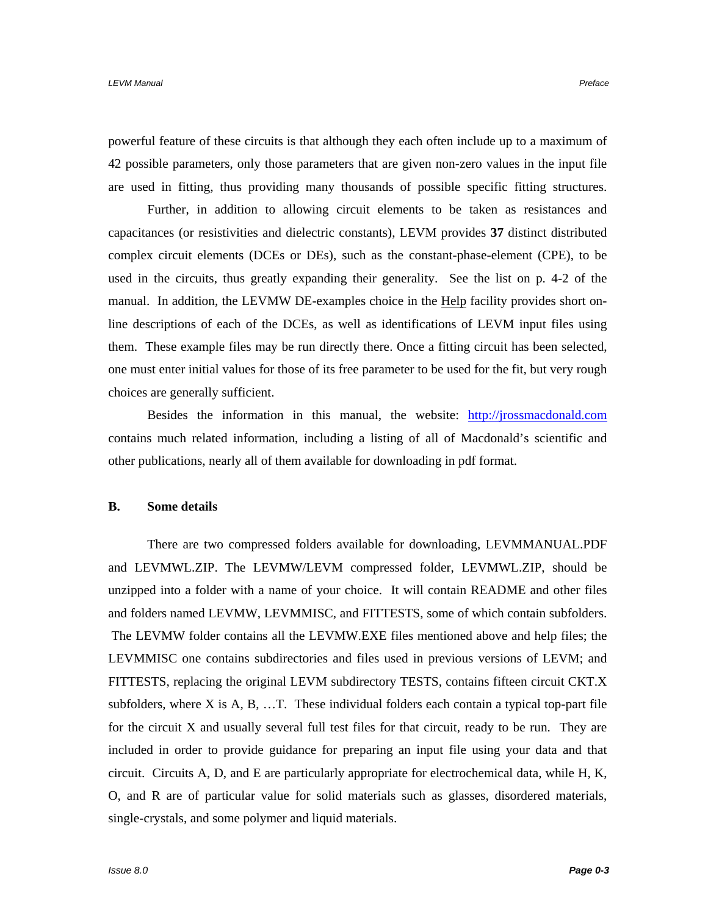powerful feature of these circuits is that although they each often include up to a maximum of 42 possible parameters, only those parameters that are given non-zero values in the input file are used in fitting, thus providing many thousands of possible specific fitting structures.

Further, in addition to allowing circuit elements to be taken as resistances and capacitances (or resistivities and dielectric constants), LEVM provides **37** distinct distributed complex circuit elements (DCEs or DEs), such as the constant-phase-element (CPE), to be used in the circuits, thus greatly expanding their generality. See the list on p. 4-2 of the manual. In addition, the LEVMW DE-examples choice in the Help facility provides short on-line descriptions of each of the DCEs, as well as identifications of LEVM input files using them. These example files may be run directly there. Once a fitting circuit has been selected, one must enter initial values for those of its free parameter to be used for the fit, but very rough choices are generally sufficient.

Besides the information in this manual, the website: http://jrossmacdonald.com contains much related information, including a listing of all of Macdonald's scientific and other publications, nearly all of them available for downloading in pdf format.

## B. Some details

There are two compressed folders available for downloading, LEVMMANUAL.PDF and LEVMWL.ZIP. The LEVMW/LEVM compressed folder, LEVMWL.ZIP, should be unzipped into a folder with a name of your choice. It will contain README and other files and folders named LEVMW, LEVMMISC, and FITTESTS, some of which contain subfolders. The LEVMW folder contains all the LEVMW.EXE files mentioned above and help files; the LEVMMISC one contains subdirectories and files used in previous versions of LEVM; and FITTESTS, replacing the original LEVM subdirectory TESTS, contains fifteen circuit CKT.X subfolders, where X is A, B, …T. These individual folders each contain a typical top-part file for the circuit X and usually several full test files for that circuit, ready to be run. They are included in order to provide guidance for preparing an input file using your data and that circuit. Circuits A, D, and E are particularly appropriate for electrochemical data, while H, K, O, and R are of particular value for solid materials such as glasses, disordered materials, single-crystals, and some polymer and liquid materials.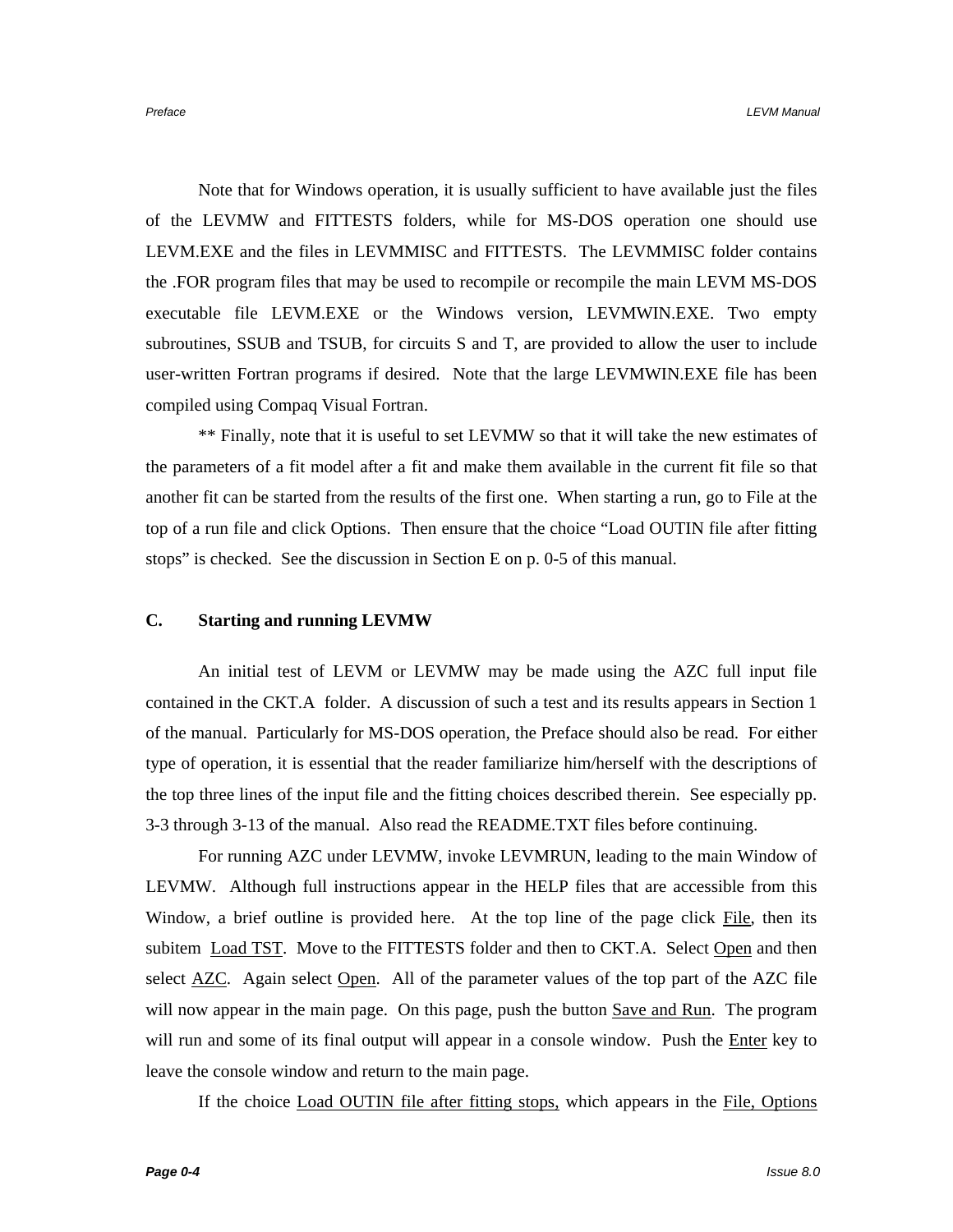Note that for Windows operation, it is usually sufficient to have available just the files of the LEVMW and FITTESTS folders, while for MS-DOS operation one should use LEVM.EXE and the files in LEVMMISC and FITTESTS. The LEVMMISC folder contains the .FOR program files that may be used to recompile or recompile the main LEVM MS-DOS executable file LEVM.EXE or the Windows version, LEVMWIN.EXE. Two empty subroutines, SSUB and TSUB, for circuits S and T, are provided to allow the user to include user-written Fortran programs if desired. Note that the large LEVMWIN.EXE file has been compiled using Compaq Visual Fortran.

** Finally, note that it is useful to set LEVMW so that it will take the new estimates of the parameters of a fit model after a fit and make them available in the current fit file so that another fit can be started from the results of the first one. When starting a run, go to File at the top of a run file and click Options. Then ensure that the choice "Load OUTIN file after fitting stops" is checked. See the discussion in Section E on p. 0-5 of this manual.

## C. Starting and running LEVMW

An initial test of LEVM or LEVMW may be made using the AZC full input file contained in the CKT.A folder. A discussion of such a test and its results appears in Section 1 of the manual. Particularly for MS-DOS operation, the Preface should also be read. For either type of operation, it is essential that the reader familiarize him/herself with the descriptions of the top three lines of the input file and the fitting choices described therein. See especially pp. 3-3 through 3-13 of the manual. Also read the README.TXT files before continuing.

For running AZC under LEVMW, invoke LEVMRUN, leading to the main Window of LEVMW. Although full instructions appear in the HELP files that are accessible from this Window, a brief outline is provided here. At the top line of the page click File, then its subitem Load TST. Move to the FITTESTS folder and then to CKT.A. Select Open and then select AZC. Again select Open. All of the parameter values of the top part of the AZC file will now appear in the main page. On this page, push the button Save and Run. The program will run and some of its final output will appear in a console window. Push the Enter key to leave the console window and return to the main page.

If the choice Load OUTIN file after fitting stops, which appears in the File, Options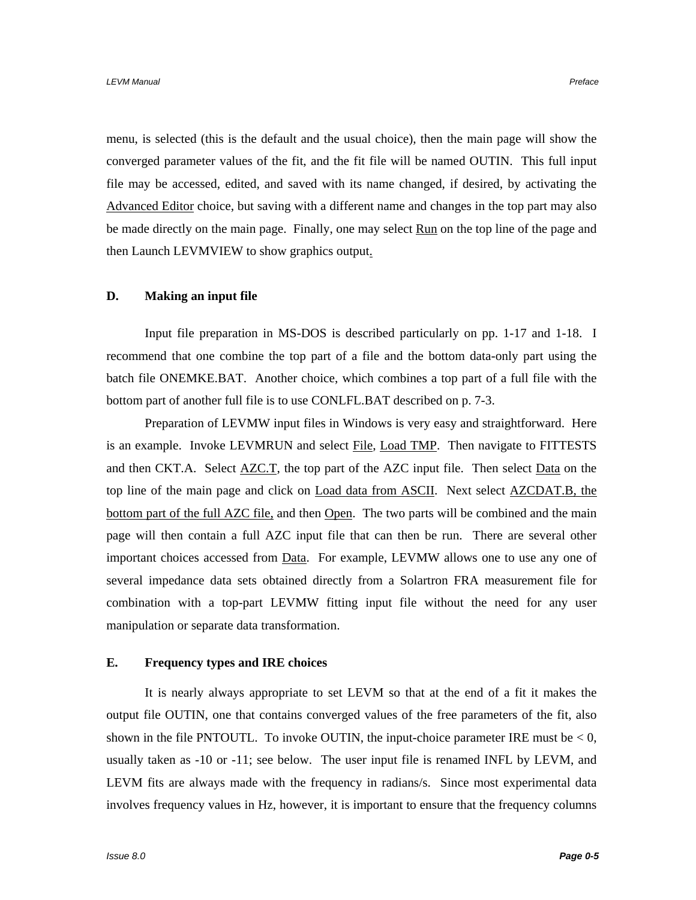menu, is selected (this is the default and the usual choice), then the main page will show the converged parameter values of the fit, and the fit file will be named OUTIN. This full input file may be accessed, edited, and saved with its name changed, if desired, by activating the Advanced Editor choice, but saving with a different name and changes in the top part may also be made directly on the main page. Finally, one may select Run on the top line of the page and then Launch LEVMVIEW to show graphics output.

### D. Making an input file

Input file preparation in MS-DOS is described particularly on pp. 1-17 and 1-18. I recommend that one combine the top part of a file and the bottom data-only part using the batch file ONEMKE.BAT. Another choice, which combines a top part of a full file with the bottom part of another full file is to use CONLFL.BAT described on p. 7-3.

Preparation of LEVMW input files in Windows is very easy and straightforward. Here is an example. Invoke LEVMRUN and select File, Load TMP. Then navigate to FITTESTS and then CKT.A. Select AZC.T, the top part of the AZC input file. Then select Data on the top line of the main page and click on Load data from ASCII. Next select AZCDAT.B, the bottom part of the full AZC file, and then Open. The two parts will be combined and the main page will then contain a full AZC input file that can then be run. There are several other important choices accessed from Data. For example, LEVMW allows one to use any one of several impedance data sets obtained directly from a Solartron FRA measurement file for combination with a top-part LEVMW fitting input file without the need for any user manipulation or separate data transformation.

### E. Frequency types and IRE choices

It is nearly always appropriate to set LEVM so that at the end of a fit it makes the output file OUTIN, one that contains converged values of the free parameters of the fit, also shown in the file PNTOUTL. To invoke OUTIN, the input-choice parameter IRE must be < 0, usually taken as -10 or -11; see below. The user input file is renamed INFL by LEVM, and LEVM fits are always made with the frequency in radians/s. Since most experimental data involves frequency values in Hz, however, it is important to ensure that the frequency columns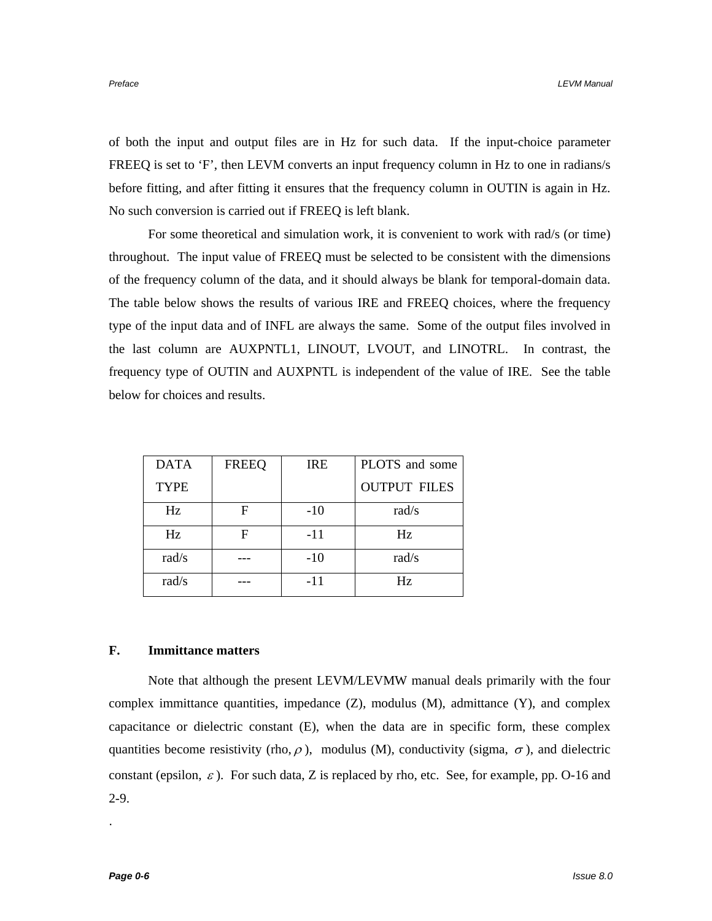of both the input and output files are in Hz for such data. If the input-choice parameter FREEQ is set to ‘F’, then LEVM converts an input frequency column in Hz to one in radians/s before fitting, and after fitting it ensures that the frequency column in OUTIN is again in Hz. No such conversion is carried out if FREEQ is left blank.

For some theoretical and simulation work, it is convenient to work with rad/s (or time) throughout. The input value of FREEQ must be selected to be consistent with the dimensions of the frequency column of the data, and it should always be blank for temporal-domain data. The table below shows the results of various IRE and FREEQ choices, where the frequency type of the input data and of INFL are always the same. Some of the output files involved in the last column are AUXPNTL1, LINOUT, LVOUT, and LINOTRL. In contrast, the frequency type of OUTIN and AUXPNTL is independent of the value of IRE. See the table below for choices and results.

| DATA TYPE | FREEQ | IRE | PLOTS and some OUTPUT FILES |
|---|---|---|---|
| Hz | F | -10 | rad/s |
| Hz | F | -11 | Hz |
| rad/s | --- | -10 | rad/s |
| rad/s | --- | -11 | Hz |

## F. Immittance matters

Note that although the present LEVM/LEVMW manual deals primarily with the four complex immittance quantities, impedance (Z), modulus (M), admittance (Y), and complex capacitance or dielectric constant (E), when the data are in specific form, these complex quantities become resistivity (rho, $\rho$), modulus (M), conductivity (sigma, $\sigma$), and dielectric constant (epsilon, $\varepsilon$). For such data, Z is replaced by rho, etc. See, for example, pp. O-16 and 2-9.

.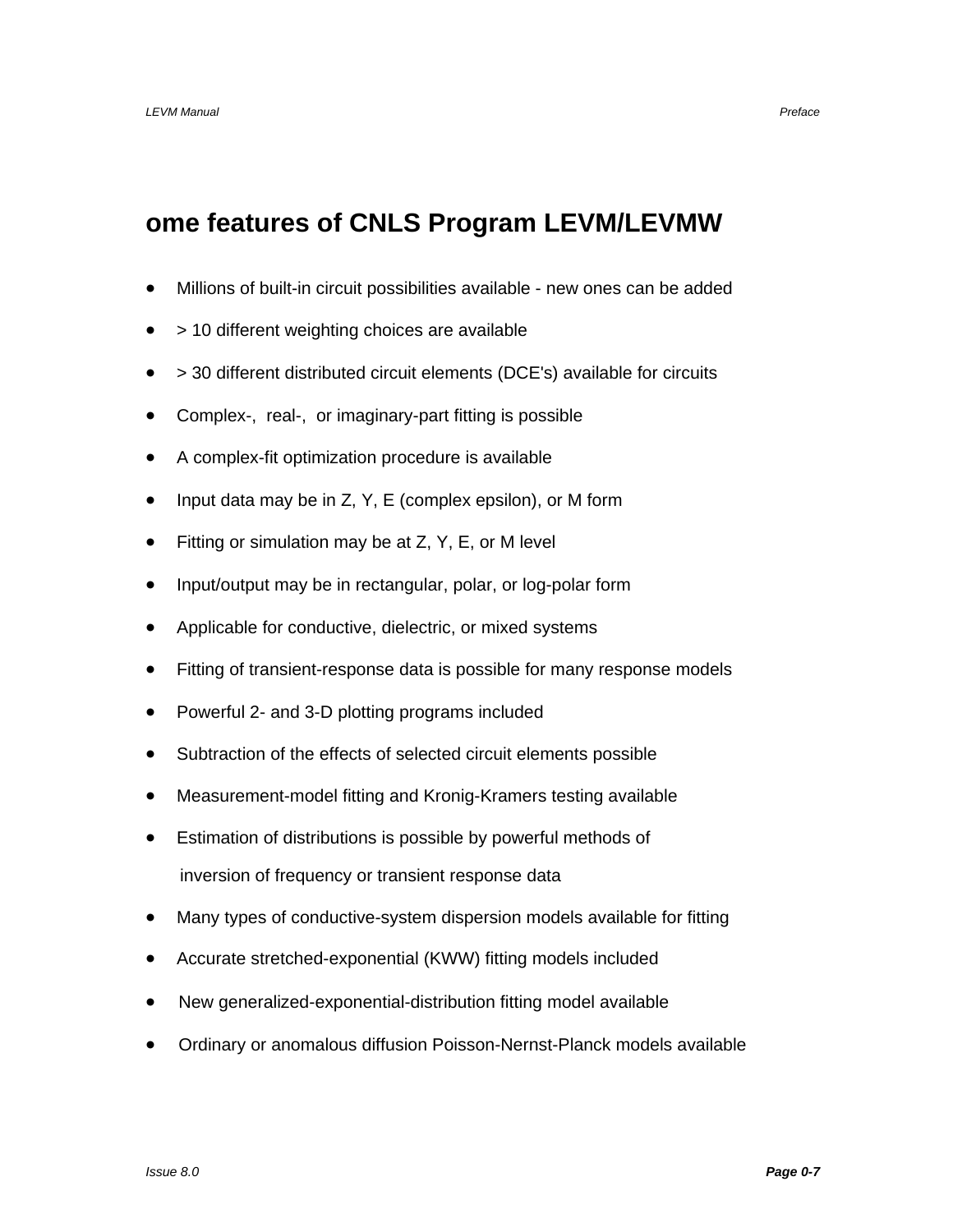# ome features of CNLS Program LEVM/LEVMW

- Millions of built-in circuit possibilities available - new ones can be added
- > 10 different weighting choices are available
- > 30 different distributed circuit elements (DCE's) available for circuits
- Complex-, real-, or imaginary-part fitting is possible
- A complex-fit optimization procedure is available
- Input data may be in Z, Y, E (complex epsilon), or M form
- Fitting or simulation may be at Z, Y, E, or M level
- Input/output may be in rectangular, polar, or log-polar form
- Applicable for conductive, dielectric, or mixed systems
- Fitting of transient-response data is possible for many response models
- Powerful 2- and 3-D plotting programs included
- Subtraction of the effects of selected circuit elements possible
- Measurement-model fitting and Kronig-Kramers testing available
- Estimation of distributions is possible by powerful methods of inversion of frequency or transient response data
- Many types of conductive-system dispersion models available for fitting
- Accurate stretched-exponential (KWW) fitting models included
- New generalized-exponential-distribution fitting model available
- Ordinary or anomalous diffusion Poisson-Nernst-Planck models available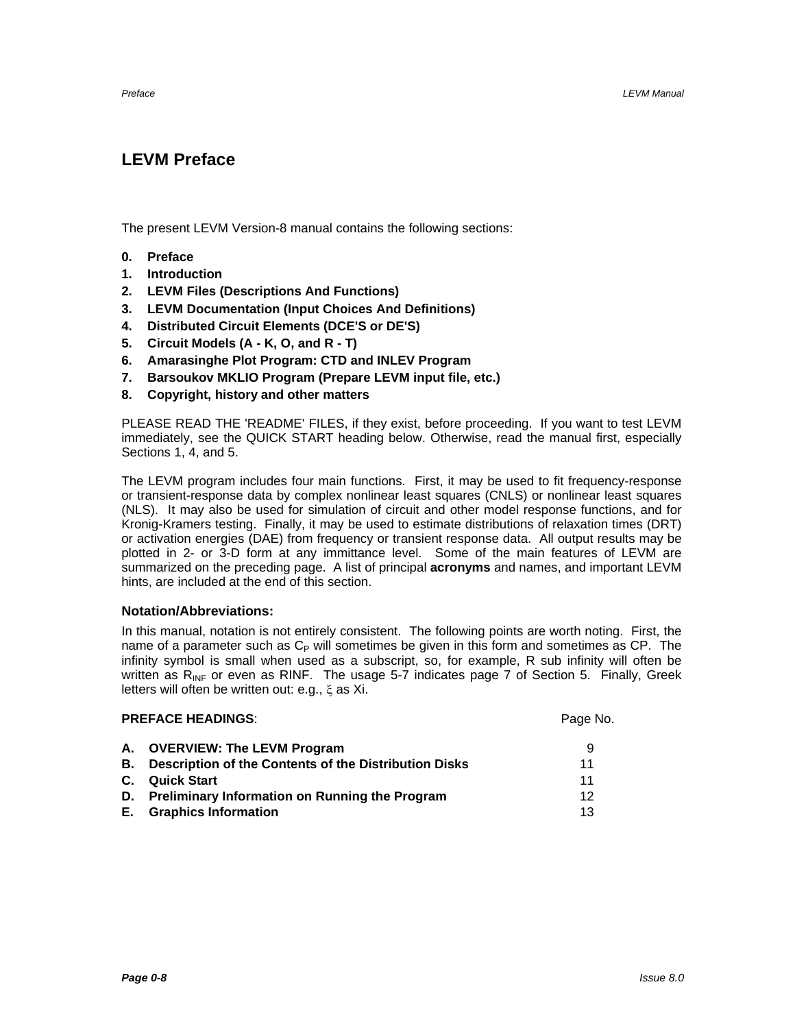# LEVM Preface

The present LEVM Version-8 manual contains the following sections:

0. **Preface**
1. **Introduction**
2. **LEVM Files (Descriptions And Functions)**
3. **LEVM Documentation (Input Choices And Definitions)**
4. **Distributed Circuit Elements (DCE'S or DE'S)**
5. **Circuit Models (A - K, O, and R - T)**
6. **Amarasinghe Plot Program: CTD and INLEV Program**
7. **Barsoukov MKLIO Program (Prepare LEVM input file, etc.)**
8. **Copyright, history and other matters**

PLEASE READ THE 'README' FILES, if they exist, before proceeding. If you want to test LEVM immediately, see the QUICK START heading below. Otherwise, read the manual first, especially Sections 1, 4, and 5.

The LEVM program includes four main functions. First, it may be used to fit frequency-response or transient-response data by complex nonlinear least squares (CNLS) or nonlinear least squares (NLS). It may also be used for simulation of circuit and other model response functions, and for Kronig-Kramers testing. Finally, it may be used to estimate distributions of relaxation times (DRT) or activation energies (DAE) from frequency or transient response data. All output results may be plotted in 2- or 3-D form at any immittance level. Some of the main features of LEVM are summarized on the preceding page. A list of principal **acronyms** and names, and important LEVM hints, are included at the end of this section.

### Notation/Abbreviations:

In this manual, notation is not entirely consistent. The following points are worth noting. First, the name of a parameter such as $C_P$ will sometimes be given in this form and sometimes as CP. The infinity symbol is small when used as a subscript, so, for example, R sub infinity will often be written as $R_{INF}$ or even as RINF. The usage 5-7 indicates page 7 of Section 5. Finally, Greek letters will often be written out: e.g., $\xi$ as Xi.

| **PREFACE HEADINGS**: | Page No. |
|---|---|
| **A. OVERVIEW: The LEVM Program** | 9 |
| **B. Description of the Contents of the Distribution Disks** | 11 |
| **C. Quick Start** | 11 |
| **D. Preliminary Information on Running the Program** | 12 |
| **E. Graphics Information** | 13 |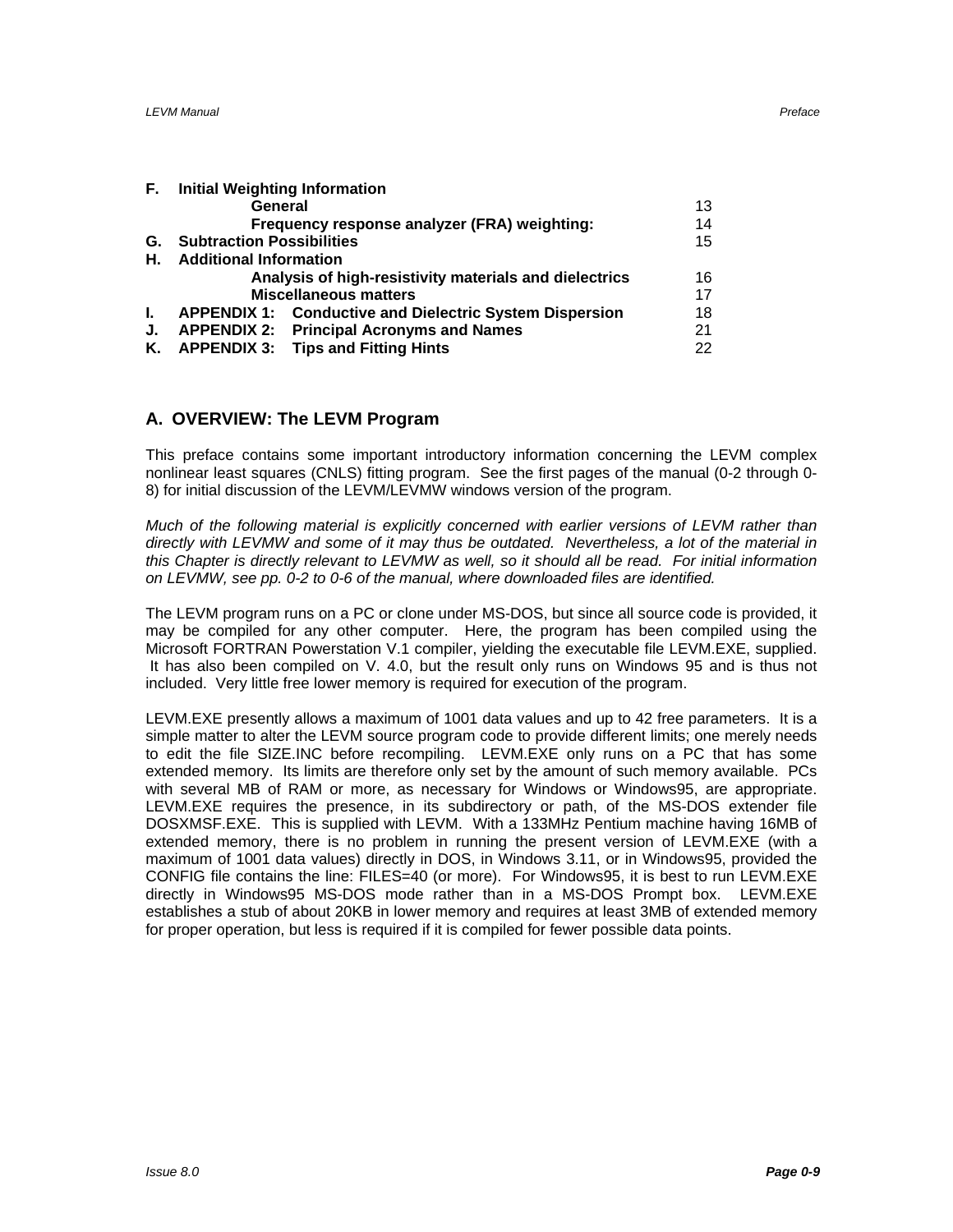| | | |
|---|---|---|
| **F.** | **Initial Weighting Information** | |
| | **General** | 13 |
| | **Frequency response analyzer (FRA) weighting:** | 14 |
| **G.** | **Subtraction Possibilities** | 15 |
| **H.** | **Additional Information** | |
| | **Analysis of high-resistivity materials and dielectrics** | 16 |
| | **Miscellaneous matters** | 17 |
| **I.** | **APPENDIX 1: Conductive and Dielectric System Dispersion** | 18 |
| **J.** | **APPENDIX 2: Principal Acronyms and Names** | 21 |
| **K.** | **APPENDIX 3: Tips and Fitting Hints** | 22 |

## A. OVERVIEW: The LEVM Program

This preface contains some important introductory information concerning the LEVM complex nonlinear least squares (CNLS) fitting program. See the first pages of the manual (0-2 through 0-8) for initial discussion of the LEVM/LEVMW windows version of the program.

*Much of the following material is explicitly concerned with earlier versions of LEVM rather than directly with LEVMW and some of it may thus be outdated. Nevertheless, a lot of the material in this Chapter is directly relevant to LEVMW as well, so it should all be read. For initial information on LEVMW, see pp. 0-2 to 0-6 of the manual, where downloaded files are identified.*

The LEVM program runs on a PC or clone under MS-DOS, but since all source code is provided, it may be compiled for any other computer. Here, the program has been compiled using the Microsoft FORTRAN Powerstation V.1 compiler, yielding the executable file LEVM.EXE, supplied. It has also been compiled on V. 4.0, but the result only runs on Windows 95 and is thus not included. Very little free lower memory is required for execution of the program.

LEVM.EXE presently allows a maximum of 1001 data values and up to 42 free parameters. It is a simple matter to alter the LEVM source program code to provide different limits; one merely needs to edit the file SIZE.INC before recompiling. LEVM.EXE only runs on a PC that has some extended memory. Its limits are therefore only set by the amount of such memory available. PCs with several MB of RAM or more, as necessary for Windows or Windows95, are appropriate. LEVM.EXE requires the presence, in its subdirectory or path, of the MS-DOS extender file DOSXMSF.EXE. This is supplied with LEVM. With a 133MHz Pentium machine having 16MB of extended memory, there is no problem in running the present version of LEVM.EXE (with a maximum of 1001 data values) directly in DOS, in Windows 3.11, or in Windows95, provided the CONFIG file contains the line: FILES=40 (or more). For Windows95, it is best to run LEVM.EXE directly in Windows95 MS-DOS mode rather than in a MS-DOS Prompt box. LEVM.EXE establishes a stub of about 20KB in lower memory and requires at least 3MB of extended memory for proper operation, but less is required if it is compiled for fewer possible data points.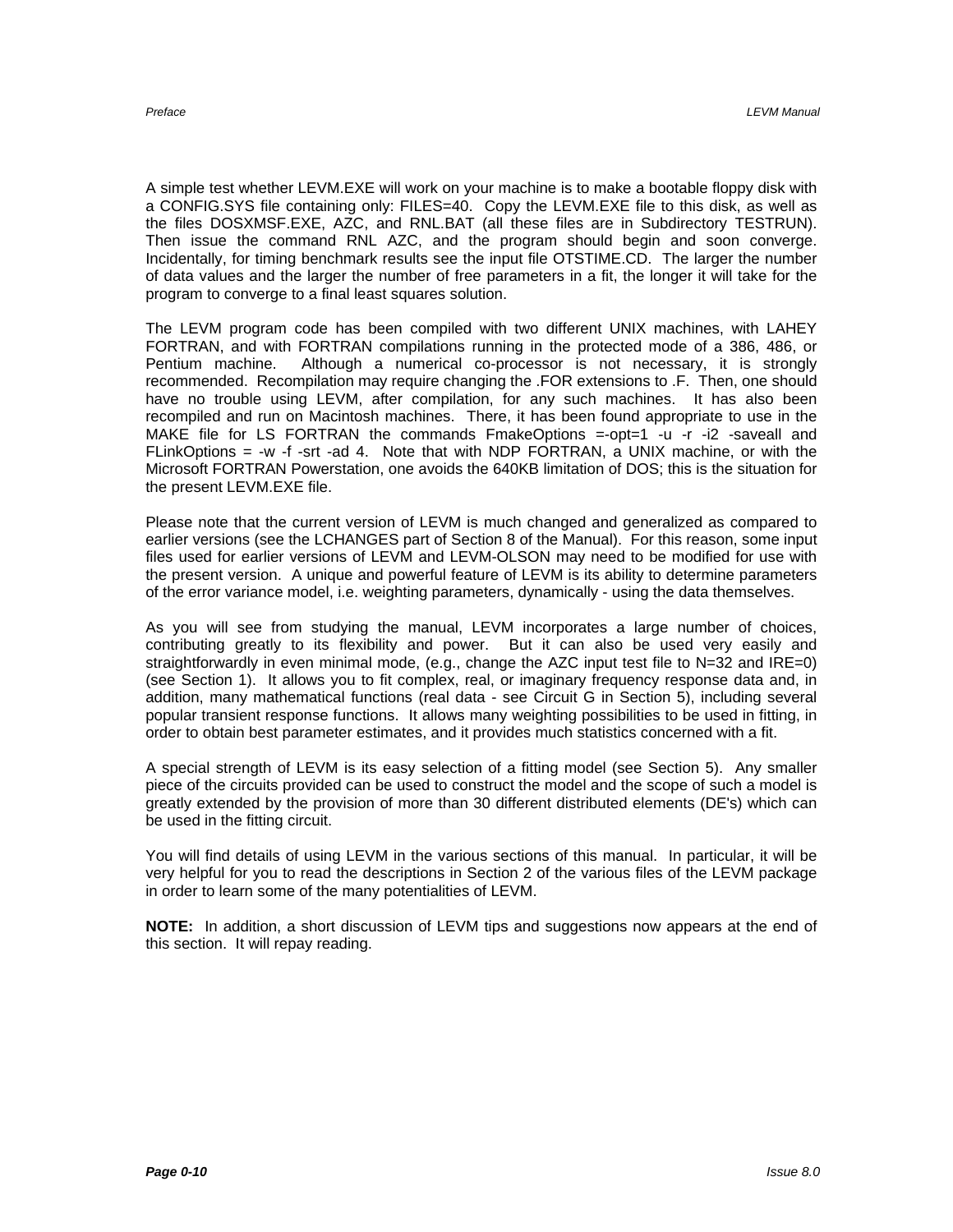A simple test whether LEVM.EXE will work on your machine is to make a bootable floppy disk with a CONFIG.SYS file containing only: FILES=40. Copy the LEVM.EXE file to this disk, as well as the files DOSXMSF.EXE, AZC, and RNL.BAT (all these files are in Subdirectory TESTRUN). Then issue the command RNL AZC, and the program should begin and soon converge. Incidentally, for timing benchmark results see the input file OTSTIME.CD. The larger the number of data values and the larger the number of free parameters in a fit, the longer it will take for the program to converge to a final least squares solution.

The LEVM program code has been compiled with two different UNIX machines, with LAHEY FORTRAN, and with FORTRAN compilations running in the protected mode of a 386, 486, or Pentium machine. Although a numerical co-processor is not necessary, it is strongly recommended. Recompilation may require changing the .FOR extensions to .F. Then, one should have no trouble using LEVM, after compilation, for any such machines. It has also been recompiled and run on Macintosh machines. There, it has been found appropriate to use in the MAKE file for LS FORTRAN the commands FmakeOptions =-opt=1 -u -r -i2 -saveall and FLinkOptions = -w -f -srt -ad 4. Note that with NDP FORTRAN, a UNIX machine, or with the Microsoft FORTRAN Powerstation, one avoids the 640KB limitation of DOS; this is the situation for the present LEVM.EXE file.

Please note that the current version of LEVM is much changed and generalized as compared to earlier versions (see the LCHANGES part of Section 8 of the Manual). For this reason, some input files used for earlier versions of LEVM and LEVM-OLSON may need to be modified for use with the present version. A unique and powerful feature of LEVM is its ability to determine parameters of the error variance model, i.e. weighting parameters, dynamically - using the data themselves.

As you will see from studying the manual, LEVM incorporates a large number of choices, contributing greatly to its flexibility and power. But it can also be used very easily and straightforwardly in even minimal mode, (e.g., change the AZC input test file to N=32 and IRE=0) (see Section 1). It allows you to fit complex, real, or imaginary frequency response data and, in addition, many mathematical functions (real data - see Circuit G in Section 5), including several popular transient response functions. It allows many weighting possibilities to be used in fitting, in order to obtain best parameter estimates, and it provides much statistics concerned with a fit.

A special strength of LEVM is its easy selection of a fitting model (see Section 5). Any smaller piece of the circuits provided can be used to construct the model and the scope of such a model is greatly extended by the provision of more than 30 different distributed elements (DE's) which can be used in the fitting circuit.

You will find details of using LEVM in the various sections of this manual. In particular, it will be very helpful for you to read the descriptions in Section 2 of the various files of the LEVM package in order to learn some of the many potentialities of LEVM.

**NOTE:** In addition, a short discussion of LEVM tips and suggestions now appears at the end of this section. It will repay reading.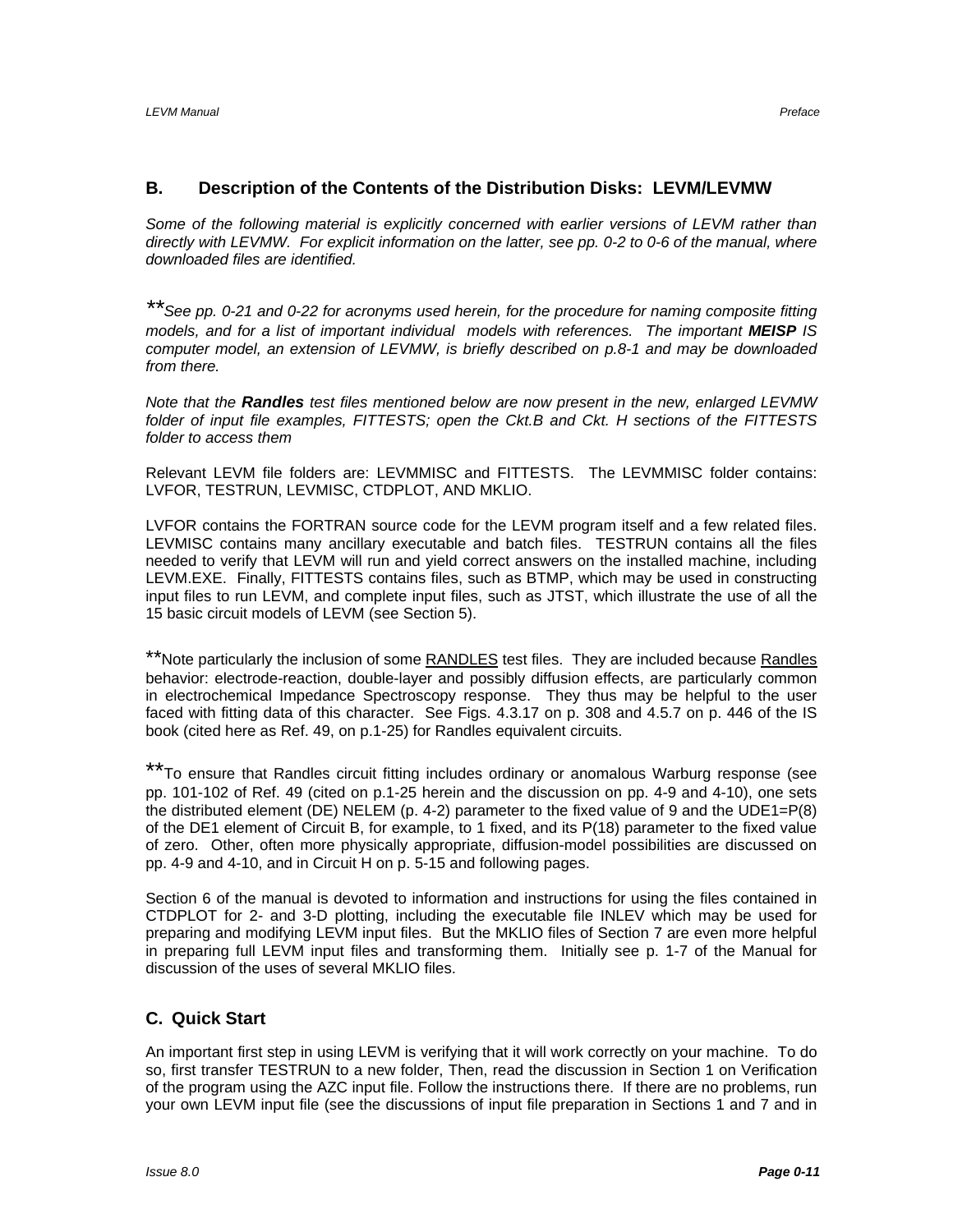## B. Description of the Contents of the Distribution Disks: LEVM/LEVMW

*Some of the following material is explicitly concerned with earlier versions of LEVM rather than directly with LEVMW. For explicit information on the latter, see pp. 0-2 to 0-6 of the manual, where downloaded files are identified.*

***See pp. 0-21 and 0-22 for acronyms used herein, for the procedure for naming composite fitting models, and for a list of important individual models with references. The important **MEISP** IS computer model, an extension of LEVMW, is briefly described on p.8-1 and may be downloaded from there.*

*Note that the **Randles** test files mentioned below are now present in the new, enlarged LEVMW folder of input file examples, FITTESTS; open the Ckt.B and Ckt. H sections of the FITTESTS folder to access them*

Relevant LEVM file folders are: LEVMMISC and FITTESTS. The LEVMMISC folder contains: LVFOR, TESTRUN, LEVMISC, CTDPLOT, AND MKLIO.

LVFOR contains the FORTRAN source code for the LEVM program itself and a few related files. LEVMISC contains many ancillary executable and batch files. TESTRUN contains all the files needed to verify that LEVM will run and yield correct answers on the installed machine, including LEVM.EXE. Finally, FITTESTS contains files, such as BTMP, which may be used in constructing input files to run LEVM, and complete input files, such as JTST, which illustrate the use of all the 15 basic circuit models of LEVM (see Section 5).

**Note particularly the inclusion of some RANDLES test files. They are included because Randles behavior: electrode-reaction, double-layer and possibly diffusion effects, are particularly common in electrochemical Impedance Spectroscopy response. They thus may be helpful to the user faced with fitting data of this character. See Figs. 4.3.17 on p. 308 and 4.5.7 on p. 446 of the IS book (cited here as Ref. 49, on p.1-25) for Randles equivalent circuits.

**To ensure that Randles circuit fitting includes ordinary or anomalous Warburg response (see pp. 101-102 of Ref. 49 (cited on p.1-25 herein and the discussion on pp. 4-9 and 4-10), one sets the distributed element (DE) NELEM (p. 4-2) parameter to the fixed value of 9 and the UDE1=P(8) of the DE1 element of Circuit B, for example, to 1 fixed, and its P(18) parameter to the fixed value of zero. Other, often more physically appropriate, diffusion-model possibilities are discussed on pp. 4-9 and 4-10, and in Circuit H on p. 5-15 and following pages.

Section 6 of the manual is devoted to information and instructions for using the files contained in CTDPLOT for 2- and 3-D plotting, including the executable file INLEV which may be used for preparing and modifying LEVM input files. But the MKLIO files of Section 7 are even more helpful in preparing full LEVM input files and transforming them. Initially see p. 1-7 of the Manual for discussion of the uses of several MKLIO files.

## C. Quick Start

An important first step in using LEVM is verifying that it will work correctly on your machine. To do so, first transfer TESTRUN to a new folder, Then, read the discussion in Section 1 on Verification of the program using the AZC input file. Follow the instructions there. If there are no problems, run your own LEVM input file (see the discussions of input file preparation in Sections 1 and 7 and in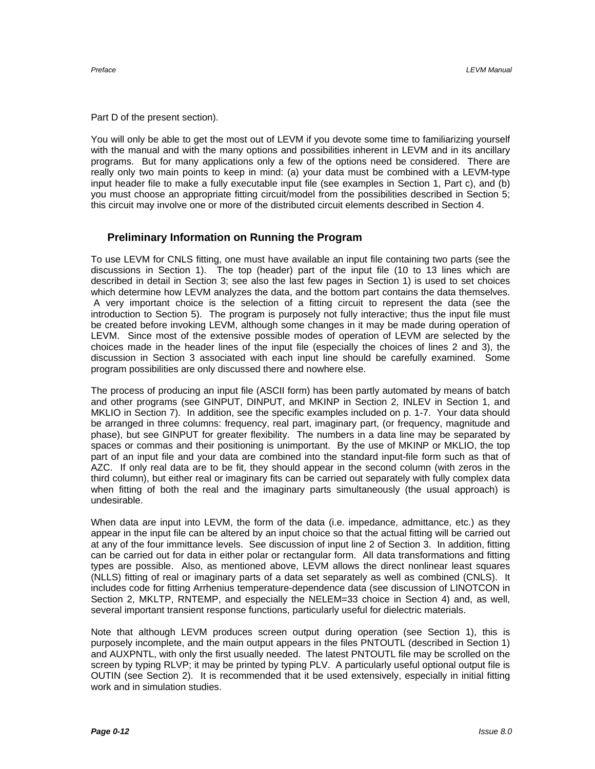Part D of the present section).

You will only be able to get the most out of LEVM if you devote some time to familiarizing yourself with the manual and with the many options and possibilities inherent in LEVM and in its ancillary programs. But for many applications only a few of the options need be considered. There are really only two main points to keep in mind: (a) your data must be combined with a LEVM-type input header file to make a fully executable input file (see examples in Section 1, Part c), and (b) you must choose an appropriate fitting circuit/model from the possibilities described in Section 5; this circuit may involve one or more of the distributed circuit elements described in Section 4.

## Preliminary Information on Running the Program

To use LEVM for CNLS fitting, one must have available an input file containing two parts (see the discussions in Section 1). The top (header) part of the input file (10 to 13 lines which are described in detail in Section 3; see also the last few pages in Section 1) is used to set choices which determine how LEVM analyzes the data, and the bottom part contains the data themselves. A very important choice is the selection of a fitting circuit to represent the data (see the introduction to Section 5). The program is purposely not fully interactive; thus the input file must be created before invoking LEVM, although some changes in it may be made during operation of LEVM. Since most of the extensive possible modes of operation of LEVM are selected by the choices made in the header lines of the input file (especially the choices of lines 2 and 3), the discussion in Section 3 associated with each input line should be carefully examined. Some program possibilities are only discussed there and nowhere else.

The process of producing an input file (ASCII form) has been partly automated by means of batch and other programs (see GINPUT, DINPUT, and MKINP in Section 2, INLEV in Section 1, and MKLIO in Section 7). In addition, see the specific examples included on p. 1-7. Your data should be arranged in three columns: frequency, real part, imaginary part, (or frequency, magnitude and phase), but see GINPUT for greater flexibility. The numbers in a data line may be separated by spaces or commas and their positioning is unimportant. By the use of MKINP or MKLIO, the top part of an input file and your data are combined into the standard input-file form such as that of AZC. If only real data are to be fit, they should appear in the second column (with zeros in the third column), but either real or imaginary fits can be carried out separately with fully complex data when fitting of both the real and the imaginary parts simultaneously (the usual approach) is undesirable.

When data are input into LEVM, the form of the data (i.e. impedance, admittance, etc.) as they appear in the input file can be altered by an input choice so that the actual fitting will be carried out at any of the four immittance levels. See discussion of input line 2 of Section 3. In addition, fitting can be carried out for data in either polar or rectangular form. All data transformations and fitting types are possible. Also, as mentioned above, LEVM allows the direct nonlinear least squares (NLLS) fitting of real or imaginary parts of a data set separately as well as combined (CNLS). It includes code for fitting Arrhenius temperature-dependence data (see discussion of LINOTCON in Section 2, MKLTP, RNTEMP, and especially the NELEM=33 choice in Section 4) and, as well, several important transient response functions, particularly useful for dielectric materials.

Note that although LEVM produces screen output during operation (see Section 1), this is purposely incomplete, and the main output appears in the files PNTOUTL (described in Section 1) and AUXPNTL, with only the first usually needed. The latest PNTOUTL file may be scrolled on the screen by typing RLVP; it may be printed by typing PLV. A particularly useful optional output file is OUTIN (see Section 2). It is recommended that it be used extensively, especially in initial fitting work and in simulation studies.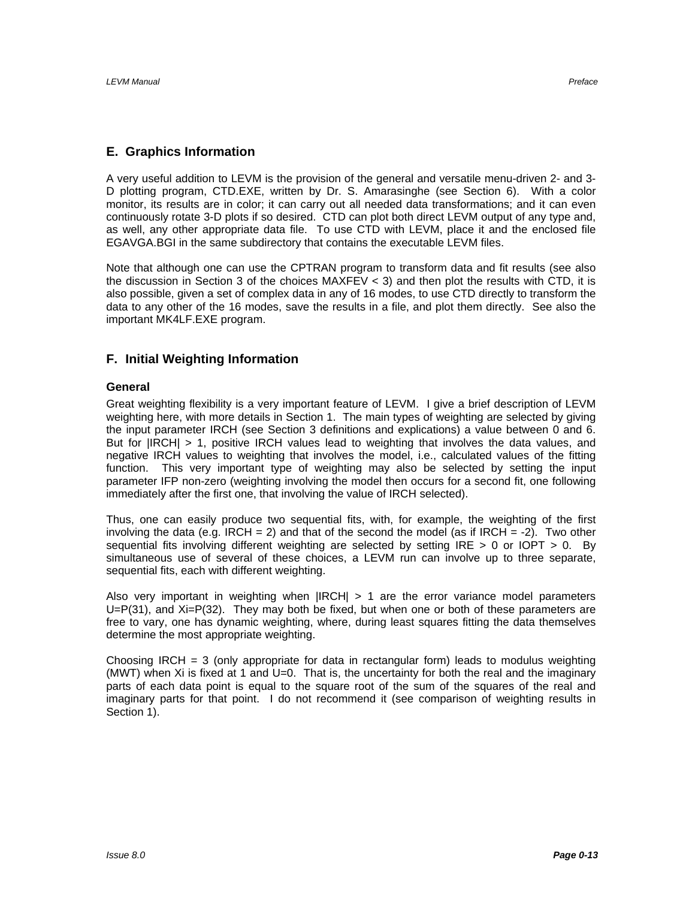## E. Graphics Information

A very useful addition to LEVM is the provision of the general and versatile menu-driven 2- and 3-D plotting program, CTD.EXE, written by Dr. S. Amarasinghe (see Section 6). With a color monitor, its results are in color; it can carry out all needed data transformations; and it can even continuously rotate 3-D plots if so desired. CTD can plot both direct LEVM output of any type and, as well, any other appropriate data file. To use CTD with LEVM, place it and the enclosed file EGAVGA.BGI in the same subdirectory that contains the executable LEVM files.

Note that although one can use the CPTRAN program to transform data and fit results (see also the discussion in Section 3 of the choices MAXFEV < 3) and then plot the results with CTD, it is also possible, given a set of complex data in any of 16 modes, to use CTD directly to transform the data to any other of the 16 modes, save the results in a file, and plot them directly. See also the important MK4LF.EXE program.

## F. Initial Weighting Information

### General

Great weighting flexibility is a very important feature of LEVM. I give a brief description of LEVM weighting here, with more details in Section 1. The main types of weighting are selected by giving the input parameter IRCH (see Section 3 definitions and explications) a value between 0 and 6. But for |IRCH| > 1, positive IRCH values lead to weighting that involves the data values, and negative IRCH values to weighting that involves the model, i.e., calculated values of the fitting function. This very important type of weighting may also be selected by setting the input parameter IFP non-zero (weighting involving the model then occurs for a second fit, one following immediately after the first one, that involving the value of IRCH selected).

Thus, one can easily produce two sequential fits, with, for example, the weighting of the first involving the data (e.g. IRCH = 2) and that of the second the model (as if IRCH = -2). Two other sequential fits involving different weighting are selected by setting IRE > 0 or IOPT > 0. By simultaneous use of several of these choices, a LEVM run can involve up to three separate, sequential fits, each with different weighting.

Also very important in weighting when |IRCH| > 1 are the error variance model parameters U=P(31), and Xi=P(32). They may both be fixed, but when one or both of these parameters are free to vary, one has dynamic weighting, where, during least squares fitting the data themselves determine the most appropriate weighting.

Choosing IRCH = 3 (only appropriate for data in rectangular form) leads to modulus weighting (MWT) when Xi is fixed at 1 and U=0. That is, the uncertainty for both the real and the imaginary parts of each data point is equal to the square root of the sum of the squares of the real and imaginary parts for that point. I do not recommend it (see comparison of weighting results in Section 1).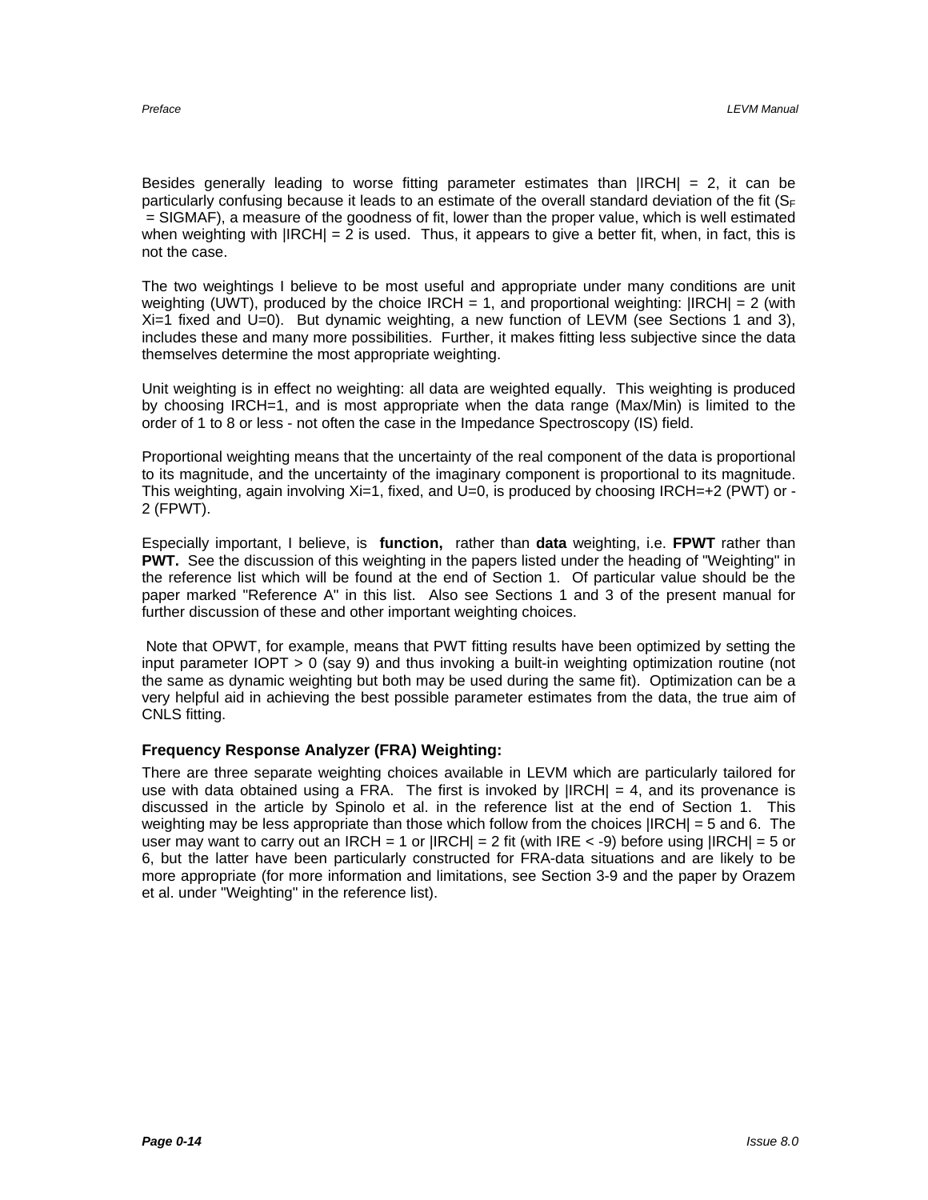Besides generally leading to worse fitting parameter estimates than |IRCH| = 2, it can be particularly confusing because it leads to an estimate of the overall standard deviation of the fit ($S_F$ = SIGMAF), a measure of the goodness of fit, lower than the proper value, which is well estimated when weighting with |IRCH| = 2 is used. Thus, it appears to give a better fit, when, in fact, this is not the case.

The two weightings I believe to be most useful and appropriate under many conditions are unit weighting (UWT), produced by the choice IRCH = 1, and proportional weighting: |IRCH| = 2 (with Xi=1 fixed and U=0). But dynamic weighting, a new function of LEVM (see Sections 1 and 3), includes these and many more possibilities. Further, it makes fitting less subjective since the data themselves determine the most appropriate weighting.

Unit weighting is in effect no weighting: all data are weighted equally. This weighting is produced by choosing IRCH=1, and is most appropriate when the data range (Max/Min) is limited to the order of 1 to 8 or less - not often the case in the Impedance Spectroscopy (IS) field.

Proportional weighting means that the uncertainty of the real component of the data is proportional to its magnitude, and the uncertainty of the imaginary component is proportional to its magnitude. This weighting, again involving Xi=1, fixed, and U=0, is produced by choosing IRCH=+2 (PWT) or -2 (FPWT).

Especially important, I believe, is **function,** rather than **data** weighting, i.e. **FPWT** rather than **PWT.** See the discussion of this weighting in the papers listed under the heading of "Weighting" in the reference list which will be found at the end of Section 1. Of particular value should be the paper marked "Reference A" in this list. Also see Sections 1 and 3 of the present manual for further discussion of these and other important weighting choices.

Note that OPWT, for example, means that PWT fitting results have been optimized by setting the input parameter IOPT > 0 (say 9) and thus invoking a built-in weighting optimization routine (not the same as dynamic weighting but both may be used during the same fit). Optimization can be a very helpful aid in achieving the best possible parameter estimates from the data, the true aim of CNLS fitting.

### Frequency Response Analyzer (FRA) Weighting:

There are three separate weighting choices available in LEVM which are particularly tailored for use with data obtained using a FRA. The first is invoked by |IRCH| = 4, and its provenance is discussed in the article by Spinolo et al. in the reference list at the end of Section 1. This weighting may be less appropriate than those which follow from the choices |IRCH| = 5 and 6. The user may want to carry out an IRCH = 1 or |IRCH| = 2 fit (with IRE < -9) before using |IRCH| = 5 or 6, but the latter have been particularly constructed for FRA-data situations and are likely to be more appropriate (for more information and limitations, see Section 3-9 and the paper by Orazem et al. under "Weighting" in the reference list).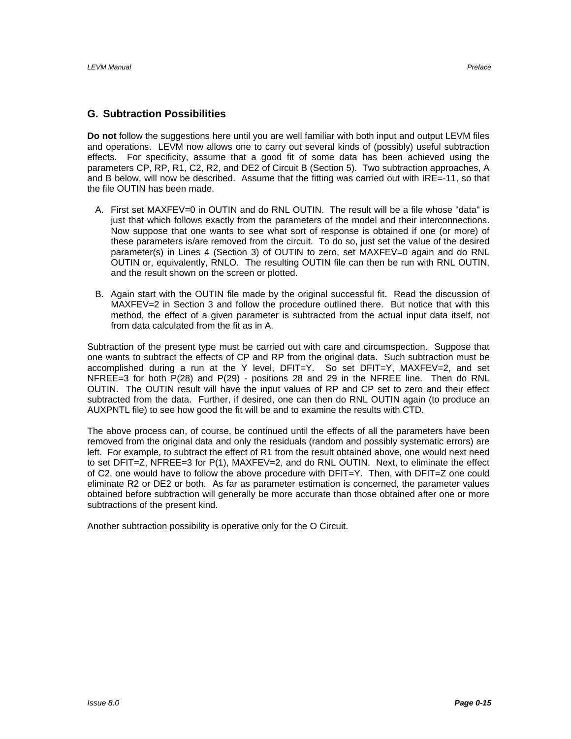## G. Subtraction Possibilities

**Do not** follow the suggestions here until you are well familiar with both input and output LEVM files and operations. LEVM now allows one to carry out several kinds of (possibly) useful subtraction effects. For specificity, assume that a good fit of some data has been achieved using the parameters CP, RP, R1, C2, R2, and DE2 of Circuit B (Section 5). Two subtraction approaches, A and B below, will now be described. Assume that the fitting was carried out with IRE=-11, so that the file OUTIN has been made.

A. First set MAXFEV=0 in OUTIN and do RNL OUTIN. The result will be a file whose "data" is just that which follows exactly from the parameters of the model and their interconnections. Now suppose that one wants to see what sort of response is obtained if one (or more) of these parameters is/are removed from the circuit. To do so, just set the value of the desired parameter(s) in Lines 4 (Section 3) of OUTIN to zero, set MAXFEV=0 again and do RNL OUTIN or, equivalently, RNLO. The resulting OUTIN file can then be run with RNL OUTIN, and the result shown on the screen or plotted.

B. Again start with the OUTIN file made by the original successful fit. Read the discussion of MAXFEV=2 in Section 3 and follow the procedure outlined there. But notice that with this method, the effect of a given parameter is subtracted from the actual input data itself, not from data calculated from the fit as in A.

Subtraction of the present type must be carried out with care and circumspection. Suppose that one wants to subtract the effects of CP and RP from the original data. Such subtraction must be accomplished during a run at the Y level, DFIT=Y. So set DFIT=Y, MAXFEV=2, and set NFREE=3 for both P(28) and P(29) - positions 28 and 29 in the NFREE line. Then do RNL OUTIN. The OUTIN result will have the input values of RP and CP set to zero and their effect subtracted from the data. Further, if desired, one can then do RNL OUTIN again (to produce an AUXPNTL file) to see how good the fit will be and to examine the results with CTD.

The above process can, of course, be continued until the effects of all the parameters have been removed from the original data and only the residuals (random and possibly systematic errors) are left. For example, to subtract the effect of R1 from the result obtained above, one would next need to set DFIT=Z, NFREE=3 for P(1), MAXFEV=2, and do RNL OUTIN. Next, to eliminate the effect of C2, one would have to follow the above procedure with DFIT=Y. Then, with DFIT=Z one could eliminate R2 or DE2 or both. As far as parameter estimation is concerned, the parameter values obtained before subtraction will generally be more accurate than those obtained after one or more subtractions of the present kind.

Another subtraction possibility is operative only for the O Circuit.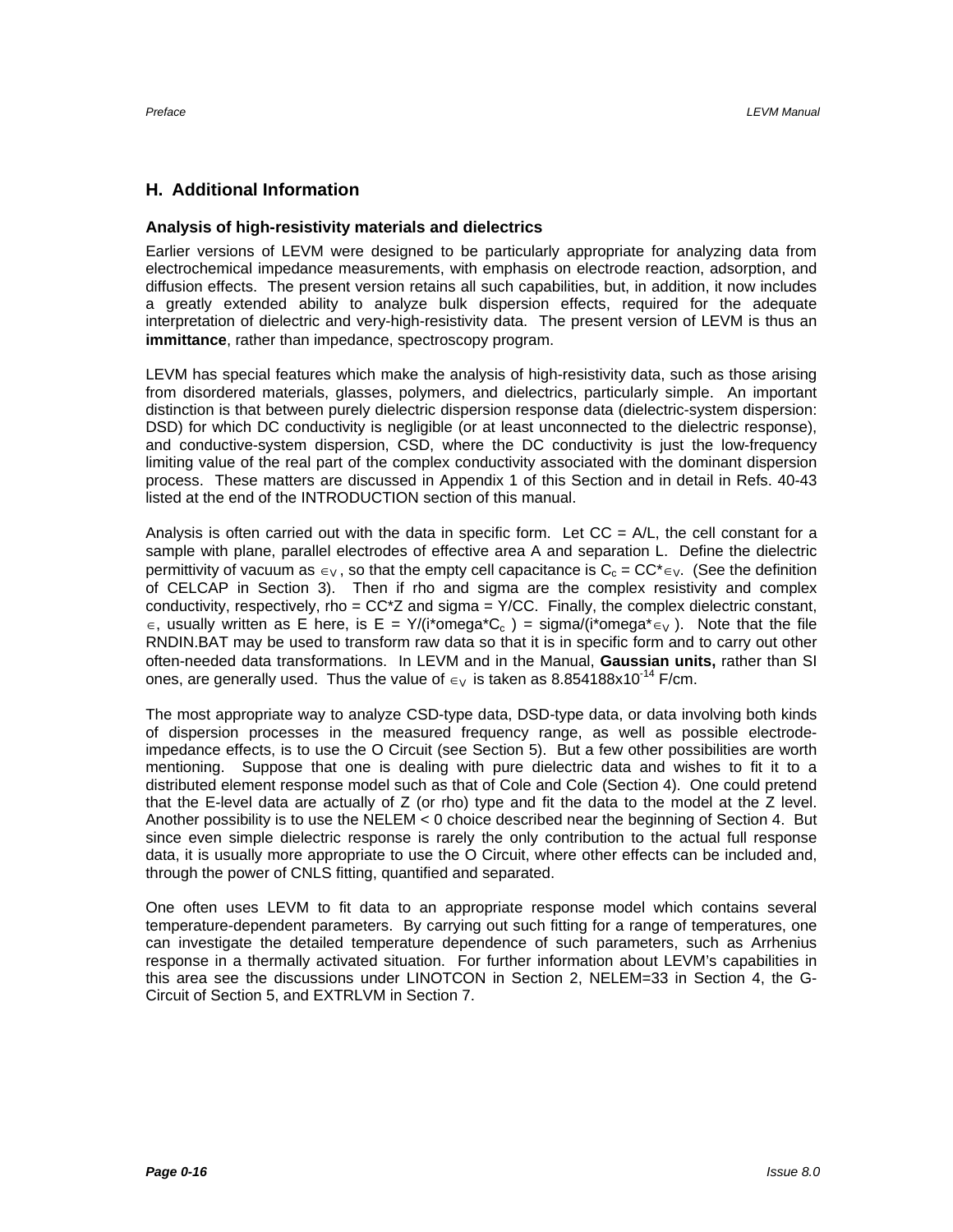## H. Additional Information

### Analysis of high-resistivity materials and dielectrics

Earlier versions of LEVM were designed to be particularly appropriate for analyzing data from electrochemical impedance measurements, with emphasis on electrode reaction, adsorption, and diffusion effects. The present version retains all such capabilities, but, in addition, it now includes a greatly extended ability to analyze bulk dispersion effects, required for the adequate interpretation of dielectric and very-high-resistivity data. The present version of LEVM is thus an **immittance**, rather than impedance, spectroscopy program.

LEVM has special features which make the analysis of high-resistivity data, such as those arising from disordered materials, glasses, polymers, and dielectrics, particularly simple. An important distinction is that between purely dielectric dispersion response data (dielectric-system dispersion: DSD) for which DC conductivity is negligible (or at least unconnected to the dielectric response), and conductive-system dispersion, CSD, where the DC conductivity is just the low-frequency limiting value of the real part of the complex conductivity associated with the dominant dispersion process. These matters are discussed in Appendix 1 of this Section and in detail in Refs. 40-43 listed at the end of the INTRODUCTION section of this manual.

Analysis is often carried out with the data in specific form. Let CC = A/L, the cell constant for a sample with plane, parallel electrodes of effective area A and separation L. Define the dielectric permittivity of vacuum as $\epsilon_V$, so that the empty cell capacitance is $C_c$ = CC*$\epsilon_V$. (See the definition of CELCAP in Section 3). Then if rho and sigma are the complex resistivity and complex conductivity, respectively, rho = CC*Z and sigma = Y/CC. Finally, the complex dielectric constant, $\epsilon$, usually written as E here, is E = Y/(i*omega*$C_c$ ) = sigma/(i*omega*$\epsilon_V$ ). Note that the file RNDIN.BAT may be used to transform raw data so that it is in specific form and to carry out other often-needed data transformations. In LEVM and in the Manual, **Gaussian units,** rather than SI ones, are generally used. Thus the value of $\epsilon_V$ is taken as 8.854188x$10^{-14}$ F/cm.

The most appropriate way to analyze CSD-type data, DSD-type data, or data involving both kinds of dispersion processes in the measured frequency range, as well as possible electrode-impedance effects, is to use the O Circuit (see Section 5). But a few other possibilities are worth mentioning. Suppose that one is dealing with pure dielectric data and wishes to fit it to a distributed element response model such as that of Cole and Cole (Section 4). One could pretend that the E-level data are actually of Z (or rho) type and fit the data to the model at the Z level. Another possibility is to use the NELEM < 0 choice described near the beginning of Section 4. But since even simple dielectric response is rarely the only contribution to the actual full response data, it is usually more appropriate to use the O Circuit, where other effects can be included and, through the power of CNLS fitting, quantified and separated.

One often uses LEVM to fit data to an appropriate response model which contains several temperature-dependent parameters. By carrying out such fitting for a range of temperatures, one can investigate the detailed temperature dependence of such parameters, such as Arrhenius response in a thermally activated situation. For further information about LEVM's capabilities in this area see the discussions under LINOTCON in Section 2, NELEM=33 in Section 4, the G-Circuit of Section 5, and EXTRLVM in Section 7.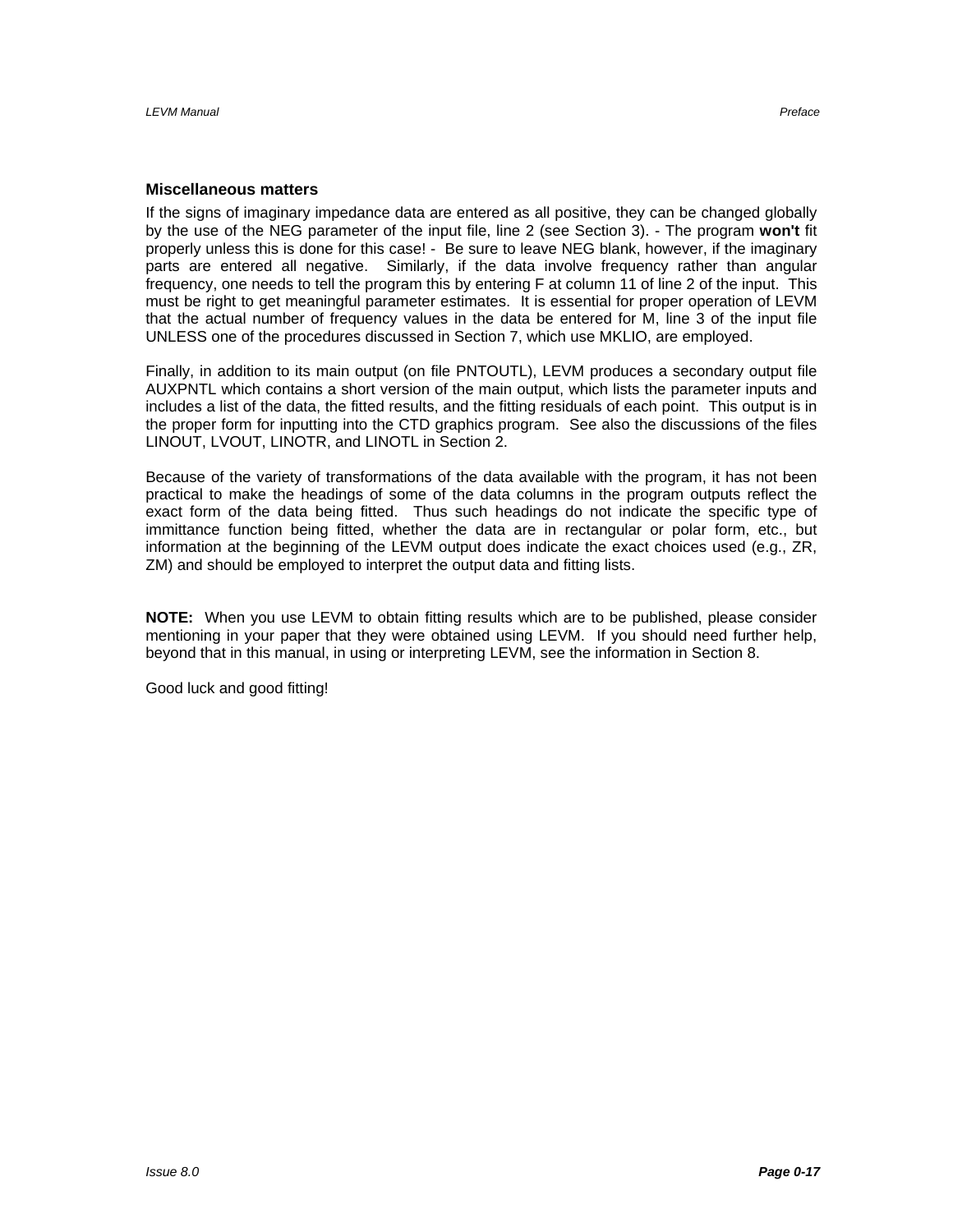### Miscellaneous matters

If the signs of imaginary impedance data are entered as all positive, they can be changed globally by the use of the NEG parameter of the input file, line 2 (see Section 3). - The program **won't** fit properly unless this is done for this case! - Be sure to leave NEG blank, however, if the imaginary parts are entered all negative. Similarly, if the data involve frequency rather than angular frequency, one needs to tell the program this by entering F at column 11 of line 2 of the input. This must be right to get meaningful parameter estimates. It is essential for proper operation of LEVM that the actual number of frequency values in the data be entered for M, line 3 of the input file UNLESS one of the procedures discussed in Section 7, which use MKLIO, are employed.

Finally, in addition to its main output (on file PNTOUTL), LEVM produces a secondary output file AUXPNTL which contains a short version of the main output, which lists the parameter inputs and includes a list of the data, the fitted results, and the fitting residuals of each point. This output is in the proper form for inputting into the CTD graphics program. See also the discussions of the files LINOUT, LVOUT, LINOTR, and LINOTL in Section 2.

Because of the variety of transformations of the data available with the program, it has not been practical to make the headings of some of the data columns in the program outputs reflect the exact form of the data being fitted. Thus such headings do not indicate the specific type of immittance function being fitted, whether the data are in rectangular or polar form, etc., but information at the beginning of the LEVM output does indicate the exact choices used (e.g., ZR, ZM) and should be employed to interpret the output data and fitting lists.

**NOTE:** When you use LEVM to obtain fitting results which are to be published, please consider mentioning in your paper that they were obtained using LEVM. If you should need further help, beyond that in this manual, in using or interpreting LEVM, see the information in Section 8.

Good luck and good fitting!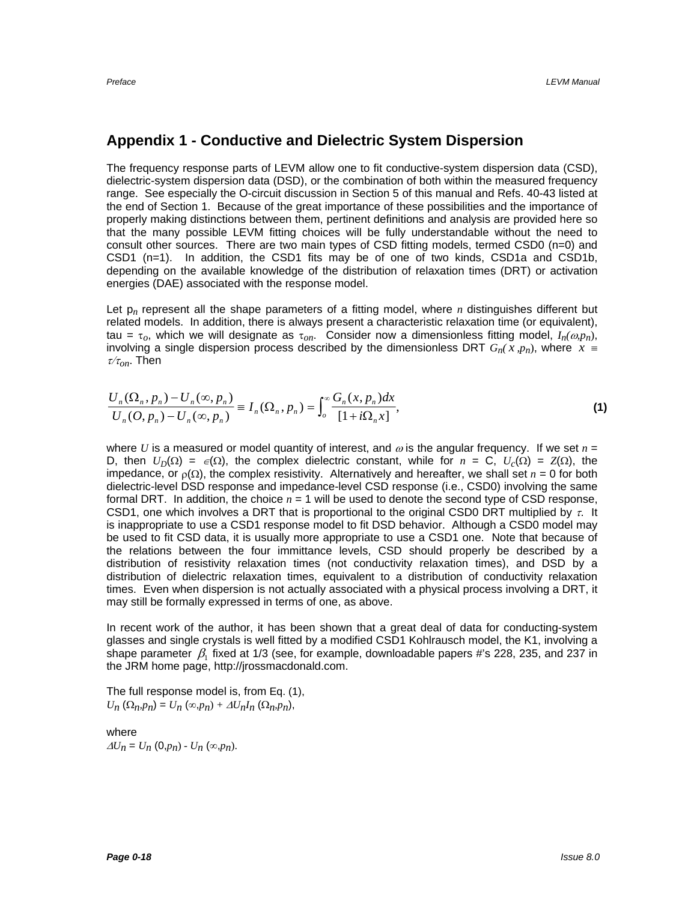## Appendix 1 - Conductive and Dielectric System Dispersion

The frequency response parts of LEVM allow one to fit conductive-system dispersion data (CSD), dielectric-system dispersion data (DSD), or the combination of both within the measured frequency range. See especially the O-circuit discussion in Section 5 of this manual and Refs. 40-43 listed at the end of Section 1. Because of the great importance of these possibilities and the importance of properly making distinctions between them, pertinent definitions and analysis are provided here so that the many possible LEVM fitting choices will be fully understandable without the need to consult other sources. There are two main types of CSD fitting models, termed CSD0 (n=0) and CSD1 (n=1). In addition, the CSD1 fits may be of one of two kinds, CSD1a and CSD1b, depending on the available knowledge of the distribution of relaxation times (DRT) or activation energies (DAE) associated with the response model.

Let $p_n$ represent all the shape parameters of a fitting model, where $n$ distinguishes different but related models. In addition, there is always present a characteristic relaxation time (or equivalent), tau = $\tau_o$, which we will designate as $\tau_{on}$. Consider now a dimensionless fitting model, $I_n(\omega,p_n)$, involving a single dispersion process described by the dimensionless DRT $G_n(x,p_n)$, where $x \equiv \tau/\tau_{on}$. Then

$$\frac{U_n(\Omega_n, p_n) - U_n(\infty, p_n)}{U_n(O, p_n) - U_n(\infty, p_n)} \equiv I_n(\Omega_n, p_n) = \int_o^\infty \frac{G_n(x, p_n)dx}{[1 + i\Omega_n x]}, \tag{1}$$

where $U$ is a measured or model quantity of interest, and $\omega$ is the angular frequency. If we set $n$ = D, then $U_D(\Omega) = \epsilon(\Omega)$, the complex dielectric constant, while for $n$ = C, $U_C(\Omega) = Z(\Omega)$, the impedance, or $\rho(\Omega)$, the complex resistivity. Alternatively and hereafter, we shall set $n$ = 0 for both dielectric-level DSD response and impedance-level CSD response (i.e., CSD0) involving the same formal DRT. In addition, the choice $n$ = 1 will be used to denote the second type of CSD response, CSD1, one which involves a DRT that is proportional to the original CSD0 DRT multiplied by $\tau$. It is inappropriate to use a CSD1 response model to fit DSD behavior. Although a CSD0 model may be used to fit CSD data, it is usually more appropriate to use a CSD1 one. Note that because of the relations between the four immittance levels, CSD should properly be described by a distribution of resistivity relaxation times (not conductivity relaxation times), and DSD by a distribution of dielectric relaxation times, equivalent to a distribution of conductivity relaxation times. Even when dispersion is not actually associated with a physical process involving a DRT, it may still be formally expressed in terms of one, as above.

In recent work of the author, it has been shown that a great deal of data for conducting-system glasses and single crystals is well fitted by a modified CSD1 Kohlrausch model, the K1, involving a shape parameter $\beta_1$ fixed at 1/3 (see, for example, downloadable papers #'s 228, 235, and 237 in the JRM home page, http://jrossmacdonald.com.

The full response model is, from Eq. (1),
$U_n(\Omega_n,p_n) = U_n(\infty,p_n) + \Delta U_n I_n(\Omega_n,p_n)$,

where
$\Delta U_n = U_n(0,p_n) - U_n(\infty,p_n)$.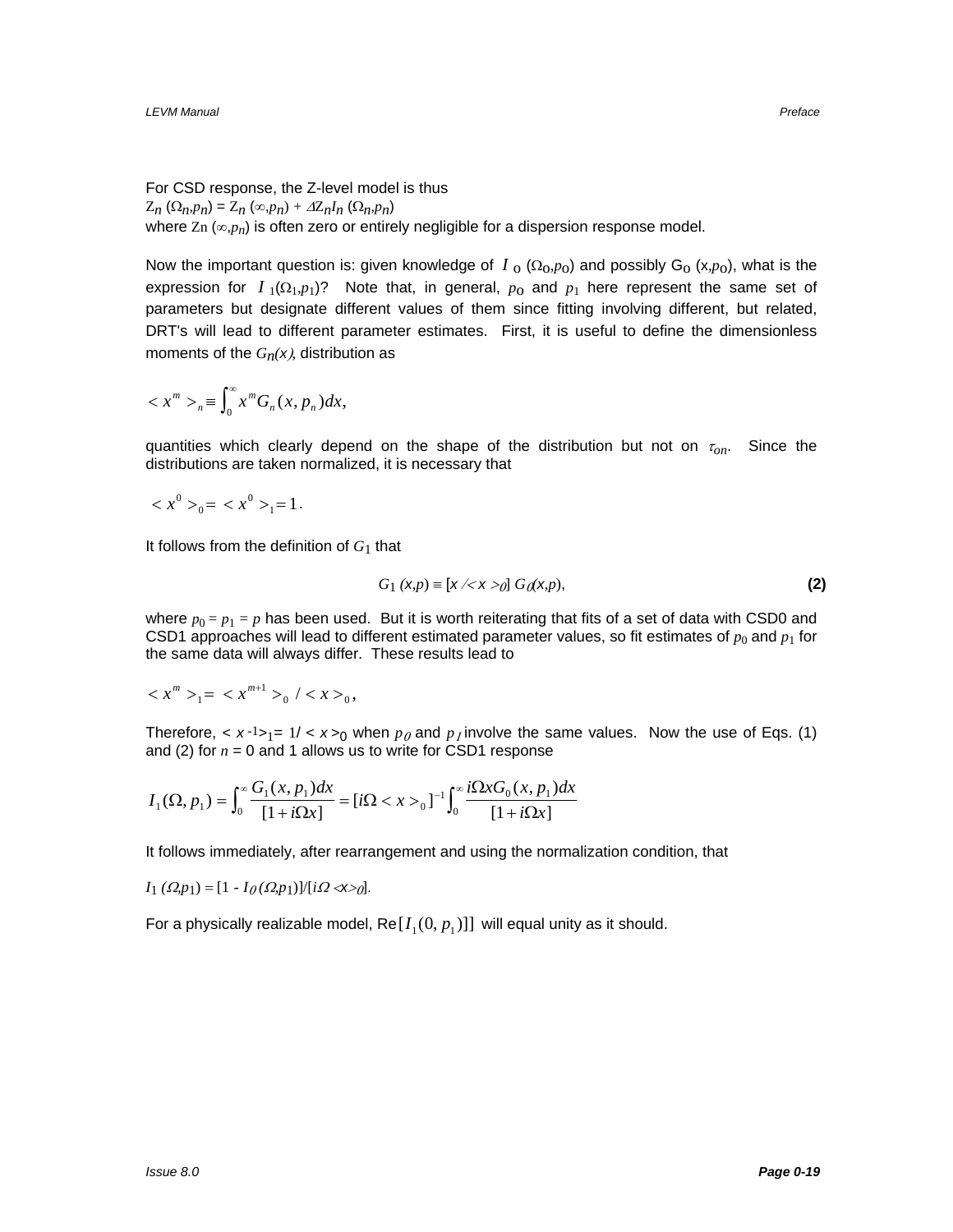For CSD response, the Z-level model is thus

$Z_n(\Omega_n, p_n) = Z_n(\infty, p_n) + \Delta Z_n I_n(\Omega_n, p_n)$

where $Z_n(\infty, p_n)$ is often zero or entirely negligible for a dispersion response model.

Now the important question is: given knowledge of $I_0(\Omega_0, p_0)$ and possibly $G_0(x, p_0)$, what is the expression for $I_1(\Omega_1, p_1)$? Note that, in general, $p_0$ and $p_1$ here represent the same set of parameters but designate different values of them since fitting involving different, but related, DRT's will lead to different parameter estimates. First, it is useful to define the dimensionless moments of the $G_n(x)$, distribution as

$$< x^m >_n \equiv \int_0^\infty x^m G_n(x, p_n) dx,$$

quantities which clearly depend on the shape of the distribution but not on $\tau_{on}$. Since the distributions are taken normalized, it is necessary that

$$< x^0 >_0 = < x^0 >_1 = 1 .$$

It follows from the definition of $G_1$ that

$$G_1(x,p) \equiv [x / < x >_0] \, G_0(x,p), \tag{2}$$

where $p_0 = p_1 = p$ has been used. But it is worth reiterating that fits of a set of data with CSD0 and CSD1 approaches will lead to different estimated parameter values, so fit estimates of $p_0$ and $p_1$ for the same data will always differ. These results lead to

$$< x^m >_1 = < x^{m+1} >_0 \, / < x >_0 ,$$

Therefore, $< x^{-1} >_1 = 1/ < x >_0$ when $p_0$ and $p_1$ involve the same values. Now the use of Eqs. (1) and (2) for $n$ = 0 and 1 allows us to write for CSD1 response

$$I_1(\Omega, p_1) = \int_0^\infty \frac{G_1(x, p_1) dx}{[1 + i\Omega x]} = [i\Omega < x >_0]^{-1} \int_0^\infty \frac{i\Omega x G_0(x, p_1) dx}{[1 + i\Omega x]}$$

It follows immediately, after rearrangement and using the normalization condition, that

$$I_1(\Omega, p_1) = [1 - I_0(\Omega, p_1)]/[i\Omega < x >_0].$$

For a physically realizable model, $\mathrm{Re}[I_1(0, p_1)]$ will equal unity as it should.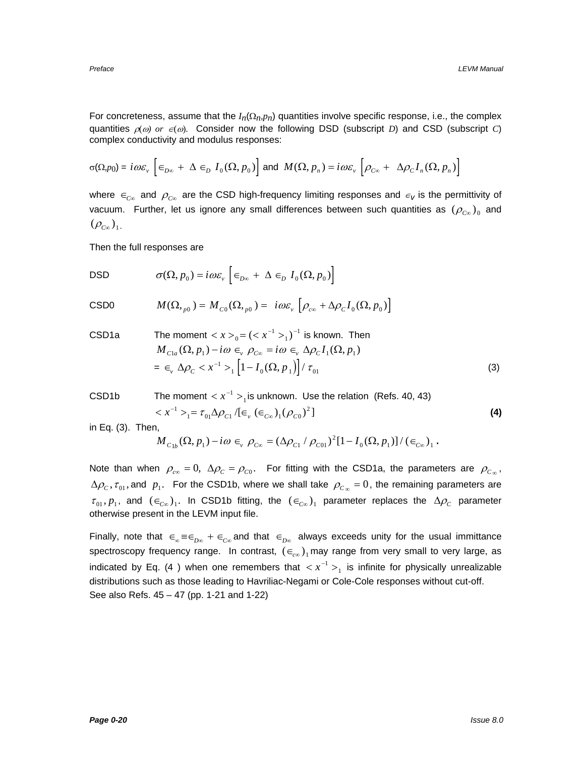For concreteness, assume that the $I_n(\Omega_n, p_n)$ quantities involve specific response, i.e., the complex quantities $\rho(\omega)$ *or* $\in(\omega)$. Consider now the following DSD (subscript *D*) and CSD (subscript *C*) complex conductivity and modulus responses:

$\sigma(\Omega, p_0) = i\omega\varepsilon_v \left[\in_{D\infty} + \Delta \in_D I_0(\Omega, p_0)\right]$ and $M(\Omega, p_n) = i\omega\varepsilon_v \left[\rho_{C\infty} + \Delta\rho_C I_n(\Omega, p_n)\right]$

where $\in_{C\infty}$ and $\rho_{C\infty}$ are the CSD high-frequency limiting responses and $\in_V$ is the permittivity of vacuum. Further, let us ignore any small differences between such quantities as $(\rho_{C\infty})_0$ and $(\rho_{C\infty})_1$.

Then the full responses are

DSD $\quad \sigma(\Omega, p_0) = i\omega\varepsilon_v \left[\in_{D\infty} + \Delta \in_D I_0(\Omega, p_0)\right]$

CSD0 $\quad M(\Omega,_{p0}) = M_{C0}(\Omega,_{p0}) = i\omega\varepsilon_v \left[\rho_{c\infty} + \Delta\rho_C I_0(\Omega, p_0)\right]$

CSD1a $\quad$ The moment $< x >_0 = (< x^{-1} >_1)^{-1}$ is known. Then

$$M_{C1a}(\Omega, p_1) - i\omega \in_v \rho_{C\infty} = i\omega \in_v \Delta\rho_C I_1(\Omega, p_1)$$
$$= \in_v \Delta\rho_C < x^{-1} >_1 \left[1 - I_0(\Omega, p_1)\right] / \tau_{01} \qquad (3)$$

CSD1b $\quad$ The moment $< x^{-1} >_1$ is unknown. Use the relation (Refs. 40, 43)

$$< x^{-1} >_1 = \tau_{01}\Delta\rho_{C1} / [\in_v (\in_{C\infty})_1(\rho_{C0})^2] \qquad \textbf{(4)}$$

in Eq. (3). Then,

$$M_{C1b}(\Omega, p_1) - i\omega \in_v \rho_{C\infty} = (\Delta\rho_{C1} / \rho_{C01})^2[1 - I_0(\Omega, p_1)] / (\in_{C\infty})_1 .$$

Note than when $\rho_{c\infty} = 0$, $\Delta\rho_C = \rho_{C0}$. For fitting with the CSD1a, the parameters are $\rho_{C\infty}$, $\Delta\rho_C, \tau_{01}$, and $p_1$. For the CSD1b, where we shall take $\rho_{C\infty} = 0$, the remaining parameters are $\tau_{01}, p_1$, and $(\in_{C\infty})_1$. In CSD1b fitting, the $(\in_{C\infty})_1$ parameter replaces the $\Delta\rho_C$ parameter otherwise present in the LEVM input file.

Finally, note that $\in_\infty \equiv \in_{D\infty} + \in_{C\infty}$ and that $\in_{D\infty}$ always exceeds unity for the usual immittance spectroscopy frequency range. In contrast, $(\in_{c\infty})_1$ may range from very small to very large, as indicated by Eq. (4 ) when one remembers that $< x^{-1} >_1$ is infinite for physically unrealizable distributions such as those leading to Havriliac-Negami or Cole-Cole responses without cut-off.
See also Refs. 45 – 47 (pp. 1-21 and 1-22)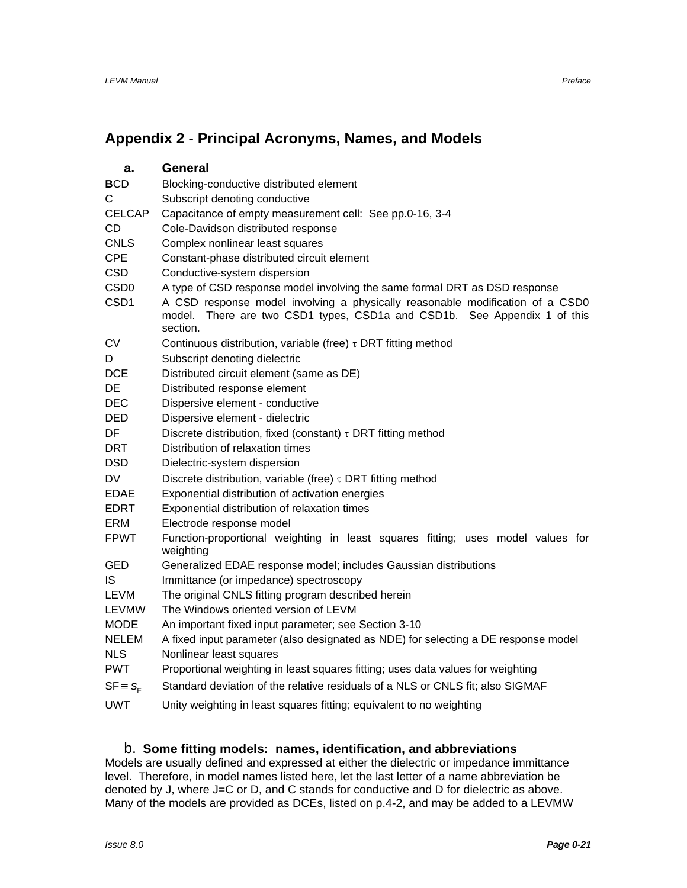## Appendix 2 - Principal Acronyms, Names, and Models

### a. General

| | |
|---|---|
| **B**CD | Blocking-conductive distributed element |
| C | Subscript denoting conductive |
| CELCAP | Capacitance of empty measurement cell: See pp.0-16, 3-4 |
| CD | Cole-Davidson distributed response |
| CNLS | Complex nonlinear least squares |
| CPE | Constant-phase distributed circuit element |
| CSD | Conductive-system dispersion |
| CSD0 | A type of CSD response model involving the same formal DRT as DSD response |
| CSD1 | A CSD response model involving a physically reasonable modification of a CSD0 model. There are two CSD1 types, CSD1a and CSD1b. See Appendix 1 of this section. |
| CV | Continuous distribution, variable (free) $\tau$ DRT fitting method |
| D | Subscript denoting dielectric |
| DCE | Distributed circuit element (same as DE) |
| DE | Distributed response element |
| DEC | Dispersive element - conductive |
| DED | Dispersive element - dielectric |
| DF | Discrete distribution, fixed (constant) $\tau$ DRT fitting method |
| DRT | Distribution of relaxation times |
| DSD | Dielectric-system dispersion |
| DV | Discrete distribution, variable (free) $\tau$ DRT fitting method |
| EDAE | Exponential distribution of activation energies |
| EDRT | Exponential distribution of relaxation times |
| ERM | Electrode response model |
| FPWT | Function-proportional weighting in least squares fitting; uses model values for weighting |
| GED | Generalized EDAE response model; includes Gaussian distributions |
| IS | Immittance (or impedance) spectroscopy |
| LEVM | The original CNLS fitting program described herein |
| LEVMW | The Windows oriented version of LEVM |
| MODE | An important fixed input parameter; see Section 3-10 |
| NELEM | A fixed input parameter (also designated as NDE) for selecting a DE response model |
| NLS | Nonlinear least squares |
| PWT | Proportional weighting in least squares fitting; uses data values for weighting |
| SF $\equiv$ $s_F$ | Standard deviation of the relative residuals of a NLS or CNLS fit; also SIGMAF |
| UWT | Unity weighting in least squares fitting; equivalent to no weighting |

### b. Some fitting models: names, identification, and abbreviations

Models are usually defined and expressed at either the dielectric or impedance immittance level. Therefore, in model names listed here, let the last letter of a name abbreviation be denoted by J, where J=C or D, and C stands for conductive and D for dielectric as above. Many of the models are provided as DCEs, listed on p.4-2, and may be added to a LEVMW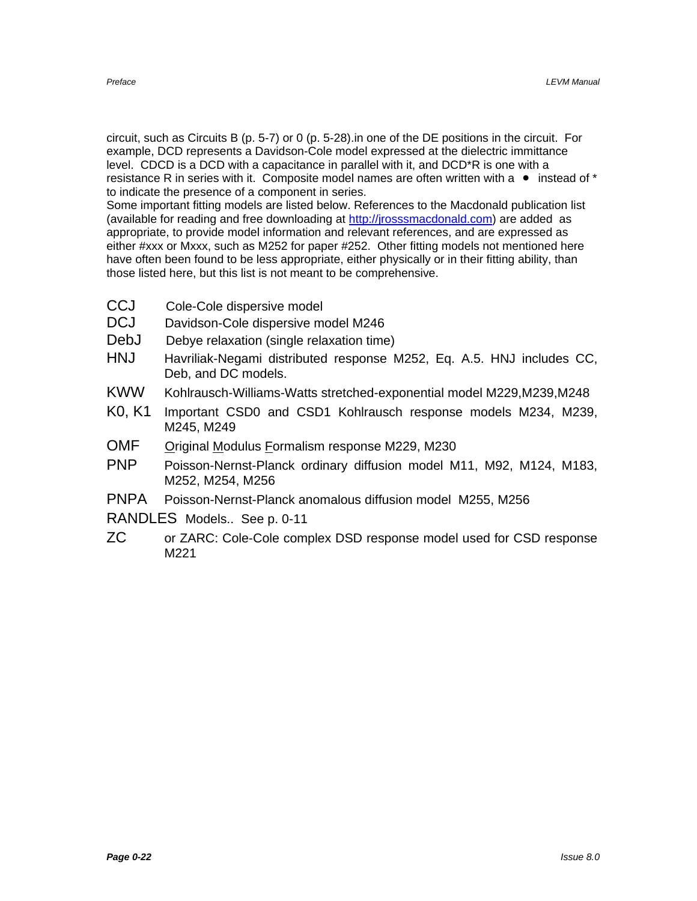circuit, such as Circuits B (p. 5-7) or 0 (p. 5-28).in one of the DE positions in the circuit. For example, DCD represents a Davidson-Cole model expressed at the dielectric immittance level. CDCD is a DCD with a capacitance in parallel with it, and DCD*R is one with a resistance R in series with it. Composite model names are often written with a • instead of * to indicate the presence of a component in series.
Some important fitting models are listed below. References to the Macdonald publication list (available for reading and free downloading at http://jrosssmacdonald.com) are added as appropriate, to provide model information and relevant references, and are expressed as either #xxx or Mxxx, such as M252 for paper #252. Other fitting models not mentioned here have often been found to be less appropriate, either physically or in their fitting ability, than those listed here, but this list is not meant to be comprehensive.

- CCJ — Cole-Cole dispersive model
- DCJ — Davidson-Cole dispersive model M246
- DebJ — Debye relaxation (single relaxation time)
- HNJ — Havriliak-Negami distributed response M252, Eq. A.5. HNJ includes CC, Deb, and DC models.
- KWW — Kohlrausch-Williams-Watts stretched-exponential model M229,M239,M248
- K0, K1 — Important CSD0 and CSD1 Kohlrausch response models M234, M239, M245, M249
- OMF — Original Modulus Formalism response M229, M230
- PNP — Poisson-Nernst-Planck ordinary diffusion model M11, M92, M124, M183, M252, M254, M256
- PNPA — Poisson-Nernst-Planck anomalous diffusion model M255, M256
- RANDLES — Models.. See p. 0-11
- ZC — or ZARC: Cole-Cole complex DSD response model used for CSD response M221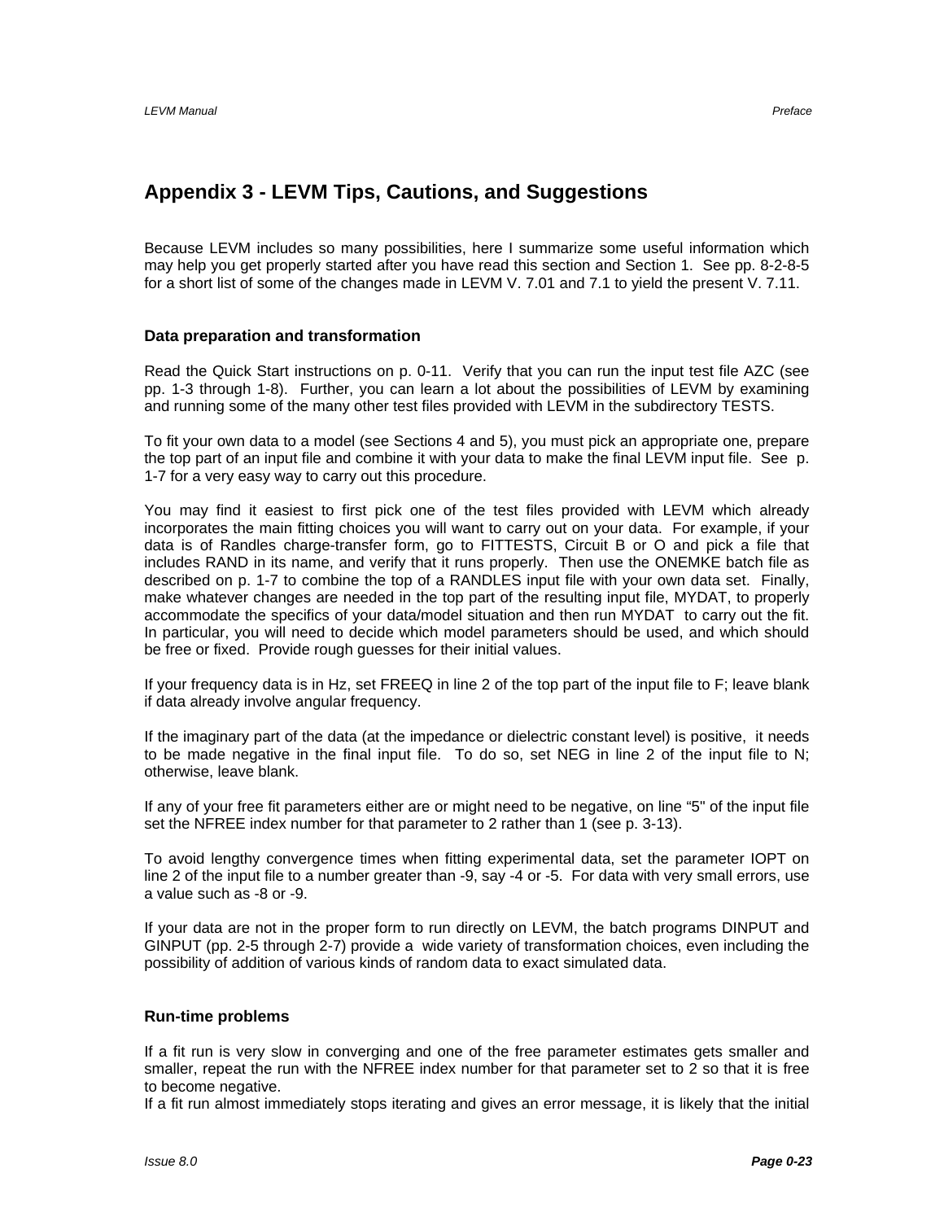# Appendix 3 - LEVM Tips, Cautions, and Suggestions

Because LEVM includes so many possibilities, here I summarize some useful information which may help you get properly started after you have read this section and Section 1. See pp. 8-2-8-5 for a short list of some of the changes made in LEVM V. 7.01 and 7.1 to yield the present V. 7.11.

### Data preparation and transformation

Read the Quick Start instructions on p. 0-11. Verify that you can run the input test file AZC (see pp. 1-3 through 1-8). Further, you can learn a lot about the possibilities of LEVM by examining and running some of the many other test files provided with LEVM in the subdirectory TESTS.

To fit your own data to a model (see Sections 4 and 5), you must pick an appropriate one, prepare the top part of an input file and combine it with your data to make the final LEVM input file. See p. 1-7 for a very easy way to carry out this procedure.

You may find it easiest to first pick one of the test files provided with LEVM which already incorporates the main fitting choices you will want to carry out on your data. For example, if your data is of Randles charge-transfer form, go to FITTESTS, Circuit B or O and pick a file that includes RAND in its name, and verify that it runs properly. Then use the ONEMKE batch file as described on p. 1-7 to combine the top of a RANDLES input file with your own data set. Finally, make whatever changes are needed in the top part of the resulting input file, MYDAT, to properly accommodate the specifics of your data/model situation and then run MYDAT to carry out the fit. In particular, you will need to decide which model parameters should be used, and which should be free or fixed. Provide rough guesses for their initial values.

If your frequency data is in Hz, set FREEQ in line 2 of the top part of the input file to F; leave blank if data already involve angular frequency.

If the imaginary part of the data (at the impedance or dielectric constant level) is positive, it needs to be made negative in the final input file. To do so, set NEG in line 2 of the input file to N; otherwise, leave blank.

If any of your free fit parameters either are or might need to be negative, on line "5" of the input file set the NFREE index number for that parameter to 2 rather than 1 (see p. 3-13).

To avoid lengthy convergence times when fitting experimental data, set the parameter IOPT on line 2 of the input file to a number greater than -9, say -4 or -5. For data with very small errors, use a value such as -8 or -9.

If your data are not in the proper form to run directly on LEVM, the batch programs DINPUT and GINPUT (pp. 2-5 through 2-7) provide a wide variety of transformation choices, even including the possibility of addition of various kinds of random data to exact simulated data.

### Run-time problems

If a fit run is very slow in converging and one of the free parameter estimates gets smaller and smaller, repeat the run with the NFREE index number for that parameter set to 2 so that it is free to become negative.

If a fit run almost immediately stops iterating and gives an error message, it is likely that the initial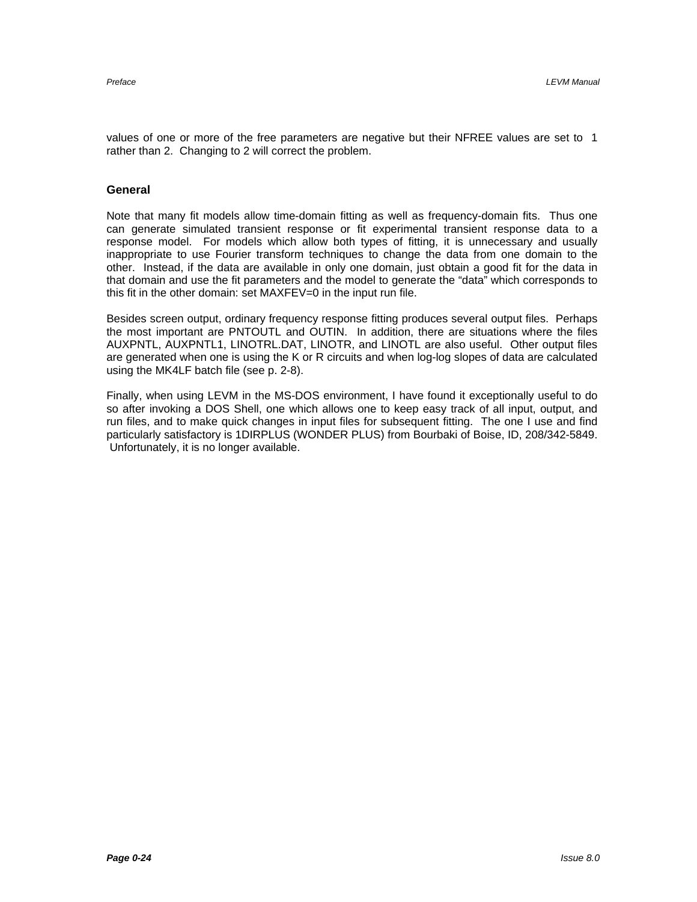values of one or more of the free parameters are negative but their NFREE values are set to 1 rather than 2. Changing to 2 will correct the problem.

### General

Note that many fit models allow time-domain fitting as well as frequency-domain fits. Thus one can generate simulated transient response or fit experimental transient response data to a response model. For models which allow both types of fitting, it is unnecessary and usually inappropriate to use Fourier transform techniques to change the data from one domain to the other. Instead, if the data are available in only one domain, just obtain a good fit for the data in that domain and use the fit parameters and the model to generate the "data" which corresponds to this fit in the other domain: set MAXFEV=0 in the input run file.

Besides screen output, ordinary frequency response fitting produces several output files. Perhaps the most important are PNTOUTL and OUTIN. In addition, there are situations where the files AUXPNTL, AUXPNTL1, LINOTRL.DAT, LINOTR, and LINOTL are also useful. Other output files are generated when one is using the K or R circuits and when log-log slopes of data are calculated using the MK4LF batch file (see p. 2-8).

Finally, when using LEVM in the MS-DOS environment, I have found it exceptionally useful to do so after invoking a DOS Shell, one which allows one to keep easy track of all input, output, and run files, and to make quick changes in input files for subsequent fitting. The one I use and find particularly satisfactory is 1DIRPLUS (WONDER PLUS) from Bourbaki of Boise, ID, 208/342-5849. Unfortunately, it is no longer available.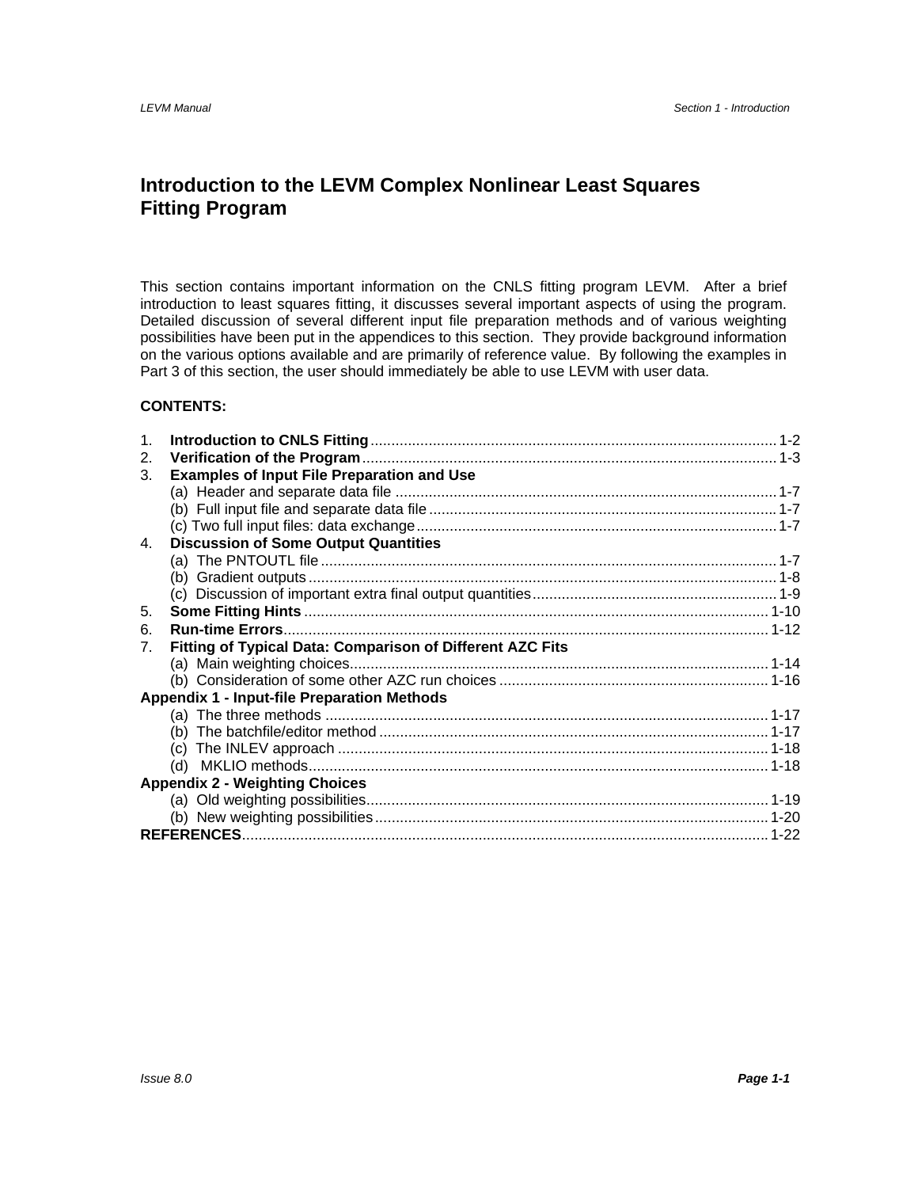# Introduction to the LEVM Complex Nonlinear Least Squares Fitting Program

This section contains important information on the CNLS fitting program LEVM. After a brief introduction to least squares fitting, it discusses several important aspects of using the program. Detailed discussion of several different input file preparation methods and of various weighting possibilities have been put in the appendices to this section. They provide background information on the various options available and are primarily of reference value. By following the examples in Part 3 of this section, the user should immediately be able to use LEVM with user data.

**CONTENTS:**

1. **Introduction to CNLS Fitting** .......... 1-2
2. **Verification of the Program** .......... 1-3
3. **Examples of Input File Preparation and Use**
   - (a) Header and separate data file .......... 1-7
   - (b) Full input file and separate data file .......... 1-7
   - (c) Two full input files: data exchange .......... 1-7
4. **Discussion of Some Output Quantities**
   - (a) The PNTOUTL file .......... 1-7
   - (b) Gradient outputs .......... 1-8
   - (c) Discussion of important extra final output quantities .......... 1-9
5. **Some Fitting Hints** .......... 1-10
6. **Run-time Errors** .......... 1-12
7. **Fitting of Typical Data: Comparison of Different AZC Fits**
   - (a) Main weighting choices .......... 1-14
   - (b) Consideration of some other AZC run choices .......... 1-16

**Appendix 1 - Input-file Preparation Methods**
   - (a) The three methods .......... 1-17
   - (b) The batchfile/editor method .......... 1-17
   - (c) The INLEV approach .......... 1-18
   - (d) MKLIO methods .......... 1-18

**Appendix 2 - Weighting Choices**
   - (a) Old weighting possibilities .......... 1-19
   - (b) New weighting possibilities .......... 1-20

**REFERENCES** .......... 1-22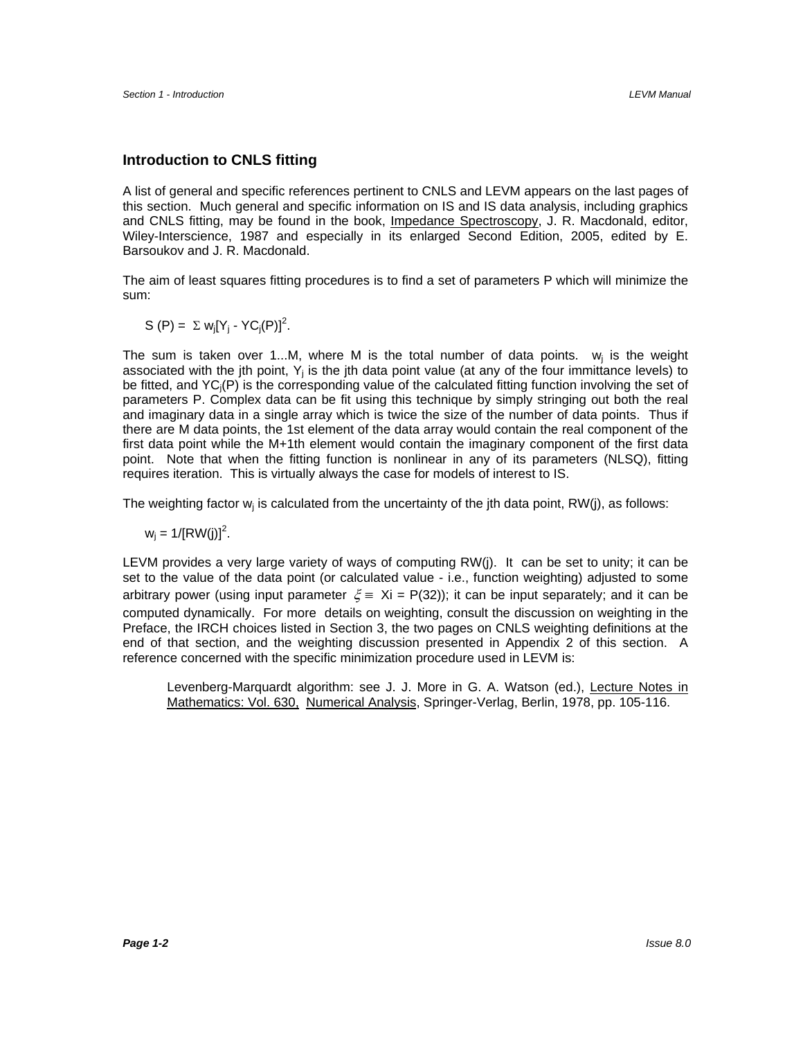## Introduction to CNLS fitting

A list of general and specific references pertinent to CNLS and LEVM appears on the last pages of this section. Much general and specific information on IS and IS data analysis, including graphics and CNLS fitting, may be found in the book, Impedance Spectroscopy, J. R. Macdonald, editor, Wiley-Interscience, 1987 and especially in its enlarged Second Edition, 2005, edited by E. Barsoukov and J. R. Macdonald.

The aim of least squares fitting procedures is to find a set of parameters P which will minimize the sum:

$$S(P) = \Sigma\, w_j[Y_j - YC_j(P)]^2.$$

The sum is taken over 1...M, where M is the total number of data points. $w_j$ is the weight associated with the jth point, $Y_j$ is the jth data point value (at any of the four immittance levels) to be fitted, and $YC_j(P)$ is the corresponding value of the calculated fitting function involving the set of parameters P. Complex data can be fit using this technique by simply stringing out both the real and imaginary data in a single array which is twice the size of the number of data points. Thus if there are M data points, the 1st element of the data array would contain the real component of the first data point while the M+1th element would contain the imaginary component of the first data point. Note that when the fitting function is nonlinear in any of its parameters (NLSQ), fitting requires iteration. This is virtually always the case for models of interest to IS.

The weighting factor $w_j$ is calculated from the uncertainty of the jth data point, RW(j), as follows:

$$w_j = 1/[RW(j)]^2.$$

LEVM provides a very large variety of ways of computing RW(j). It can be set to unity; it can be set to the value of the data point (or calculated value - i.e., function weighting) adjusted to some arbitrary power (using input parameter $\xi \equiv$ Xi = P(32)); it can be input separately; and it can be computed dynamically. For more details on weighting, consult the discussion on weighting in the Preface, the IRCH choices listed in Section 3, the two pages on CNLS weighting definitions at the end of that section, and the weighting discussion presented in Appendix 2 of this section. A reference concerned with the specific minimization procedure used in LEVM is:

> Levenberg-Marquardt algorithm: see J. J. More in G. A. Watson (ed.), Lecture Notes in Mathematics: Vol. 630, Numerical Analysis, Springer-Verlag, Berlin, 1978, pp. 105-116.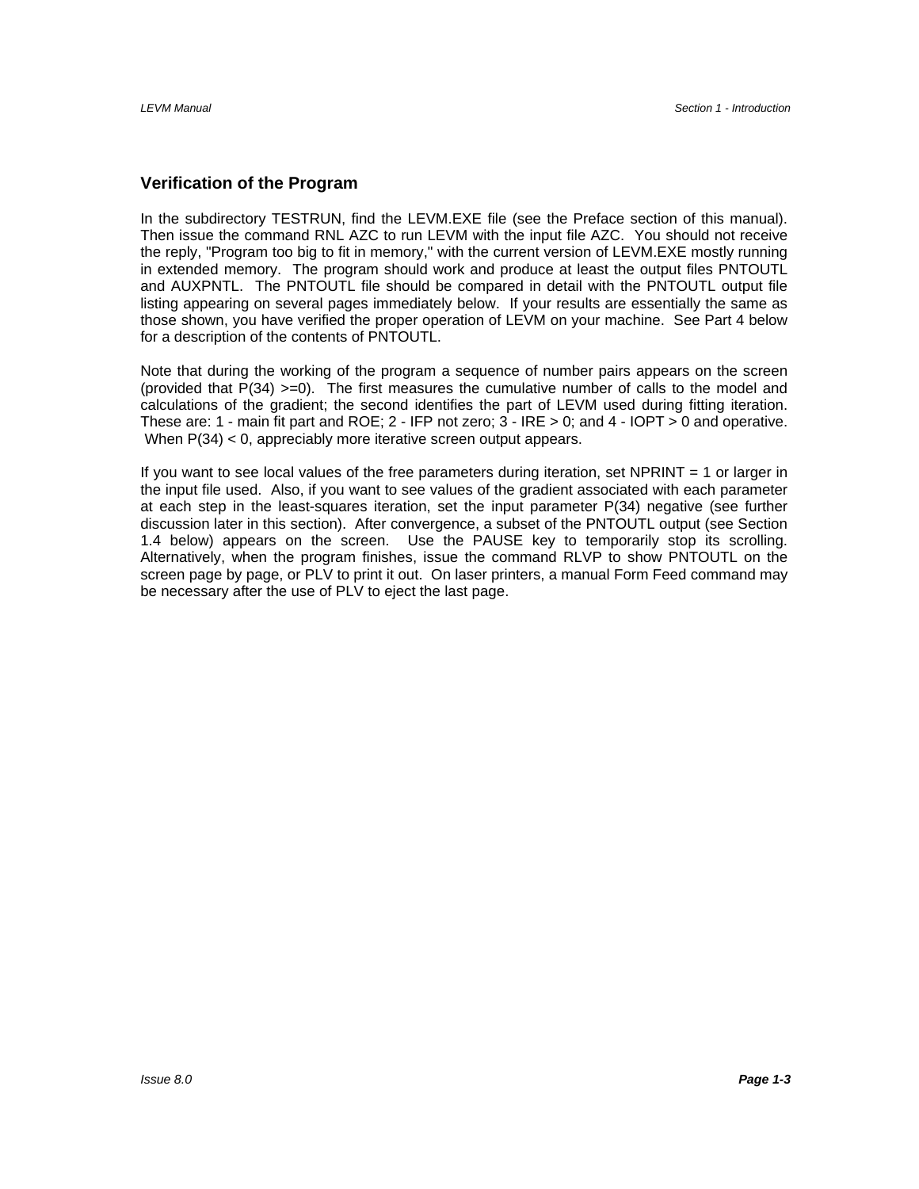## Verification of the Program

In the subdirectory TESTRUN, find the LEVM.EXE file (see the Preface section of this manual). Then issue the command RNL AZC to run LEVM with the input file AZC. You should not receive the reply, "Program too big to fit in memory," with the current version of LEVM.EXE mostly running in extended memory. The program should work and produce at least the output files PNTOUTL and AUXPNTL. The PNTOUTL file should be compared in detail with the PNTOUTL output file listing appearing on several pages immediately below. If your results are essentially the same as those shown, you have verified the proper operation of LEVM on your machine. See Part 4 below for a description of the contents of PNTOUTL.

Note that during the working of the program a sequence of number pairs appears on the screen (provided that P(34) >=0). The first measures the cumulative number of calls to the model and calculations of the gradient; the second identifies the part of LEVM used during fitting iteration. These are: 1 - main fit part and ROE; 2 - IFP not zero; 3 - IRE > 0; and 4 - IOPT > 0 and operative. When P(34) < 0, appreciably more iterative screen output appears.

If you want to see local values of the free parameters during iteration, set NPRINT = 1 or larger in the input file used. Also, if you want to see values of the gradient associated with each parameter at each step in the least-squares iteration, set the input parameter P(34) negative (see further discussion later in this section). After convergence, a subset of the PNTOUTL output (see Section 1.4 below) appears on the screen. Use the PAUSE key to temporarily stop its scrolling. Alternatively, when the program finishes, issue the command RLVP to show PNTOUTL on the screen page by page, or PLV to print it out. On laser printers, a manual Form Feed command may be necessary after the use of PLV to eject the last page.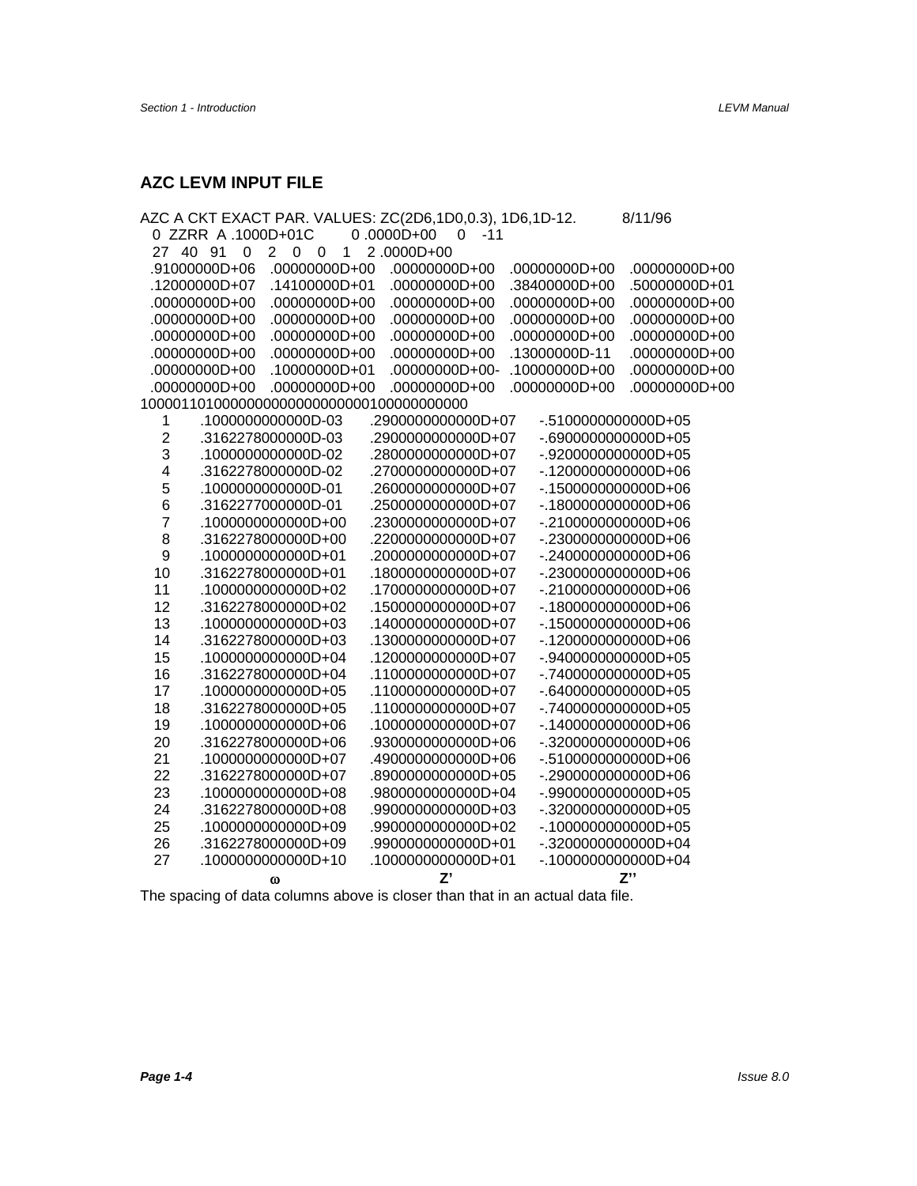## AZC LEVM INPUT FILE

```
AZC A CKT EXACT PAR. VALUES: ZC(2D6,1D0,0.3), 1D6,1D-12.          8/11/96
  0  ZZRR  A .1000D+01C       0 .0000D+00    0   -11
 27  40  91    0    2    0    0    1   2 .0000D+00
 .91000000D+06   .00000000D+00   .00000000D+00   .00000000D+00   .00000000D+00
 .12000000D+07   .14100000D+01   .00000000D+00   .38400000D+00   .50000000D+01
 .00000000D+00   .00000000D+00   .00000000D+00   .00000000D+00   .00000000D+00
 .00000000D+00   .00000000D+00   .00000000D+00   .00000000D+00   .00000000D+00
 .00000000D+00   .00000000D+00   .00000000D+00   .00000000D+00   .00000000D+00
 .00000000D+00   .00000000D+00   .00000000D+00   .13000000D-11   .00000000D+00
 .00000000D+00   .10000000D+01   .00000000D+00-  .10000000D+00   .00000000D+00
 .00000000D+00   .00000000D+00   .00000000D+00   .00000000D+00   .00000000D+00
1000011010000000000000000000100000000000
    1      .1000000000000D-03      .2900000000000D+07      -.5100000000000D+05
    2      .3162278000000D-03      .2900000000000D+07      -.6900000000000D+05
    3      .1000000000000D-02      .2800000000000D+07      -.9200000000000D+05
    4      .3162278000000D-02      .2700000000000D+07      -.1200000000000D+06
    5      .1000000000000D-01      .2600000000000D+07      -.1500000000000D+06
    6      .3162277000000D-01      .2500000000000D+07      -.1800000000000D+06
    7      .1000000000000D+00      .2300000000000D+07      -.2100000000000D+06
    8      .3162278000000D+00      .2200000000000D+07      -.2300000000000D+06
    9      .1000000000000D+01      .2000000000000D+07      -.2400000000000D+06
   10      .3162278000000D+01      .1800000000000D+07      -.2300000000000D+06
   11      .1000000000000D+02      .1700000000000D+07      -.2100000000000D+06
   12      .3162278000000D+02      .1500000000000D+07      -.1800000000000D+06
   13      .1000000000000D+03      .1400000000000D+07      -.1500000000000D+06
   14      .3162278000000D+03      .1300000000000D+07      -.1200000000000D+06
   15      .1000000000000D+04      .1200000000000D+07      -.9400000000000D+05
   16      .3162278000000D+04      .1100000000000D+07      -.7400000000000D+05
   17      .1000000000000D+05      .1100000000000D+07      -.6400000000000D+05
   18      .3162278000000D+05      .1100000000000D+07      -.7400000000000D+05
   19      .1000000000000D+06      .1000000000000D+07      -.1400000000000D+06
   20      .3162278000000D+06      .9300000000000D+06      -.3200000000000D+06
   21      .1000000000000D+07      .4900000000000D+06      -.5100000000000D+06
   22      .3162278000000D+07      .8900000000000D+05      -.2900000000000D+06
   23      .1000000000000D+08      .9800000000000D+04      -.9900000000000D+05
   24      .3162278000000D+08      .9900000000000D+03      -.3200000000000D+05
   25      .1000000000000D+09      .9900000000000D+02      -.1000000000000D+05
   26      .3162278000000D+09      .9900000000000D+01      -.3200000000000D+04
   27      .1000000000000D+10      .1000000000000D+01      -.1000000000000D+04
                   ω                        Z’                        Z’’
```

The spacing of data columns above is closer than that in an actual data file.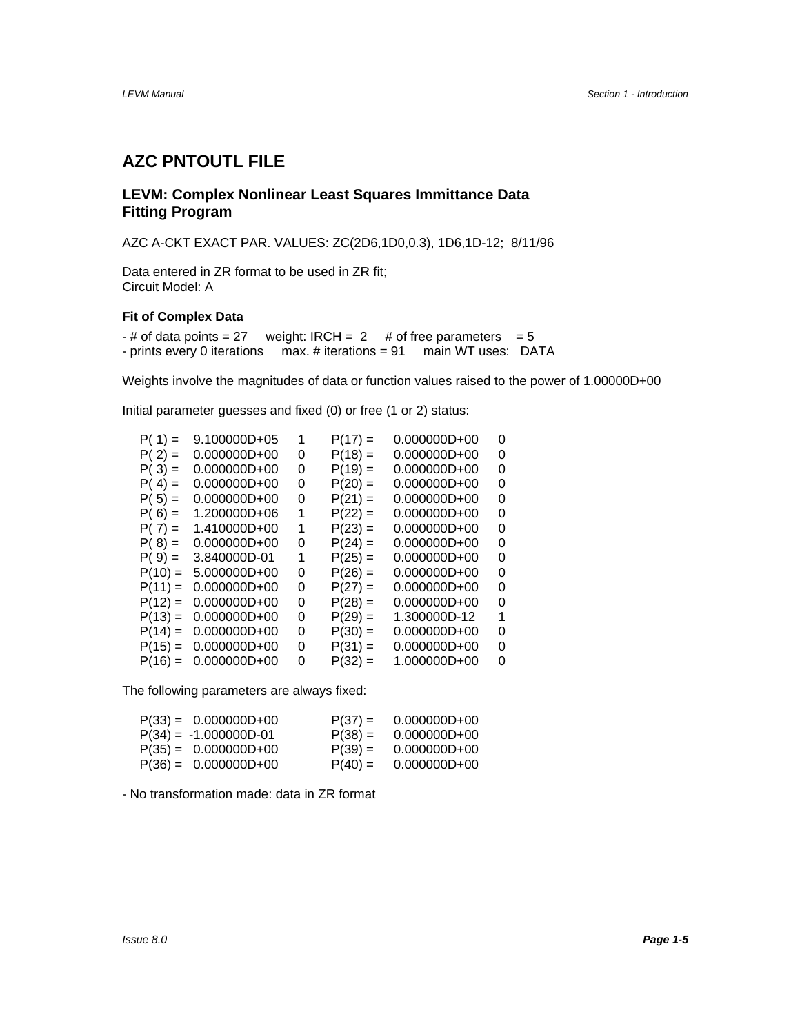## AZC PNTOUTL FILE

### LEVM: Complex Nonlinear Least Squares Immittance Data Fitting Program

AZC A-CKT EXACT PAR. VALUES: ZC(2D6,1D0,0.3), 1D6,1D-12; 8/11/96

Data entered in ZR format to be used in ZR fit;
Circuit Model: A

#### Fit of Complex Data

- # of data points = 27 weight: IRCH = 2 # of free parameters = 5
- prints every 0 iterations max. # iterations = 91 main WT uses: DATA

Weights involve the magnitudes of data or function values raised to the power of 1.00000D+00

Initial parameter guesses and fixed (0) or free (1 or 2) status:

| | | | | | |
|---|---|---|---|---|---|
| P( 1) = | 9.100000D+05 | 1 | P(17) = | 0.000000D+00 | 0 |
| P( 2) = | 0.000000D+00 | 0 | P(18) = | 0.000000D+00 | 0 |
| P( 3) = | 0.000000D+00 | 0 | P(19) = | 0.000000D+00 | 0 |
| P( 4) = | 0.000000D+00 | 0 | P(20) = | 0.000000D+00 | 0 |
| P( 5) = | 0.000000D+00 | 0 | P(21) = | 0.000000D+00 | 0 |
| P( 6) = | 1.200000D+06 | 1 | P(22) = | 0.000000D+00 | 0 |
| P( 7) = | 1.410000D+00 | 1 | P(23) = | 0.000000D+00 | 0 |
| P( 8) = | 0.000000D+00 | 0 | P(24) = | 0.000000D+00 | 0 |
| P( 9) = | 3.840000D-01 | 1 | P(25) = | 0.000000D+00 | 0 |
| P(10) = | 5.000000D+00 | 0 | P(26) = | 0.000000D+00 | 0 |
| P(11) = | 0.000000D+00 | 0 | P(27) = | 0.000000D+00 | 0 |
| P(12) = | 0.000000D+00 | 0 | P(28) = | 0.000000D+00 | 0 |
| P(13) = | 0.000000D+00 | 0 | P(29) = | 1.300000D-12 | 1 |
| P(14) = | 0.000000D+00 | 0 | P(30) = | 0.000000D+00 | 0 |
| P(15) = | 0.000000D+00 | 0 | P(31) = | 0.000000D+00 | 0 |
| P(16) = | 0.000000D+00 | 0 | P(32) = | 1.000000D+00 | 0 |

The following parameters are always fixed:

| | | | |
|---|---|---|---|
| P(33) = | 0.000000D+00 | P(37) = | 0.000000D+00 |
| P(34) = | -1.000000D-01 | P(38) = | 0.000000D+00 |
| P(35) = | 0.000000D+00 | P(39) = | 0.000000D+00 |
| P(36) = | 0.000000D+00 | P(40) = | 0.000000D+00 |

- No transformation made: data in ZR format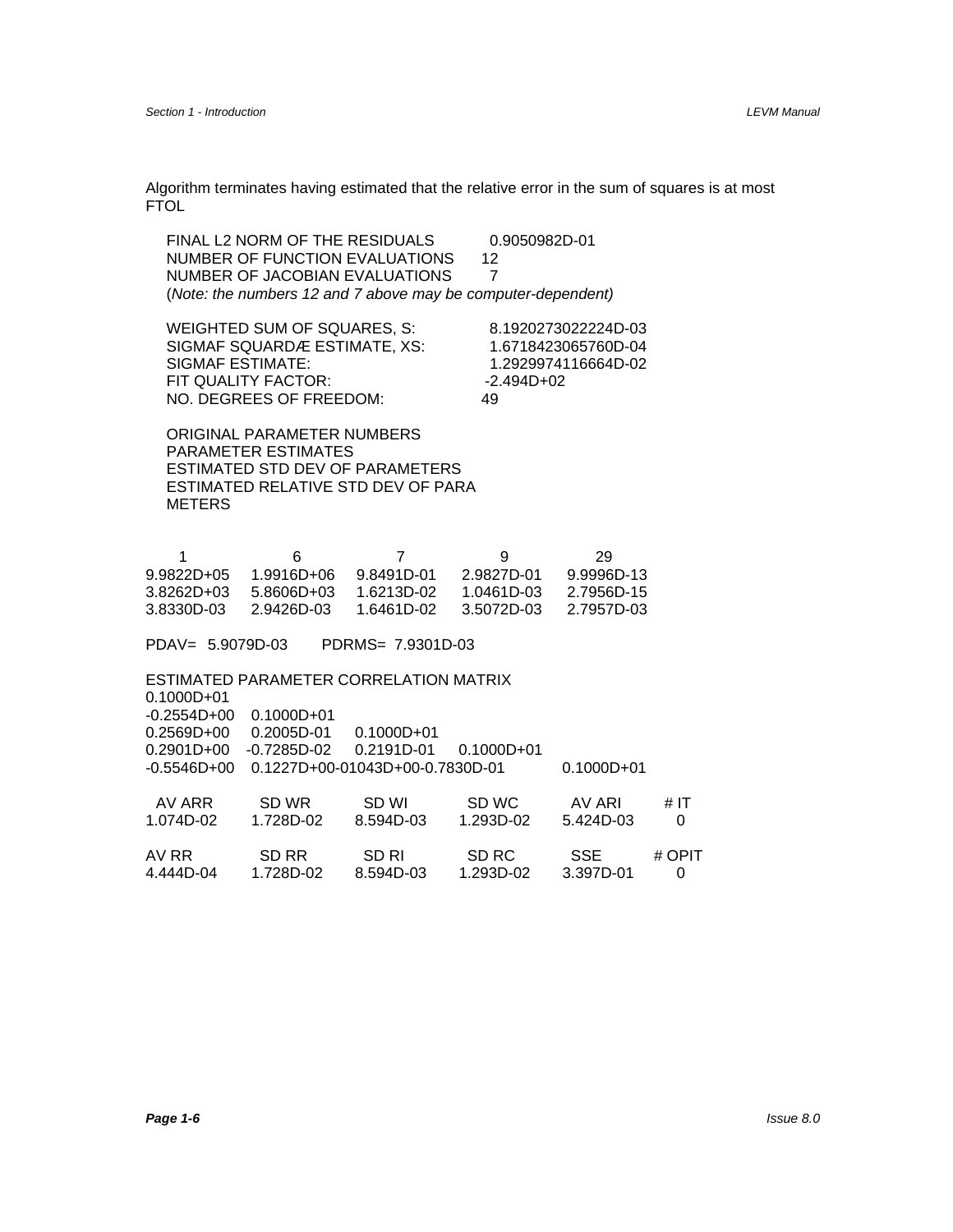Algorithm terminates having estimated that the relative error in the sum of squares is at most FTOL

```
FINAL L2 NORM OF THE RESIDUALS          0.9050982D-01
NUMBER OF FUNCTION EVALUATIONS        12
NUMBER OF JACOBIAN EVALUATIONS         7
```

(*Note: the numbers 12 and 7 above may be computer-dependent)*

```
WEIGHTED SUM OF SQUARES, S:             8.1920273022224D-03
SIGMAF SQUARDÆ ESTIMATE, XS:            1.6718423065760D-04
SIGMAF ESTIMATE:                        1.2929974116664D-02
FIT QUALITY FACTOR:                    -2.494D+02
NO. DEGREES OF FREEDOM:                49
```

```
ORIGINAL PARAMETER NUMBERS
PARAMETER ESTIMATES
ESTIMATED STD DEV OF PARAMETERS
ESTIMATED RELATIVE STD DEV OF PARA
METERS
```

```
     1            6            7            9            29
9.9822D+05   1.9916D+06   9.8491D-01   2.9827D-01   9.9996D-13
3.8262D+03   5.8606D+03   1.6213D-02   1.0461D-03   2.7956D-15
3.8330D-03   2.9426D-03   1.6461D-02   3.5072D-03   2.7957D-03
```

```
PDAV=  5.9079D-03      PDRMS=  7.9301D-03
```

```
ESTIMATED PARAMETER CORRELATION MATRIX
0.1000D+01
-0.2554D+00   0.1000D+01
0.2569D+00    0.2005D-01    0.1000D+01
0.2901D+00   -0.7285D-02    0.2191D-01    0.1000D+01
-0.5546D+00   0.1227D+00-01043D+00-0.7830D-01        0.1000D+01
```

```
 AV ARR       SD WR        SD WI        SD WC        AV ARI      # IT
1.074D-02    1.728D-02    8.594D-03    1.293D-02    5.424D-03     0

AV RR        SD RR        SD RI        SD RC        SSE        # OPIT
4.444D-04    1.728D-02    8.594D-03    1.293D-02    3.397D-01     0
```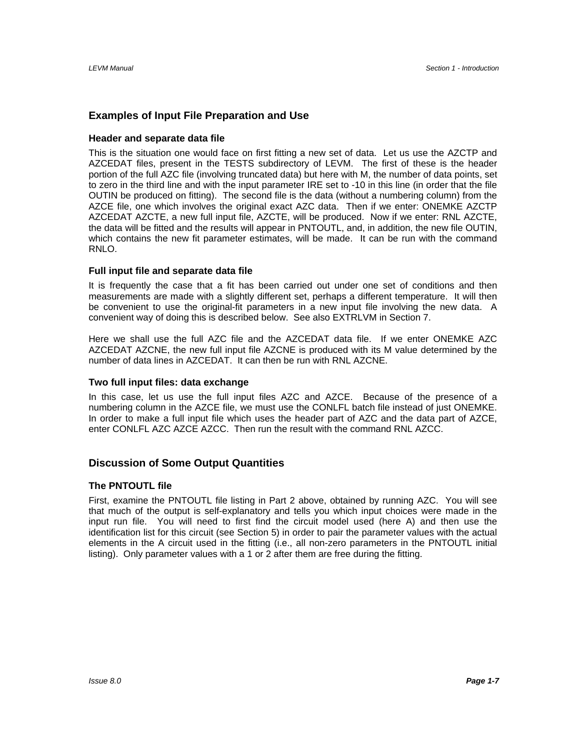## Examples of Input File Preparation and Use

### Header and separate data file

This is the situation one would face on first fitting a new set of data. Let us use the AZCTP and AZCEDAT files, present in the TESTS subdirectory of LEVM. The first of these is the header portion of the full AZC file (involving truncated data) but here with M, the number of data points, set to zero in the third line and with the input parameter IRE set to -10 in this line (in order that the file OUTIN be produced on fitting). The second file is the data (without a numbering column) from the AZCE file, one which involves the original exact AZC data. Then if we enter: ONEMKE AZCTP AZCEDAT AZCTE, a new full input file, AZCTE, will be produced. Now if we enter: RNL AZCTE, the data will be fitted and the results will appear in PNTOUTL, and, in addition, the new file OUTIN, which contains the new fit parameter estimates, will be made. It can be run with the command RNLO.

### Full input file and separate data file

It is frequently the case that a fit has been carried out under one set of conditions and then measurements are made with a slightly different set, perhaps a different temperature. It will then be convenient to use the original-fit parameters in a new input file involving the new data. A convenient way of doing this is described below. See also EXTRLVM in Section 7.

Here we shall use the full AZC file and the AZCEDAT data file. If we enter ONEMKE AZC AZCEDAT AZCNE, the new full input file AZCNE is produced with its M value determined by the number of data lines in AZCEDAT. It can then be run with RNL AZCNE.

### Two full input files: data exchange

In this case, let us use the full input files AZC and AZCE. Because of the presence of a numbering column in the AZCE file, we must use the CONLFL batch file instead of just ONEMKE. In order to make a full input file which uses the header part of AZC and the data part of AZCE, enter CONLFL AZC AZCE AZCC. Then run the result with the command RNL AZCC.

## Discussion of Some Output Quantities

### The PNTOUTL file

First, examine the PNTOUTL file listing in Part 2 above, obtained by running AZC. You will see that much of the output is self-explanatory and tells you which input choices were made in the input run file. You will need to first find the circuit model used (here A) and then use the identification list for this circuit (see Section 5) in order to pair the parameter values with the actual elements in the A circuit used in the fitting (i.e., all non-zero parameters in the PNTOUTL initial listing). Only parameter values with a 1 or 2 after them are free during the fitting.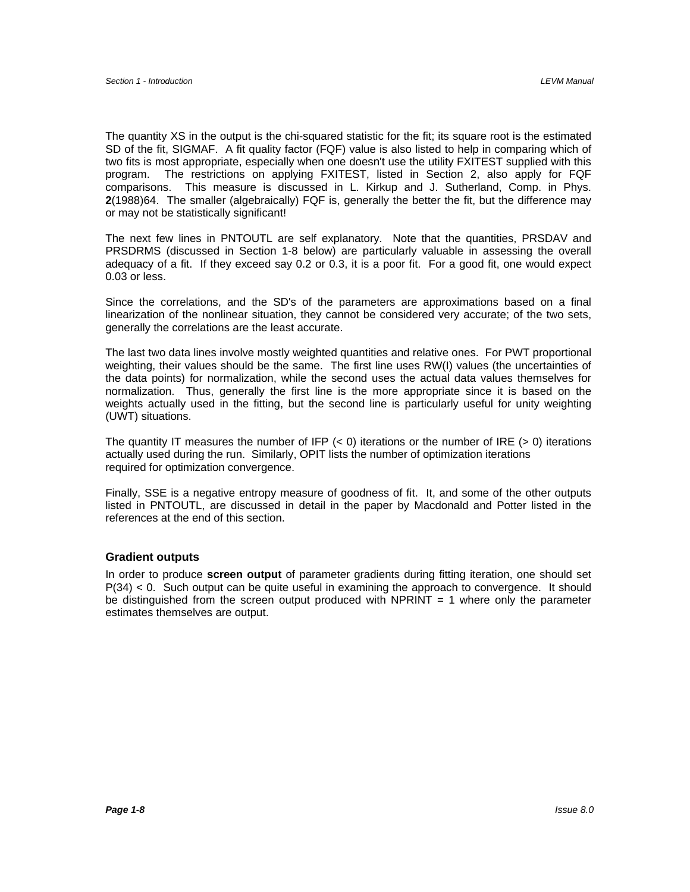The quantity XS in the output is the chi-squared statistic for the fit; its square root is the estimated SD of the fit, SIGMAF. A fit quality factor (FQF) value is also listed to help in comparing which of two fits is most appropriate, especially when one doesn't use the utility FXITEST supplied with this program. The restrictions on applying FXITEST, listed in Section 2, also apply for FQF comparisons. This measure is discussed in L. Kirkup and J. Sutherland, Comp. in Phys. **2**(1988)64. The smaller (algebraically) FQF is, generally the better the fit, but the difference may or may not be statistically significant!

The next few lines in PNTOUTL are self explanatory. Note that the quantities, PRSDAV and PRSDRMS (discussed in Section 1-8 below) are particularly valuable in assessing the overall adequacy of a fit. If they exceed say 0.2 or 0.3, it is a poor fit. For a good fit, one would expect 0.03 or less.

Since the correlations, and the SD's of the parameters are approximations based on a final linearization of the nonlinear situation, they cannot be considered very accurate; of the two sets, generally the correlations are the least accurate.

The last two data lines involve mostly weighted quantities and relative ones. For PWT proportional weighting, their values should be the same. The first line uses RW(I) values (the uncertainties of the data points) for normalization, while the second uses the actual data values themselves for normalization. Thus, generally the first line is the more appropriate since it is based on the weights actually used in the fitting, but the second line is particularly useful for unity weighting (UWT) situations.

The quantity IT measures the number of IFP (< 0) iterations or the number of IRE (> 0) iterations actually used during the run. Similarly, OPIT lists the number of optimization iterations required for optimization convergence.

Finally, SSE is a negative entropy measure of goodness of fit. It, and some of the other outputs listed in PNTOUTL, are discussed in detail in the paper by Macdonald and Potter listed in the references at the end of this section.

### Gradient outputs

In order to produce **screen output** of parameter gradients during fitting iteration, one should set P(34) < 0. Such output can be quite useful in examining the approach to convergence. It should be distinguished from the screen output produced with NPRINT = 1 where only the parameter estimates themselves are output.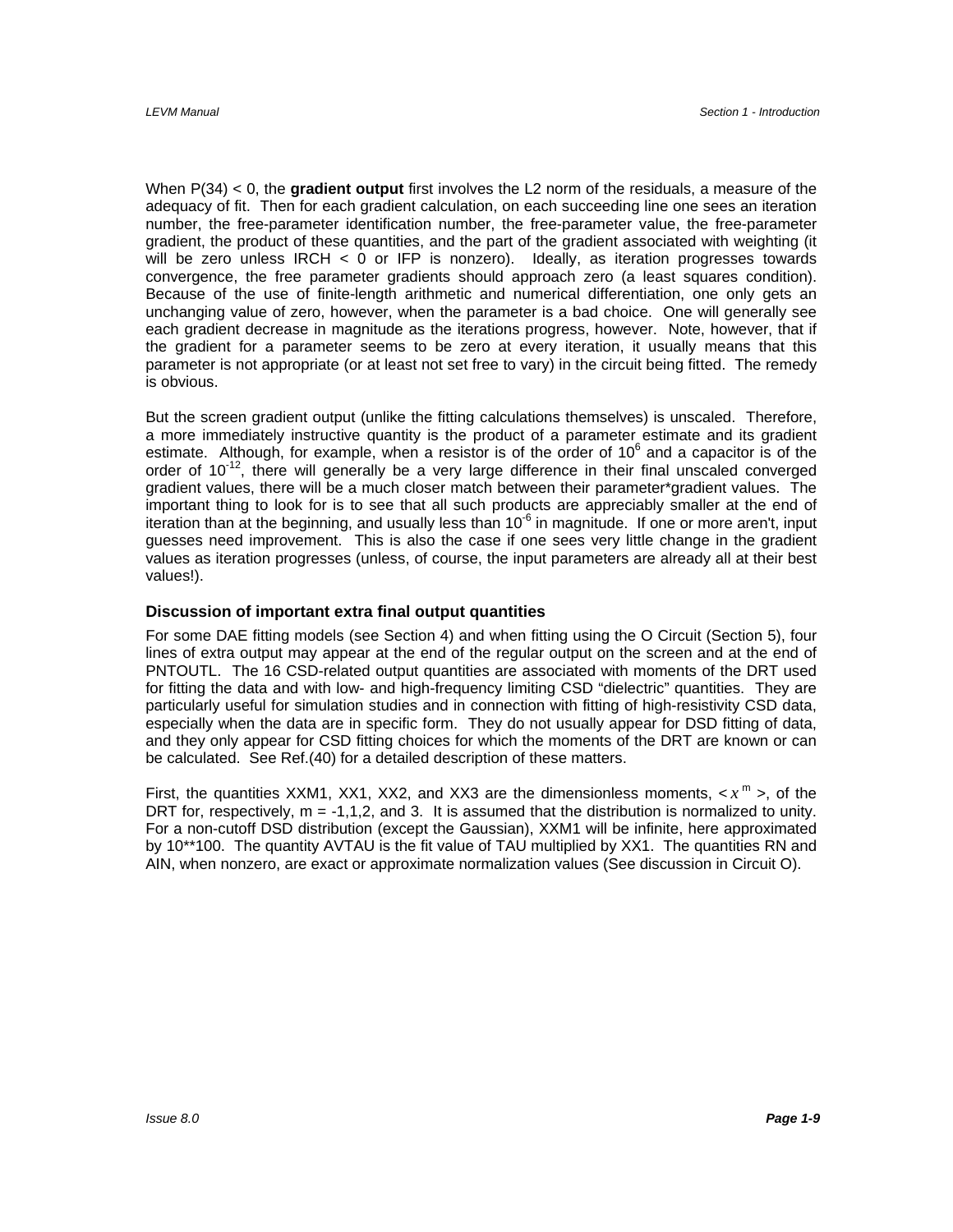When P(34) < 0, the **gradient output** first involves the L2 norm of the residuals, a measure of the adequacy of fit. Then for each gradient calculation, on each succeeding line one sees an iteration number, the free-parameter identification number, the free-parameter value, the free-parameter gradient, the product of these quantities, and the part of the gradient associated with weighting (it will be zero unless IRCH < 0 or IFP is nonzero). Ideally, as iteration progresses towards convergence, the free parameter gradients should approach zero (a least squares condition). Because of the use of finite-length arithmetic and numerical differentiation, one only gets an unchanging value of zero, however, when the parameter is a bad choice. One will generally see each gradient decrease in magnitude as the iterations progress, however. Note, however, that if the gradient for a parameter seems to be zero at every iteration, it usually means that this parameter is not appropriate (or at least not set free to vary) in the circuit being fitted. The remedy is obvious.

But the screen gradient output (unlike the fitting calculations themselves) is unscaled. Therefore, a more immediately instructive quantity is the product of a parameter estimate and its gradient estimate. Although, for example, when a resistor is of the order of $10^6$ and a capacitor is of the order of $10^{-12}$, there will generally be a very large difference in their final unscaled converged gradient values, there will be a much closer match between their parameter*gradient values. The important thing to look for is to see that all such products are appreciably smaller at the end of iteration than at the beginning, and usually less than $10^{-6}$ in magnitude. If one or more aren't, input guesses need improvement. This is also the case if one sees very little change in the gradient values as iteration progresses (unless, of course, the input parameters are already all at their best values!).

### Discussion of important extra final output quantities

For some DAE fitting models (see Section 4) and when fitting using the O Circuit (Section 5), four lines of extra output may appear at the end of the regular output on the screen and at the end of PNTOUTL. The 16 CSD-related output quantities are associated with moments of the DRT used for fitting the data and with low- and high-frequency limiting CSD "dielectric" quantities. They are particularly useful for simulation studies and in connection with fitting of high-resistivity CSD data, especially when the data are in specific form. They do not usually appear for DSD fitting of data, and they only appear for CSD fitting choices for which the moments of the DRT are known or can be calculated. See Ref.(40) for a detailed description of these matters.

First, the quantities XXM1, XX1, XX2, and XX3 are the dimensionless moments, $<x^m>$, of the DRT for, respectively, m = -1,1,2, and 3. It is assumed that the distribution is normalized to unity. For a non-cutoff DSD distribution (except the Gaussian), XXM1 will be infinite, here approximated by 10**100. The quantity AVTAU is the fit value of TAU multiplied by XX1. The quantities RN and AIN, when nonzero, are exact or approximate normalization values (See discussion in Circuit O).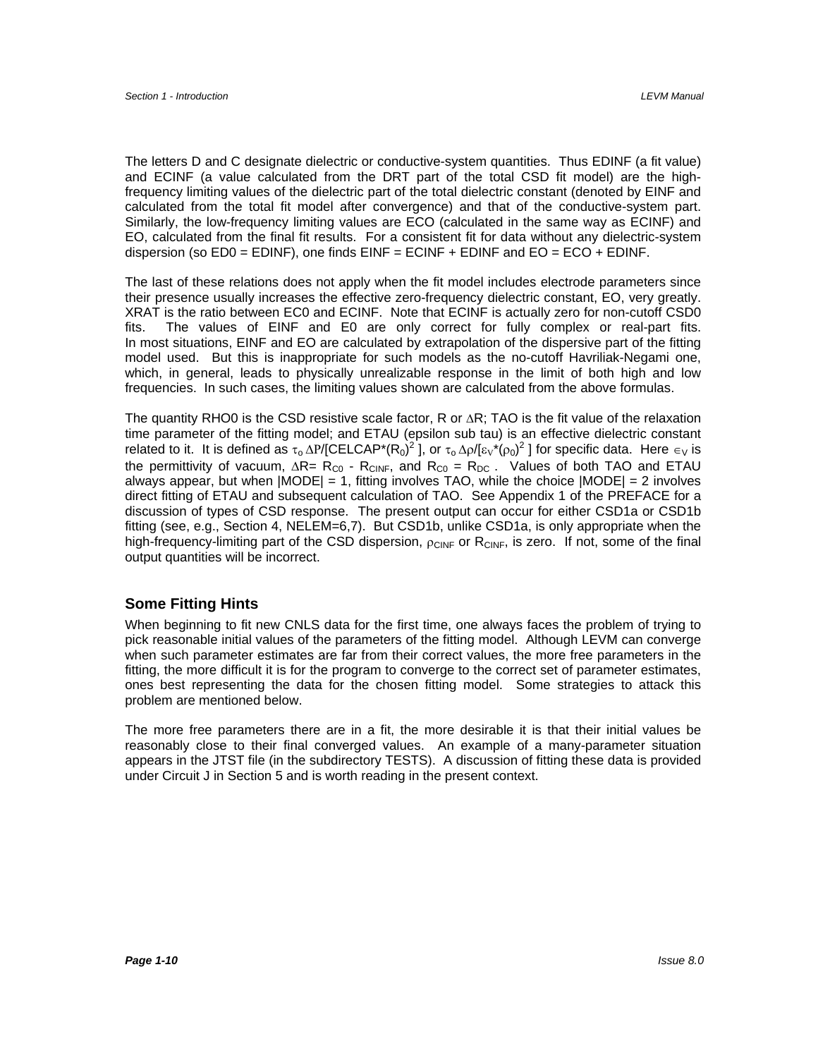The letters D and C designate dielectric or conductive-system quantities. Thus EDINF (a fit value) and ECINF (a value calculated from the DRT part of the total CSD fit model) are the high-frequency limiting values of the dielectric part of the total dielectric constant (denoted by EINF and calculated from the total fit model after convergence) and that of the conductive-system part. Similarly, the low-frequency limiting values are ECO (calculated in the same way as ECINF) and EO, calculated from the final fit results. For a consistent fit for data without any dielectric-system dispersion (so ED0 = EDINF), one finds EINF = ECINF + EDINF and EO = ECO + EDINF.

The last of these relations does not apply when the fit model includes electrode parameters since their presence usually increases the effective zero-frequency dielectric constant, EO, very greatly. XRAT is the ratio between EC0 and ECINF. Note that ECINF is actually zero for non-cutoff CSD0 fits. The values of EINF and E0 are only correct for fully complex or real-part fits. In most situations, EINF and EO are calculated by extrapolation of the dispersive part of the fitting model used. But this is inappropriate for such models as the no-cutoff Havriliak-Negami one, which, in general, leads to physically unrealizable response in the limit of both high and low frequencies. In such cases, the limiting values shown are calculated from the above formulas.

The quantity RHO0 is the CSD resistive scale factor, R or $\Delta R$; TAO is the fit value of the relaxation time parameter of the fitting model; and ETAU (epsilon sub tau) is an effective dielectric constant related to it. It is defined as $\tau_o \Delta P/[\text{CELCAP}^*(R_0)^2]$, or $\tau_o \Delta\rho/[\varepsilon_V^*(\rho_0)^2]$ for specific data. Here $\in_V$ is the permittivity of vacuum, $\Delta R = R_{C0} - R_{CINF}$, and $R_{C0} = R_{DC}$. Values of both TAO and ETAU always appear, but when |MODE| = 1, fitting involves TAO, while the choice |MODE| = 2 involves direct fitting of ETAU and subsequent calculation of TAO. See Appendix 1 of the PREFACE for a discussion of types of CSD response. The present output can occur for either CSD1a or CSD1b fitting (see, e.g., Section 4, NELEM=6,7). But CSD1b, unlike CSD1a, is only appropriate when the high-frequency-limiting part of the CSD dispersion, $\rho_{CINF}$ or $R_{CINF}$, is zero. If not, some of the final output quantities will be incorrect.

## Some Fitting Hints

When beginning to fit new CNLS data for the first time, one always faces the problem of trying to pick reasonable initial values of the parameters of the fitting model. Although LEVM can converge when such parameter estimates are far from their correct values, the more free parameters in the fitting, the more difficult it is for the program to converge to the correct set of parameter estimates, ones best representing the data for the chosen fitting model. Some strategies to attack this problem are mentioned below.

The more free parameters there are in a fit, the more desirable it is that their initial values be reasonably close to their final converged values. An example of a many-parameter situation appears in the JTST file (in the subdirectory TESTS). A discussion of fitting these data is provided under Circuit J in Section 5 and is worth reading in the present context.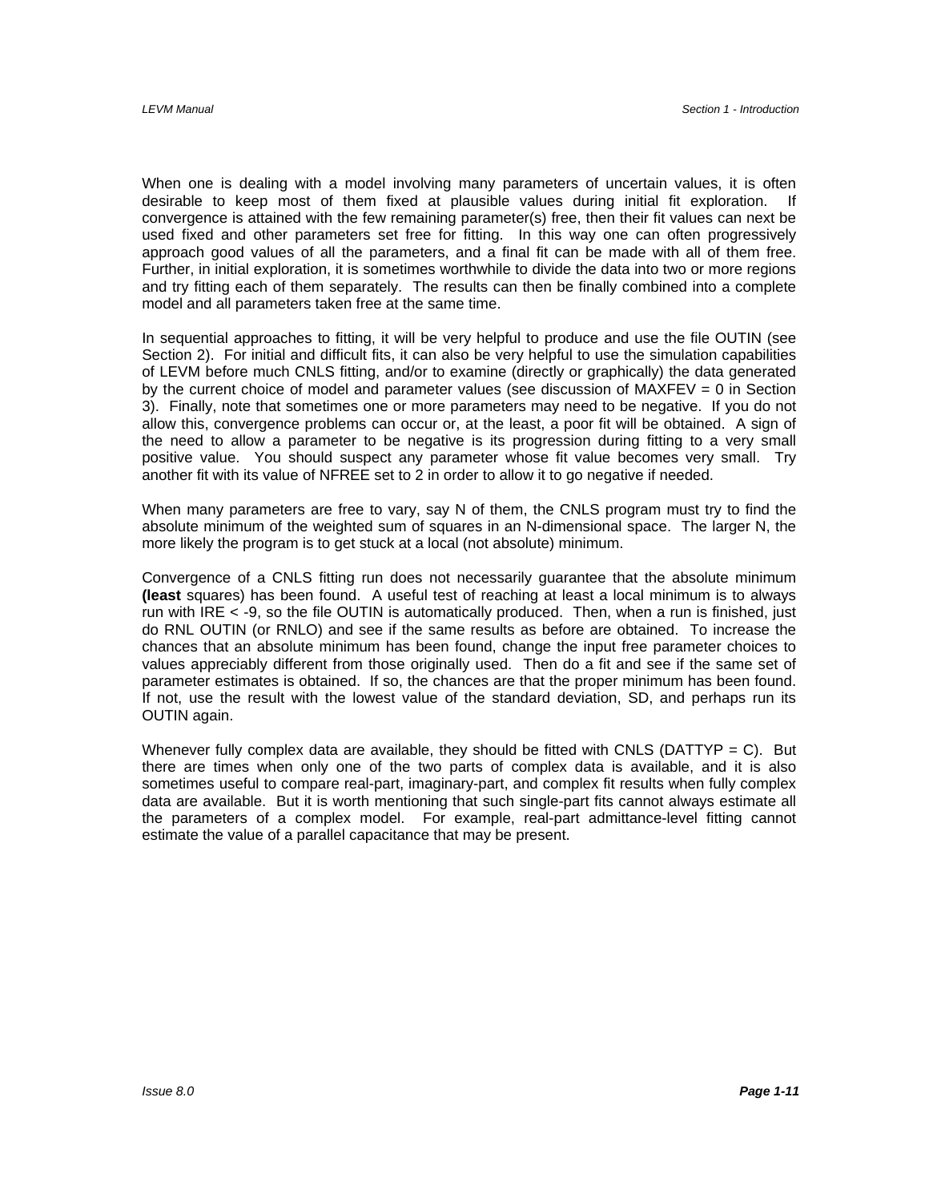When one is dealing with a model involving many parameters of uncertain values, it is often desirable to keep most of them fixed at plausible values during initial fit exploration. If convergence is attained with the few remaining parameter(s) free, then their fit values can next be used fixed and other parameters set free for fitting. In this way one can often progressively approach good values of all the parameters, and a final fit can be made with all of them free. Further, in initial exploration, it is sometimes worthwhile to divide the data into two or more regions and try fitting each of them separately. The results can then be finally combined into a complete model and all parameters taken free at the same time.

In sequential approaches to fitting, it will be very helpful to produce and use the file OUTIN (see Section 2). For initial and difficult fits, it can also be very helpful to use the simulation capabilities of LEVM before much CNLS fitting, and/or to examine (directly or graphically) the data generated by the current choice of model and parameter values (see discussion of MAXFEV = 0 in Section 3). Finally, note that sometimes one or more parameters may need to be negative. If you do not allow this, convergence problems can occur or, at the least, a poor fit will be obtained. A sign of the need to allow a parameter to be negative is its progression during fitting to a very small positive value. You should suspect any parameter whose fit value becomes very small. Try another fit with its value of NFREE set to 2 in order to allow it to go negative if needed.

When many parameters are free to vary, say N of them, the CNLS program must try to find the absolute minimum of the weighted sum of squares in an N-dimensional space. The larger N, the more likely the program is to get stuck at a local (not absolute) minimum.

Convergence of a CNLS fitting run does not necessarily guarantee that the absolute minimum **(least** squares) has been found. A useful test of reaching at least a local minimum is to always run with IRE < -9, so the file OUTIN is automatically produced. Then, when a run is finished, just do RNL OUTIN (or RNLO) and see if the same results as before are obtained. To increase the chances that an absolute minimum has been found, change the input free parameter choices to values appreciably different from those originally used. Then do a fit and see if the same set of parameter estimates is obtained. If so, the chances are that the proper minimum has been found. If not, use the result with the lowest value of the standard deviation, SD, and perhaps run its OUTIN again.

Whenever fully complex data are available, they should be fitted with CNLS (DATTYP = C). But there are times when only one of the two parts of complex data is available, and it is also sometimes useful to compare real-part, imaginary-part, and complex fit results when fully complex data are available. But it is worth mentioning that such single-part fits cannot always estimate all the parameters of a complex model. For example, real-part admittance-level fitting cannot estimate the value of a parallel capacitance that may be present.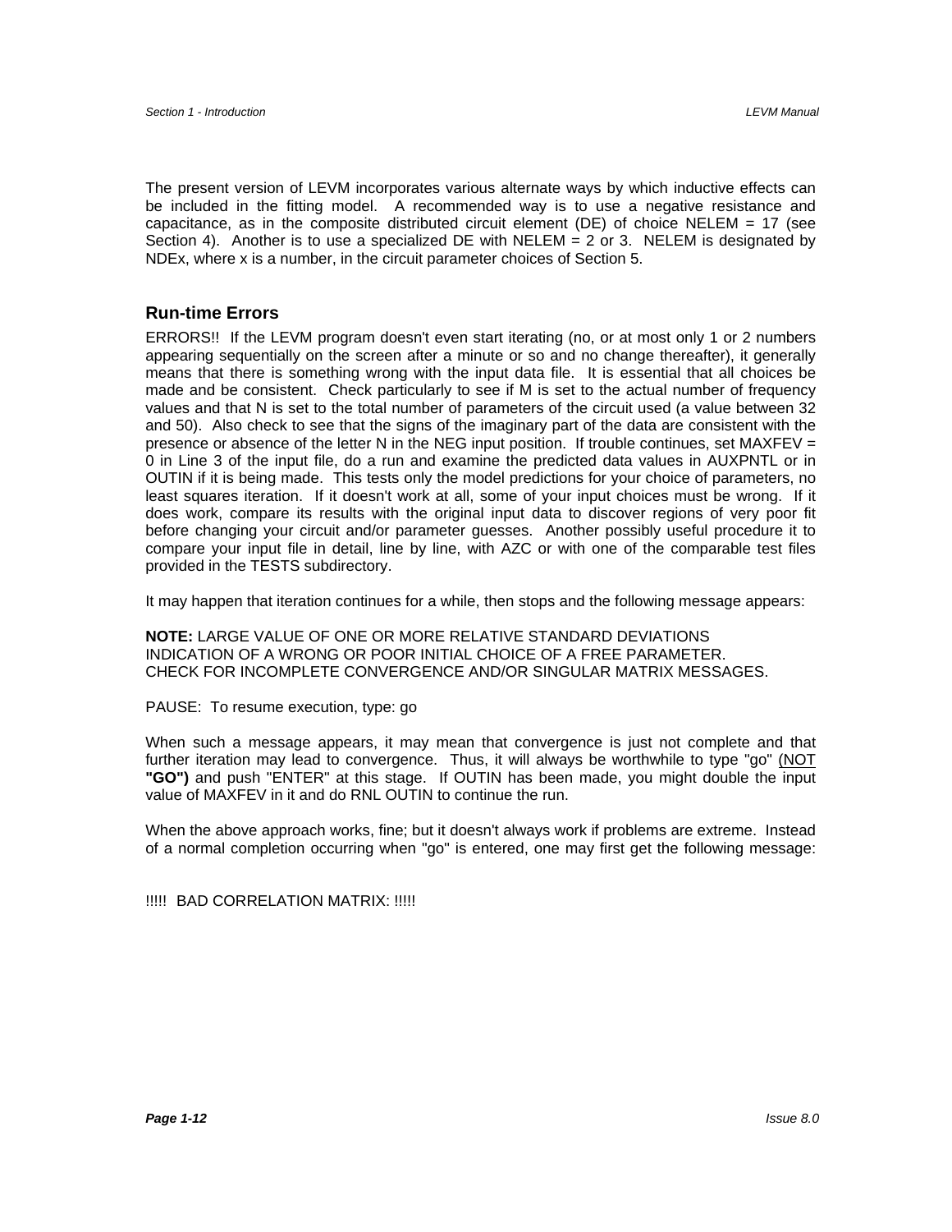The present version of LEVM incorporates various alternate ways by which inductive effects can be included in the fitting model. A recommended way is to use a negative resistance and capacitance, as in the composite distributed circuit element (DE) of choice NELEM = 17 (see Section 4). Another is to use a specialized DE with NELEM = 2 or 3. NELEM is designated by NDEx, where x is a number, in the circuit parameter choices of Section 5.

## Run-time Errors

ERRORS!! If the LEVM program doesn't even start iterating (no, or at most only 1 or 2 numbers appearing sequentially on the screen after a minute or so and no change thereafter), it generally means that there is something wrong with the input data file. It is essential that all choices be made and be consistent. Check particularly to see if M is set to the actual number of frequency values and that N is set to the total number of parameters of the circuit used (a value between 32 and 50). Also check to see that the signs of the imaginary part of the data are consistent with the presence or absence of the letter N in the NEG input position. If trouble continues, set MAXFEV = 0 in Line 3 of the input file, do a run and examine the predicted data values in AUXPNTL or in OUTIN if it is being made. This tests only the model predictions for your choice of parameters, no least squares iteration. If it doesn't work at all, some of your input choices must be wrong. If it does work, compare its results with the original input data to discover regions of very poor fit before changing your circuit and/or parameter guesses. Another possibly useful procedure it to compare your input file in detail, line by line, with AZC or with one of the comparable test files provided in the TESTS subdirectory.

It may happen that iteration continues for a while, then stops and the following message appears:

**NOTE:** LARGE VALUE OF ONE OR MORE RELATIVE STANDARD DEVIATIONS
INDICATION OF A WRONG OR POOR INITIAL CHOICE OF A FREE PARAMETER.
CHECK FOR INCOMPLETE CONVERGENCE AND/OR SINGULAR MATRIX MESSAGES.

PAUSE: To resume execution, type: go

When such a message appears, it may mean that convergence is just not complete and that further iteration may lead to convergence. Thus, it will always be worthwhile to type "go" (NOT **"GO")** and push "ENTER" at this stage. If OUTIN has been made, you might double the input value of MAXFEV in it and do RNL OUTIN to continue the run.

When the above approach works, fine; but it doesn't always work if problems are extreme. Instead of a normal completion occurring when "go" is entered, one may first get the following message:

!!!!! BAD CORRELATION MATRIX: !!!!!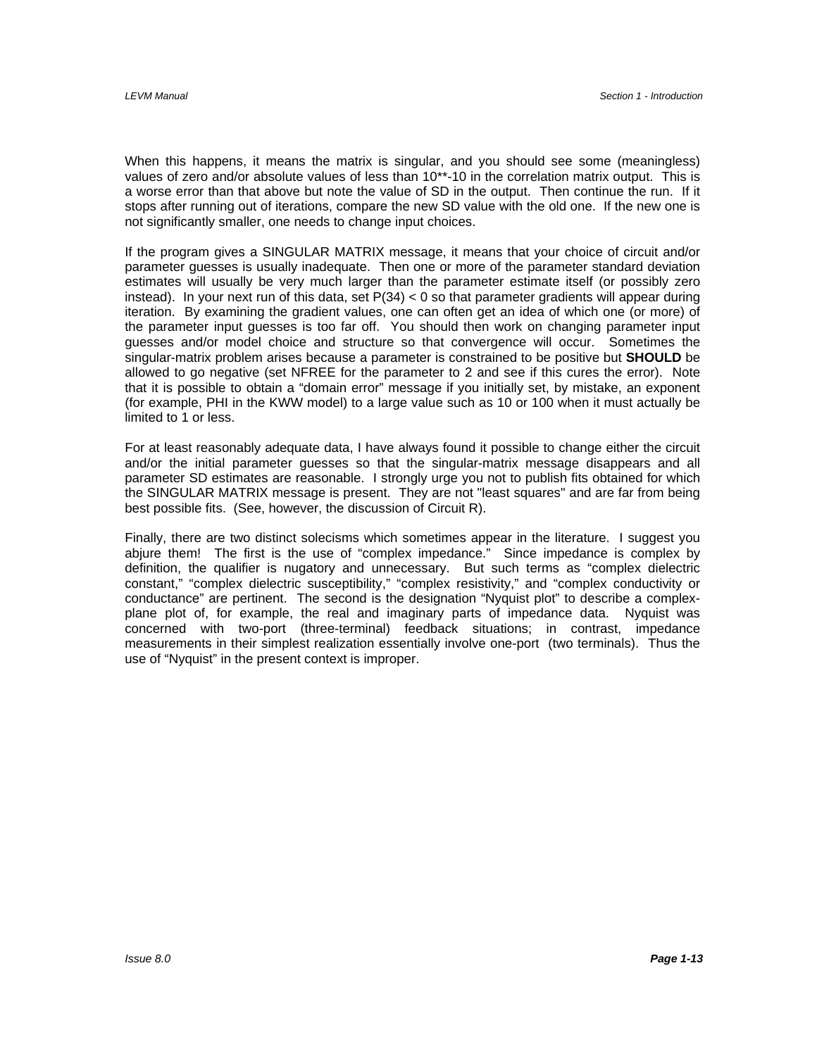When this happens, it means the matrix is singular, and you should see some (meaningless) values of zero and/or absolute values of less than 10**-10 in the correlation matrix output. This is a worse error than that above but note the value of SD in the output. Then continue the run. If it stops after running out of iterations, compare the new SD value with the old one. If the new one is not significantly smaller, one needs to change input choices.

If the program gives a SINGULAR MATRIX message, it means that your choice of circuit and/or parameter guesses is usually inadequate. Then one or more of the parameter standard deviation estimates will usually be very much larger than the parameter estimate itself (or possibly zero instead). In your next run of this data, set $P(34) < 0$ so that parameter gradients will appear during iteration. By examining the gradient values, one can often get an idea of which one (or more) of the parameter input guesses is too far off. You should then work on changing parameter input guesses and/or model choice and structure so that convergence will occur. Sometimes the singular-matrix problem arises because a parameter is constrained to be positive but **SHOULD** be allowed to go negative (set NFREE for the parameter to 2 and see if this cures the error). Note that it is possible to obtain a "domain error" message if you initially set, by mistake, an exponent (for example, PHI in the KWW model) to a large value such as 10 or 100 when it must actually be limited to 1 or less.

For at least reasonably adequate data, I have always found it possible to change either the circuit and/or the initial parameter guesses so that the singular-matrix message disappears and all parameter SD estimates are reasonable. I strongly urge you not to publish fits obtained for which the SINGULAR MATRIX message is present. They are not "least squares" and are far from being best possible fits. (See, however, the discussion of Circuit R).

Finally, there are two distinct solecisms which sometimes appear in the literature. I suggest you abjure them! The first is the use of "complex impedance." Since impedance is complex by definition, the qualifier is nugatory and unnecessary. But such terms as "complex dielectric constant," "complex dielectric susceptibility," "complex resistivity," and "complex conductivity or conductance" are pertinent. The second is the designation "Nyquist plot" to describe a complex-plane plot of, for example, the real and imaginary parts of impedance data. Nyquist was concerned with two-port (three-terminal) feedback situations; in contrast, impedance measurements in their simplest realization essentially involve one-port (two terminals). Thus the use of "Nyquist" in the present context is improper.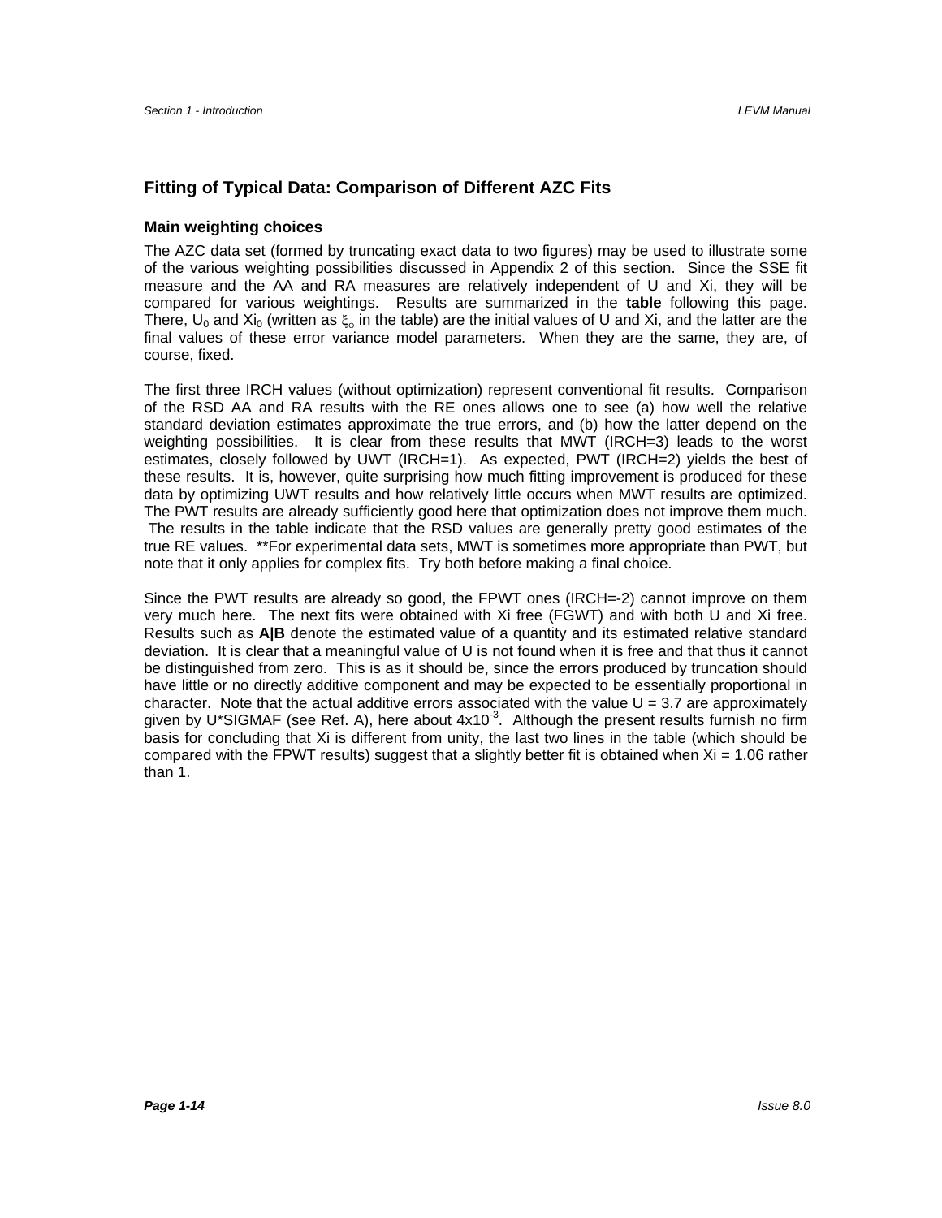## Fitting of Typical Data: Comparison of Different AZC Fits

### Main weighting choices

The AZC data set (formed by truncating exact data to two figures) may be used to illustrate some of the various weighting possibilities discussed in Appendix 2 of this section. Since the SSE fit measure and the AA and RA measures are relatively independent of U and Xi, they will be compared for various weightings. Results are summarized in the **table** following this page. There, $U_0$ and $Xi_0$ (written as $\xi_o$ in the table) are the initial values of U and Xi, and the latter are the final values of these error variance model parameters. When they are the same, they are, of course, fixed.

The first three IRCH values (without optimization) represent conventional fit results. Comparison of the RSD AA and RA results with the RE ones allows one to see (a) how well the relative standard deviation estimates approximate the true errors, and (b) how the latter depend on the weighting possibilities. It is clear from these results that MWT (IRCH=3) leads to the worst estimates, closely followed by UWT (IRCH=1). As expected, PWT (IRCH=2) yields the best of these results. It is, however, quite surprising how much fitting improvement is produced for these data by optimizing UWT results and how relatively little occurs when MWT results are optimized. The PWT results are already sufficiently good here that optimization does not improve them much. The results in the table indicate that the RSD values are generally pretty good estimates of the true RE values. **For experimental data sets, MWT is sometimes more appropriate than PWT, but note that it only applies for complex fits. Try both before making a final choice.

Since the PWT results are already so good, the FPWT ones (IRCH=-2) cannot improve on them very much here. The next fits were obtained with Xi free (FGWT) and with both U and Xi free. Results such as **A|B** denote the estimated value of a quantity and its estimated relative standard deviation. It is clear that a meaningful value of U is not found when it is free and that thus it cannot be distinguished from zero. This is as it should be, since the errors produced by truncation should have little or no directly additive component and may be expected to be essentially proportional in character. Note that the actual additive errors associated with the value U = 3.7 are approximately given by U*SIGMAF (see Ref. A), here about $4 \times 10^{-3}$. Although the present results furnish no firm basis for concluding that Xi is different from unity, the last two lines in the table (which should be compared with the FPWT results) suggest that a slightly better fit is obtained when Xi = 1.06 rather than 1.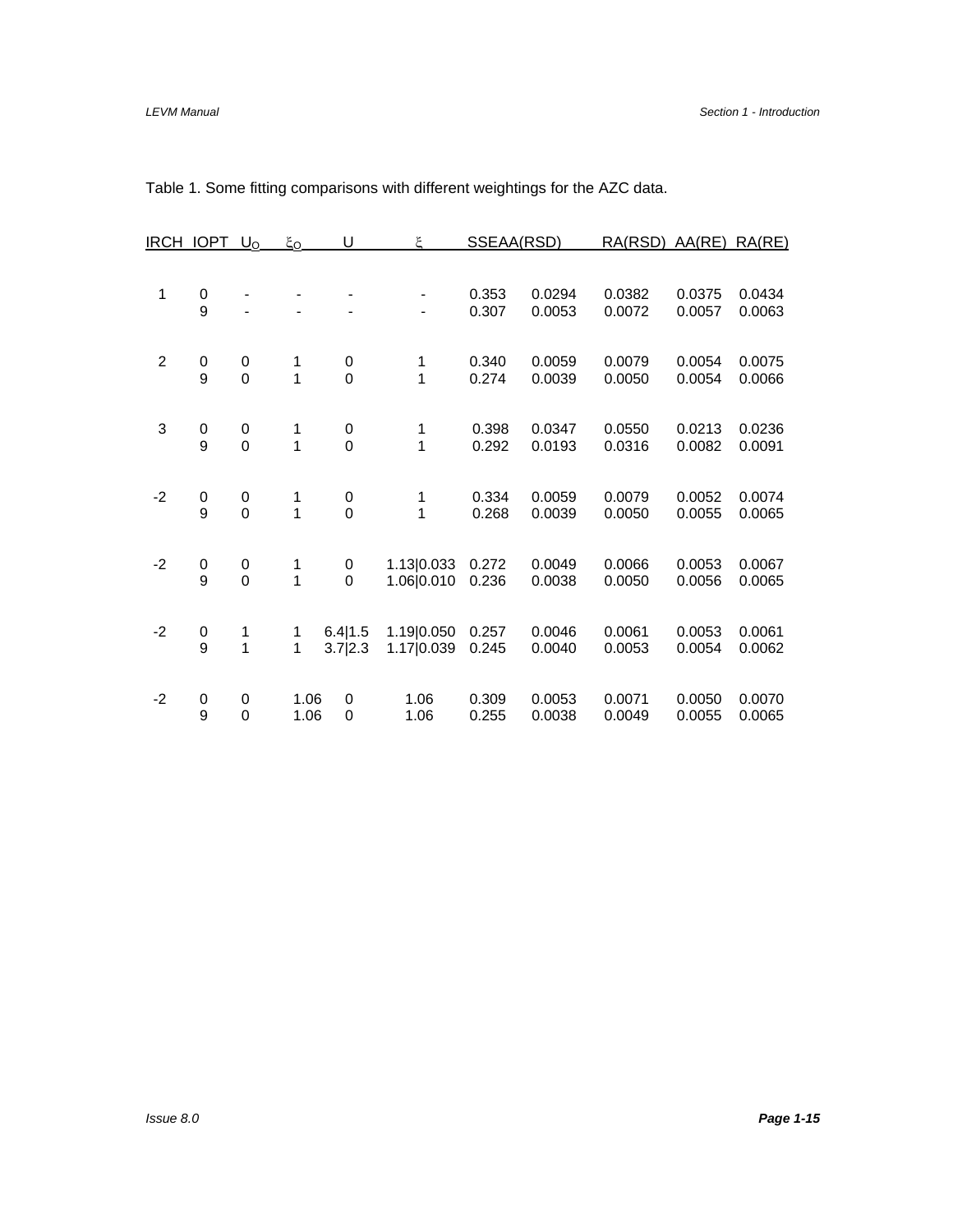Table 1. Some fitting comparisons with different weightings for the AZC data.

| IRCH | IOPT | $U_O$ | $\xi_O$ | U | $\xi$ | SSEAA(RSD) | | RA(RSD) | AA(RE) | RA(RE) |
|---|---|---|---|---|---|---|---|---|---|---|
| 1 | 0 | - | - | - | - | 0.353 | 0.0294 | 0.0382 | 0.0375 | 0.0434 |
| | 9 | - | - | - | - | 0.307 | 0.0053 | 0.0072 | 0.0057 | 0.0063 |
| 2 | 0 | 0 | 1 | 0 | 1 | 0.340 | 0.0059 | 0.0079 | 0.0054 | 0.0075 |
| | 9 | 0 | 1 | 0 | 1 | 0.274 | 0.0039 | 0.0050 | 0.0054 | 0.0066 |
| 3 | 0 | 0 | 1 | 0 | 1 | 0.398 | 0.0347 | 0.0550 | 0.0213 | 0.0236 |
| | 9 | 0 | 1 | 0 | 1 | 0.292 | 0.0193 | 0.0316 | 0.0082 | 0.0091 |
| -2 | 0 | 0 | 1 | 0 | 1 | 0.334 | 0.0059 | 0.0079 | 0.0052 | 0.0074 |
| | 9 | 0 | 1 | 0 | 1 | 0.268 | 0.0039 | 0.0050 | 0.0055 | 0.0065 |
| -2 | 0 | 0 | 1 | 0 | 1.13\|0.033 | 0.272 | 0.0049 | 0.0066 | 0.0053 | 0.0067 |
| | 9 | 0 | 1 | 0 | 1.06\|0.010 | 0.236 | 0.0038 | 0.0050 | 0.0056 | 0.0065 |
| -2 | 0 | 1 | 1 | 6.4\|1.5 | 1.19\|0.050 | 0.257 | 0.0046 | 0.0061 | 0.0053 | 0.0061 |
| | 9 | 1 | 1 | 3.7\|2.3 | 1.17\|0.039 | 0.245 | 0.0040 | 0.0053 | 0.0054 | 0.0062 |
| -2 | 0 | 0 | 1.06 | 0 | 1.06 | 0.309 | 0.0053 | 0.0071 | 0.0050 | 0.0070 |
| | 9 | 0 | 1.06 | 0 | 1.06 | 0.255 | 0.0038 | 0.0049 | 0.0055 | 0.0065 |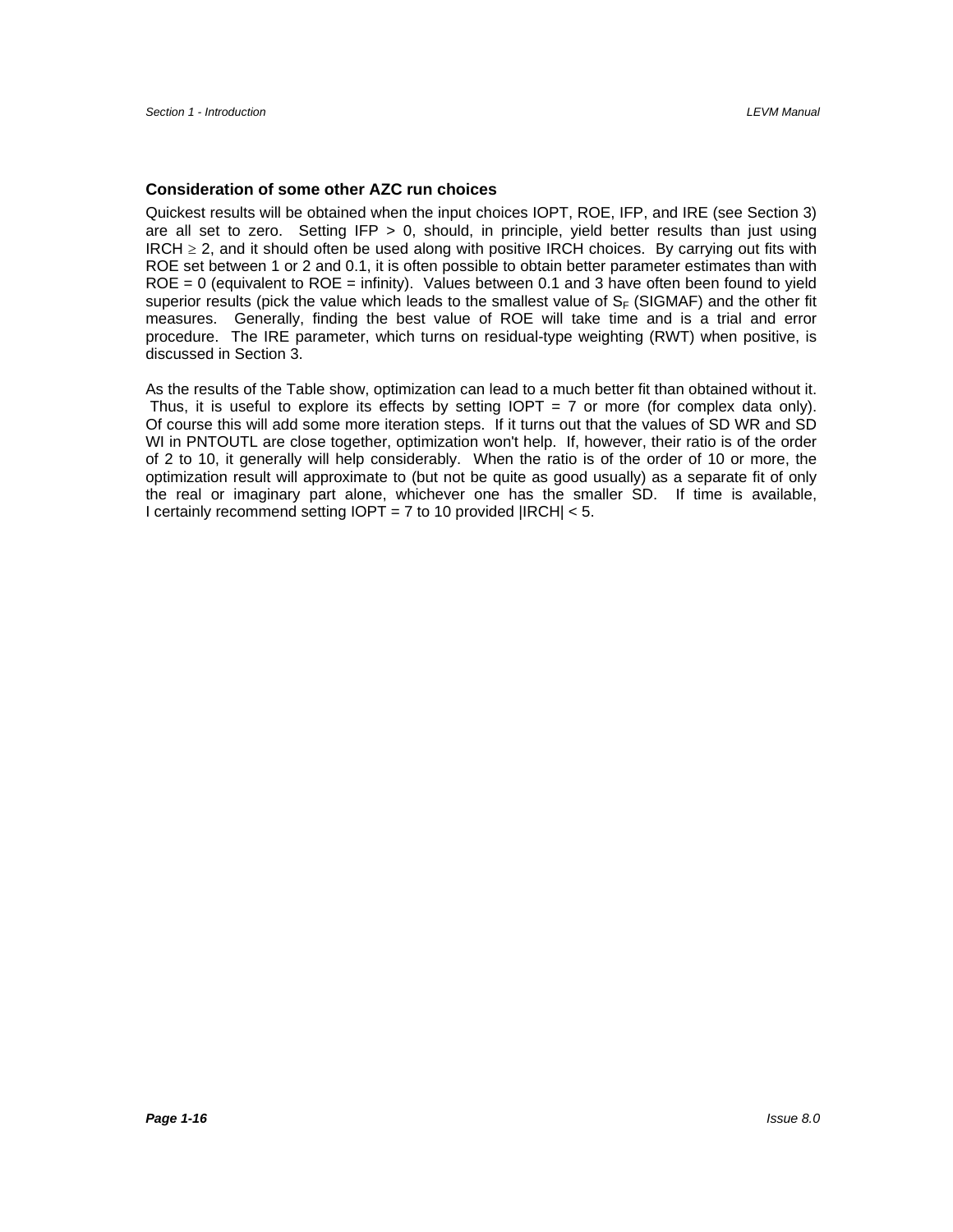### Consideration of some other AZC run choices

Quickest results will be obtained when the input choices IOPT, ROE, IFP, and IRE (see Section 3) are all set to zero. Setting IFP > 0, should, in principle, yield better results than just using IRCH $\geq$ 2, and it should often be used along with positive IRCH choices. By carrying out fits with ROE set between 1 or 2 and 0.1, it is often possible to obtain better parameter estimates than with ROE = 0 (equivalent to ROE = infinity). Values between 0.1 and 3 have often been found to yield superior results (pick the value which leads to the smallest value of $S_F$ (SIGMAF) and the other fit measures. Generally, finding the best value of ROE will take time and is a trial and error procedure. The IRE parameter, which turns on residual-type weighting (RWT) when positive, is discussed in Section 3.

As the results of the Table show, optimization can lead to a much better fit than obtained without it. Thus, it is useful to explore its effects by setting IOPT = 7 or more (for complex data only). Of course this will add some more iteration steps. If it turns out that the values of SD WR and SD WI in PNTOUTL are close together, optimization won't help. If, however, their ratio is of the order of 2 to 10, it generally will help considerably. When the ratio is of the order of 10 or more, the optimization result will approximate to (but not be quite as good usually) as a separate fit of only the real or imaginary part alone, whichever one has the smaller SD. If time is available, I certainly recommend setting IOPT = 7 to 10 provided |IRCH| < 5.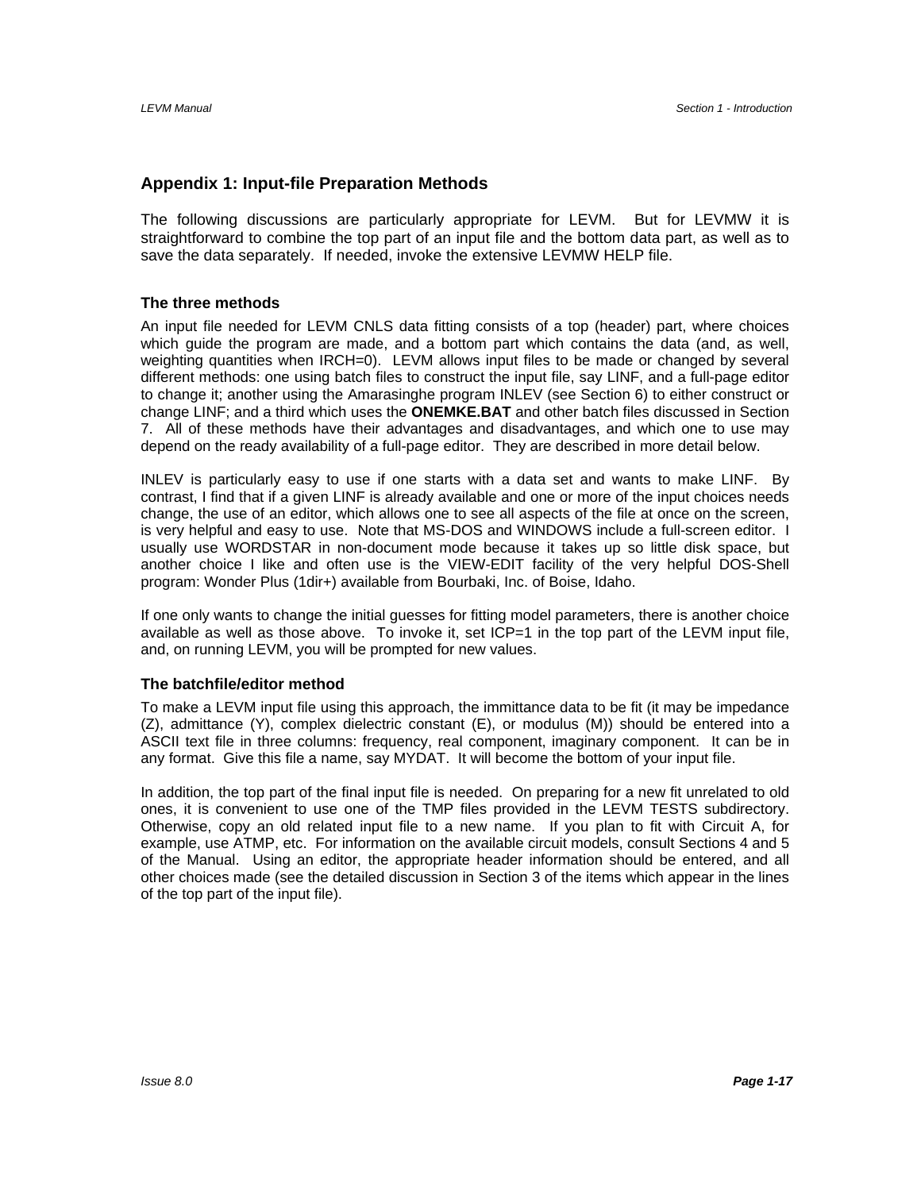## Appendix 1: Input-file Preparation Methods

The following discussions are particularly appropriate for LEVM. But for LEVMW it is straightforward to combine the top part of an input file and the bottom data part, as well as to save the data separately. If needed, invoke the extensive LEVMW HELP file.

### The three methods

An input file needed for LEVM CNLS data fitting consists of a top (header) part, where choices which guide the program are made, and a bottom part which contains the data (and, as well, weighting quantities when IRCH=0). LEVM allows input files to be made or changed by several different methods: one using batch files to construct the input file, say LINF, and a full-page editor to change it; another using the Amarasinghe program INLEV (see Section 6) to either construct or change LINF; and a third which uses the **ONEMKE.BAT** and other batch files discussed in Section 7. All of these methods have their advantages and disadvantages, and which one to use may depend on the ready availability of a full-page editor. They are described in more detail below.

INLEV is particularly easy to use if one starts with a data set and wants to make LINF. By contrast, I find that if a given LINF is already available and one or more of the input choices needs change, the use of an editor, which allows one to see all aspects of the file at once on the screen, is very helpful and easy to use. Note that MS-DOS and WINDOWS include a full-screen editor. I usually use WORDSTAR in non-document mode because it takes up so little disk space, but another choice I like and often use is the VIEW-EDIT facility of the very helpful DOS-Shell program: Wonder Plus (1dir+) available from Bourbaki, Inc. of Boise, Idaho.

If one only wants to change the initial guesses for fitting model parameters, there is another choice available as well as those above. To invoke it, set ICP=1 in the top part of the LEVM input file, and, on running LEVM, you will be prompted for new values.

### The batchfile/editor method

To make a LEVM input file using this approach, the immittance data to be fit (it may be impedance (Z), admittance (Y), complex dielectric constant (E), or modulus (M)) should be entered into a ASCII text file in three columns: frequency, real component, imaginary component. It can be in any format. Give this file a name, say MYDAT. It will become the bottom of your input file.

In addition, the top part of the final input file is needed. On preparing for a new fit unrelated to old ones, it is convenient to use one of the TMP files provided in the LEVM TESTS subdirectory. Otherwise, copy an old related input file to a new name. If you plan to fit with Circuit A, for example, use ATMP, etc. For information on the available circuit models, consult Sections 4 and 5 of the Manual. Using an editor, the appropriate header information should be entered, and all other choices made (see the detailed discussion in Section 3 of the items which appear in the lines of the top part of the input file).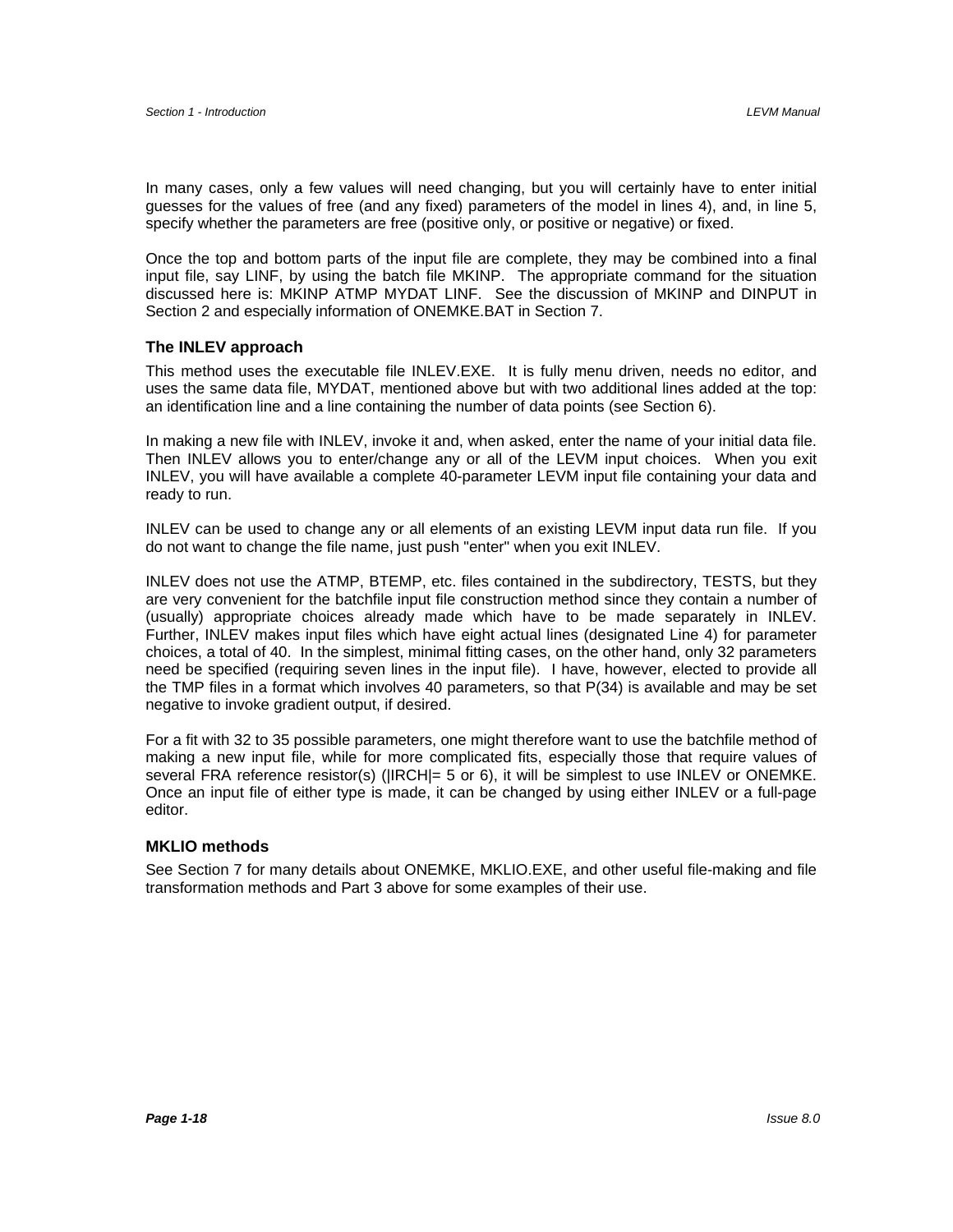In many cases, only a few values will need changing, but you will certainly have to enter initial guesses for the values of free (and any fixed) parameters of the model in lines 4), and, in line 5, specify whether the parameters are free (positive only, or positive or negative) or fixed.

Once the top and bottom parts of the input file are complete, they may be combined into a final input file, say LINF, by using the batch file MKINP. The appropriate command for the situation discussed here is: MKINP ATMP MYDAT LINF. See the discussion of MKINP and DINPUT in Section 2 and especially information of ONEMKE.BAT in Section 7.

### The INLEV approach

This method uses the executable file INLEV.EXE. It is fully menu driven, needs no editor, and uses the same data file, MYDAT, mentioned above but with two additional lines added at the top: an identification line and a line containing the number of data points (see Section 6).

In making a new file with INLEV, invoke it and, when asked, enter the name of your initial data file. Then INLEV allows you to enter/change any or all of the LEVM input choices. When you exit INLEV, you will have available a complete 40-parameter LEVM input file containing your data and ready to run.

INLEV can be used to change any or all elements of an existing LEVM input data run file. If you do not want to change the file name, just push "enter" when you exit INLEV.

INLEV does not use the ATMP, BTEMP, etc. files contained in the subdirectory, TESTS, but they are very convenient for the batchfile input file construction method since they contain a number of (usually) appropriate choices already made which have to be made separately in INLEV. Further, INLEV makes input files which have eight actual lines (designated Line 4) for parameter choices, a total of 40. In the simplest, minimal fitting cases, on the other hand, only 32 parameters need be specified (requiring seven lines in the input file). I have, however, elected to provide all the TMP files in a format which involves 40 parameters, so that P(34) is available and may be set negative to invoke gradient output, if desired.

For a fit with 32 to 35 possible parameters, one might therefore want to use the batchfile method of making a new input file, while for more complicated fits, especially those that require values of several FRA reference resistor(s) (|IRCH|= 5 or 6), it will be simplest to use INLEV or ONEMKE. Once an input file of either type is made, it can be changed by using either INLEV or a full-page editor.

### MKLIO methods

See Section 7 for many details about ONEMKE, MKLIO.EXE, and other useful file-making and file transformation methods and Part 3 above for some examples of their use.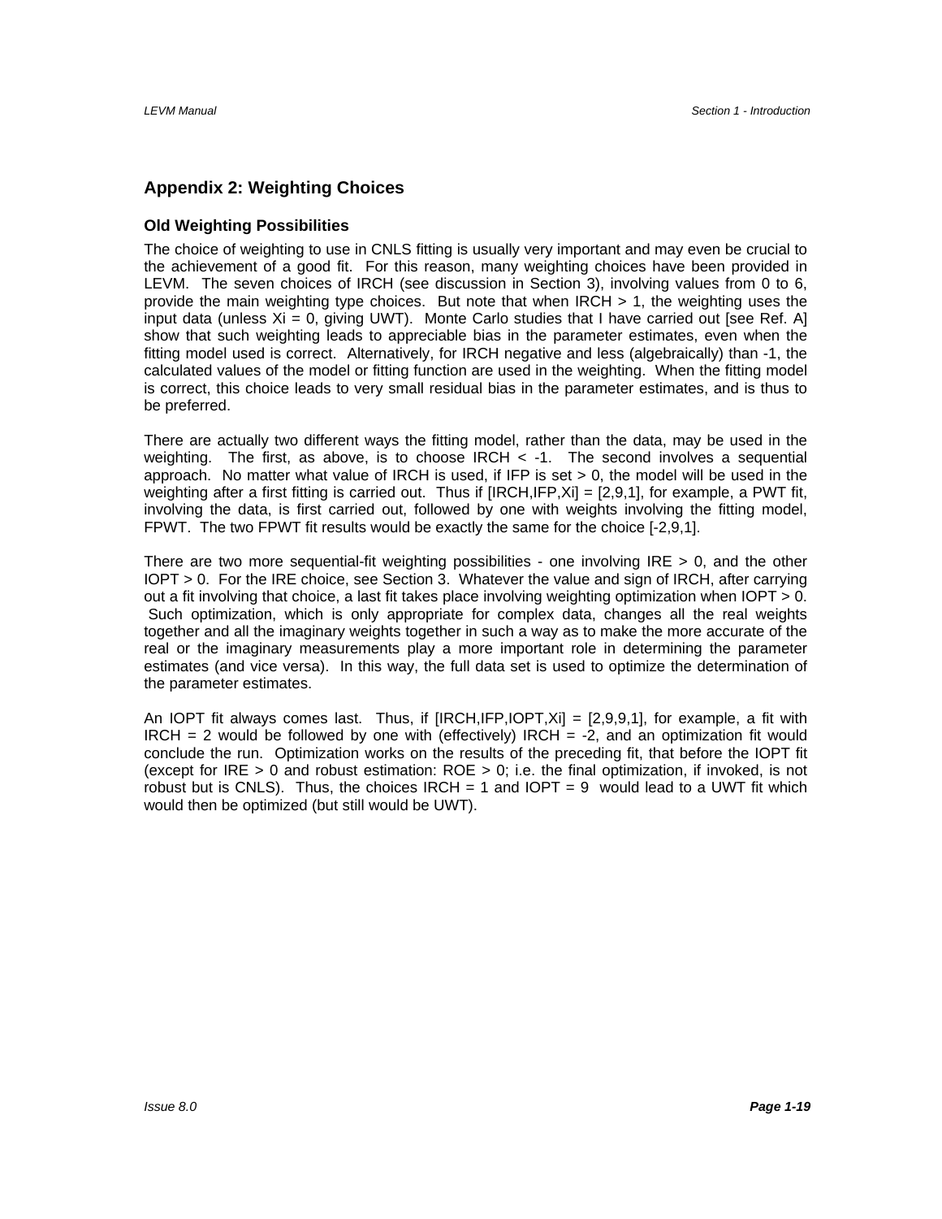## Appendix 2: Weighting Choices

### Old Weighting Possibilities

The choice of weighting to use in CNLS fitting is usually very important and may even be crucial to the achievement of a good fit. For this reason, many weighting choices have been provided in LEVM. The seven choices of IRCH (see discussion in Section 3), involving values from 0 to 6, provide the main weighting type choices. But note that when IRCH > 1, the weighting uses the input data (unless Xi = 0, giving UWT). Monte Carlo studies that I have carried out [see Ref. A] show that such weighting leads to appreciable bias in the parameter estimates, even when the fitting model used is correct. Alternatively, for IRCH negative and less (algebraically) than -1, the calculated values of the model or fitting function are used in the weighting. When the fitting model is correct, this choice leads to very small residual bias in the parameter estimates, and is thus to be preferred.

There are actually two different ways the fitting model, rather than the data, may be used in the weighting. The first, as above, is to choose IRCH < -1. The second involves a sequential approach. No matter what value of IRCH is used, if IFP is set > 0, the model will be used in the weighting after a first fitting is carried out. Thus if [IRCH,IFP,Xi] = [2,9,1], for example, a PWT fit, involving the data, is first carried out, followed by one with weights involving the fitting model, FPWT. The two FPWT fit results would be exactly the same for the choice [-2,9,1].

There are two more sequential-fit weighting possibilities - one involving IRE > 0, and the other IOPT > 0. For the IRE choice, see Section 3. Whatever the value and sign of IRCH, after carrying out a fit involving that choice, a last fit takes place involving weighting optimization when IOPT > 0. Such optimization, which is only appropriate for complex data, changes all the real weights together and all the imaginary weights together in such a way as to make the more accurate of the real or the imaginary measurements play a more important role in determining the parameter estimates (and vice versa). In this way, the full data set is used to optimize the determination of the parameter estimates.

An IOPT fit always comes last. Thus, if [IRCH,IFP,IOPT,Xi] = [2,9,9,1], for example, a fit with IRCH = 2 would be followed by one with (effectively) IRCH = -2, and an optimization fit would conclude the run. Optimization works on the results of the preceding fit, that before the IOPT fit (except for IRE > 0 and robust estimation: ROE > 0; i.e. the final optimization, if invoked, is not robust but is CNLS). Thus, the choices IRCH = 1 and IOPT = 9 would lead to a UWT fit which would then be optimized (but still would be UWT).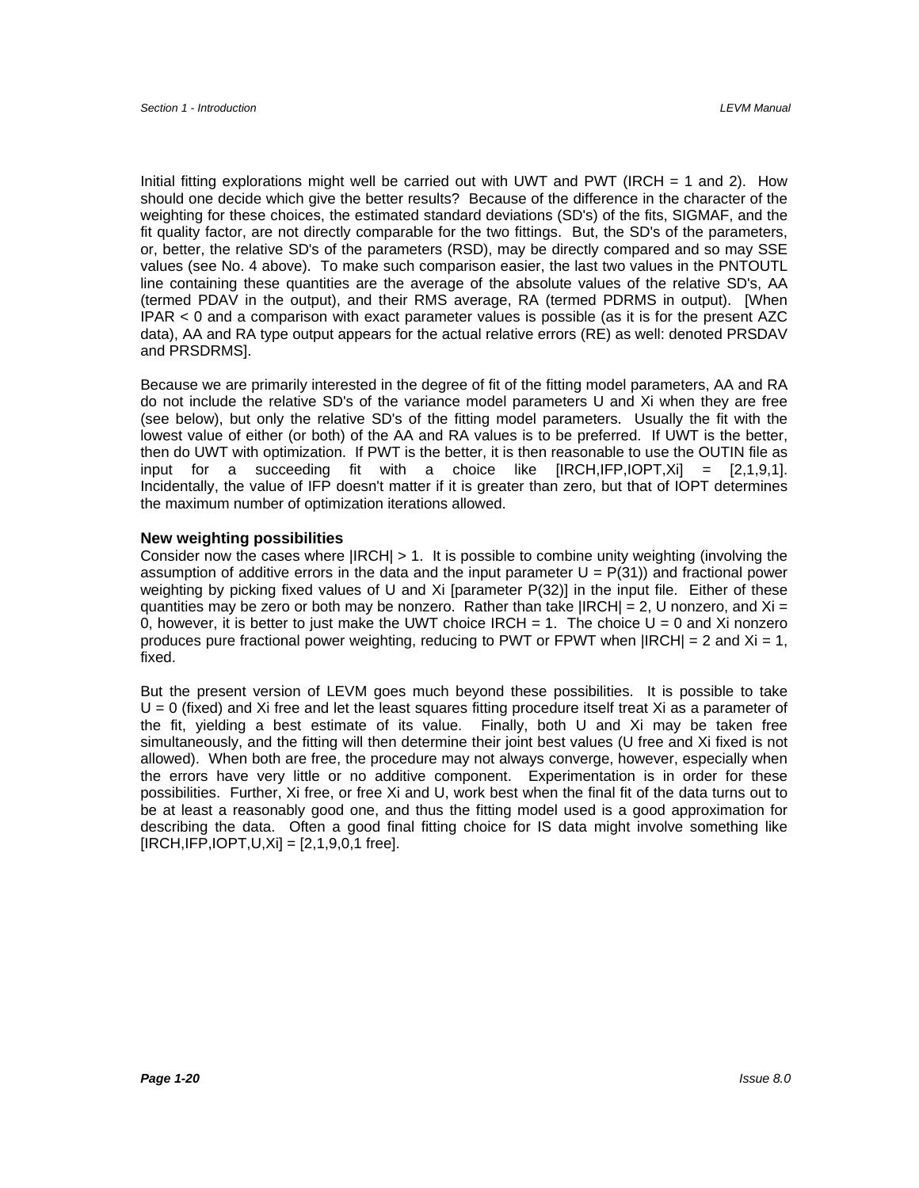Initial fitting explorations might well be carried out with UWT and PWT (IRCH = 1 and 2). How should one decide which give the better results? Because of the difference in the character of the weighting for these choices, the estimated standard deviations (SD's) of the fits, SIGMAF, and the fit quality factor, are not directly comparable for the two fittings. But, the SD's of the parameters, or, better, the relative SD's of the parameters (RSD), may be directly compared and so may SSE values (see No. 4 above). To make such comparison easier, the last two values in the PNTOUTL line containing these quantities are the average of the absolute values of the relative SD's, AA (termed PDAV in the output), and their RMS average, RA (termed PDRMS in output). [When IPAR < 0 and a comparison with exact parameter values is possible (as it is for the present AZC data), AA and RA type output appears for the actual relative errors (RE) as well: denoted PRSDAV and PRSDRMS].

Because we are primarily interested in the degree of fit of the fitting model parameters, AA and RA do not include the relative SD's of the variance model parameters U and Xi when they are free (see below), but only the relative SD's of the fitting model parameters. Usually the fit with the lowest value of either (or both) of the AA and RA values is to be preferred. If UWT is the better, then do UWT with optimization. If PWT is the better, it is then reasonable to use the OUTIN file as input for a succeeding fit with a choice like [IRCH,IFP,IOPT,Xi] = [2,1,9,1]. Incidentally, the value of IFP doesn't matter if it is greater than zero, but that of IOPT determines the maximum number of optimization iterations allowed.

**New weighting possibilities**

Consider now the cases where |IRCH| > 1. It is possible to combine unity weighting (involving the assumption of additive errors in the data and the input parameter U = P(31)) and fractional power weighting by picking fixed values of U and Xi [parameter P(32)] in the input file. Either of these quantities may be zero or both may be nonzero. Rather than take |IRCH| = 2, U nonzero, and Xi = 0, however, it is better to just make the UWT choice IRCH = 1. The choice U = 0 and Xi nonzero produces pure fractional power weighting, reducing to PWT or FPWT when |IRCH| = 2 and Xi = 1, fixed.

But the present version of LEVM goes much beyond these possibilities. It is possible to take U = 0 (fixed) and Xi free and let the least squares fitting procedure itself treat Xi as a parameter of the fit, yielding a best estimate of its value. Finally, both U and Xi may be taken free simultaneously, and the fitting will then determine their joint best values (U free and Xi fixed is not allowed). When both are free, the procedure may not always converge, however, especially when the errors have very little or no additive component. Experimentation is in order for these possibilities. Further, Xi free, or free Xi and U, work best when the final fit of the data turns out to be at least a reasonably good one, and thus the fitting model used is a good approximation for describing the data. Often a good final fitting choice for IS data might involve something like [IRCH,IFP,IOPT,U,Xi] = [2,1,9,0,1 free].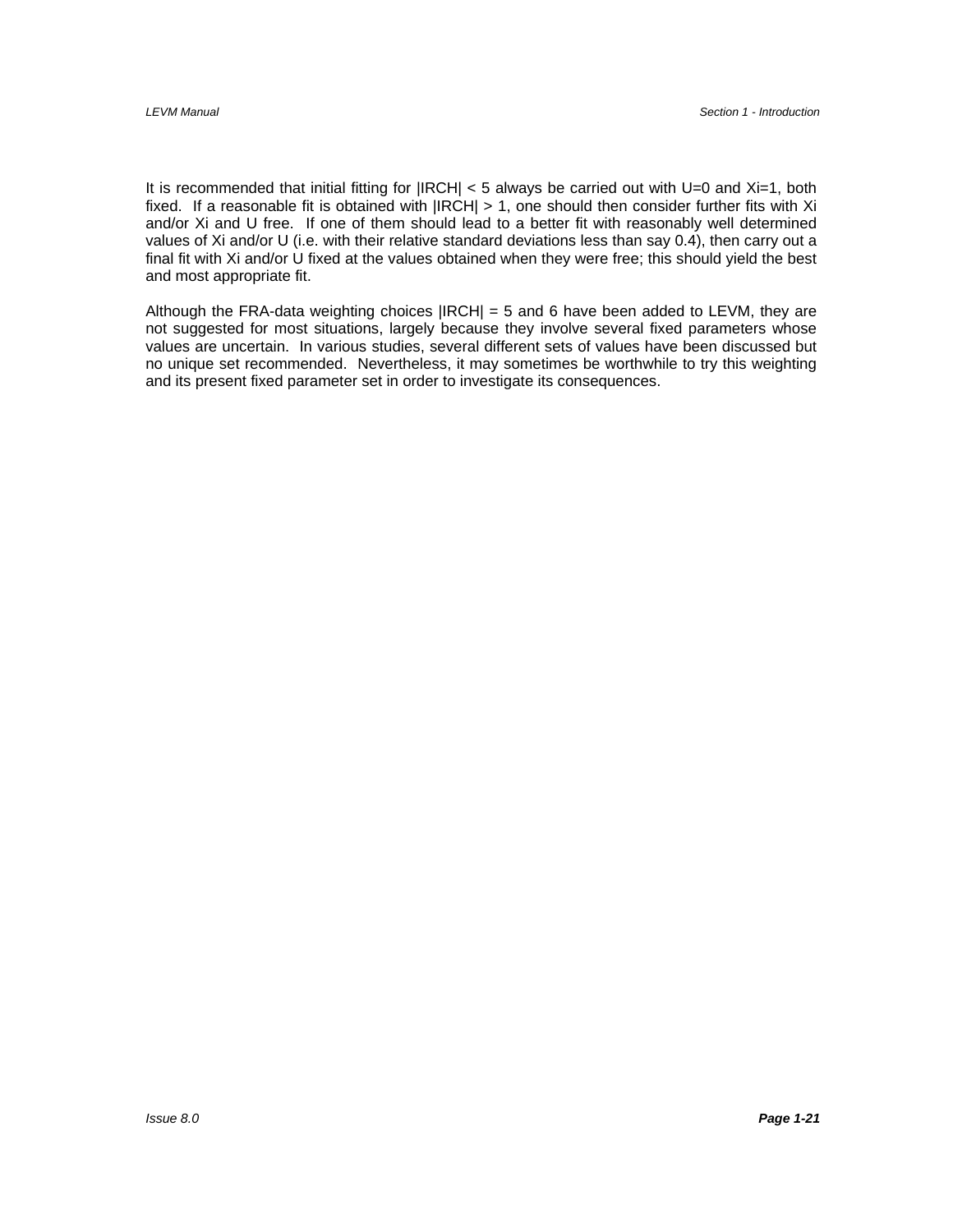It is recommended that initial fitting for |IRCH| < 5 always be carried out with U=0 and Xi=1, both fixed. If a reasonable fit is obtained with |IRCH| > 1, one should then consider further fits with Xi and/or Xi and U free. If one of them should lead to a better fit with reasonably well determined values of Xi and/or U (i.e. with their relative standard deviations less than say 0.4), then carry out a final fit with Xi and/or U fixed at the values obtained when they were free; this should yield the best and most appropriate fit.

Although the FRA-data weighting choices |IRCH| = 5 and 6 have been added to LEVM, they are not suggested for most situations, largely because they involve several fixed parameters whose values are uncertain. In various studies, several different sets of values have been discussed but no unique set recommended. Nevertheless, it may sometimes be worthwhile to try this weighting and its present fixed parameter set in order to investigate its consequences.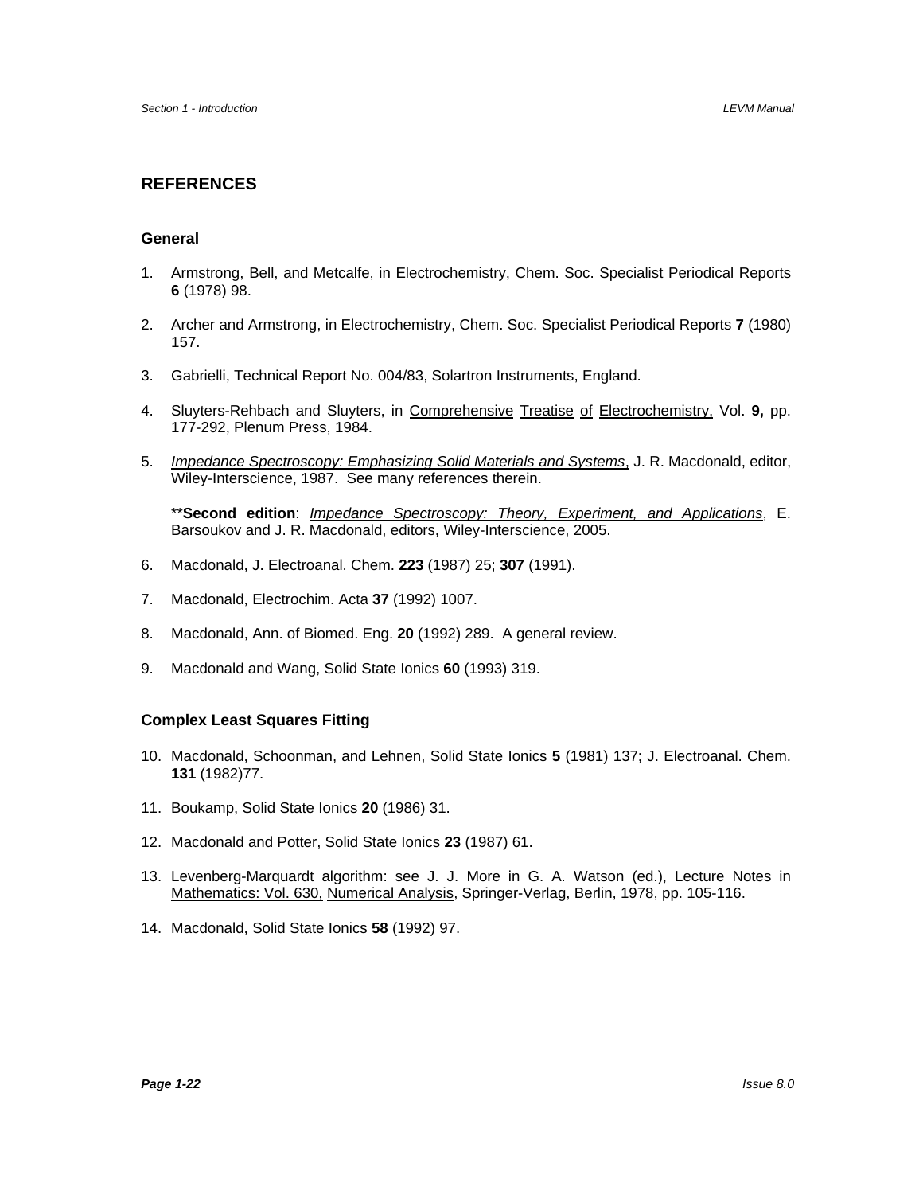## REFERENCES

### General

1. Armstrong, Bell, and Metcalfe, in Electrochemistry, Chem. Soc. Specialist Periodical Reports **6** (1978) 98.

2. Archer and Armstrong, in Electrochemistry, Chem. Soc. Specialist Periodical Reports **7** (1980) 157.

3. Gabrielli, Technical Report No. 004/83, Solartron Instruments, England.

4. Sluyters-Rehbach and Sluyters, in Comprehensive Treatise of Electrochemistry, Vol. **9,** pp. 177-292, Plenum Press, 1984.

5. *Impedance Spectroscopy: Emphasizing Solid Materials and Systems*, J. R. Macdonald, editor, Wiley-Interscience, 1987. See many references therein.

   ***Second edition**: *Impedance Spectroscopy: Theory, Experiment, and Applications*, E. Barsoukov and J. R. Macdonald, editors, Wiley-Interscience, 2005.

6. Macdonald, J. Electroanal. Chem. **223** (1987) 25; **307** (1991).

7. Macdonald, Electrochim. Acta **37** (1992) 1007.

8. Macdonald, Ann. of Biomed. Eng. **20** (1992) 289. A general review.

9. Macdonald and Wang, Solid State Ionics **60** (1993) 319.

### Complex Least Squares Fitting

10. Macdonald, Schoonman, and Lehnen, Solid State Ionics **5** (1981) 137; J. Electroanal. Chem. **131** (1982)77.

11. Boukamp, Solid State Ionics **20** (1986) 31.

12. Macdonald and Potter, Solid State Ionics **23** (1987) 61.

13. Levenberg-Marquardt algorithm: see J. J. More in G. A. Watson (ed.), Lecture Notes in Mathematics: Vol. 630, Numerical Analysis, Springer-Verlag, Berlin, 1978, pp. 105-116.

14. Macdonald, Solid State Ionics **58** (1992) 97.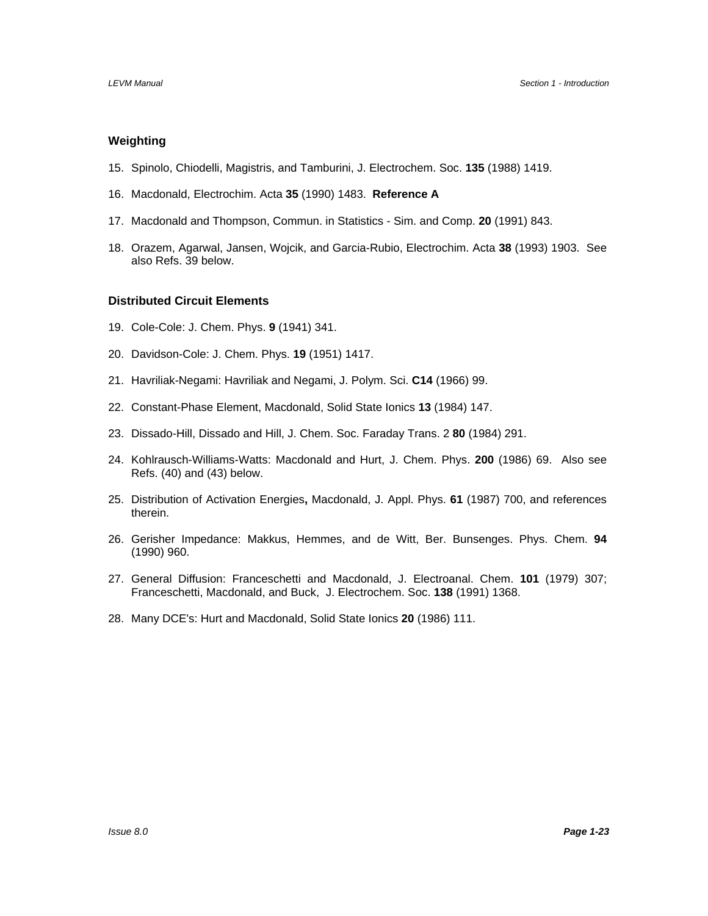### Weighting

15. Spinolo, Chiodelli, Magistris, and Tamburini, J. Electrochem. Soc. **135** (1988) 1419.

16. Macdonald, Electrochim. Acta **35** (1990) 1483. **Reference A**

17. Macdonald and Thompson, Commun. in Statistics - Sim. and Comp. **20** (1991) 843.

18. Orazem, Agarwal, Jansen, Wojcik, and Garcia-Rubio, Electrochim. Acta **38** (1993) 1903. See also Refs. 39 below.

### Distributed Circuit Elements

19. Cole-Cole: J. Chem. Phys. **9** (1941) 341.

20. Davidson-Cole: J. Chem. Phys. **19** (1951) 1417.

21. Havriliak-Negami: Havriliak and Negami, J. Polym. Sci. **C14** (1966) 99.

22. Constant-Phase Element, Macdonald, Solid State Ionics **13** (1984) 147.

23. Dissado-Hill, Dissado and Hill, J. Chem. Soc. Faraday Trans. 2 **80** (1984) 291.

24. Kohlrausch-Williams-Watts: Macdonald and Hurt, J. Chem. Phys. **200** (1986) 69. Also see Refs. (40) and (43) below.

25. Distribution of Activation Energies**,** Macdonald, J. Appl. Phys. **61** (1987) 700, and references therein.

26. Gerisher Impedance: Makkus, Hemmes, and de Witt, Ber. Bunsenges. Phys. Chem. **94** (1990) 960.

27. General Diffusion: Franceschetti and Macdonald, J. Electroanal. Chem. **101** (1979) 307; Franceschetti, Macdonald, and Buck, J. Electrochem. Soc. **138** (1991) 1368.

28. Many DCE's: Hurt and Macdonald, Solid State Ionics **20** (1986) 111.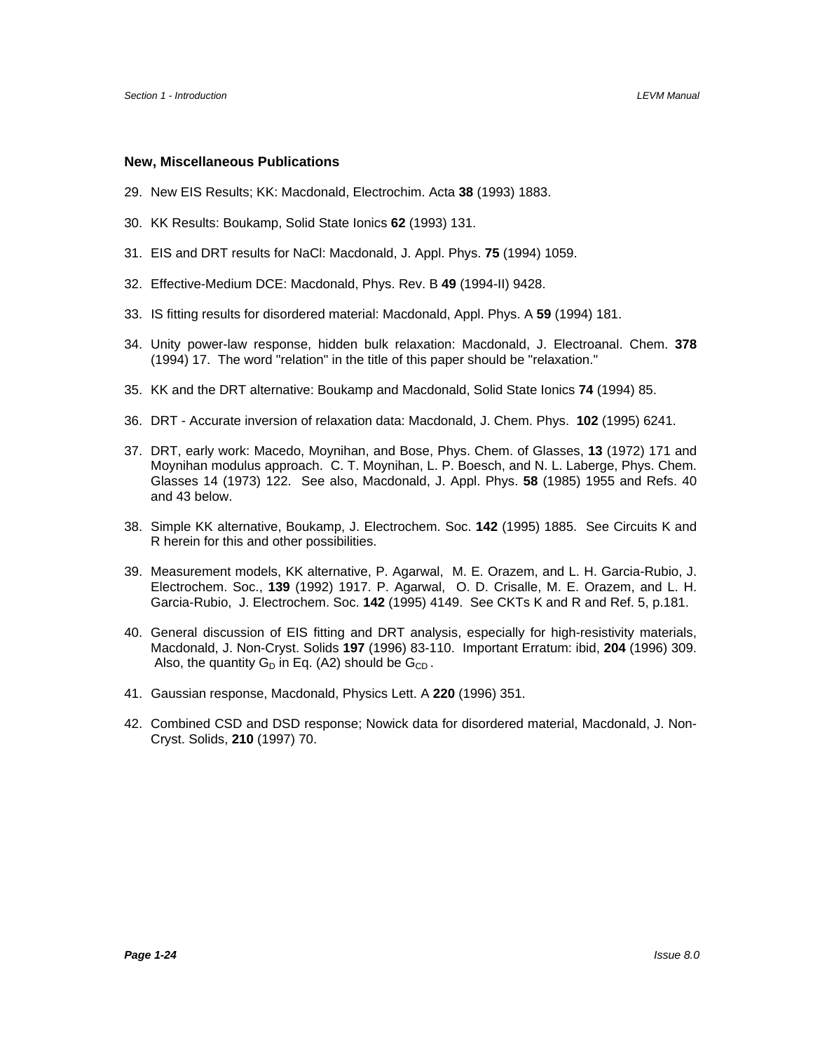### New, Miscellaneous Publications

29. New EIS Results; KK: Macdonald, Electrochim. Acta **38** (1993) 1883.

30. KK Results: Boukamp, Solid State Ionics **62** (1993) 131.

31. EIS and DRT results for NaCl: Macdonald, J. Appl. Phys. **75** (1994) 1059.

32. Effective-Medium DCE: Macdonald, Phys. Rev. B **49** (1994-II) 9428.

33. IS fitting results for disordered material: Macdonald, Appl. Phys. A **59** (1994) 181.

34. Unity power-law response, hidden bulk relaxation: Macdonald, J. Electroanal. Chem. **378** (1994) 17. The word "relation" in the title of this paper should be "relaxation."

35. KK and the DRT alternative: Boukamp and Macdonald, Solid State Ionics **74** (1994) 85.

36. DRT - Accurate inversion of relaxation data: Macdonald, J. Chem. Phys. **102** (1995) 6241.

37. DRT, early work: Macedo, Moynihan, and Bose, Phys. Chem. of Glasses, **13** (1972) 171 and Moynihan modulus approach. C. T. Moynihan, L. P. Boesch, and N. L. Laberge, Phys. Chem. Glasses 14 (1973) 122. See also, Macdonald, J. Appl. Phys. **58** (1985) 1955 and Refs. 40 and 43 below.

38. Simple KK alternative, Boukamp, J. Electrochem. Soc. **142** (1995) 1885. See Circuits K and R herein for this and other possibilities.

39. Measurement models, KK alternative, P. Agarwal, M. E. Orazem, and L. H. Garcia-Rubio, J. Electrochem. Soc., **139** (1992) 1917. P. Agarwal, O. D. Crisalle, M. E. Orazem, and L. H. Garcia-Rubio, J. Electrochem. Soc. **142** (1995) 4149. See CKTs K and R and Ref. 5, p.181.

40. General discussion of EIS fitting and DRT analysis, especially for high-resistivity materials, Macdonald, J. Non-Cryst. Solids **197** (1996) 83-110. Important Erratum: ibid, **204** (1996) 309. Also, the quantity $G_D$ in Eq. (A2) should be $G_{CD}$.

41. Gaussian response, Macdonald, Physics Lett. A **220** (1996) 351.

42. Combined CSD and DSD response; Nowick data for disordered material, Macdonald, J. Non-Cryst. Solids, **210** (1997) 70.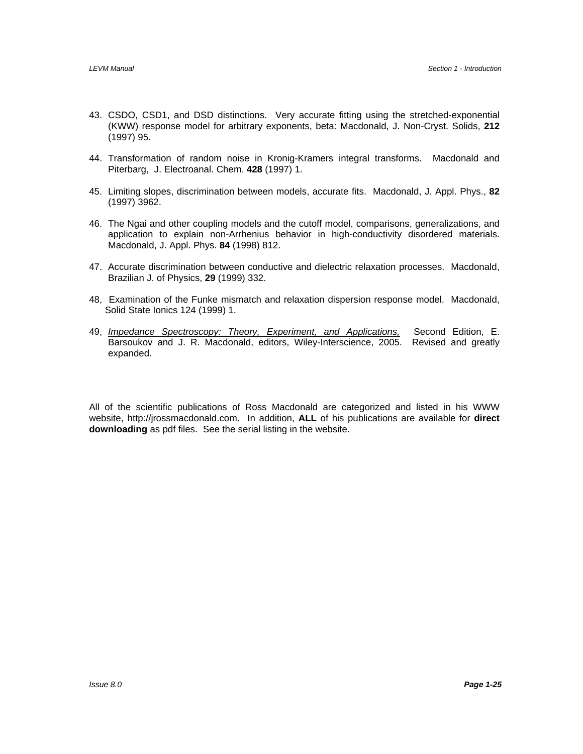43. CSDO, CSD1, and DSD distinctions. Very accurate fitting using the stretched-exponential (KWW) response model for arbitrary exponents, beta: Macdonald, J. Non-Cryst. Solids, **212** (1997) 95.

44. Transformation of random noise in Kronig-Kramers integral transforms. Macdonald and Piterbarg, J. Electroanal. Chem. **428** (1997) 1.

45. Limiting slopes, discrimination between models, accurate fits. Macdonald, J. Appl. Phys., **82** (1997) 3962.

46. The Ngai and other coupling models and the cutoff model, comparisons, generalizations, and application to explain non-Arrhenius behavior in high-conductivity disordered materials. Macdonald, J. Appl. Phys. **84** (1998) 812.

47. Accurate discrimination between conductive and dielectric relaxation processes. Macdonald, Brazilian J. of Physics, **29** (1999) 332.

48, Examination of the Funke mismatch and relaxation dispersion response model. Macdonald, Solid State Ionics 124 (1999) 1.

49, *Impedance Spectroscopy: Theory, Experiment, and Applications,* Second Edition, E. Barsoukov and J. R. Macdonald, editors, Wiley-Interscience, 2005. Revised and greatly expanded.

All of the scientific publications of Ross Macdonald are categorized and listed in his WWW website, http://jrossmacdonald.com. In addition, **ALL** of his publications are available for **direct downloading** as pdf files. See the serial listing in the website.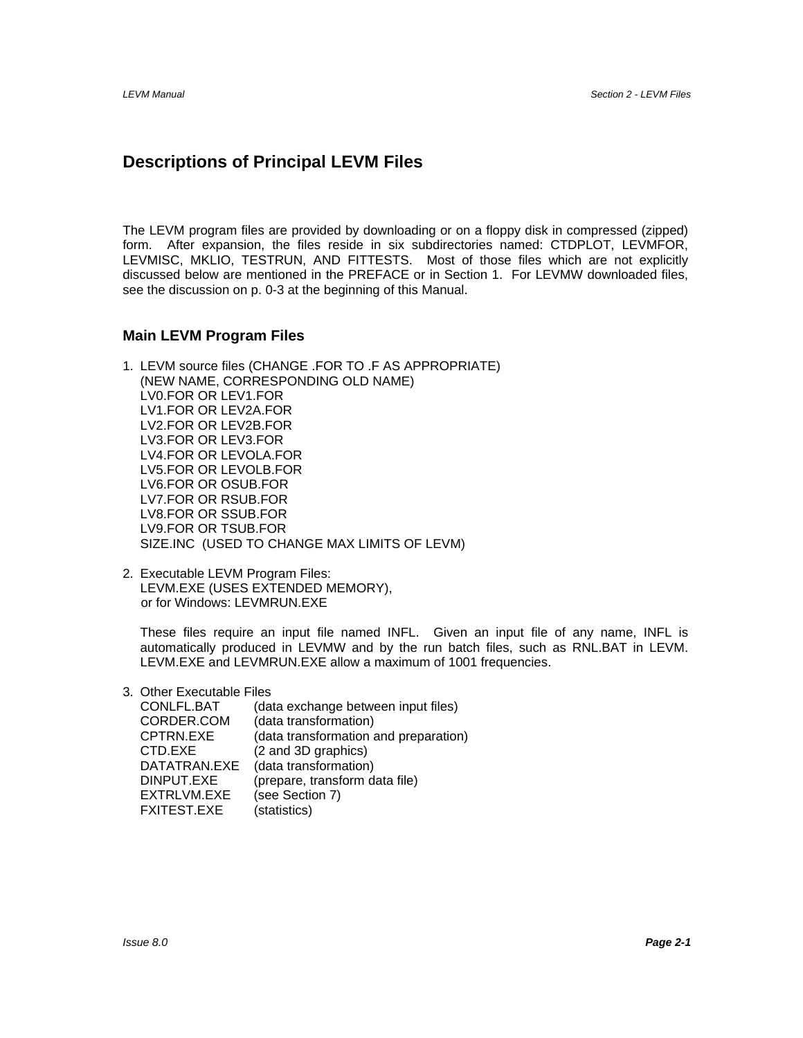# Descriptions of Principal LEVM Files

The LEVM program files are provided by downloading or on a floppy disk in compressed (zipped) form. After expansion, the files reside in six subdirectories named: CTDPLOT, LEVMFOR, LEVMISC, MKLIO, TESTRUN, AND FITTESTS. Most of those files which are not explicitly discussed below are mentioned in the PREFACE or in Section 1. For LEVMW downloaded files, see the discussion on p. 0-3 at the beginning of this Manual.

## Main LEVM Program Files

1. LEVM source files (CHANGE .FOR TO .F AS APPROPRIATE)
   (NEW NAME, CORRESPONDING OLD NAME)
   LV0.FOR OR LEV1.FOR
   LV1.FOR OR LEV2A.FOR
   LV2.FOR OR LEV2B.FOR
   LV3.FOR OR LEV3.FOR
   LV4.FOR OR LEVOLA.FOR
   LV5.FOR OR LEVOLB.FOR
   LV6.FOR OR OSUB.FOR
   LV7.FOR OR RSUB.FOR
   LV8.FOR OR SSUB.FOR
   LV9.FOR OR TSUB.FOR
   SIZE.INC (USED TO CHANGE MAX LIMITS OF LEVM)

2. Executable LEVM Program Files:
   LEVM.EXE (USES EXTENDED MEMORY),
   or for Windows: LEVMRUN.EXE

   These files require an input file named INFL. Given an input file of any name, INFL is automatically produced in LEVMW and by the run batch files, such as RNL.BAT in LEVM. LEVM.EXE and LEVMRUN.EXE allow a maximum of 1001 frequencies.

3. Other Executable Files

| | |
|---|---|
| CONLFL.BAT | (data exchange between input files) |
| CORDER.COM | (data transformation) |
| CPTRN.EXE | (data transformation and preparation) |
| CTD.EXE | (2 and 3D graphics) |
| DATATRAN.EXE | (data transformation) |
| DINPUT.EXE | (prepare, transform data file) |
| EXTRLVM.EXE | (see Section 7) |
| FXITEST.EXE | (statistics) |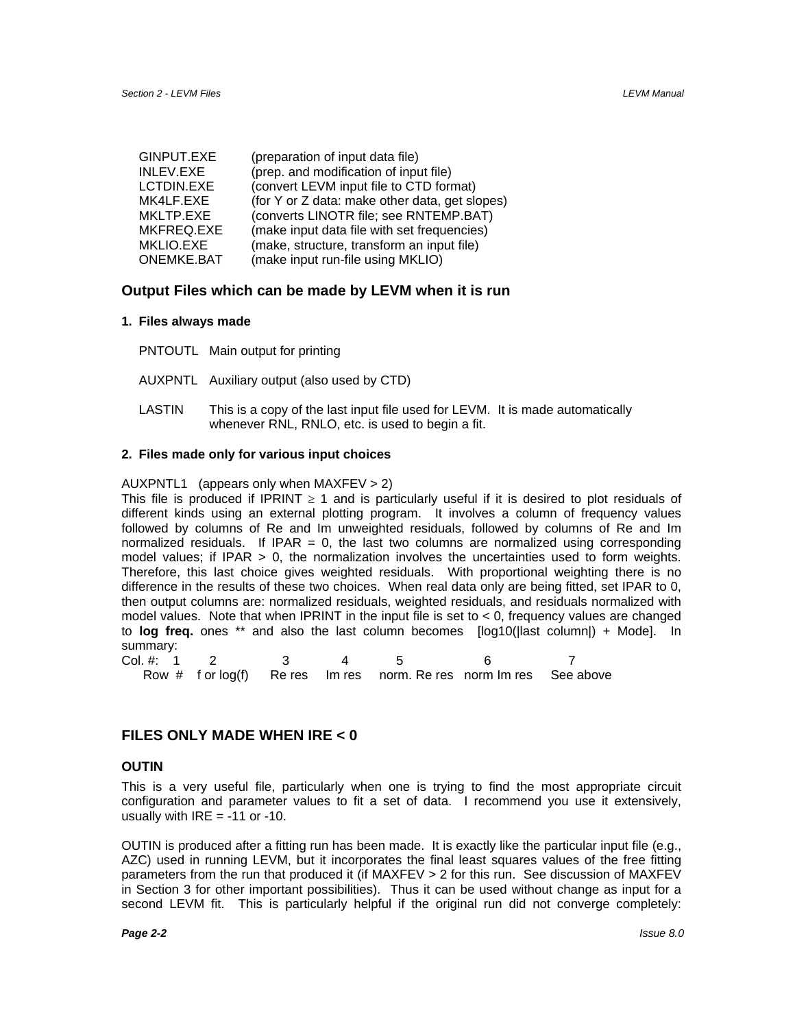| | |
|---|---|
| GINPUT.EXE | (preparation of input data file) |
| INLEV.EXE | (prep. and modification of input file) |
| LCTDIN.EXE | (convert LEVM input file to CTD format) |
| MK4LF.EXE | (for Y or Z data: make other data, get slopes) |
| MKLTP.EXE | (converts LINOTR file; see RNTEMP.BAT) |
| MKFREQ.EXE | (make input data file with set frequencies) |
| MKLIO.EXE | (make, structure, transform an input file) |
| ONEMKE.BAT | (make input run-file using MKLIO) |

## Output Files which can be made by LEVM when it is run

### 1. Files always made

PNTOUTL Main output for printing

AUXPNTL Auxiliary output (also used by CTD)

LASTIN This is a copy of the last input file used for LEVM. It is made automatically whenever RNL, RNLO, etc. is used to begin a fit.

### 2. Files made only for various input choices

AUXPNTL1 (appears only when MAXFEV > 2)

This file is produced if IPRINT $\geq$ 1 and is particularly useful if it is desired to plot residuals of different kinds using an external plotting program. It involves a column of frequency values followed by columns of Re and Im unweighted residuals, followed by columns of Re and Im normalized residuals. If IPAR = 0, the last two columns are normalized using corresponding model values; if IPAR > 0, the normalization involves the uncertainties used to form weights. Therefore, this last choice gives weighted residuals. With proportional weighting there is no difference in the results of these two choices. When real data only are being fitted, set IPAR to 0, then output columns are: normalized residuals, weighted residuals, and residuals normalized with model values. Note that when IPRINT in the input file is set to < 0, frequency values are changed to **log freq.** ones ** and also the last column becomes [log10(|last column|) + Mode]. In summary:

| Col. #: 1 | 2 | 3 | 4 | 5 | 6 | 7 |
|---|---|---|---|---|---|---|
| Row # | f or log(f) | Re res | Im res | norm. Re res | norm Im res | See above |

## FILES ONLY MADE WHEN IRE < 0

### OUTIN

This is a very useful file, particularly when one is trying to find the most appropriate circuit configuration and parameter values to fit a set of data. I recommend you use it extensively, usually with IRE = -11 or -10.

OUTIN is produced after a fitting run has been made. It is exactly like the particular input file (e.g., AZC) used in running LEVM, but it incorporates the final least squares values of the free fitting parameters from the run that produced it (if MAXFEV > 2 for this run. See discussion of MAXFEV in Section 3 for other important possibilities). Thus it can be used without change as input for a second LEVM fit. This is particularly helpful if the original run did not converge completely: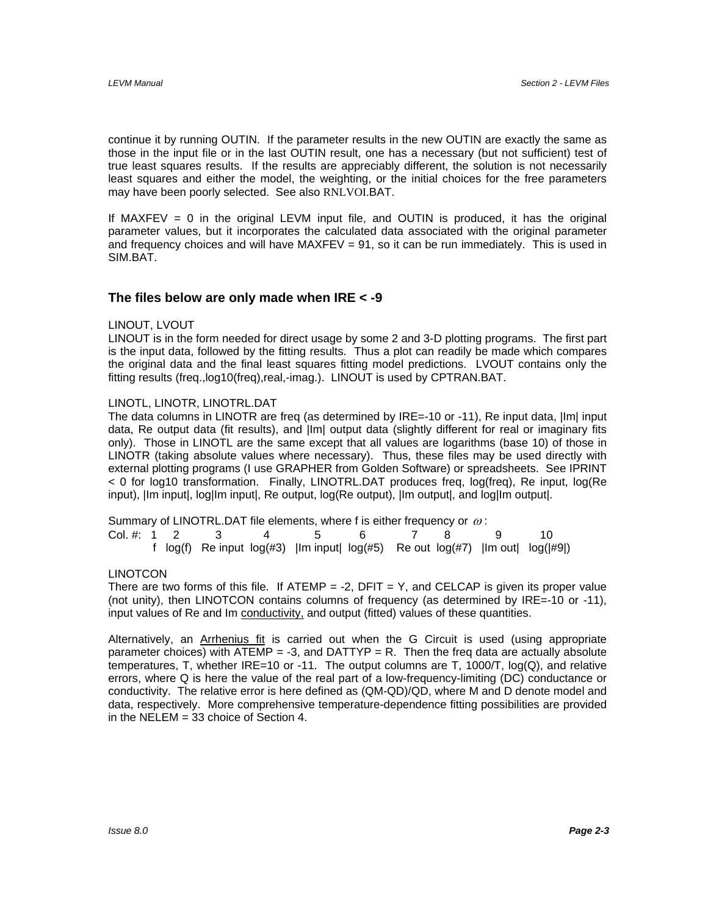continue it by running OUTIN. If the parameter results in the new OUTIN are exactly the same as those in the input file or in the last OUTIN result, one has a necessary (but not sufficient) test of true least squares results. If the results are appreciably different, the solution is not necessarily least squares and either the model, the weighting, or the initial choices for the free parameters may have been poorly selected. See also RNLVOI.BAT.

If MAXFEV = 0 in the original LEVM input file, and OUTIN is produced, it has the original parameter values, but it incorporates the calculated data associated with the original parameter and frequency choices and will have MAXFEV = 91, so it can be run immediately. This is used in SIM.BAT.

## The files below are only made when IRE < -9

LINOUT, LVOUT

LINOUT is in the form needed for direct usage by some 2 and 3-D plotting programs. The first part is the input data, followed by the fitting results. Thus a plot can readily be made which compares the original data and the final least squares fitting model predictions. LVOUT contains only the fitting results (freq.,log10(freq),real,-imag.). LINOUT is used by CPTRAN.BAT.

LINOTL, LINOTR, LINOTRL.DAT

The data columns in LINOTR are freq (as determined by IRE=-10 or -11), Re input data, |Im| input data, Re output data (fit results), and |Im| output data (slightly different for real or imaginary fits only). Those in LINOTL are the same except that all values are logarithms (base 10) of those in LINOTR (taking absolute values where necessary). Thus, these files may be used directly with external plotting programs (I use GRAPHER from Golden Software) or spreadsheets. See IPRINT < 0 for log10 transformation. Finally, LINOTRL.DAT produces freq, log(freq), Re input, log(Re input), |Im input|, log|Im input|, Re output, log(Re output), |Im output|, and log|Im output|.

Summary of LINOTRL.DAT file elements, where f is either frequency or $\omega$:

| Col. #: | 1 | 2 | 3 | 4 | 5 | 6 | 7 | 8 | 9 | 10 |
|---|---|---|---|---|---|---|---|---|---|---|
| | f | log(f) | Re input | log(#3) | \|Im input\| | log(#5) | Re out | log(#7) | \|Im out\| | log(\|#9\|) |

LINOTCON

There are two forms of this file. If ATEMP = -2, DFIT = Y, and CELCAP is given its proper value (not unity), then LINOTCON contains columns of frequency (as determined by IRE=-10 or -11), input values of Re and Im conductivity, and output (fitted) values of these quantities.

Alternatively, an Arrhenius fit is carried out when the G Circuit is used (using appropriate parameter choices) with ATEMP = -3, and DATTYP = R. Then the freq data are actually absolute temperatures, T, whether IRE=10 or -11. The output columns are T, 1000/T, log(Q), and relative errors, where Q is here the value of the real part of a low-frequency-limiting (DC) conductance or conductivity. The relative error is here defined as (QM-QD)/QD, where M and D denote model and data, respectively. More comprehensive temperature-dependence fitting possibilities are provided in the NELEM = 33 choice of Section 4.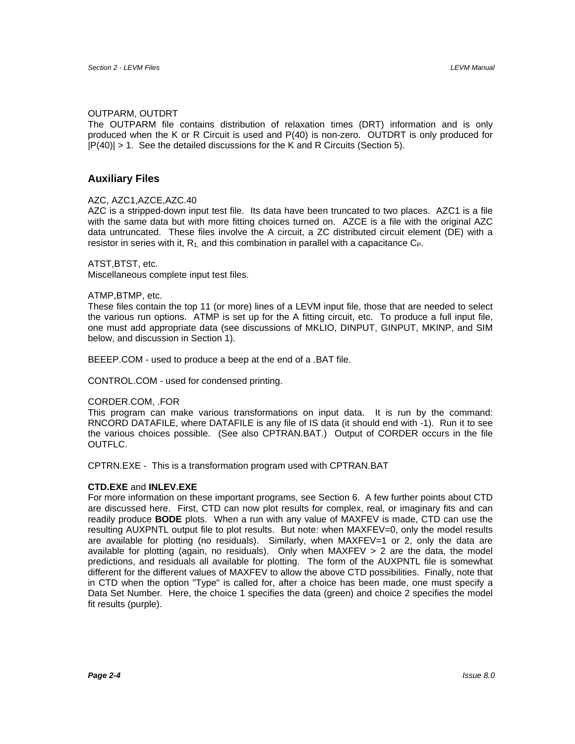OUTPARM, OUTDRT

The OUTPARM file contains distribution of relaxation times (DRT) information and is only produced when the K or R Circuit is used and P(40) is non-zero. OUTDRT is only produced for |P(40)| > 1. See the detailed discussions for the K and R Circuits (Section 5).

## Auxiliary Files

AZC, AZC1,AZCE,AZC.40

AZC is a stripped-down input test file. Its data have been truncated to two places. AZC1 is a file with the same data but with more fitting choices turned on. AZCE is a file with the original AZC data untruncated. These files involve the A circuit, a ZC distributed circuit element (DE) with a resistor in series with it, $R_1$, and this combination in parallel with a capacitance $C_P$.

ATST,BTST, etc.

Miscellaneous complete input test files.

ATMP,BTMP, etc.

These files contain the top 11 (or more) lines of a LEVM input file, those that are needed to select the various run options. ATMP is set up for the A fitting circuit, etc. To produce a full input file, one must add appropriate data (see discussions of MKLIO, DINPUT, GINPUT, MKINP, and SIM below, and discussion in Section 1).

BEEEP.COM - used to produce a beep at the end of a .BAT file.

CONTROL.COM - used for condensed printing.

CORDER.COM, .FOR

This program can make various transformations on input data. It is run by the command: RNCORD DATAFILE, where DATAFILE is any file of IS data (it should end with -1). Run it to see the various choices possible. (See also CPTRAN.BAT.) Output of CORDER occurs in the file OUTFLC.

CPTRN.EXE - This is a transformation program used with CPTRAN.BAT

**CTD.EXE** and **INLEV.EXE**

For more information on these important programs, see Section 6. A few further points about CTD are discussed here. First, CTD can now plot results for complex, real, or imaginary fits and can readily produce **BODE** plots. When a run with any value of MAXFEV is made, CTD can use the resulting AUXPNTL output file to plot results. But note: when MAXFEV=0, only the model results are available for plotting (no residuals). Similarly, when MAXFEV=1 or 2, only the data are available for plotting (again, no residuals). Only when MAXFEV > 2 are the data, the model predictions, and residuals all available for plotting. The form of the AUXPNTL file is somewhat different for the different values of MAXFEV to allow the above CTD possibilities. Finally, note that in CTD when the option "Type" is called for, after a choice has been made, one must specify a Data Set Number. Here, the choice 1 specifies the data (green) and choice 2 specifies the model fit results (purple).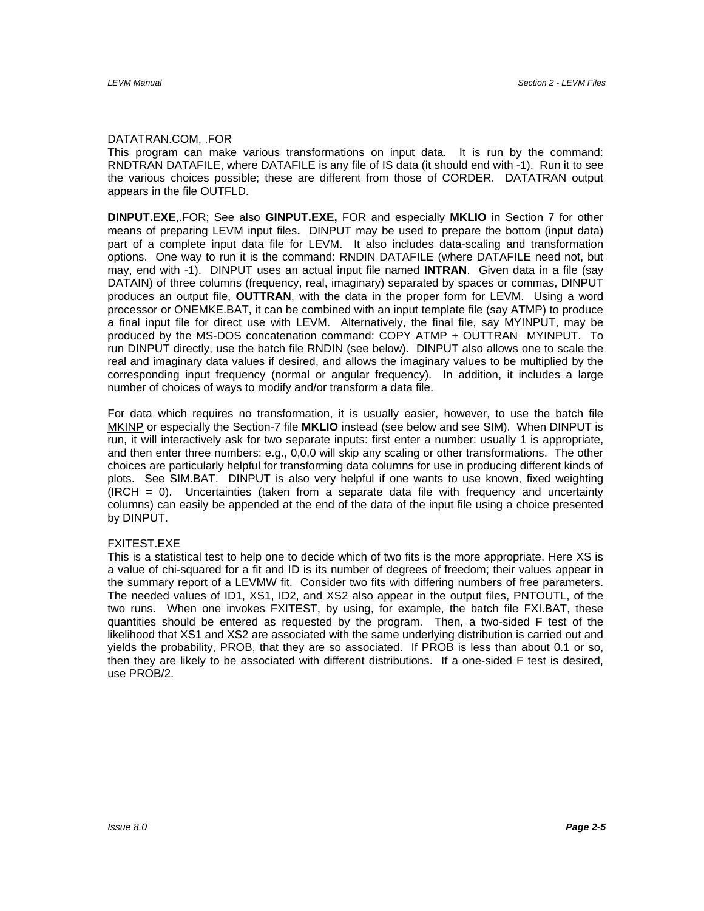DATATRAN.COM, .FOR

This program can make various transformations on input data. It is run by the command: RNDTRAN DATAFILE, where DATAFILE is any file of IS data (it should end with -1). Run it to see the various choices possible; these are different from those of CORDER. DATATRAN output appears in the file OUTFLD.

**DINPUT.EXE**,.FOR; See also **GINPUT.EXE,** FOR and especially **MKLIO** in Section 7 for other means of preparing LEVM input files**.** DINPUT may be used to prepare the bottom (input data) part of a complete input data file for LEVM. It also includes data-scaling and transformation options. One way to run it is the command: RNDIN DATAFILE (where DATAFILE need not, but may, end with -1). DINPUT uses an actual input file named **INTRAN**. Given data in a file (say DATAIN) of three columns (frequency, real, imaginary) separated by spaces or commas, DINPUT produces an output file, **OUTTRAN**, with the data in the proper form for LEVM. Using a word processor or ONEMKE.BAT, it can be combined with an input template file (say ATMP) to produce a final input file for direct use with LEVM. Alternatively, the final file, say MYINPUT, may be produced by the MS-DOS concatenation command: COPY ATMP + OUTTRAN MYINPUT. To run DINPUT directly, use the batch file RNDIN (see below). DINPUT also allows one to scale the real and imaginary data values if desired, and allows the imaginary values to be multiplied by the corresponding input frequency (normal or angular frequency). In addition, it includes a large number of choices of ways to modify and/or transform a data file.

For data which requires no transformation, it is usually easier, however, to use the batch file MKINP or especially the Section-7 file **MKLIO** instead (see below and see SIM). When DINPUT is run, it will interactively ask for two separate inputs: first enter a number: usually 1 is appropriate, and then enter three numbers: e.g., 0,0,0 will skip any scaling or other transformations. The other choices are particularly helpful for transforming data columns for use in producing different kinds of plots. See SIM.BAT. DINPUT is also very helpful if one wants to use known, fixed weighting (IRCH = 0). Uncertainties (taken from a separate data file with frequency and uncertainty columns) can easily be appended at the end of the data of the input file using a choice presented by DINPUT.

FXITEST.EXE

This is a statistical test to help one to decide which of two fits is the more appropriate. Here XS is a value of chi-squared for a fit and ID is its number of degrees of freedom; their values appear in the summary report of a LEVMW fit. Consider two fits with differing numbers of free parameters. The needed values of ID1, XS1, ID2, and XS2 also appear in the output files, PNTOUTL, of the two runs. When one invokes FXITEST, by using, for example, the batch file FXI.BAT, these quantities should be entered as requested by the program. Then, a two-sided F test of the likelihood that XS1 and XS2 are associated with the same underlying distribution is carried out and yields the probability, PROB, that they are so associated. If PROB is less than about 0.1 or so, then they are likely to be associated with different distributions. If a one-sided F test is desired, use PROB/2.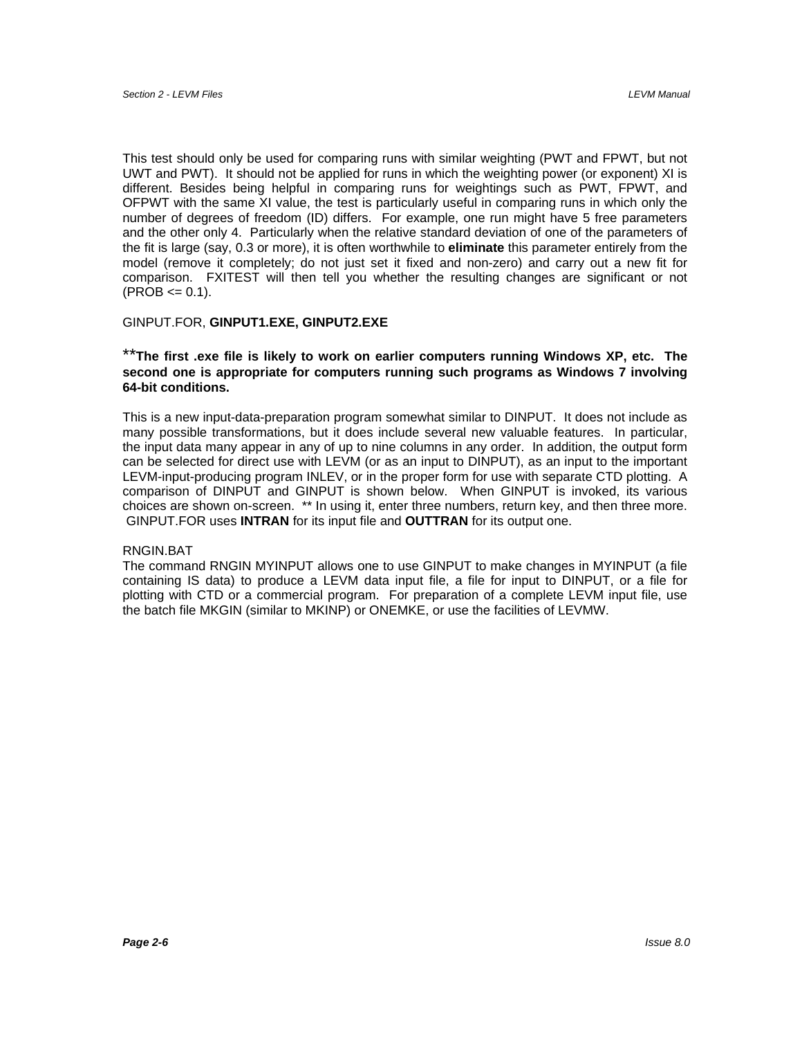This test should only be used for comparing runs with similar weighting (PWT and FPWT, but not UWT and PWT). It should not be applied for runs in which the weighting power (or exponent) XI is different. Besides being helpful in comparing runs for weightings such as PWT, FPWT, and OFPWT with the same XI value, the test is particularly useful in comparing runs in which only the number of degrees of freedom (ID) differs. For example, one run might have 5 free parameters and the other only 4. Particularly when the relative standard deviation of one of the parameters of the fit is large (say, 0.3 or more), it is often worthwhile to **eliminate** this parameter entirely from the model (remove it completely; do not just set it fixed and non-zero) and carry out a new fit for comparison. FXITEST will then tell you whether the resulting changes are significant or not (PROB <= 0.1).

GINPUT.FOR, **GINPUT1.EXE, GINPUT2.EXE**

****The first .exe file is likely to work on earlier computers running Windows XP, etc. The second one is appropriate for computers running such programs as Windows 7 involving 64-bit conditions.**

This is a new input-data-preparation program somewhat similar to DINPUT. It does not include as many possible transformations, but it does include several new valuable features. In particular, the input data many appear in any of up to nine columns in any order. In addition, the output form can be selected for direct use with LEVM (or as an input to DINPUT), as an input to the important LEVM-input-producing program INLEV, or in the proper form for use with separate CTD plotting. A comparison of DINPUT and GINPUT is shown below. When GINPUT is invoked, its various choices are shown on-screen. ** In using it, enter three numbers, return key, and then three more. GINPUT.FOR uses **INTRAN** for its input file and **OUTTRAN** for its output one.

RNGIN.BAT
The command RNGIN MYINPUT allows one to use GINPUT to make changes in MYINPUT (a file containing IS data) to produce a LEVM data input file, a file for input to DINPUT, or a file for plotting with CTD or a commercial program. For preparation of a complete LEVM input file, use the batch file MKGIN (similar to MKINP) or ONEMKE, or use the facilities of LEVMW.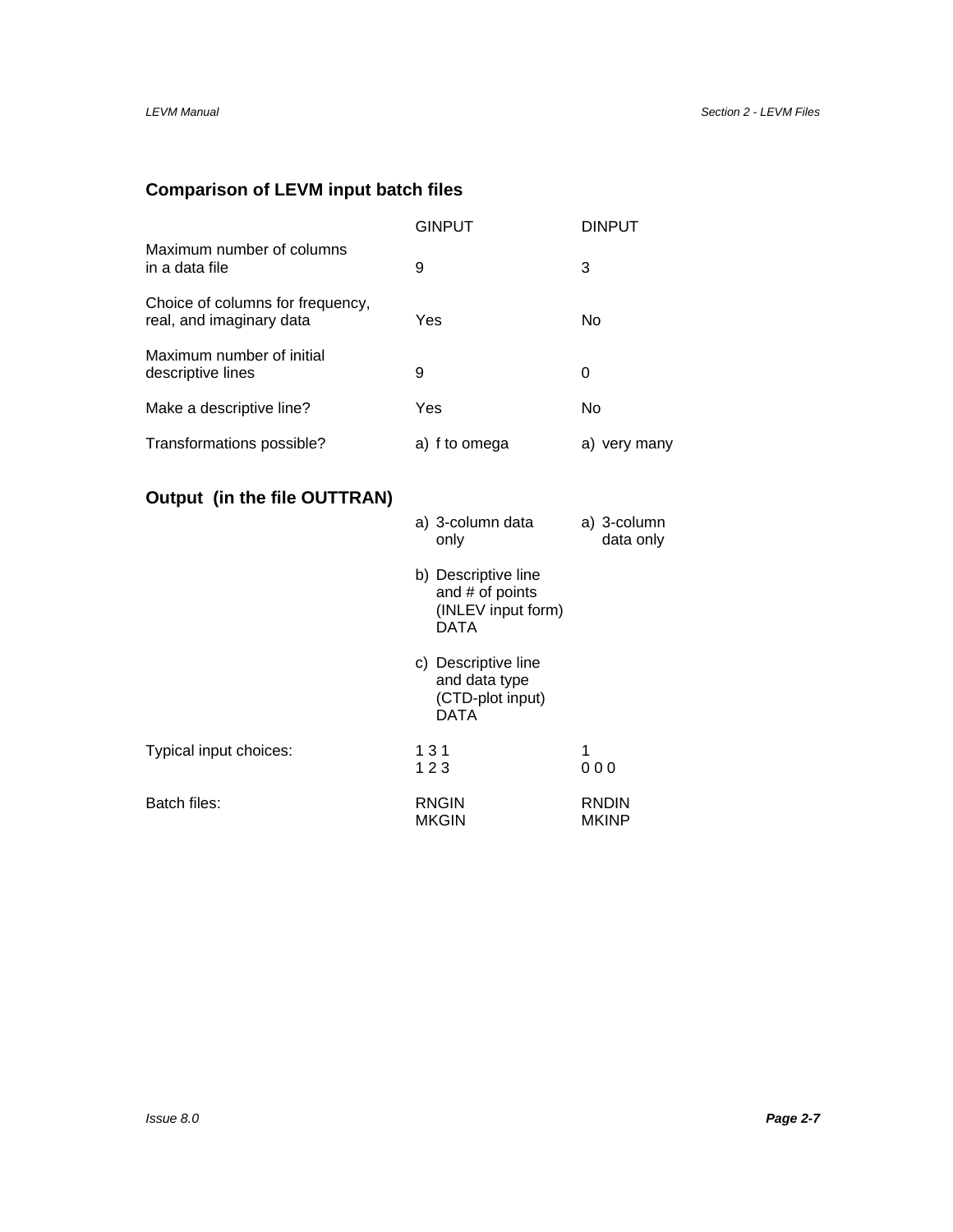## Comparison of LEVM input batch files

| | GINPUT | DINPUT |
|---|---|---|
| Maximum number of columns in a data file | 9 | 3 |
| Choice of columns for frequency, real, and imaginary data | Yes | No |
| Maximum number of initial descriptive lines | 9 | 0 |
| Make a descriptive line? | Yes | No |
| Transformations possible? | a) f to omega | a) very many |

## Output (in the file OUTTRAN)

| | GINPUT | DINPUT |
|---|---|---|
| | a) 3-column data only | a) 3-column data only |
| | b) Descriptive line and # of points (INLEV input form) DATA | |
| | c) Descriptive line and data type (CTD-plot input) DATA | |
| Typical input choices: | 1 3 1<br>1 2 3 | 1<br>0 0 0 |
| Batch files: | RNGIN<br>MKGIN | RNDIN<br>MKINP |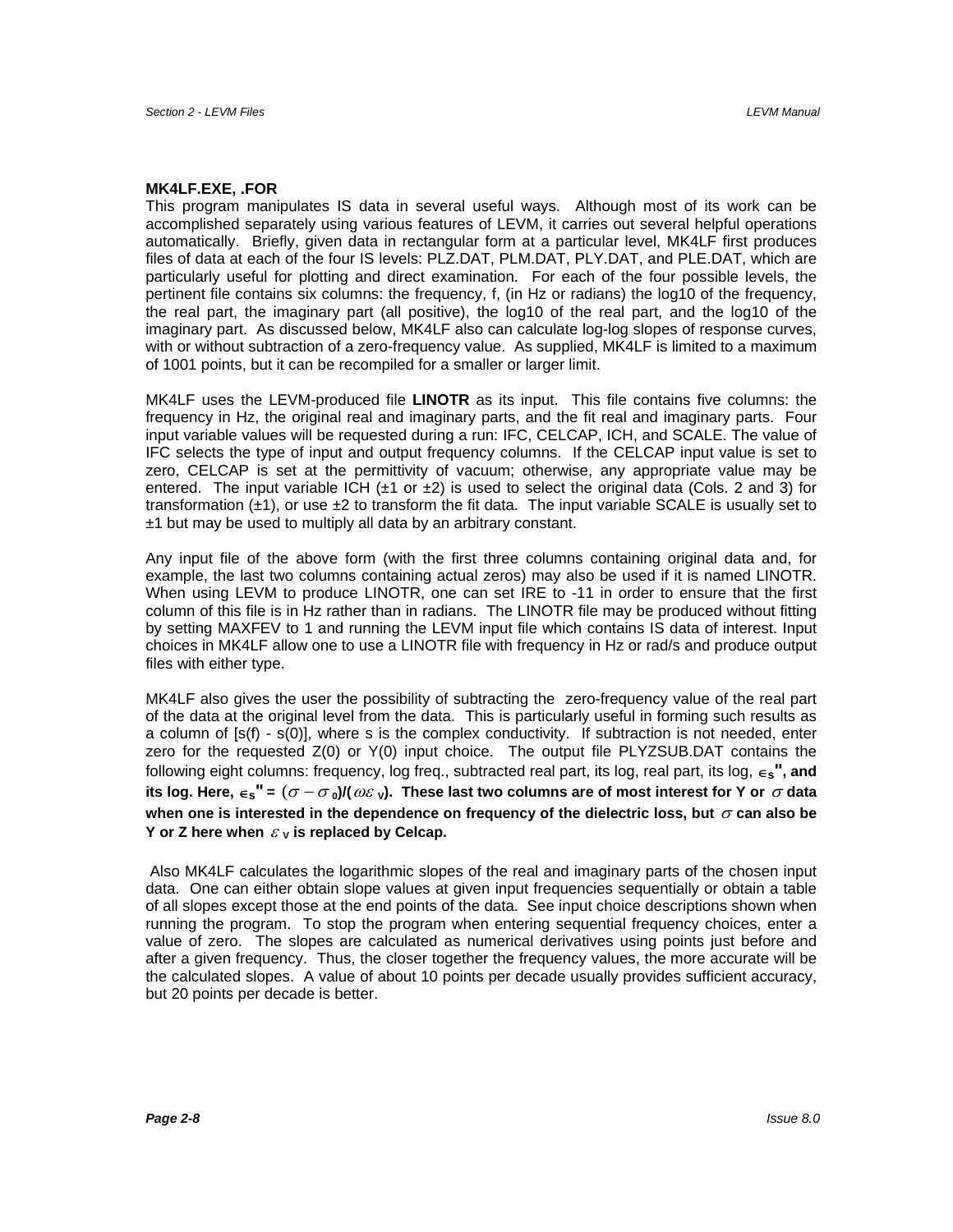**MK4LF.EXE, .FOR**

This program manipulates IS data in several useful ways. Although most of its work can be accomplished separately using various features of LEVM, it carries out several helpful operations automatically. Briefly, given data in rectangular form at a particular level, MK4LF first produces files of data at each of the four IS levels: PLZ.DAT, PLM.DAT, PLY.DAT, and PLE.DAT, which are particularly useful for plotting and direct examination. For each of the four possible levels, the pertinent file contains six columns: the frequency, f, (in Hz or radians) the log10 of the frequency, the real part, the imaginary part (all positive), the log10 of the real part, and the log10 of the imaginary part. As discussed below, MK4LF also can calculate log-log slopes of response curves, with or without subtraction of a zero-frequency value. As supplied, MK4LF is limited to a maximum of 1001 points, but it can be recompiled for a smaller or larger limit.

MK4LF uses the LEVM-produced file **LINOTR** as its input. This file contains five columns: the frequency in Hz, the original real and imaginary parts, and the fit real and imaginary parts. Four input variable values will be requested during a run: IFC, CELCAP, ICH, and SCALE. The value of IFC selects the type of input and output frequency columns. If the CELCAP input value is set to zero, CELCAP is set at the permittivity of vacuum; otherwise, any appropriate value may be entered. The input variable ICH (±1 or ±2) is used to select the original data (Cols. 2 and 3) for transformation (±1), or use ±2 to transform the fit data. The input variable SCALE is usually set to ±1 but may be used to multiply all data by an arbitrary constant.

Any input file of the above form (with the first three columns containing original data and, for example, the last two columns containing actual zeros) may also be used if it is named LINOTR. When using LEVM to produce LINOTR, one can set IRE to -11 in order to ensure that the first column of this file is in Hz rather than in radians. The LINOTR file may be produced without fitting by setting MAXFEV to 1 and running the LEVM input file which contains IS data of interest. Input choices in MK4LF allow one to use a LINOTR file with frequency in Hz or rad/s and produce output files with either type.

MK4LF also gives the user the possibility of subtracting the zero-frequency value of the real part of the data at the original level from the data. This is particularly useful in forming such results as a column of [s(f) - s(0)], where s is the complex conductivity. If subtraction is not needed, enter zero for the requested Z(0) or Y(0) input choice. The output file PLYZSUB.DAT contains the following eight columns: frequency, log freq., subtracted real part, its log, real part, its log, $\epsilon_S$**", and its log. Here,** $\epsilon_S" = (\sigma - \sigma_0)/(\omega\varepsilon_V)$**. These last two columns are of most interest for Y or** $\sigma$ **data when one is interested in the dependence on frequency of the dielectric loss, but** $\sigma$ **can also be Y or Z here when** $\varepsilon_V$ **is replaced by Celcap.**

Also MK4LF calculates the logarithmic slopes of the real and imaginary parts of the chosen input data. One can either obtain slope values at given input frequencies sequentially or obtain a table of all slopes except those at the end points of the data. See input choice descriptions shown when running the program. To stop the program when entering sequential frequency choices, enter a value of zero. The slopes are calculated as numerical derivatives using points just before and after a given frequency. Thus, the closer together the frequency values, the more accurate will be the calculated slopes. A value of about 10 points per decade usually provides sufficient accuracy, but 20 points per decade is better.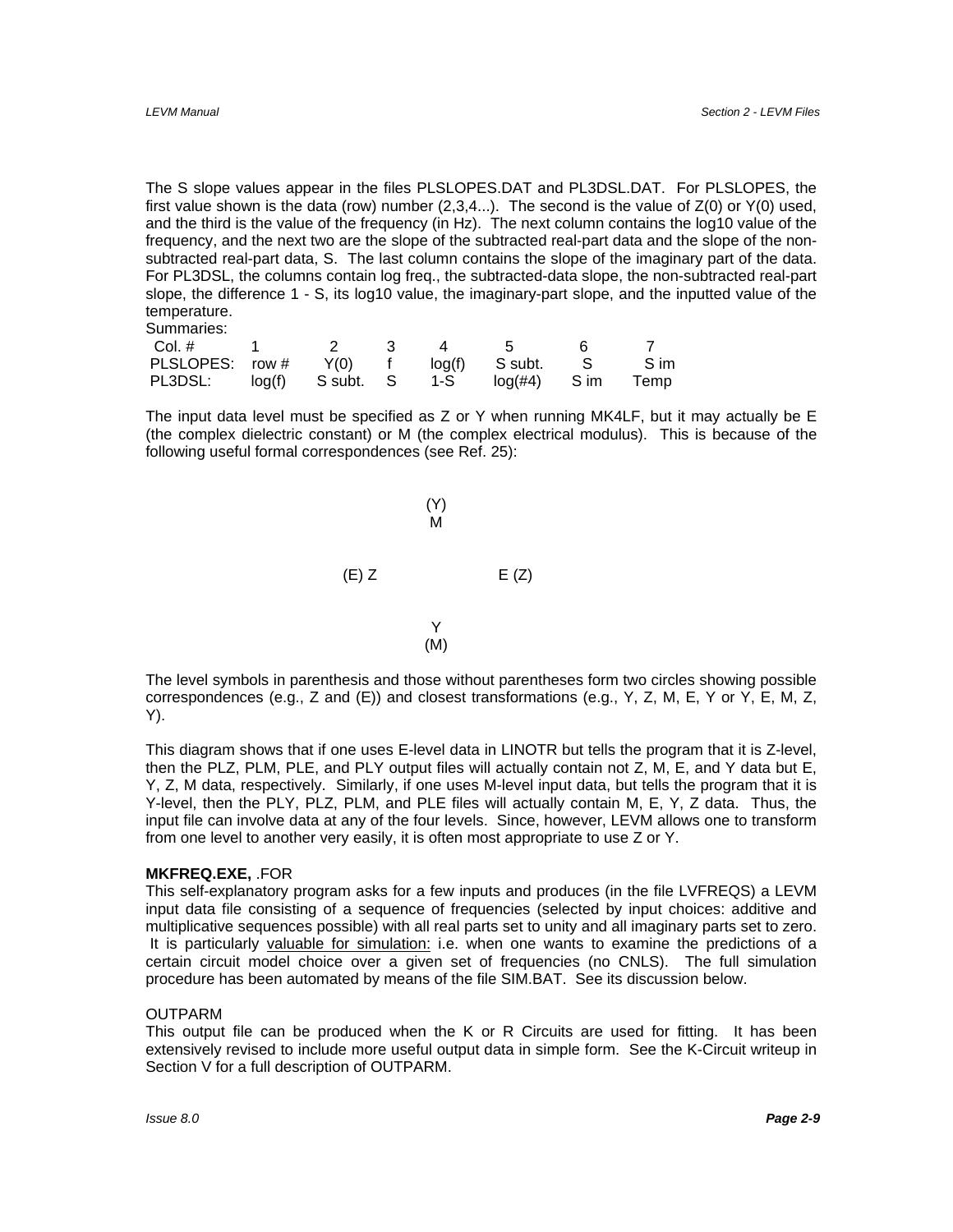The S slope values appear in the files PLSLOPES.DAT and PL3DSL.DAT. For PLSLOPES, the first value shown is the data (row) number (2,3,4...). The second is the value of Z(0) or Y(0) used, and the third is the value of the frequency (in Hz). The next column contains the log10 value of the frequency, and the next two are the slope of the subtracted real-part data and the slope of the non-subtracted real-part data, S. The last column contains the slope of the imaginary part of the data. For PL3DSL, the columns contain log freq., the subtracted-data slope, the non-subtracted real-part slope, the difference 1 - S, its log10 value, the imaginary-part slope, and the inputted value of the temperature.

Summaries:

| Col. # | 1 | 2 | 3 | 4 | 5 | 6 | 7 |
|---|---|---|---|---|---|---|---|
| PLSLOPES: | row # | Y(0) | f | log(f) | S subt. | S | S im |
| PL3DSL: | log(f) | S subt. | S | 1-S | log(#4) | S im | Temp |

The input data level must be specified as Z or Y when running MK4LF, but it may actually be E (the complex dielectric constant) or M (the complex electrical modulus). This is because of the following useful formal correspondences (see Ref. 25):

```
              (Y)
               M

(E) Z                 E (Z)

               Y
              (M)
```

The level symbols in parenthesis and those without parentheses form two circles showing possible correspondences (e.g., Z and (E)) and closest transformations (e.g., Y, Z, M, E, Y or Y, E, M, Z, Y).

This diagram shows that if one uses E-level data in LINOTR but tells the program that it is Z-level, then the PLZ, PLM, PLE, and PLY output files will actually contain not Z, M, E, and Y data but E, Y, Z, M data, respectively. Similarly, if one uses M-level input data, but tells the program that it is Y-level, then the PLY, PLZ, PLM, and PLE files will actually contain M, E, Y, Z data. Thus, the input file can involve data at any of the four levels. Since, however, LEVM allows one to transform from one level to another very easily, it is often most appropriate to use Z or Y.

**MKFREQ.EXE,** .FOR

This self-explanatory program asks for a few inputs and produces (in the file LVFREQS) a LEVM input data file consisting of a sequence of frequencies (selected by input choices: additive and multiplicative sequences possible) with all real parts set to unity and all imaginary parts set to zero. It is particularly valuable for simulation: i.e. when one wants to examine the predictions of a certain circuit model choice over a given set of frequencies (no CNLS). The full simulation procedure has been automated by means of the file SIM.BAT. See its discussion below.

OUTPARM

This output file can be produced when the K or R Circuits are used for fitting. It has been extensively revised to include more useful output data in simple form. See the K-Circuit writeup in Section V for a full description of OUTPARM.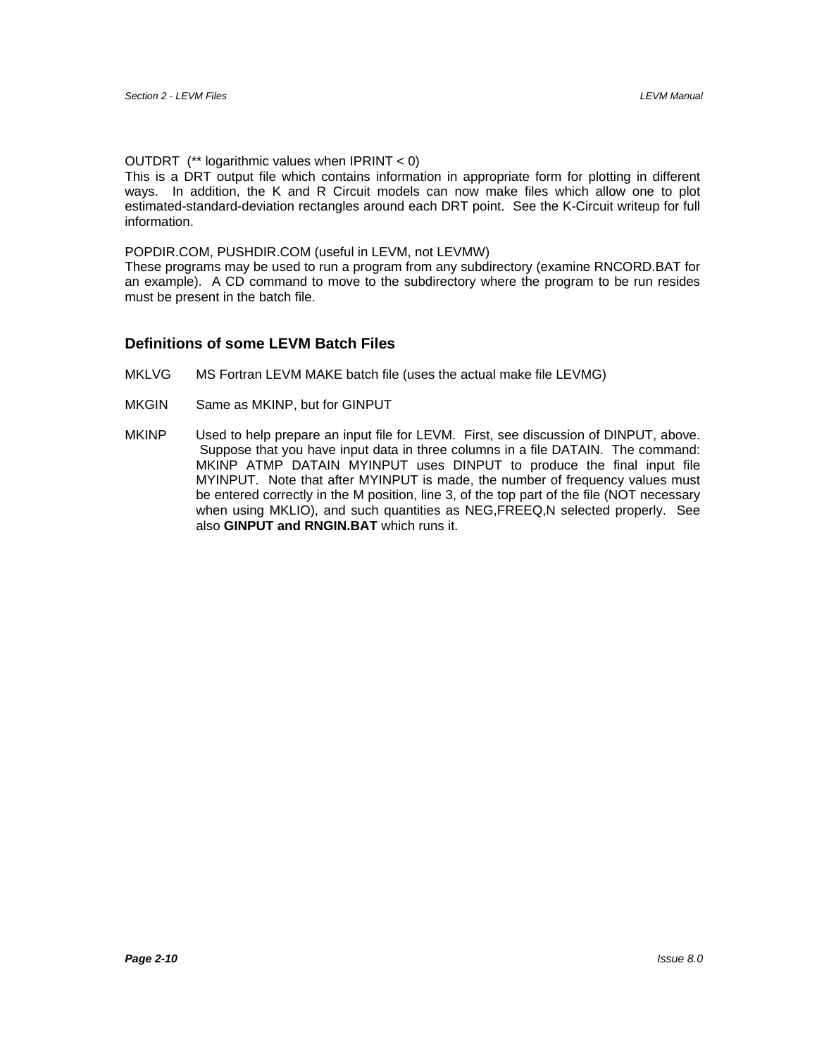OUTDRT (** logarithmic values when IPRINT < 0)
This is a DRT output file which contains information in appropriate form for plotting in different ways. In addition, the K and R Circuit models can now make files which allow one to plot estimated-standard-deviation rectangles around each DRT point. See the K-Circuit writeup for full information.

POPDIR.COM, PUSHDIR.COM (useful in LEVM, not LEVMW)
These programs may be used to run a program from any subdirectory (examine RNCORD.BAT for an example). A CD command to move to the subdirectory where the program to be run resides must be present in the batch file.

## Definitions of some LEVM Batch Files

MKLVG MS Fortran LEVM MAKE batch file (uses the actual make file LEVMG)

MKGIN Same as MKINP, but for GINPUT

MKINP Used to help prepare an input file for LEVM. First, see discussion of DINPUT, above. Suppose that you have input data in three columns in a file DATAIN. The command: MKINP ATMP DATAIN MYINPUT uses DINPUT to produce the final input file MYINPUT. Note that after MYINPUT is made, the number of frequency values must be entered correctly in the M position, line 3, of the top part of the file (NOT necessary when using MKLIO), and such quantities as NEG,FREEQ,N selected properly. See also **GINPUT and RNGIN.BAT** which runs it.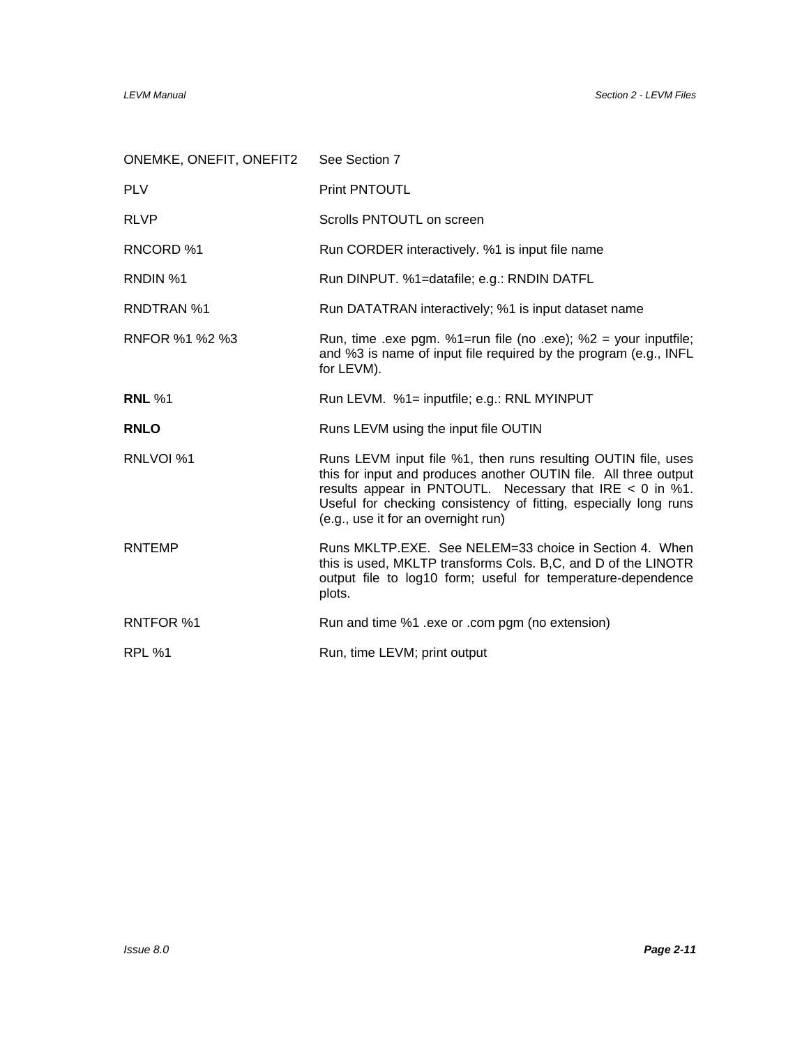| | |
|---|---|
| ONEMKE, ONEFIT, ONEFIT2 | See Section 7 |
| PLV | Print PNTOUTL |
| RLVP | Scrolls PNTOUTL on screen |
| RNCORD %1 | Run CORDER interactively. %1 is input file name |
| RNDIN %1 | Run DINPUT. %1=datafile; e.g.: RNDIN DATFL |
| RNDTRAN %1 | Run DATATRAN interactively; %1 is input dataset name |
| RNFOR %1 %2 %3 | Run, time .exe pgm. %1=run file (no .exe); %2 = your inputfile; and %3 is name of input file required by the program (e.g., INFL for LEVM). |
| **RNL** %1 | Run LEVM. %1= inputfile; e.g.: RNL MYINPUT |
| **RNLO** | Runs LEVM using the input file OUTIN |
| RNLVOI %1 | Runs LEVM input file %1, then runs resulting OUTIN file, uses this for input and produces another OUTIN file. All three output results appear in PNTOUTL. Necessary that IRE < 0 in %1. Useful for checking consistency of fitting, especially long runs (e.g., use it for an overnight run) |
| RNTEMP | Runs MKLTP.EXE. See NELEM=33 choice in Section 4. When this is used, MKLTP transforms Cols. B,C, and D of the LINOTR output file to log10 form; useful for temperature-dependence plots. |
| RNTFOR %1 | Run and time %1 .exe or .com pgm (no extension) |
| RPL %1 | Run, time LEVM; print output |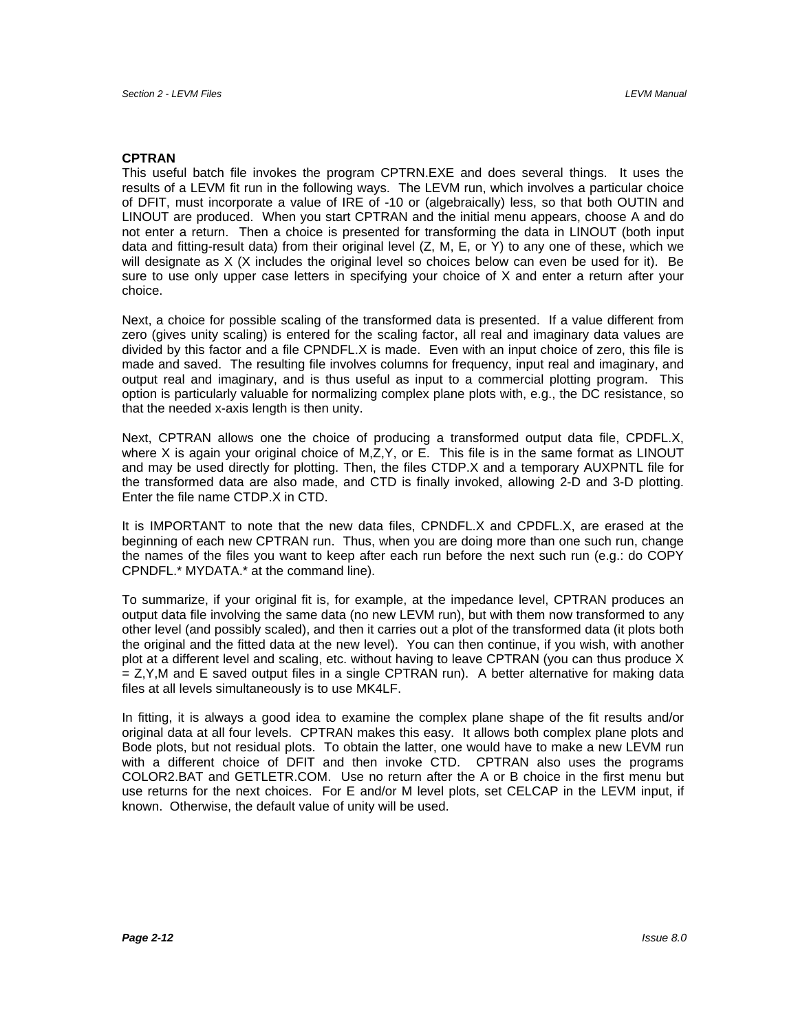**CPTRAN**

This useful batch file invokes the program CPTRN.EXE and does several things. It uses the results of a LEVM fit run in the following ways. The LEVM run, which involves a particular choice of DFIT, must incorporate a value of IRE of -10 or (algebraically) less, so that both OUTIN and LINOUT are produced. When you start CPTRAN and the initial menu appears, choose A and do not enter a return. Then a choice is presented for transforming the data in LINOUT (both input data and fitting-result data) from their original level (Z, M, E, or Y) to any one of these, which we will designate as X (X includes the original level so choices below can even be used for it). Be sure to use only upper case letters in specifying your choice of X and enter a return after your choice.

Next, a choice for possible scaling of the transformed data is presented. If a value different from zero (gives unity scaling) is entered for the scaling factor, all real and imaginary data values are divided by this factor and a file CPNDFL.X is made. Even with an input choice of zero, this file is made and saved. The resulting file involves columns for frequency, input real and imaginary, and output real and imaginary, and is thus useful as input to a commercial plotting program. This option is particularly valuable for normalizing complex plane plots with, e.g., the DC resistance, so that the needed x-axis length is then unity.

Next, CPTRAN allows one the choice of producing a transformed output data file, CPDFL.X, where X is again your original choice of M,Z,Y, or E. This file is in the same format as LINOUT and may be used directly for plotting. Then, the files CTDP.X and a temporary AUXPNTL file for the transformed data are also made, and CTD is finally invoked, allowing 2-D and 3-D plotting. Enter the file name CTDP.X in CTD.

It is IMPORTANT to note that the new data files, CPNDFL.X and CPDFL.X, are erased at the beginning of each new CPTRAN run. Thus, when you are doing more than one such run, change the names of the files you want to keep after each run before the next such run (e.g.: do COPY CPNDFL.* MYDATA.* at the command line).

To summarize, if your original fit is, for example, at the impedance level, CPTRAN produces an output data file involving the same data (no new LEVM run), but with them now transformed to any other level (and possibly scaled), and then it carries out a plot of the transformed data (it plots both the original and the fitted data at the new level). You can then continue, if you wish, with another plot at a different level and scaling, etc. without having to leave CPTRAN (you can thus produce X = Z,Y,M and E saved output files in a single CPTRAN run). A better alternative for making data files at all levels simultaneously is to use MK4LF.

In fitting, it is always a good idea to examine the complex plane shape of the fit results and/or original data at all four levels. CPTRAN makes this easy. It allows both complex plane plots and Bode plots, but not residual plots. To obtain the latter, one would have to make a new LEVM run with a different choice of DFIT and then invoke CTD. CPTRAN also uses the programs COLOR2.BAT and GETLETR.COM. Use no return after the A or B choice in the first menu but use returns for the next choices. For E and/or M level plots, set CELCAP in the LEVM input, if known. Otherwise, the default value of unity will be used.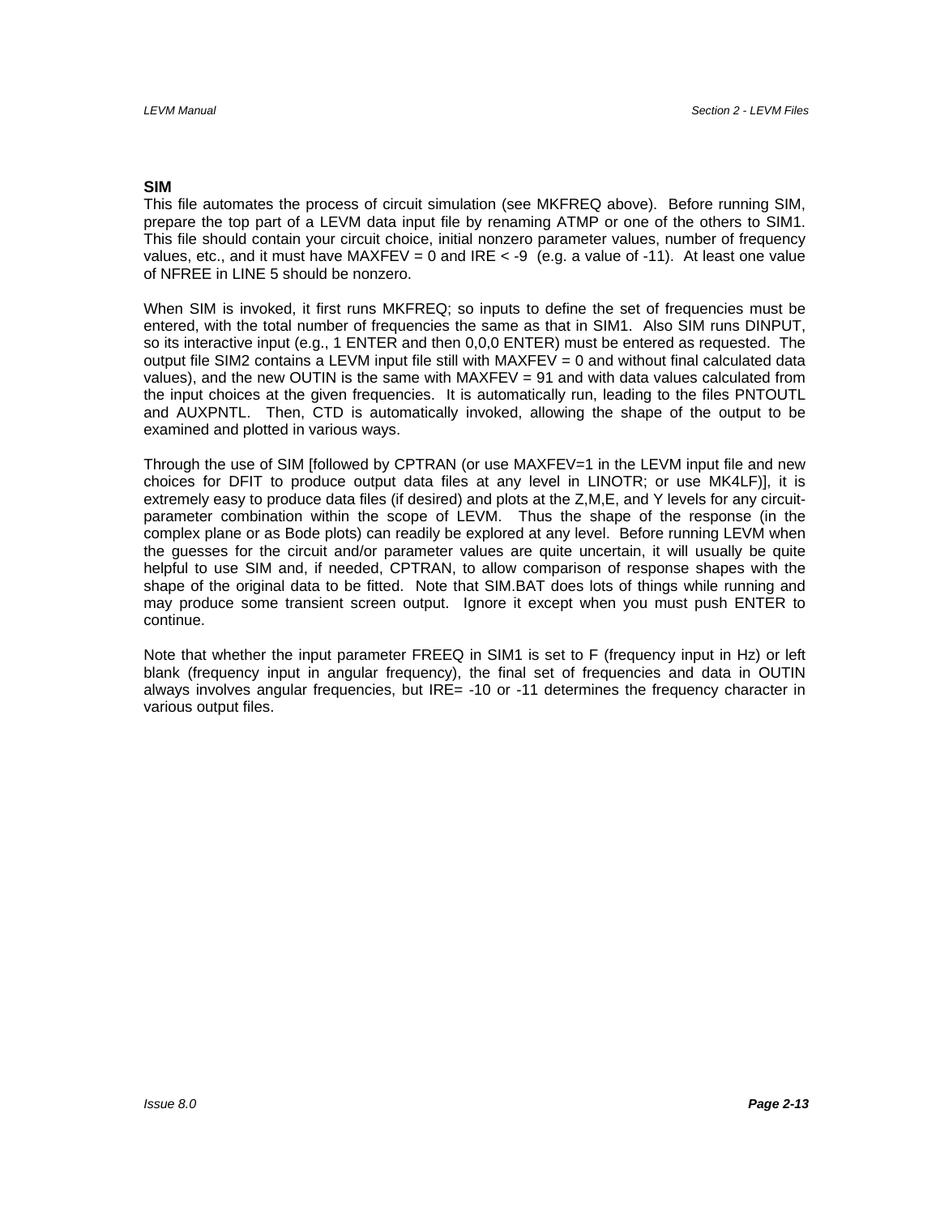### SIM

This file automates the process of circuit simulation (see MKFREQ above). Before running SIM, prepare the top part of a LEVM data input file by renaming ATMP or one of the others to SIM1. This file should contain your circuit choice, initial nonzero parameter values, number of frequency values, etc., and it must have MAXFEV = 0 and IRE < -9 (e.g. a value of -11). At least one value of NFREE in LINE 5 should be nonzero.

When SIM is invoked, it first runs MKFREQ; so inputs to define the set of frequencies must be entered, with the total number of frequencies the same as that in SIM1. Also SIM runs DINPUT, so its interactive input (e.g., 1 ENTER and then 0,0,0 ENTER) must be entered as requested. The output file SIM2 contains a LEVM input file still with MAXFEV = 0 and without final calculated data values), and the new OUTIN is the same with MAXFEV = 91 and with data values calculated from the input choices at the given frequencies. It is automatically run, leading to the files PNTOUTL and AUXPNTL. Then, CTD is automatically invoked, allowing the shape of the output to be examined and plotted in various ways.

Through the use of SIM [followed by CPTRAN (or use MAXFEV=1 in the LEVM input file and new choices for DFIT to produce output data files at any level in LINOTR; or use MK4LF)], it is extremely easy to produce data files (if desired) and plots at the Z,M,E, and Y levels for any circuit-parameter combination within the scope of LEVM. Thus the shape of the response (in the complex plane or as Bode plots) can readily be explored at any level. Before running LEVM when the guesses for the circuit and/or parameter values are quite uncertain, it will usually be quite helpful to use SIM and, if needed, CPTRAN, to allow comparison of response shapes with the shape of the original data to be fitted. Note that SIM.BAT does lots of things while running and may produce some transient screen output. Ignore it except when you must push ENTER to continue.

Note that whether the input parameter FREEQ in SIM1 is set to F (frequency input in Hz) or left blank (frequency input in angular frequency), the final set of frequencies and data in OUTIN always involves angular frequencies, but IRE= -10 or -11 determines the frequency character in various output files.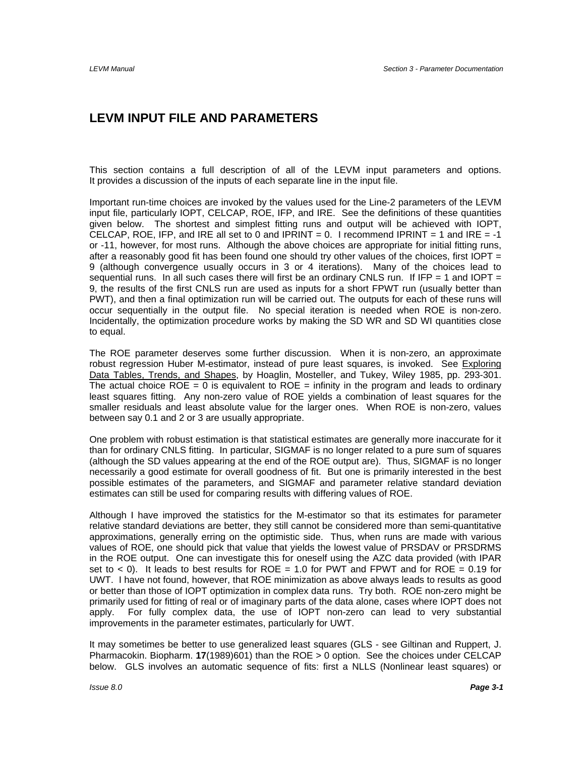# LEVM INPUT FILE AND PARAMETERS

This section contains a full description of all of the LEVM input parameters and options. It provides a discussion of the inputs of each separate line in the input file.

Important run-time choices are invoked by the values used for the Line-2 parameters of the LEVM input file, particularly IOPT, CELCAP, ROE, IFP, and IRE. See the definitions of these quantities given below. The shortest and simplest fitting runs and output will be achieved with IOPT, CELCAP, ROE, IFP, and IRE all set to 0 and IPRINT = 0. I recommend IPRINT = 1 and IRE = -1 or -11, however, for most runs. Although the above choices are appropriate for initial fitting runs, after a reasonably good fit has been found one should try other values of the choices, first IOPT = 9 (although convergence usually occurs in 3 or 4 iterations). Many of the choices lead to sequential runs. In all such cases there will first be an ordinary CNLS run. If IFP = 1 and IOPT = 9, the results of the first CNLS run are used as inputs for a short FPWT run (usually better than PWT), and then a final optimization run will be carried out. The outputs for each of these runs will occur sequentially in the output file. No special iteration is needed when ROE is non-zero. Incidentally, the optimization procedure works by making the SD WR and SD WI quantities close to equal.

The ROE parameter deserves some further discussion. When it is non-zero, an approximate robust regression Huber M-estimator, instead of pure least squares, is invoked. See Exploring Data Tables, Trends, and Shapes, by Hoaglin, Mosteller, and Tukey, Wiley 1985, pp. 293-301. The actual choice ROE = 0 is equivalent to ROE = infinity in the program and leads to ordinary least squares fitting. Any non-zero value of ROE yields a combination of least squares for the smaller residuals and least absolute value for the larger ones. When ROE is non-zero, values between say 0.1 and 2 or 3 are usually appropriate.

One problem with robust estimation is that statistical estimates are generally more inaccurate for it than for ordinary CNLS fitting. In particular, SIGMAF is no longer related to a pure sum of squares (although the SD values appearing at the end of the ROE output are). Thus, SIGMAF is no longer necessarily a good estimate for overall goodness of fit. But one is primarily interested in the best possible estimates of the parameters, and SIGMAF and parameter relative standard deviation estimates can still be used for comparing results with differing values of ROE.

Although I have improved the statistics for the M-estimator so that its estimates for parameter relative standard deviations are better, they still cannot be considered more than semi-quantitative approximations, generally erring on the optimistic side. Thus, when runs are made with various values of ROE, one should pick that value that yields the lowest value of PRSDAV or PRSDRMS in the ROE output. One can investigate this for oneself using the AZC data provided (with IPAR set to < 0). It leads to best results for ROE = 1.0 for PWT and FPWT and for ROE = 0.19 for UWT. I have not found, however, that ROE minimization as above always leads to results as good or better than those of IOPT optimization in complex data runs. Try both. ROE non-zero might be primarily used for fitting of real or of imaginary parts of the data alone, cases where IOPT does not apply. For fully complex data, the use of IOPT non-zero can lead to very substantial improvements in the parameter estimates, particularly for UWT.

It may sometimes be better to use generalized least squares (GLS - see Giltinan and Ruppert, J. Pharmacokin. Biopharm. **17**(1989)601) than the ROE > 0 option. See the choices under CELCAP below. GLS involves an automatic sequence of fits: first a NLLS (Nonlinear least squares) or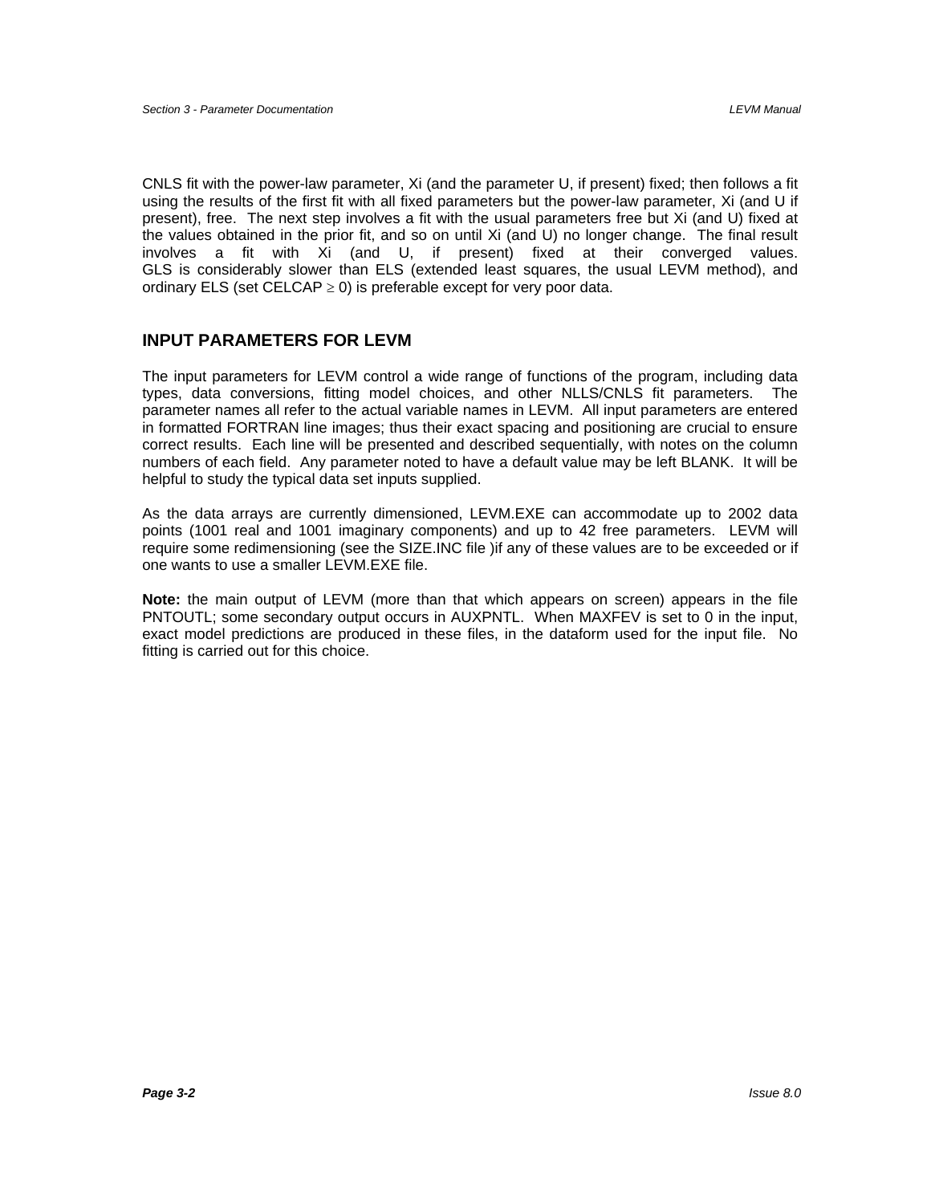CNLS fit with the power-law parameter, Xi (and the parameter U, if present) fixed; then follows a fit using the results of the first fit with all fixed parameters but the power-law parameter, Xi (and U if present), free. The next step involves a fit with the usual parameters free but Xi (and U) fixed at the values obtained in the prior fit, and so on until Xi (and U) no longer change. The final result involves a fit with Xi (and U, if present) fixed at their converged values. GLS is considerably slower than ELS (extended least squares, the usual LEVM method), and ordinary ELS (set CELCAP $\geq$ 0) is preferable except for very poor data.

## INPUT PARAMETERS FOR LEVM

The input parameters for LEVM control a wide range of functions of the program, including data types, data conversions, fitting model choices, and other NLLS/CNLS fit parameters. The parameter names all refer to the actual variable names in LEVM. All input parameters are entered in formatted FORTRAN line images; thus their exact spacing and positioning are crucial to ensure correct results. Each line will be presented and described sequentially, with notes on the column numbers of each field. Any parameter noted to have a default value may be left BLANK. It will be helpful to study the typical data set inputs supplied.

As the data arrays are currently dimensioned, LEVM.EXE can accommodate up to 2002 data points (1001 real and 1001 imaginary components) and up to 42 free parameters. LEVM will require some redimensioning (see the SIZE.INC file )if any of these values are to be exceeded or if one wants to use a smaller LEVM.EXE file.

**Note:** the main output of LEVM (more than that which appears on screen) appears in the file PNTOUTL; some secondary output occurs in AUXPNTL. When MAXFEV is set to 0 in the input, exact model predictions are produced in these files, in the dataform used for the input file. No fitting is carried out for this choice.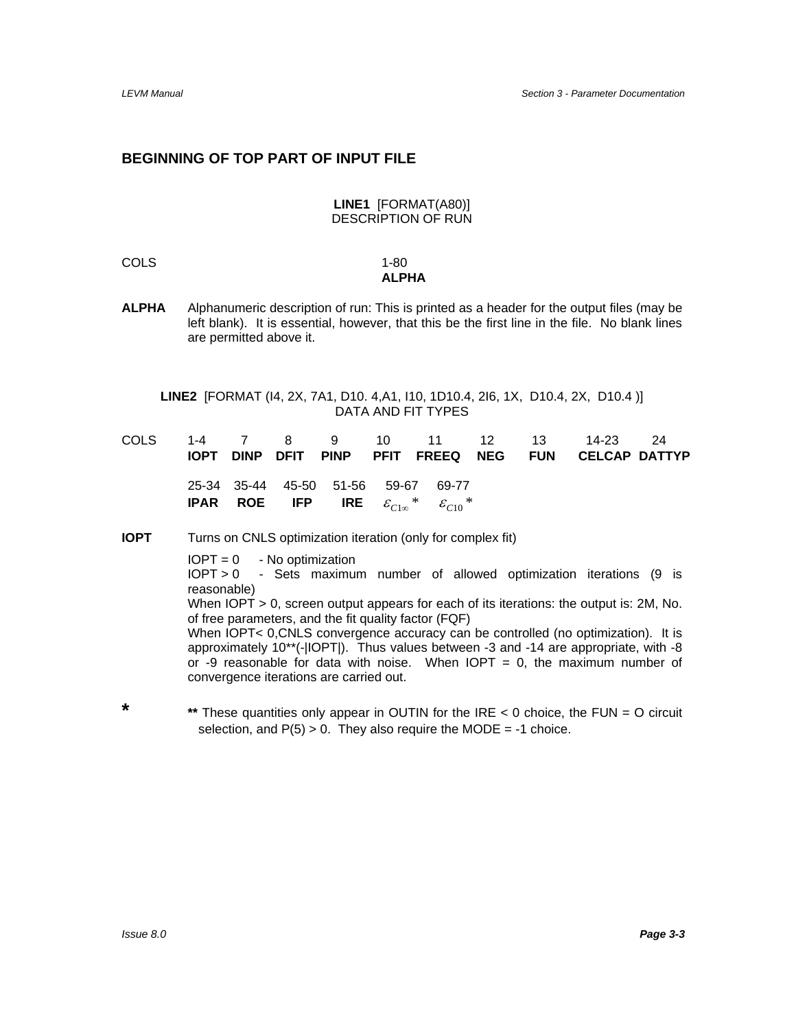## BEGINNING OF TOP PART OF INPUT FILE

**LINE1** [FORMAT(A80)]
DESCRIPTION OF RUN

| COLS | 1-80 |
|---|---|
| | **ALPHA** |

**ALPHA** Alphanumeric description of run: This is printed as a header for the output files (may be left blank). It is essential, however, that this be the first line in the file. No blank lines are permitted above it.

**LINE2** [FORMAT (I4, 2X, 7A1, D10. 4,A1, I10, 1D10.4, 2I6, 1X, D10.4, 2X, D10.4 )]
DATA AND FIT TYPES

| COLS | 1-4 | 7 | 8 | 9 | 10 | 11 | 12 | 13 | 14-23 | 24 |
|---|---|---|---|---|---|---|---|---|---|---|
| | **IOPT** | **DINP** | **DFIT** | **PINP** | **PFIT** | **FREEQ** | **NEG** | **FUN** | **CELCAP** | **DATTYP** |
| | 25-34 | 35-44 | 45-50 | 51-56 | 59-67 | 69-77 | | | | |
| | **IPAR** | **ROE** | **IFP** | **IRE** | $\varepsilon_{C1\infty}$ * | $\varepsilon_{C10}$ * | | | | |

**IOPT** Turns on CNLS optimization iteration (only for complex fit)

IOPT = 0 - No optimization
IOPT > 0 - Sets maximum number of allowed optimization iterations (9 is reasonable)
When IOPT > 0, screen output appears for each of its iterations: the output is: 2M, No. of free parameters, and the fit quality factor (FQF)
When IOPT< 0,CNLS convergence accuracy can be controlled (no optimization). It is approximately 10**(-|IOPT|). Thus values between -3 and -14 are appropriate, with -8 or -9 reasonable for data with noise. When IOPT = 0, the maximum number of convergence iterations are carried out.

**\*** ** These quantities only appear in OUTIN for the IRE < 0 choice, the FUN = O circuit selection, and P(5) > 0. They also require the MODE = -1 choice.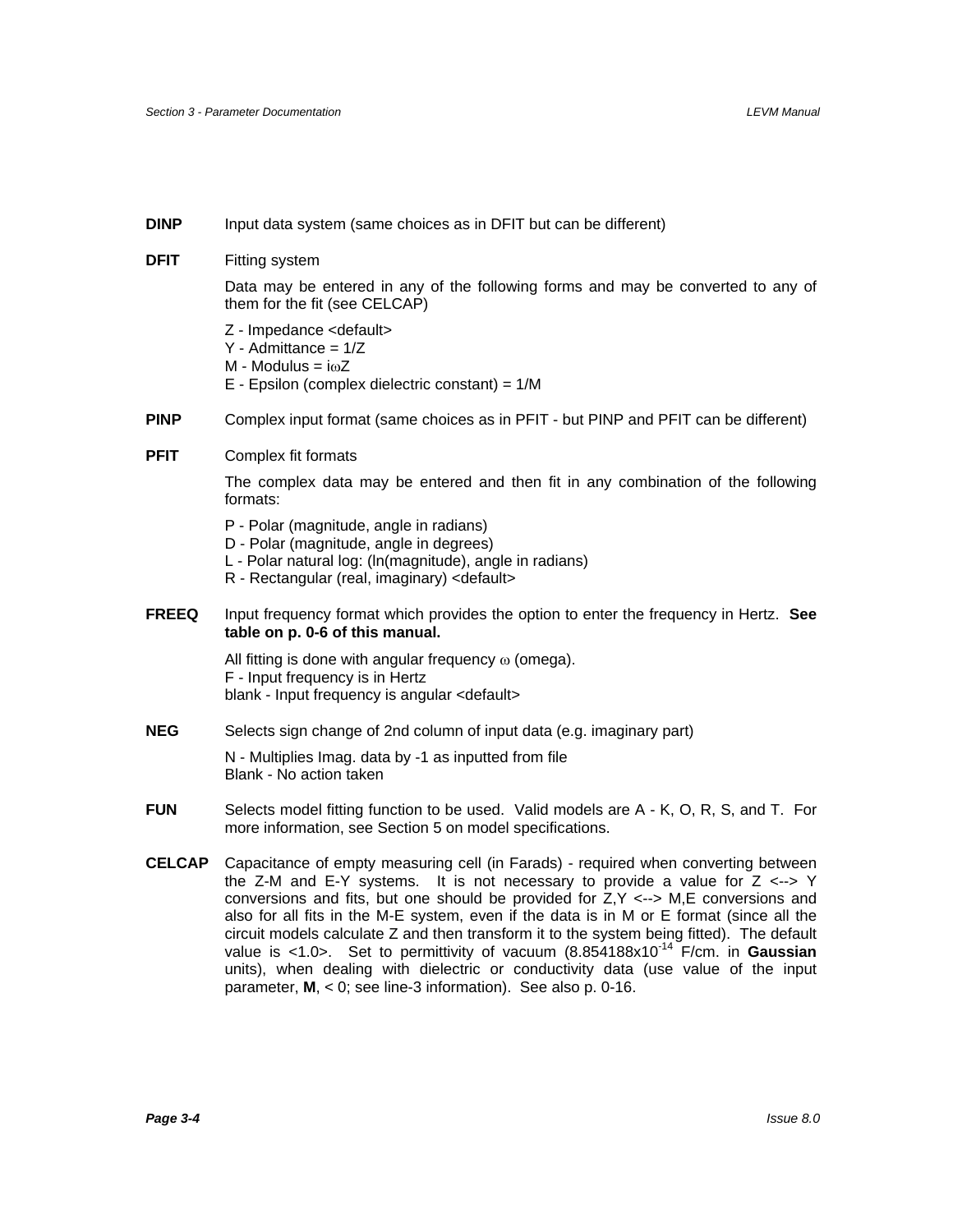**DINP** Input data system (same choices as in DFIT but can be different)

**DFIT** Fitting system

Data may be entered in any of the following forms and may be converted to any of them for the fit (see CELCAP)

Z - Impedance <default>
Y - Admittance = 1/Z
M - Modulus = i$\omega$Z
E - Epsilon (complex dielectric constant) = 1/M

**PINP** Complex input format (same choices as in PFIT - but PINP and PFIT can be different)

**PFIT** Complex fit formats

The complex data may be entered and then fit in any combination of the following formats:

P - Polar (magnitude, angle in radians)
D - Polar (magnitude, angle in degrees)
L - Polar natural log: (ln(magnitude), angle in radians)
R - Rectangular (real, imaginary) <default>

**FREEQ** Input frequency format which provides the option to enter the frequency in Hertz. **See table on p. 0-6 of this manual.**

All fitting is done with angular frequency $\omega$ (omega).
F - Input frequency is in Hertz
blank - Input frequency is angular <default>

**NEG** Selects sign change of 2nd column of input data (e.g. imaginary part)

N - Multiplies Imag. data by -1 as inputted from file
Blank - No action taken

**FUN** Selects model fitting function to be used. Valid models are A - K, O, R, S, and T. For more information, see Section 5 on model specifications.

**CELCAP** Capacitance of empty measuring cell (in Farads) - required when converting between the Z-M and E-Y systems. It is not necessary to provide a value for Z <--> Y conversions and fits, but one should be provided for Z,Y <--> M,E conversions and also for all fits in the M-E system, even if the data is in M or E format (since all the circuit models calculate Z and then transform it to the system being fitted). The default value is <1.0>. Set to permittivity of vacuum ($8.854188 \times 10^{-14}$ F/cm. in **Gaussian** units), when dealing with dielectric or conductivity data (use value of the input parameter, **M**, < 0; see line-3 information). See also p. 0-16.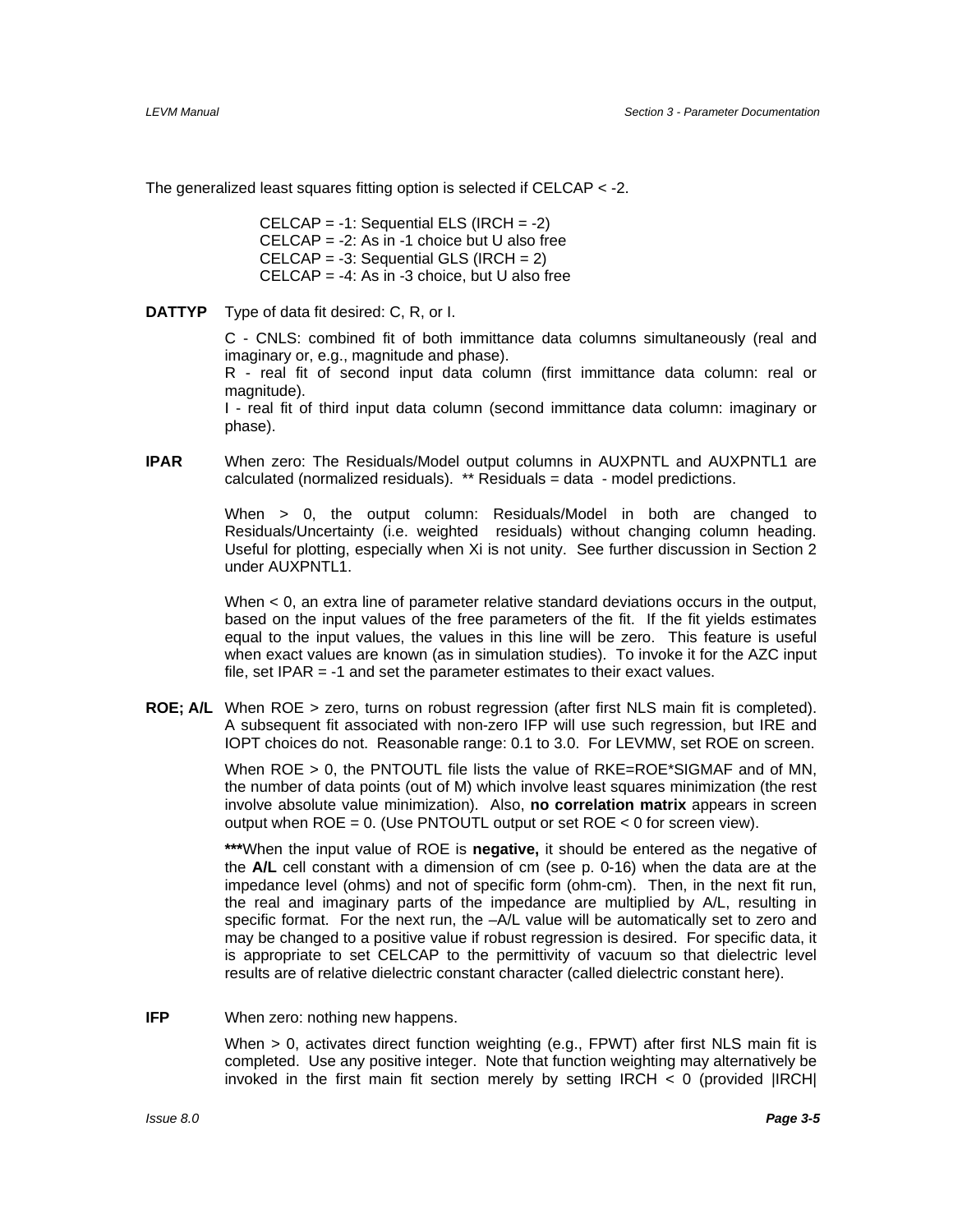The generalized least squares fitting option is selected if CELCAP < -2.

> CELCAP = -1: Sequential ELS (IRCH = -2)
> CELCAP = -2: As in -1 choice but U also free
> CELCAP = -3: Sequential GLS (IRCH = 2)
> CELCAP = -4: As in -3 choice, but U also free

**DATTYP** Type of data fit desired: C, R, or I.

C - CNLS: combined fit of both immittance data columns simultaneously (real and imaginary or, e.g., magnitude and phase).
R - real fit of second input data column (first immittance data column: real or magnitude).
I - real fit of third input data column (second immittance data column: imaginary or phase).

**IPAR** When zero: The Residuals/Model output columns in AUXPNTL and AUXPNTL1 are calculated (normalized residuals). ** Residuals = data - model predictions.

When > 0, the output column: Residuals/Model in both are changed to Residuals/Uncertainty (i.e. weighted residuals) without changing column heading. Useful for plotting, especially when Xi is not unity. See further discussion in Section 2 under AUXPNTL1.

When < 0, an extra line of parameter relative standard deviations occurs in the output, based on the input values of the free parameters of the fit. If the fit yields estimates equal to the input values, the values in this line will be zero. This feature is useful when exact values are known (as in simulation studies). To invoke it for the AZC input file, set IPAR = -1 and set the parameter estimates to their exact values.

**ROE; A/L** When ROE > zero, turns on robust regression (after first NLS main fit is completed). A subsequent fit associated with non-zero IFP will use such regression, but IRE and IOPT choices do not. Reasonable range: 0.1 to 3.0. For LEVMW, set ROE on screen.

When ROE > 0, the PNTOUTL file lists the value of RKE=ROE*SIGMAF and of MN, the number of data points (out of M) which involve least squares minimization (the rest involve absolute value minimization). Also, **no correlation matrix** appears in screen output when ROE = 0. (Use PNTOUTL output or set ROE < 0 for screen view).

*****When the input value of ROE is **negative,** it should be entered as the negative of the **A/L** cell constant with a dimension of cm (see p. 0-16) when the data are at the impedance level (ohms) and not of specific form (ohm-cm). Then, in the next fit run, the real and imaginary parts of the impedance are multiplied by A/L, resulting in specific format. For the next run, the –A/L value will be automatically set to zero and may be changed to a positive value if robust regression is desired. For specific data, it is appropriate to set CELCAP to the permittivity of vacuum so that dielectric level results are of relative dielectric constant character (called dielectric constant here).

**IFP** When zero: nothing new happens.

When > 0, activates direct function weighting (e.g., FPWT) after first NLS main fit is completed. Use any positive integer. Note that function weighting may alternatively be invoked in the first main fit section merely by setting IRCH < 0 (provided |IRCH|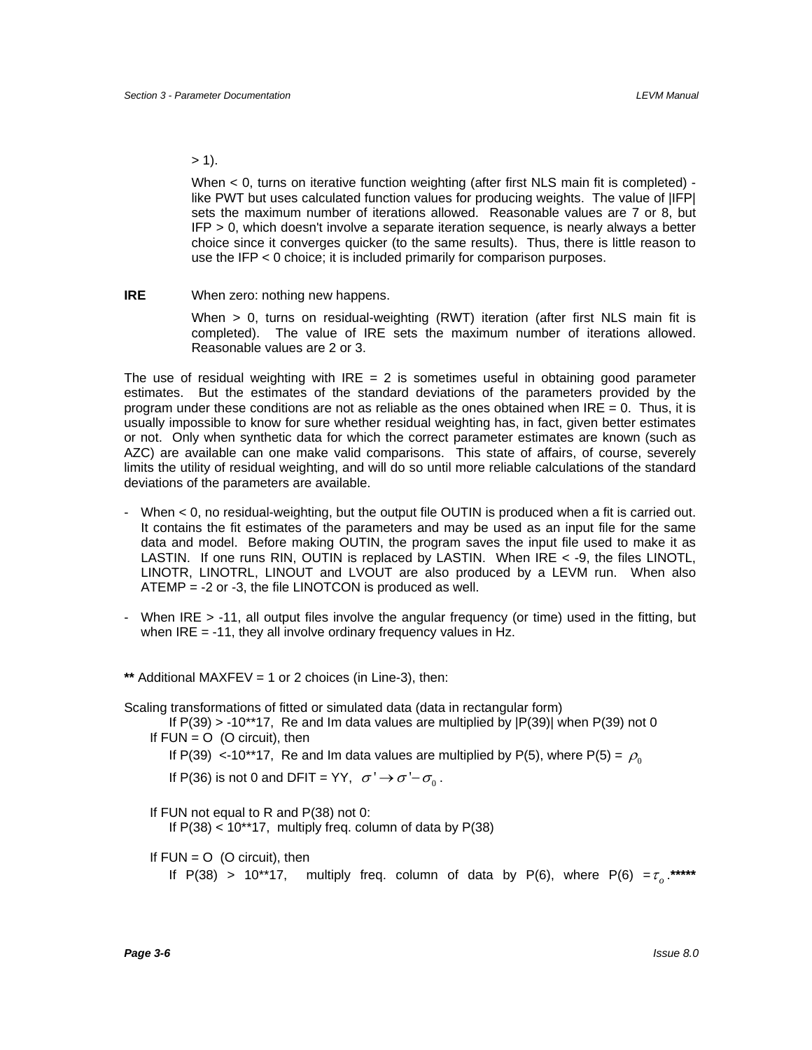> 1).

When < 0, turns on iterative function weighting (after first NLS main fit is completed) - like PWT but uses calculated function values for producing weights. The value of |IFP| sets the maximum number of iterations allowed. Reasonable values are 7 or 8, but IFP > 0, which doesn't involve a separate iteration sequence, is nearly always a better choice since it converges quicker (to the same results). Thus, there is little reason to use the IFP < 0 choice; it is included primarily for comparison purposes.

**IRE** When zero: nothing new happens.

When > 0, turns on residual-weighting (RWT) iteration (after first NLS main fit is completed). The value of IRE sets the maximum number of iterations allowed. Reasonable values are 2 or 3.

The use of residual weighting with IRE = 2 is sometimes useful in obtaining good parameter estimates. But the estimates of the standard deviations of the parameters provided by the program under these conditions are not as reliable as the ones obtained when IRE = 0. Thus, it is usually impossible to know for sure whether residual weighting has, in fact, given better estimates or not. Only when synthetic data for which the correct parameter estimates are known (such as AZC) are available can one make valid comparisons. This state of affairs, of course, severely limits the utility of residual weighting, and will do so until more reliable calculations of the standard deviations of the parameters are available.

- When < 0, no residual-weighting, but the output file OUTIN is produced when a fit is carried out. It contains the fit estimates of the parameters and may be used as an input file for the same data and model. Before making OUTIN, the program saves the input file used to make it as LASTIN. If one runs RIN, OUTIN is replaced by LASTIN. When IRE < -9, the files LINOTL, LINOTR, LINOTRL, LINOUT and LVOUT are also produced by a LEVM run. When also ATEMP = -2 or -3, the file LINOTCON is produced as well.
- When IRE > -11, all output files involve the angular frequency (or time) used in the fitting, but when IRE = -11, they all involve ordinary frequency values in Hz.

**\*\*** Additional MAXFEV = 1 or 2 choices (in Line-3), then:

Scaling transformations of fitted or simulated data (data in rectangular form)

If P(39) > -10\*\*17, Re and Im data values are multiplied by |P(39)| when P(39) not 0

If FUN = O (O circuit), then

If P(39) <-10\*\*17, Re and Im data values are multiplied by P(5), where P(5) = $\rho_0$

If P(36) is not 0 and DFIT = YY, $\sigma' \rightarrow \sigma' - \sigma_0$.

If FUN not equal to R and P(38) not 0:

If P(38) < 10\*\*17, multiply freq. column of data by P(38)

If FUN = O (O circuit), then

If P(38) > 10\*\*17, multiply freq. column of data by P(6), where P(6) $= \tau_o$.**\*\*\*\*\***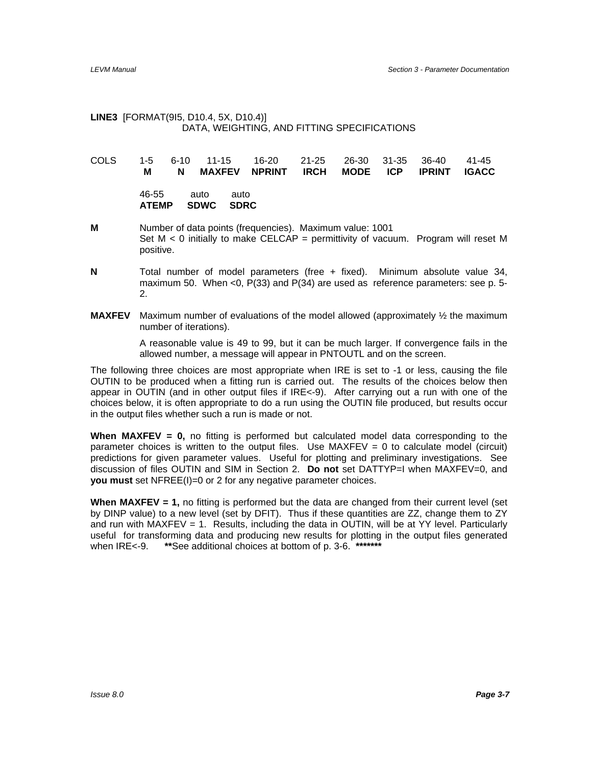**LINE3** [FORMAT(9I5, D10.4, 5X, D10.4)]

DATA, WEIGHTING, AND FITTING SPECIFICATIONS

| COLS | 1-5 | 6-10 | 11-15 | 16-20 | 21-25 | 26-30 | 31-35 | 36-40 | 41-45 |
|---|---|---|---|---|---|---|---|---|---|
| | **M** | **N** | **MAXFEV** | **NPRINT** | **IRCH** | **MODE** | **ICP** | **IPRINT** | **IGACC** |

| 46-55 | auto | auto |
|---|---|---|
| **ATEMP** | **SDWC** | **SDRC** |

**M** Number of data points (frequencies). Maximum value: 1001
Set M < 0 initially to make CELCAP = permittivity of vacuum. Program will reset M positive.

**N** Total number of model parameters (free + fixed). Minimum absolute value 34, maximum 50. When <0, P(33) and P(34) are used as reference parameters: see p. 5-2.

**MAXFEV** Maximum number of evaluations of the model allowed (approximately ½ the maximum number of iterations).

A reasonable value is 49 to 99, but it can be much larger. If convergence fails in the allowed number, a message will appear in PNTOUTL and on the screen.

The following three choices are most appropriate when IRE is set to -1 or less, causing the file OUTIN to be produced when a fitting run is carried out. The results of the choices below then appear in OUTIN (and in other output files if IRE<-9). After carrying out a run with one of the choices below, it is often appropriate to do a run using the OUTIN file produced, but results occur in the output files whether such a run is made or not.

**When MAXFEV = 0,** no fitting is performed but calculated model data corresponding to the parameter choices is written to the output files. Use MAXFEV = 0 to calculate model (circuit) predictions for given parameter values. Useful for plotting and preliminary investigations. See discussion of files OUTIN and SIM in Section 2. **Do not** set DATTYP=I when MAXFEV=0, and **you must** set NFREE(I)=0 or 2 for any negative parameter choices.

**When MAXFEV = 1,** no fitting is performed but the data are changed from their current level (set by DINP value) to a new level (set by DFIT). Thus if these quantities are ZZ, change them to ZY and run with MAXFEV = 1. Results, including the data in OUTIN, will be at YY level. Particularly useful for transforming data and producing new results for plotting in the output files generated when IRE<-9. **\*\***See additional choices at bottom of p. 3-6. **\*\*\*\*\*\*\***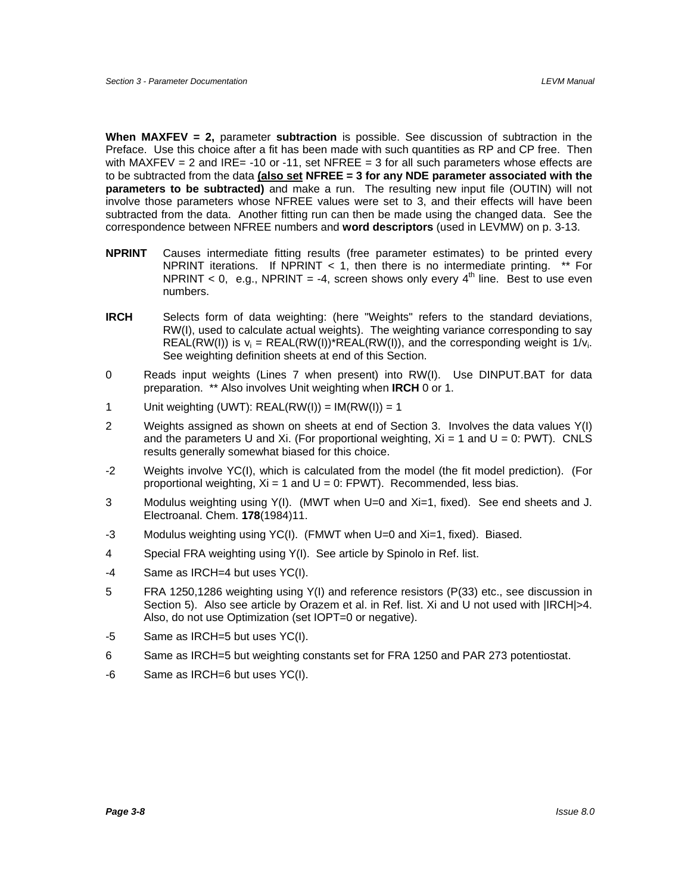**When MAXFEV = 2,** parameter **subtraction** is possible. See discussion of subtraction in the Preface. Use this choice after a fit has been made with such quantities as RP and CP free. Then with MAXFEV = 2 and IRE= -10 or -11, set NFREE = 3 for all such parameters whose effects are to be subtracted from the data **(also set NFREE = 3 for any NDE parameter associated with the parameters to be subtracted)** and make a run. The resulting new input file (OUTIN) will not involve those parameters whose NFREE values were set to 3, and their effects will have been subtracted from the data. Another fitting run can then be made using the changed data. See the correspondence between NFREE numbers and **word descriptors** (used in LEVMW) on p. 3-13.

**NPRINT** Causes intermediate fitting results (free parameter estimates) to be printed every NPRINT iterations. If NPRINT < 1, then there is no intermediate printing. ** For NPRINT < 0, e.g., NPRINT = -4, screen shows only every 4th line. Best to use even numbers.

**IRCH** Selects form of data weighting: (here "Weights" refers to the standard deviations, RW(I), used to calculate actual weights). The weighting variance corresponding to say REAL(RW(I)) is $v_i$ = REAL(RW(I))*REAL(RW(I)), and the corresponding weight is $1/v_i$. See weighting definition sheets at end of this Section.

0 Reads input weights (Lines 7 when present) into RW(I). Use DINPUT.BAT for data preparation. ** Also involves Unit weighting when **IRCH** 0 or 1.

1 Unit weighting (UWT): REAL(RW(I)) = IM(RW(I)) = 1

2 Weights assigned as shown on sheets at end of Section 3. Involves the data values Y(I) and the parameters U and Xi. (For proportional weighting, Xi = 1 and U = 0: PWT). CNLS results generally somewhat biased for this choice.

-2 Weights involve YC(I), which is calculated from the model (the fit model prediction). (For proportional weighting, Xi = 1 and U = 0: FPWT). Recommended, less bias.

3 Modulus weighting using Y(I). (MWT when U=0 and Xi=1, fixed). See end sheets and J. Electroanal. Chem. **178**(1984)11.

-3 Modulus weighting using YC(I). (FMWT when U=0 and Xi=1, fixed). Biased.

4 Special FRA weighting using Y(I). See article by Spinolo in Ref. list.

-4 Same as IRCH=4 but uses YC(I).

5 FRA 1250,1286 weighting using Y(I) and reference resistors (P(33) etc., see discussion in Section 5). Also see article by Orazem et al. in Ref. list. Xi and U not used with |IRCH|>4. Also, do not use Optimization (set IOPT=0 or negative).

-5 Same as IRCH=5 but uses YC(I).

6 Same as IRCH=5 but weighting constants set for FRA 1250 and PAR 273 potentiostat.

-6 Same as IRCH=6 but uses YC(I).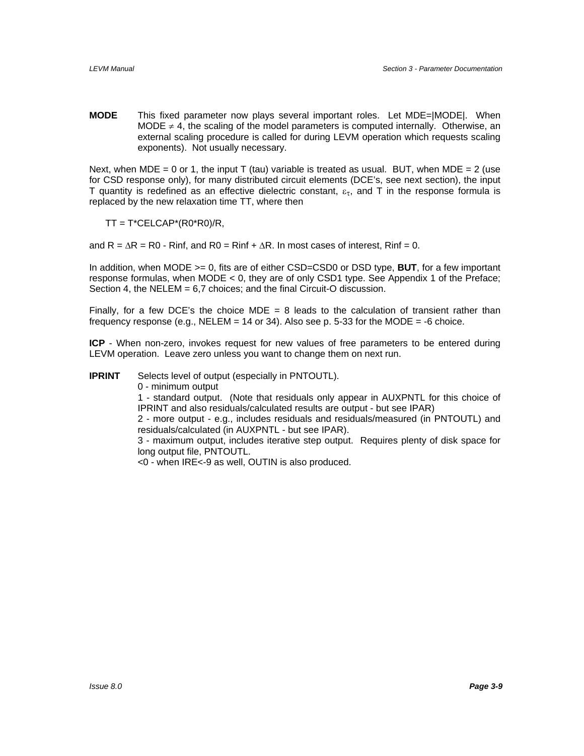**MODE** This fixed parameter now plays several important roles. Let MDE=|MODE|. When MODE $\neq$ 4, the scaling of the model parameters is computed internally. Otherwise, an external scaling procedure is called for during LEVM operation which requests scaling exponents). Not usually necessary.

Next, when MDE = 0 or 1, the input T (tau) variable is treated as usual. BUT, when MDE = 2 (use for CSD response only), for many distributed circuit elements (DCE's, see next section), the input T quantity is redefined as an effective dielectric constant, $\varepsilon_\tau$, and T in the response formula is replaced by the new relaxation time TT, where then

TT = T*CELCAP*(R0*R0)/R,

and R = $\Delta$R = R0 - Rinf, and R0 = Rinf + $\Delta$R. In most cases of interest, Rinf = 0.

In addition, when MODE >= 0, fits are of either CSD=CSD0 or DSD type, **BUT**, for a few important response formulas, when MODE < 0, they are of only CSD1 type. See Appendix 1 of the Preface; Section 4, the NELEM = 6,7 choices; and the final Circuit-O discussion.

Finally, for a few DCE's the choice MDE = 8 leads to the calculation of transient rather than frequency response (e.g., NELEM = 14 or 34). Also see p. 5-33 for the MODE = -6 choice.

**ICP** - When non-zero, invokes request for new values of free parameters to be entered during LEVM operation. Leave zero unless you want to change them on next run.

**IPRINT** Selects level of output (especially in PNTOUTL).
0 - minimum output
1 - standard output. (Note that residuals only appear in AUXPNTL for this choice of IPRINT and also residuals/calculated results are output - but see IPAR)
2 - more output - e.g., includes residuals and residuals/measured (in PNTOUTL) and residuals/calculated (in AUXPNTL - but see IPAR).
3 - maximum output, includes iterative step output. Requires plenty of disk space for long output file, PNTOUTL.
<0 - when IRE<-9 as well, OUTIN is also produced.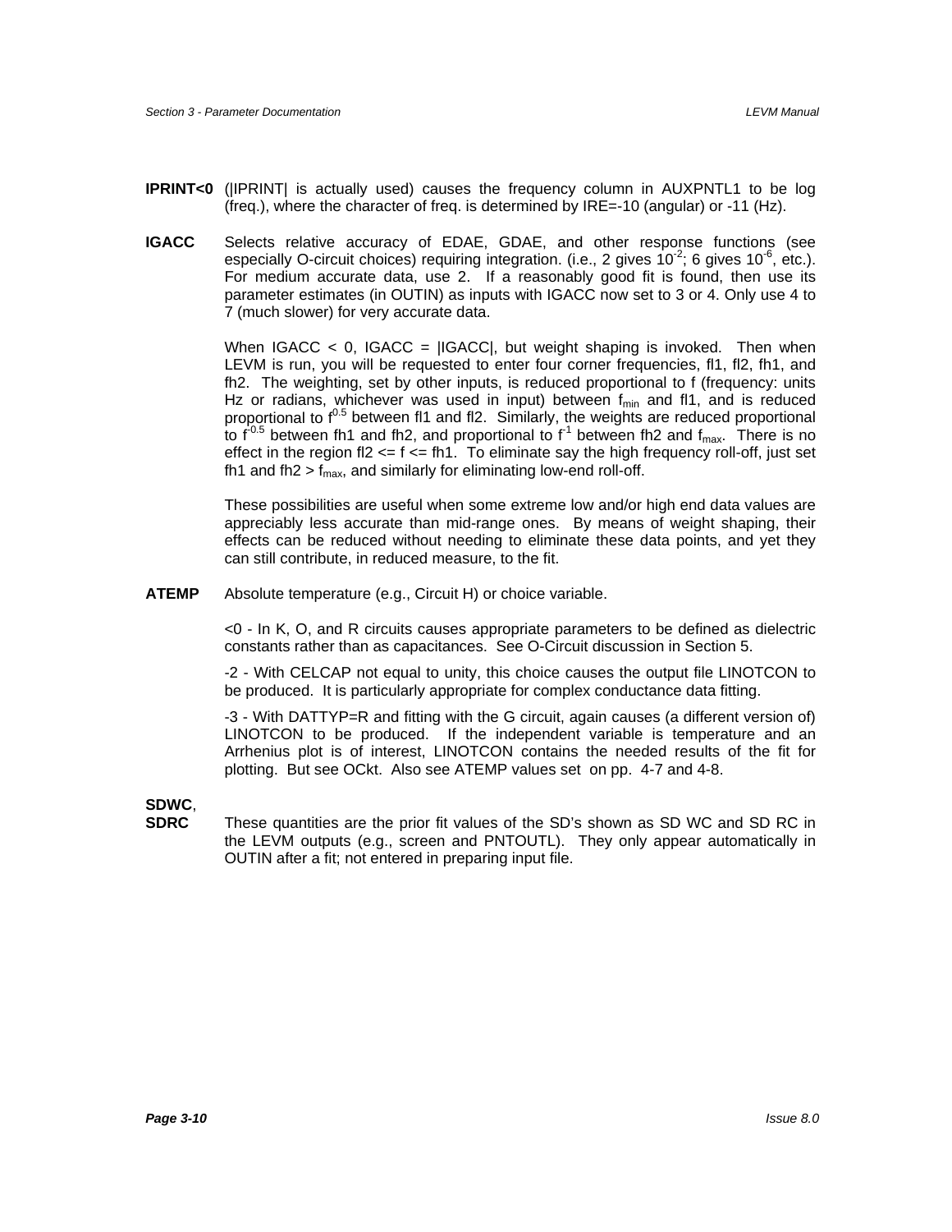**IPRINT<0** (|IPRINT| is actually used) causes the frequency column in AUXPNTL1 to be log (freq.), where the character of freq. is determined by IRE=-10 (angular) or -11 (Hz).

**IGACC** Selects relative accuracy of EDAE, GDAE, and other response functions (see especially O-circuit choices) requiring integration. (i.e., 2 gives $10^{-2}$; 6 gives $10^{-6}$, etc.). For medium accurate data, use 2. If a reasonably good fit is found, then use its parameter estimates (in OUTIN) as inputs with IGACC now set to 3 or 4. Only use 4 to 7 (much slower) for very accurate data.

When IGACC < 0, IGACC = |IGACC|, but weight shaping is invoked. Then when LEVM is run, you will be requested to enter four corner frequencies, fl1, fl2, fh1, and fh2. The weighting, set by other inputs, is reduced proportional to f (frequency: units Hz or radians, whichever was used in input) between $f_{min}$ and fl1, and is reduced proportional to $f^{0.5}$ between fl1 and fl2. Similarly, the weights are reduced proportional to $f^{-0.5}$ between fh1 and fh2, and proportional to $f^{-1}$ between fh2 and $f_{max}$. There is no effect in the region fl2 <= f <= fh1. To eliminate say the high frequency roll-off, just set fh1 and fh2 > $f_{max}$, and similarly for eliminating low-end roll-off.

These possibilities are useful when some extreme low and/or high end data values are appreciably less accurate than mid-range ones. By means of weight shaping, their effects can be reduced without needing to eliminate these data points, and yet they can still contribute, in reduced measure, to the fit.

**ATEMP** Absolute temperature (e.g., Circuit H) or choice variable.

<0 - In K, O, and R circuits causes appropriate parameters to be defined as dielectric constants rather than as capacitances. See O-Circuit discussion in Section 5.

-2 - With CELCAP not equal to unity, this choice causes the output file LINOTCON to be produced. It is particularly appropriate for complex conductance data fitting.

-3 - With DATTYP=R and fitting with the G circuit, again causes (a different version of) LINOTCON to be produced. If the independent variable is temperature and an Arrhenius plot is of interest, LINOTCON contains the needed results of the fit for plotting. But see OCkt. Also see ATEMP values set on pp. 4-7 and 4-8.

**SDWC**,
**SDRC** These quantities are the prior fit values of the SD's shown as SD WC and SD RC in the LEVM outputs (e.g., screen and PNTOUTL). They only appear automatically in OUTIN after a fit; not entered in preparing input file.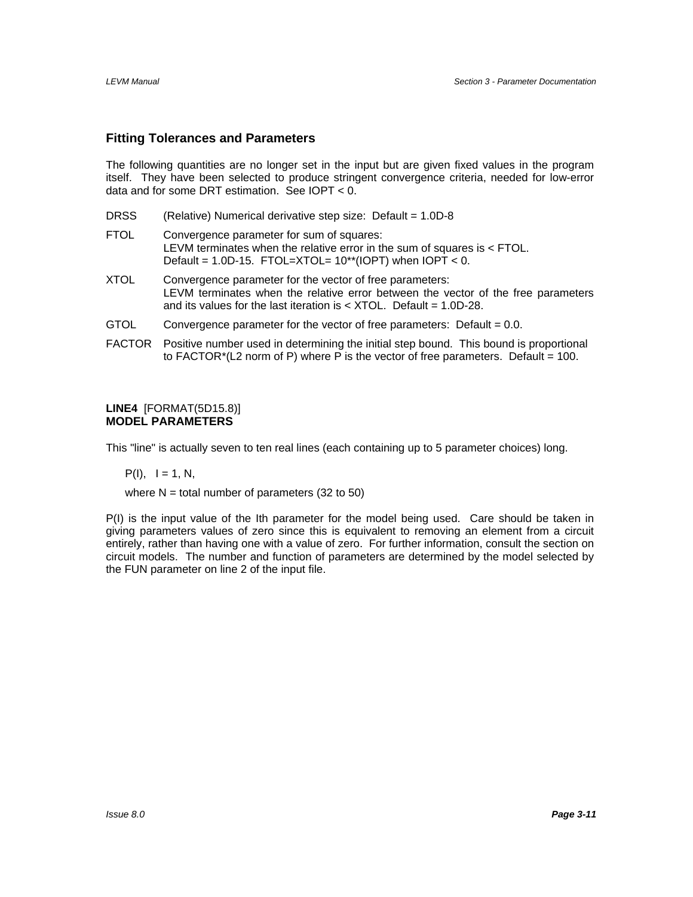## Fitting Tolerances and Parameters

The following quantities are no longer set in the input but are given fixed values in the program itself. They have been selected to produce stringent convergence criteria, needed for low-error data and for some DRT estimation. See IOPT < 0.

DRSS (Relative) Numerical derivative step size: Default = 1.0D-8

FTOL Convergence parameter for sum of squares:
LEVM terminates when the relative error in the sum of squares is < FTOL.
Default = 1.0D-15. FTOL=XTOL= 10**(IOPT) when IOPT < 0.

XTOL Convergence parameter for the vector of free parameters:
LEVM terminates when the relative error between the vector of the free parameters and its values for the last iteration is < XTOL. Default = 1.0D-28.

GTOL Convergence parameter for the vector of free parameters: Default = 0.0.

FACTOR Positive number used in determining the initial step bound. This bound is proportional to FACTOR*(L2 norm of P) where P is the vector of free parameters. Default = 100.

**LINE4** [FORMAT(5D15.8)]
**MODEL PARAMETERS**

This "line" is actually seven to ten real lines (each containing up to 5 parameter choices) long.

P(I), I = 1, N,

where N = total number of parameters (32 to 50)

P(I) is the input value of the Ith parameter for the model being used. Care should be taken in giving parameters values of zero since this is equivalent to removing an element from a circuit entirely, rather than having one with a value of zero. For further information, consult the section on circuit models. The number and function of parameters are determined by the model selected by the FUN parameter on line 2 of the input file.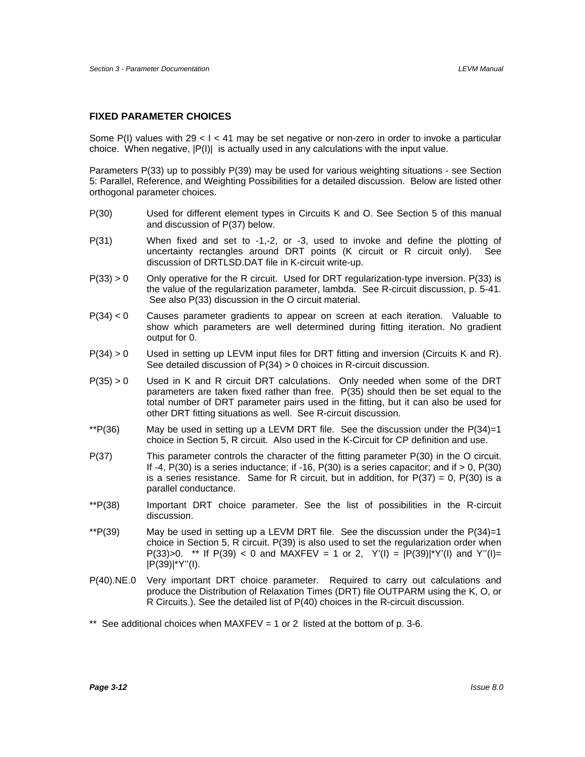## FIXED PARAMETER CHOICES

Some P(I) values with $29 < I < 41$ may be set negative or non-zero in order to invoke a particular choice. When negative, |P(I)| is actually used in any calculations with the input value.

Parameters P(33) up to possibly P(39) may be used for various weighting situations - see Section 5: Parallel, Reference, and Weighting Possibilities for a detailed discussion. Below are listed other orthogonal parameter choices.

- **P(30)** — Used for different element types in Circuits K and O. See Section 5 of this manual and discussion of P(37) below.
- **P(31)** — When fixed and set to -1,-2, or -3, used to invoke and define the plotting of uncertainty rectangles around DRT points (K circuit or R circuit only). See discussion of DRTLSD.DAT file in K-circuit write-up.
- **P(33) > 0** — Only operative for the R circuit. Used for DRT regularization-type inversion. P(33) is the value of the regularization parameter, lambda. See R-circuit discussion, p. 5-41. See also P(33) discussion in the O circuit material.
- **P(34) < 0** — Causes parameter gradients to appear on screen at each iteration. Valuable to show which parameters are well determined during fitting iteration. No gradient output for 0.
- **P(34) > 0** — Used in setting up LEVM input files for DRT fitting and inversion (Circuits K and R). See detailed discussion of P(34) > 0 choices in R-circuit discussion.
- **P(35) > 0** — Used in K and R circuit DRT calculations. Only needed when some of the DRT parameters are taken fixed rather than free. P(35) should then be set equal to the total number of DRT parameter pairs used in the fitting, but it can also be used for other DRT fitting situations as well. See R-circuit discussion.
- **\*\*P(36)** — May be used in setting up a LEVM DRT file. See the discussion under the P(34)=1 choice in Section 5, R circuit. Also used in the K-Circuit for CP definition and use.
- **P(37)** — This parameter controls the character of the fitting parameter P(30) in the O circuit. If -4, P(30) is a series inductance; if -16, P(30) is a series capacitor; and if > 0, P(30) is a series resistance. Same for R circuit, but in addition, for P(37) = 0, P(30) is a parallel conductance.
- **\*\*P(38)** — Important DRT choice parameter. See the list of possibilities in the R-circuit discussion.
- **\*\*P(39)** — May be used in setting up a LEVM DRT file. See the discussion under the P(34)=1 choice in Section 5, R circuit. P(39) is also used to set the regularization order when P(33)>0. \*\* If P(39) < 0 and MAXFEV = 1 or 2, Y'(I) = |P(39)|\*Y'(I) and Y''(I)= |P(39)|\*Y''(I).
- **P(40).NE.0** — Very important DRT choice parameter. Required to carry out calculations and produce the Distribution of Relaxation Times (DRT) file OUTPARM using the K, O, or R Circuits.). See the detailed list of P(40) choices in the R-circuit discussion.

\*\* See additional choices when MAXFEV = 1 or 2 listed at the bottom of p. 3-6.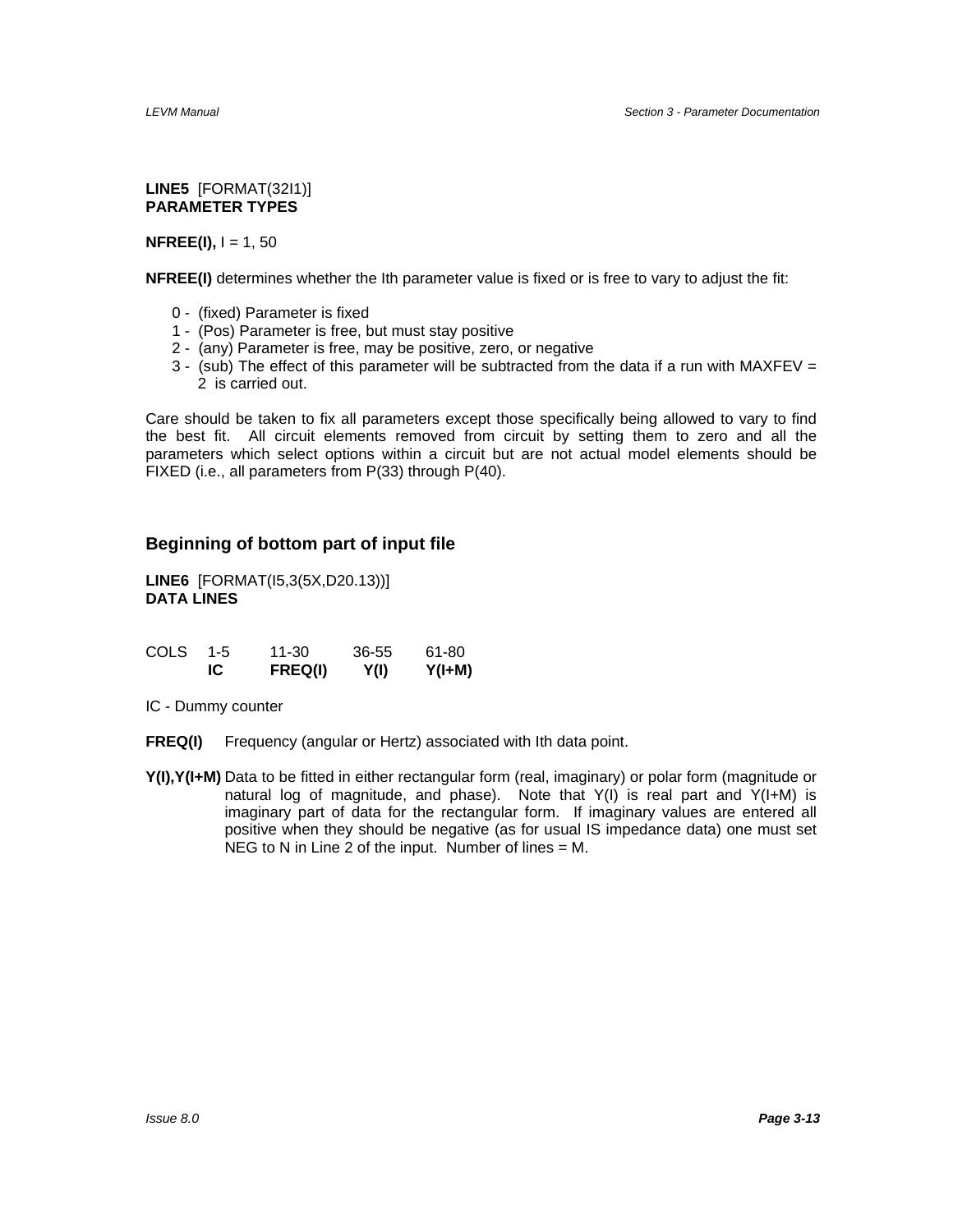**LINE5** [FORMAT(32I1)]
**PARAMETER TYPES**

**NFREE(I),** I = 1, 50

**NFREE(I)** determines whether the Ith parameter value is fixed or is free to vary to adjust the fit:

- 0 - (fixed) Parameter is fixed
- 1 - (Pos) Parameter is free, but must stay positive
- 2 - (any) Parameter is free, may be positive, zero, or negative
- 3 - (sub) The effect of this parameter will be subtracted from the data if a run with MAXFEV = 2 is carried out.

Care should be taken to fix all parameters except those specifically being allowed to vary to find the best fit. All circuit elements removed from circuit by setting them to zero and all the parameters which select options within a circuit but are not actual model elements should be FIXED (i.e., all parameters from P(33) through P(40).

## Beginning of bottom part of input file

**LINE6** [FORMAT(I5,3(5X,D20.13))]
**DATA LINES**

| COLS | 1-5 | 11-30 | 36-55 | 61-80 |
|---|---|---|---|---|
| | **IC** | **FREQ(I)** | **Y(I)** | **Y(I+M)** |

IC - Dummy counter

**FREQ(I)** Frequency (angular or Hertz) associated with Ith data point.

**Y(I),Y(I+M)** Data to be fitted in either rectangular form (real, imaginary) or polar form (magnitude or natural log of magnitude, and phase). Note that Y(I) is real part and Y(I+M) is imaginary part of data for the rectangular form. If imaginary values are entered all positive when they should be negative (as for usual IS impedance data) one must set NEG to N in Line 2 of the input. Number of lines = M.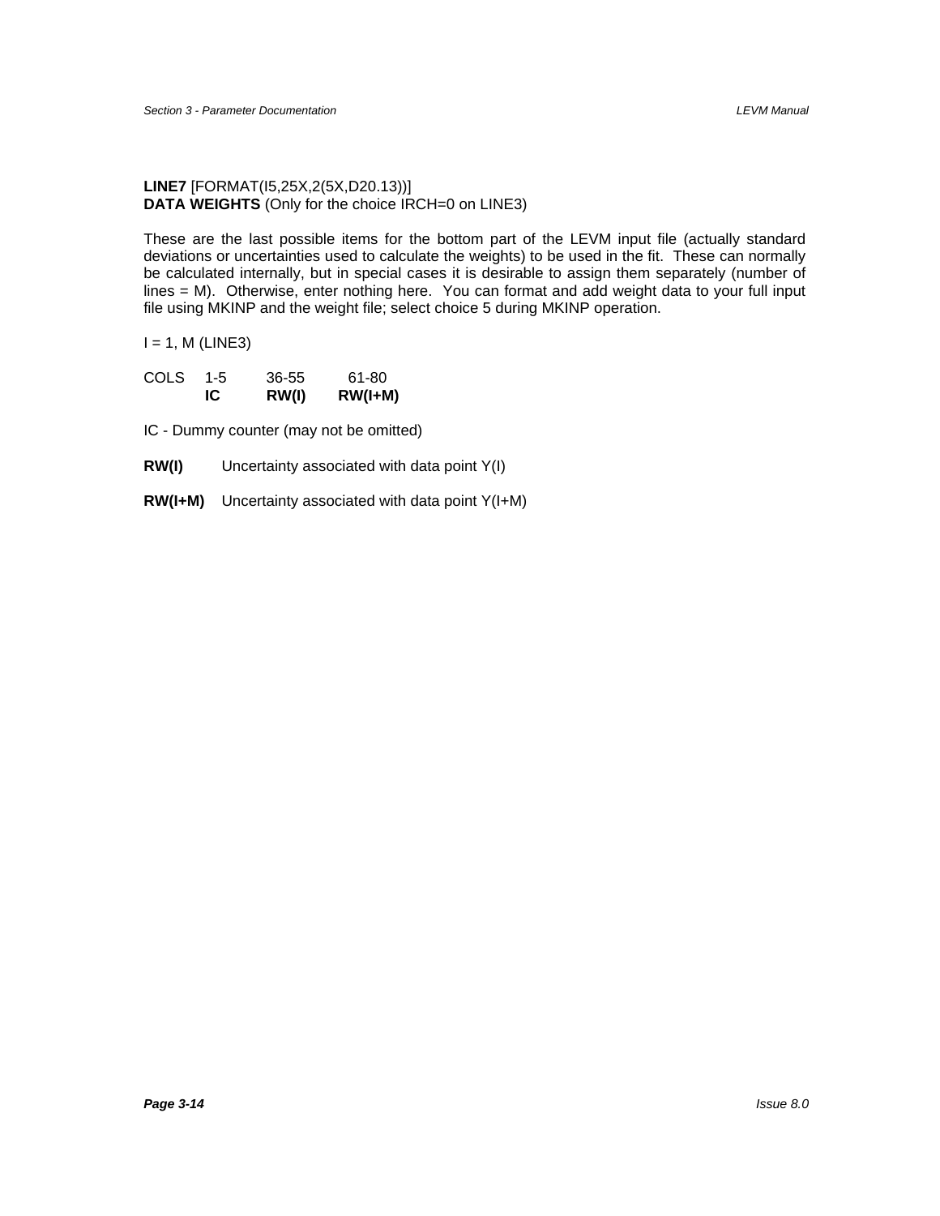**LINE7** [FORMAT(I5,25X,2(5X,D20.13))]
**DATA WEIGHTS** (Only for the choice IRCH=0 on LINE3)

These are the last possible items for the bottom part of the LEVM input file (actually standard deviations or uncertainties used to calculate the weights) to be used in the fit. These can normally be calculated internally, but in special cases it is desirable to assign them separately (number of lines = M). Otherwise, enter nothing here. You can format and add weight data to your full input file using MKINP and the weight file; select choice 5 during MKINP operation.

I = 1, M (LINE3)

| COLS | 1-5 | 36-55 | 61-80 |
|---|---|---|---|
| | **IC** | **RW(I)** | **RW(I+M)** |

IC - Dummy counter (may not be omitted)

**RW(I)** Uncertainty associated with data point Y(I)

**RW(I+M)** Uncertainty associated with data point Y(I+M)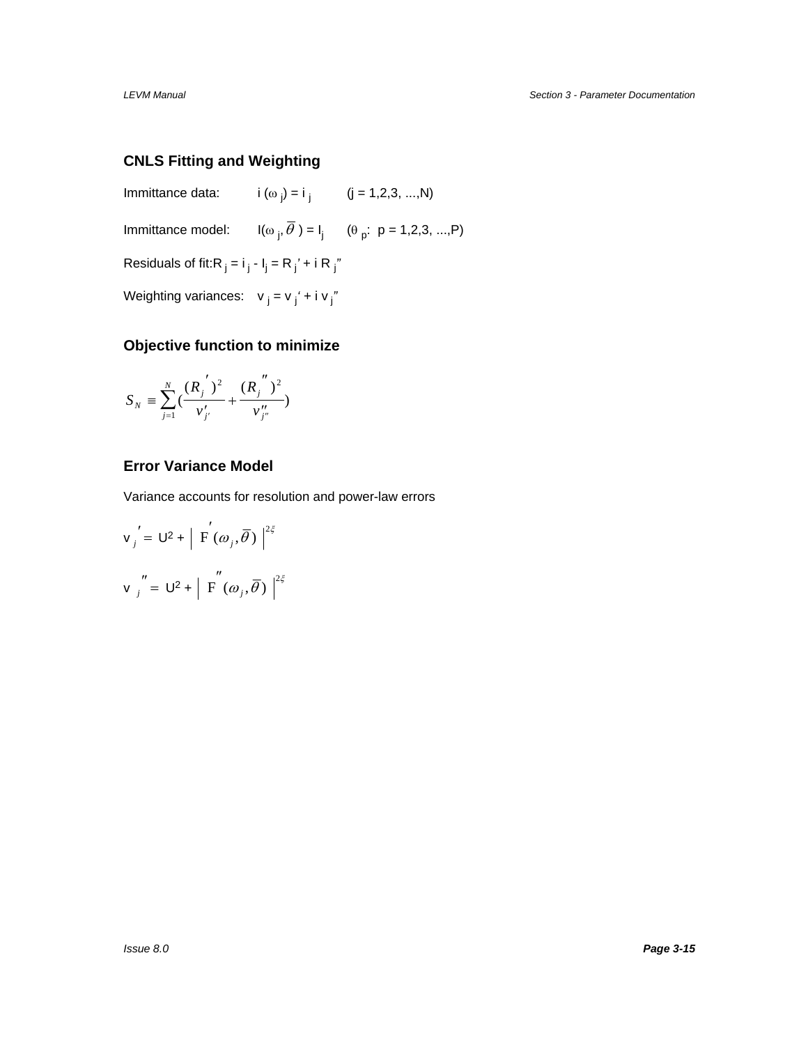### CNLS Fitting and Weighting

Immittance data: $i(\omega_j) = i_j$ $(j = 1,2,3, ...,N)$

Immittance model: $I(\omega_j, \overline{\theta}) = I_j$ $(\theta_p$: $p = 1,2,3, ...,P)$

Residuals of fit: $R_j = i_j - I_j = R_j' + i R_j''$

Weighting variances: $v_j = v_j' + i v_j''$

### Objective function to minimize

$$S_N \equiv \sum_{j=1}^{N} \left( \frac{(R_j')^2}{v_{j'}'} + \frac{(R_j'')^2}{v_{j''}''} \right)$$

### Error Variance Model

Variance accounts for resolution and power-law errors

$$v_j' = U^2 + \left| F'(\omega_j, \overline{\theta}) \right|^{2\xi}$$

$$v_j'' = U^2 + \left| F''(\omega_j, \overline{\theta}) \right|^{2\xi}$$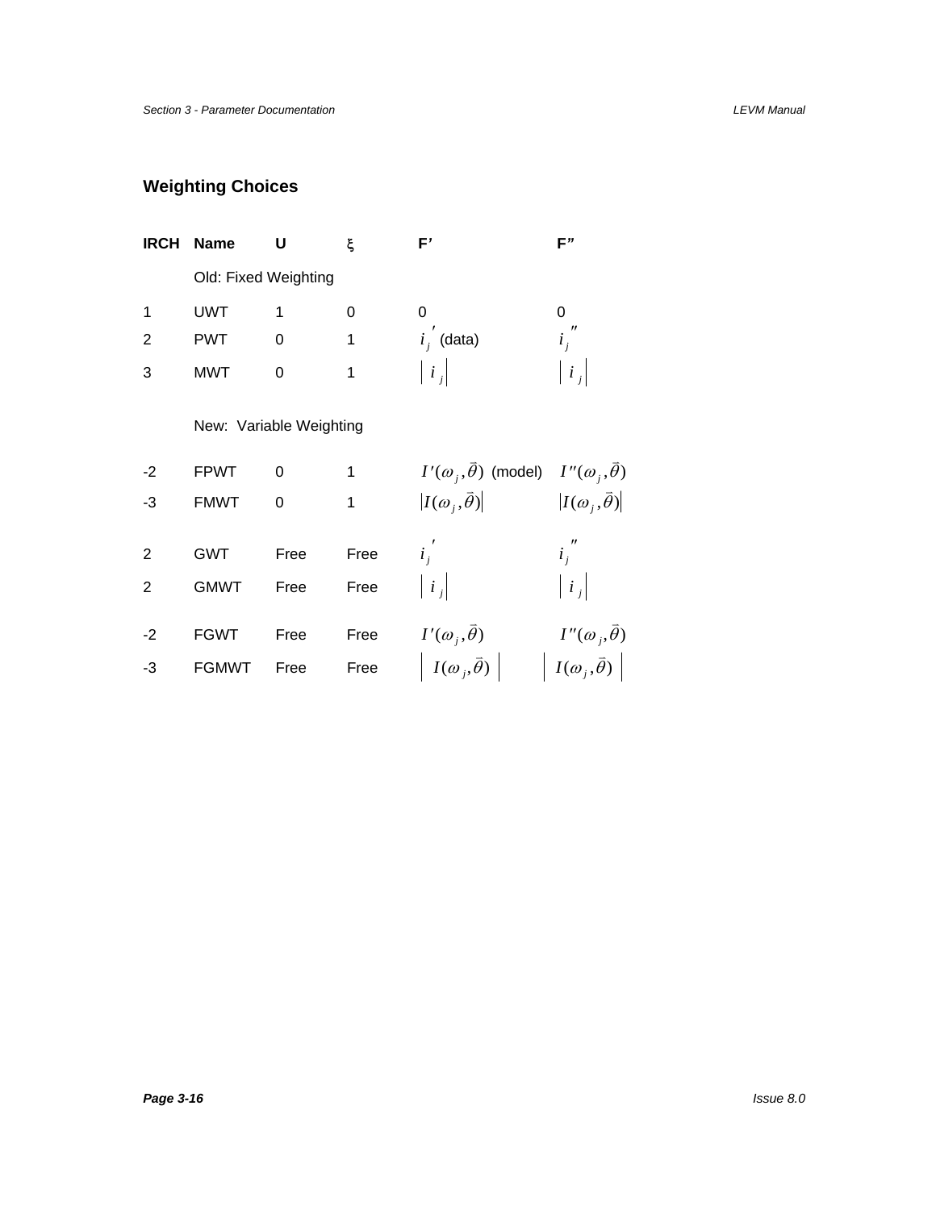## Weighting Choices

| IRCH | Name | U | ξ | F' | F" |
|---|---|---|---|---|---|
| | Old: Fixed Weighting | | | | |
| 1 | UWT | 1 | 0 | 0 | 0 |
| 2 | PWT | 0 | 1 | $i_j'$ (data) | $i_j''$ |
| 3 | MWT | 0 | 1 | $\lvert i_j \rvert$ | $\lvert i_j \rvert$ |
| | New: Variable Weighting | | | | |
| -2 | FPWT | 0 | 1 | $I'(\omega_j, \vec{\theta})$ (model) | $I''(\omega_j, \vec{\theta})$ |
| -3 | FMWT | 0 | 1 | $\lvert I(\omega_j, \vec{\theta}) \rvert$ | $\lvert I(\omega_j, \vec{\theta}) \rvert$ |
| 2 | GWT | Free | Free | $i_j'$ | $i_j''$ |
| 2 | GMWT | Free | Free | $\lvert i_j \rvert$ | $\lvert i_j \rvert$ |
| -2 | FGWT | Free | Free | $I'(\omega_j, \vec{\theta})$ | $I''(\omega_j, \vec{\theta})$ |
| -3 | FGMWT | Free | Free | $\lvert I(\omega_j, \vec{\theta}) \rvert$ | $\lvert I(\omega_j, \vec{\theta}) \rvert$ |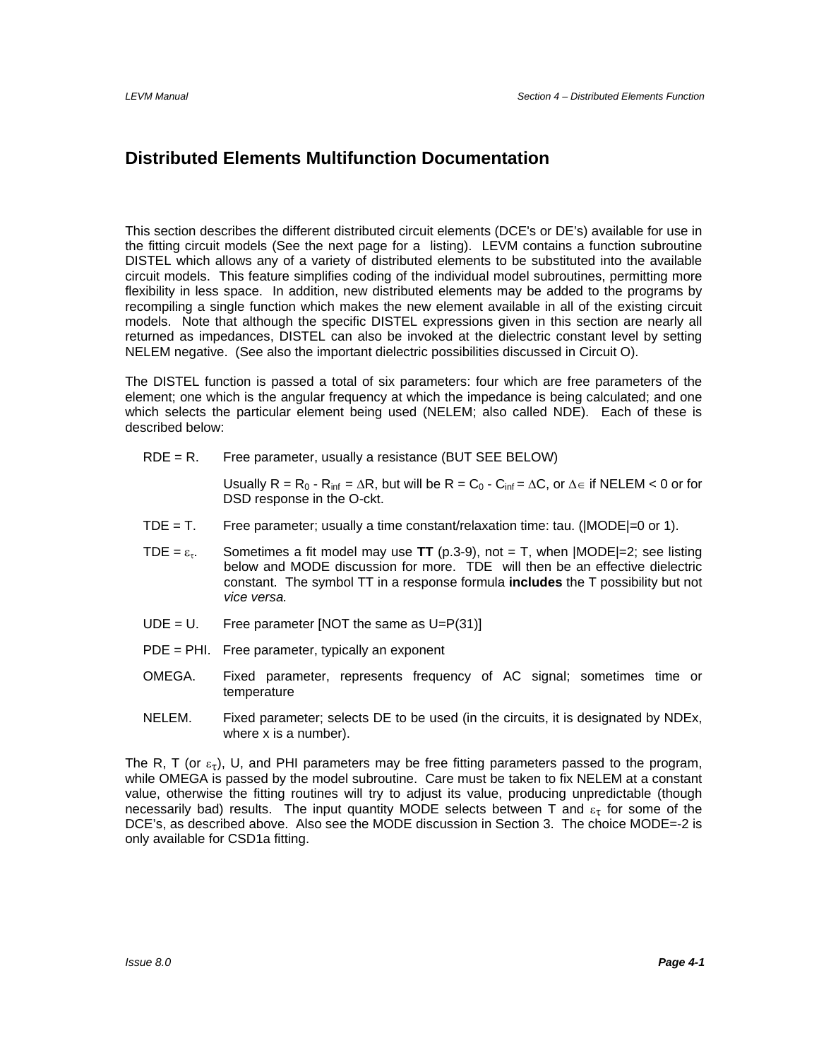# Distributed Elements Multifunction Documentation

This section describes the different distributed circuit elements (DCE's or DE's) available for use in the fitting circuit models (See the next page for a listing). LEVM contains a function subroutine DISTEL which allows any of a variety of distributed elements to be substituted into the available circuit models. This feature simplifies coding of the individual model subroutines, permitting more flexibility in less space. In addition, new distributed elements may be added to the programs by recompiling a single function which makes the new element available in all of the existing circuit models. Note that although the specific DISTEL expressions given in this section are nearly all returned as impedances, DISTEL can also be invoked at the dielectric constant level by setting NELEM negative. (See also the important dielectric possibilities discussed in Circuit O).

The DISTEL function is passed a total of six parameters: four which are free parameters of the element; one which is the angular frequency at which the impedance is being calculated; and one which selects the particular element being used (NELEM; also called NDE). Each of these is described below:

RDE = R. Free parameter, usually a resistance (BUT SEE BELOW)

Usually $R = R_0 - R_{inf} = \Delta R$, but will be $R = C_0 - C_{inf} = \Delta C$, or $\Delta\epsilon$ if NELEM < 0 or for DSD response in the O-ckt.

TDE = T. Free parameter; usually a time constant/relaxation time: tau. (|MODE|=0 or 1).

TDE = $\varepsilon_\tau$. Sometimes a fit model may use **TT** (p.3-9), not = T, when |MODE|=2; see listing below and MODE discussion for more. TDE will then be an effective dielectric constant. The symbol TT in a response formula **includes** the T possibility but not *vice versa.*

UDE = U. Free parameter [NOT the same as U=P(31)]

PDE = PHI. Free parameter, typically an exponent

OMEGA. Fixed parameter, represents frequency of AC signal; sometimes time or temperature

NELEM. Fixed parameter; selects DE to be used (in the circuits, it is designated by NDEx, where x is a number).

The R, T (or $\varepsilon_\tau$), U, and PHI parameters may be free fitting parameters passed to the program, while OMEGA is passed by the model subroutine. Care must be taken to fix NELEM at a constant value, otherwise the fitting routines will try to adjust its value, producing unpredictable (though necessarily bad) results. The input quantity MODE selects between T and $\varepsilon_\tau$ for some of the DCE's, as described above. Also see the MODE discussion in Section 3. The choice MODE=-2 is only available for CSD1a fitting.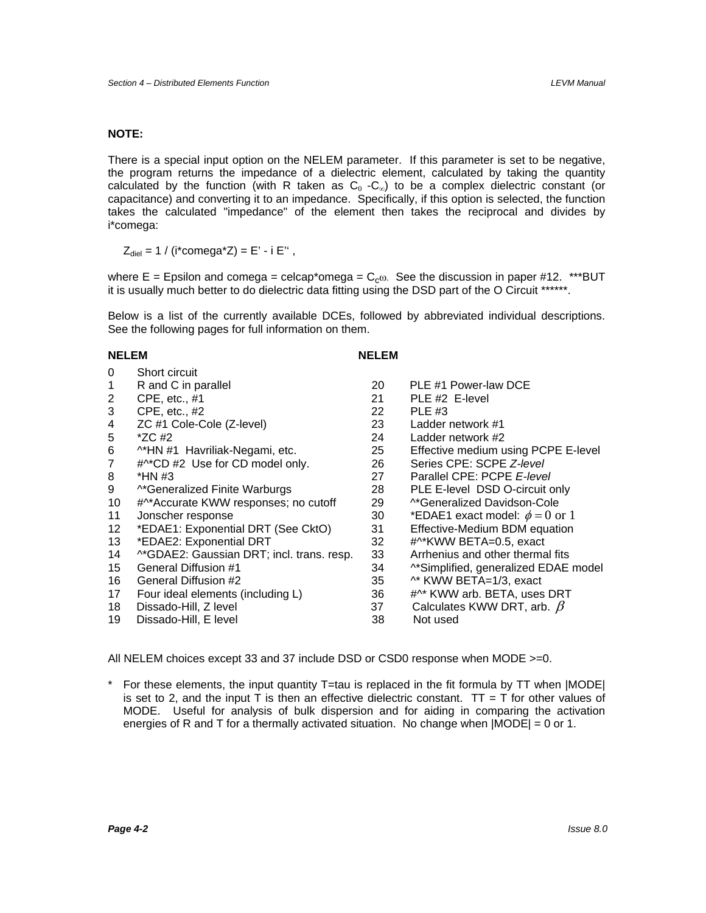**NOTE:**

There is a special input option on the NELEM parameter. If this parameter is set to be negative, the program returns the impedance of a dielectric element, calculated by taking the quantity calculated by the function (with R taken as $C_0 - C_\infty$) to be a complex dielectric constant (or capacitance) and converting it to an impedance. Specifically, if this option is selected, the function takes the calculated "impedance" of the element then takes the reciprocal and divides by i*comega:

$Z_{diel}$ = 1 / (i*comega*Z) = E' - i E'' ,

where E = Epsilon and comega = celcap*omega = $C_c\omega$. See the discussion in paper #12. ***BUT it is usually much better to do dielectric data fitting using the DSD part of the O Circuit ******.

Below is a list of the currently available DCEs, followed by abbreviated individual descriptions. See the following pages for full information on them.

| NELEM | | NELEM | |
|---|---|---|---|
| 0 | Short circuit | | |
| 1 | R and C in parallel | 20 | PLE #1 Power-law DCE |
| 2 | CPE, etc., #1 | 21 | PLE #2 E-level |
| 3 | CPE, etc., #2 | 22 | PLE #3 |
| 4 | ZC #1 Cole-Cole (Z-level) | 23 | Ladder network #1 |
| 5 | *ZC #2 | 24 | Ladder network #2 |
| 6 | ^*HN #1 Havriliak-Negami, etc. | 25 | Effective medium using PCPE E-level |
| 7 | #^*CD #2 Use for CD model only. | 26 | Series CPE: SCPE *Z-level* |
| 8 | *HN #3 | 27 | Parallel CPE: PCPE *E-level* |
| 9 | ^*Generalized Finite Warburgs | 28 | PLE E-level DSD O-circuit only |
| 10 | #^*Accurate KWW responses; no cutoff | 29 | ^*Generalized Davidson-Cole |
| 11 | Jonscher response | 30 | *EDAE1 exact model: $\phi = 0$ or $1$ |
| 12 | *EDAE1: Exponential DRT (See CktO) | 31 | Effective-Medium BDM equation |
| 13 | *EDAE2: Exponential DRT | 32 | #^*KWW BETA=0.5, exact |
| 14 | ^*GDAE2: Gaussian DRT; incl. trans. resp. | 33 | Arrhenius and other thermal fits |
| 15 | General Diffusion #1 | 34 | ^*Simplified, generalized EDAE model |
| 16 | General Diffusion #2 | 35 | ^* KWW BETA=1/3, exact |
| 17 | Four ideal elements (including L) | 36 | #^* KWW arb. BETA, uses DRT |
| 18 | Dissado-Hill, Z level | 37 | Calculates KWW DRT, arb. $\beta$ |
| 19 | Dissado-Hill, E level | 38 | Not used |

All NELEM choices except 33 and 37 include DSD or CSD0 response when MODE >=0.

\* For these elements, the input quantity T=tau is replaced in the fit formula by TT when |MODE| is set to 2, and the input T is then an effective dielectric constant. TT = T for other values of MODE. Useful for analysis of bulk dispersion and for aiding in comparing the activation energies of R and T for a thermally activated situation. No change when |MODE| = 0 or 1.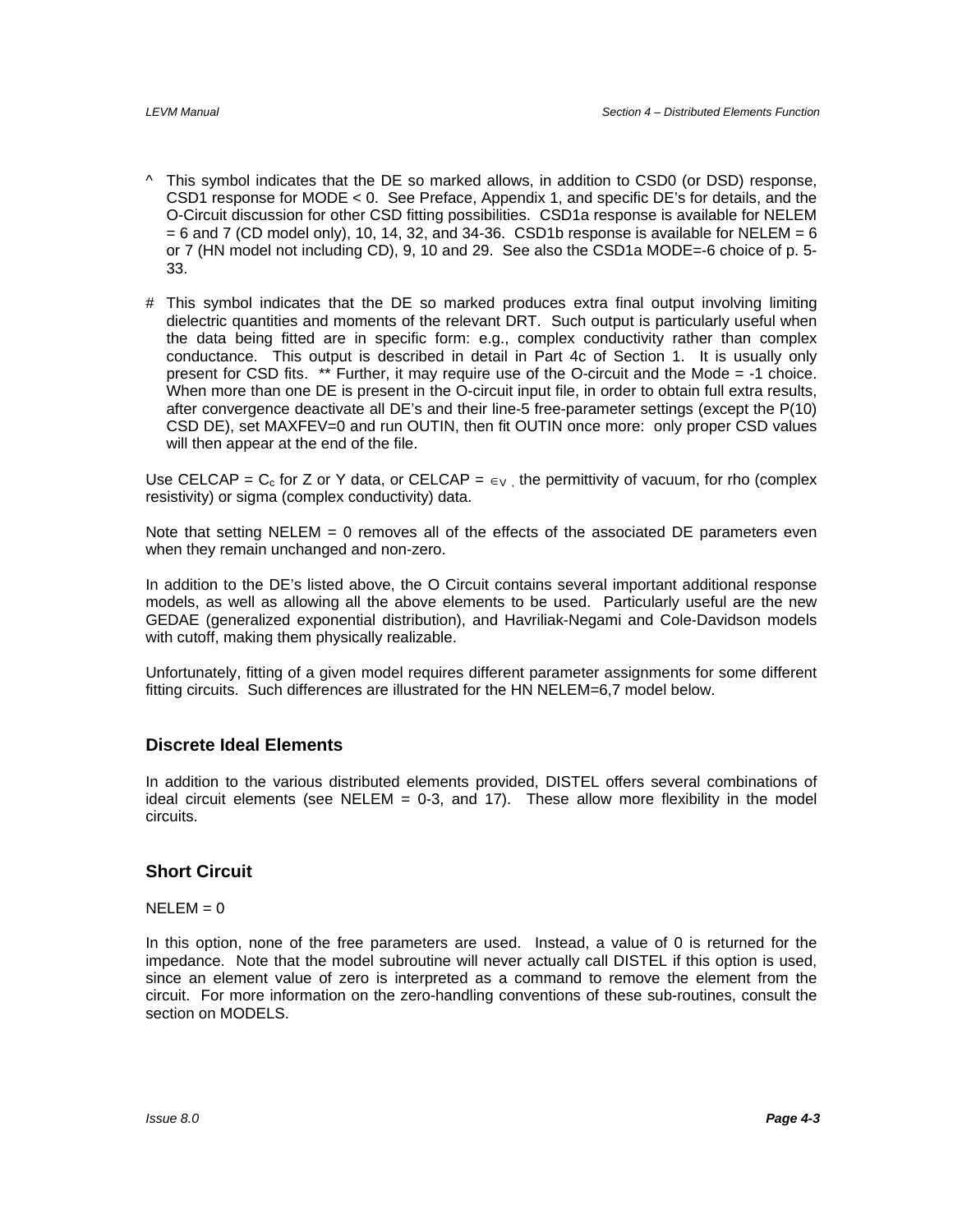^ This symbol indicates that the DE so marked allows, in addition to CSD0 (or DSD) response, CSD1 response for MODE < 0. See Preface, Appendix 1, and specific DE's for details, and the O-Circuit discussion for other CSD fitting possibilities. CSD1a response is available for NELEM = 6 and 7 (CD model only), 10, 14, 32, and 34-36. CSD1b response is available for NELEM = 6 or 7 (HN model not including CD), 9, 10 and 29. See also the CSD1a MODE=-6 choice of p. 5-33.

# This symbol indicates that the DE so marked produces extra final output involving limiting dielectric quantities and moments of the relevant DRT. Such output is particularly useful when the data being fitted are in specific form: e.g., complex conductivity rather than complex conductance. This output is described in detail in Part 4c of Section 1. It is usually only present for CSD fits. ** Further, it may require use of the O-circuit and the Mode = -1 choice. When more than one DE is present in the O-circuit input file, in order to obtain full extra results, after convergence deactivate all DE's and their line-5 free-parameter settings (except the P(10) CSD DE), set MAXFEV=0 and run OUTIN, then fit OUTIN once more: only proper CSD values will then appear at the end of the file.

Use CELCAP = $C_c$ for Z or Y data, or CELCAP = $\in_V$ , the permittivity of vacuum, for rho (complex resistivity) or sigma (complex conductivity) data.

Note that setting NELEM = 0 removes all of the effects of the associated DE parameters even when they remain unchanged and non-zero.

In addition to the DE's listed above, the O Circuit contains several important additional response models, as well as allowing all the above elements to be used. Particularly useful are the new GEDAE (generalized exponential distribution), and Havriliak-Negami and Cole-Davidson models with cutoff, making them physically realizable.

Unfortunately, fitting of a given model requires different parameter assignments for some different fitting circuits. Such differences are illustrated for the HN NELEM=6,7 model below.

## Discrete Ideal Elements

In addition to the various distributed elements provided, DISTEL offers several combinations of ideal circuit elements (see NELEM = 0-3, and 17). These allow more flexibility in the model circuits.

## Short Circuit

NELEM = 0

In this option, none of the free parameters are used. Instead, a value of 0 is returned for the impedance. Note that the model subroutine will never actually call DISTEL if this option is used, since an element value of zero is interpreted as a command to remove the element from the circuit. For more information on the zero-handling conventions of these sub-routines, consult the section on MODELS.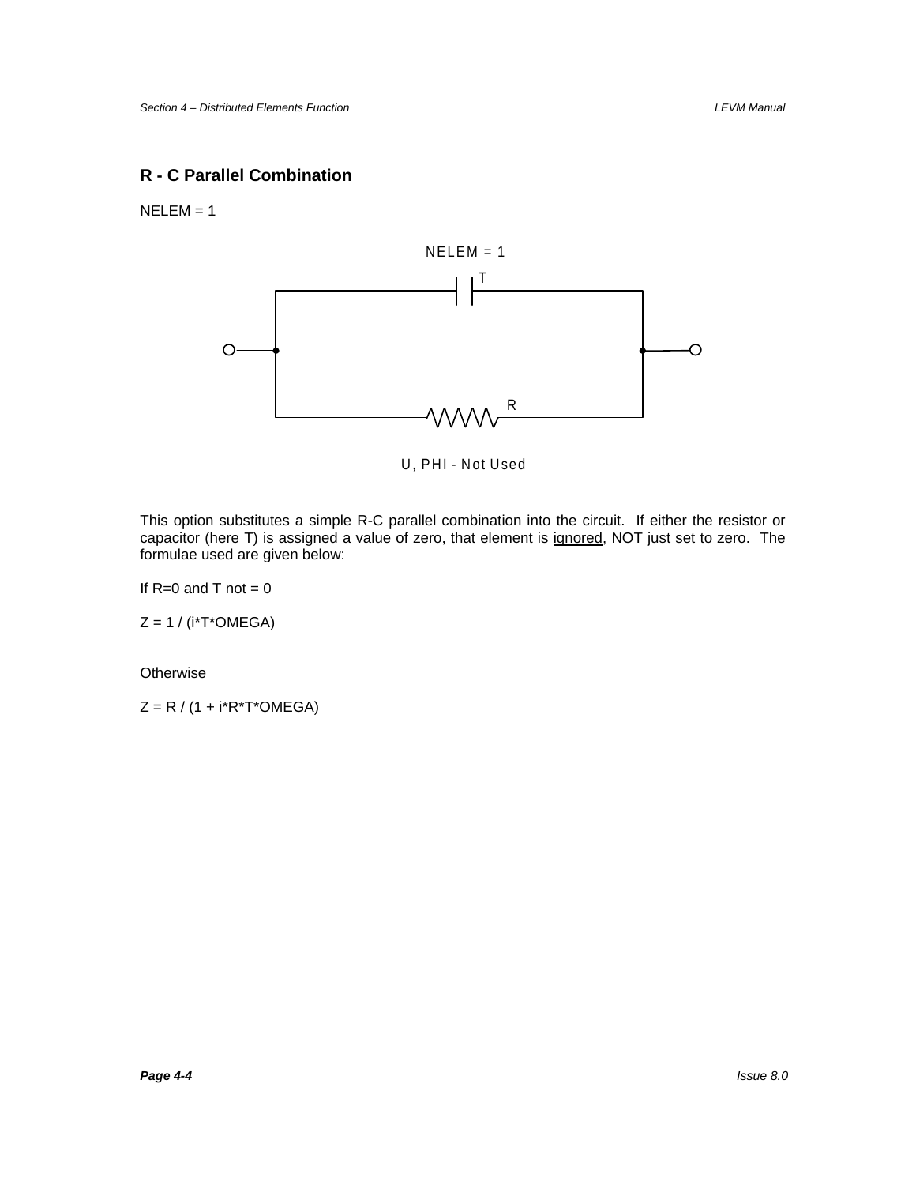## R - C Parallel Combination

NELEM = 1

NELEM = 1

T

R

U, PHI - Not Used

This option substitutes a simple R-C parallel combination into the circuit. If either the resistor or capacitor (here T) is assigned a value of zero, that element is ignored, NOT just set to zero. The formulae used are given below:

If R=0 and T not = 0

Z = 1 / (i*T*OMEGA)

Otherwise

Z = R / (1 + i*R*T*OMEGA)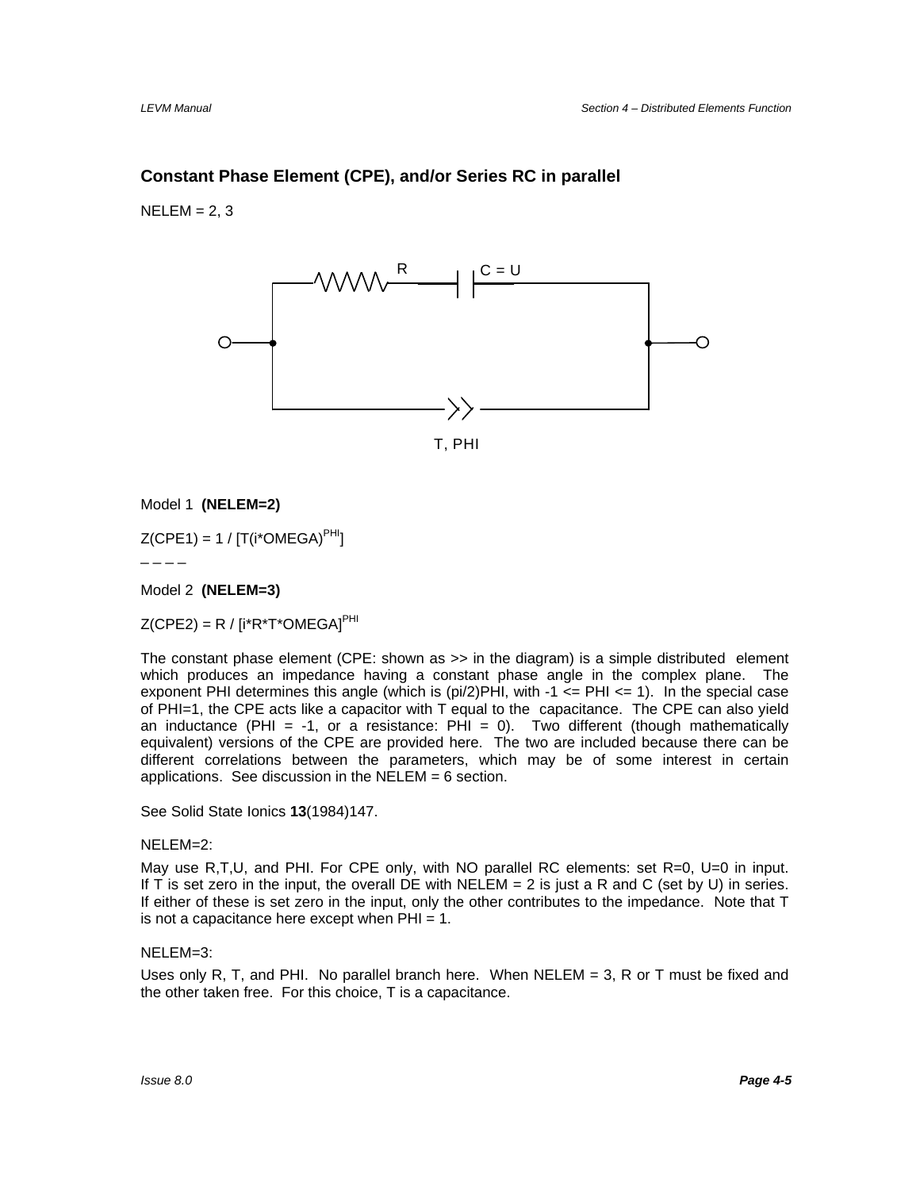## Constant Phase Element (CPE), and/or Series RC in parallel

NELEM = 2, 3

Model 1 **(NELEM=2)**

Z(CPE1) = 1 / [T(i*OMEGA)$^{PHI}$]

– – – –

Model 2 **(NELEM=3)**

Z(CPE2) = R / [i*R*T*OMEGA]$^{PHI}$

The constant phase element (CPE: shown as >> in the diagram) is a simple distributed element which produces an impedance having a constant phase angle in the complex plane. The exponent PHI determines this angle (which is (pi/2)PHI, with -1 <= PHI <= 1). In the special case of PHI=1, the CPE acts like a capacitor with T equal to the capacitance. The CPE can also yield an inductance (PHI = -1, or a resistance: PHI = 0). Two different (though mathematically equivalent) versions of the CPE are provided here. The two are included because there can be different correlations between the parameters, which may be of some interest in certain applications. See discussion in the NELEM = 6 section.

See Solid State Ionics **13**(1984)147.

NELEM=2:

May use R,T,U, and PHI. For CPE only, with NO parallel RC elements: set R=0, U=0 in input. If T is set zero in the input, the overall DE with NELEM = 2 is just a R and C (set by U) in series. If either of these is set zero in the input, only the other contributes to the impedance. Note that T is not a capacitance here except when PHI = 1.

NELEM=3:

Uses only R, T, and PHI. No parallel branch here. When NELEM = 3, R or T must be fixed and the other taken free. For this choice, T is a capacitance.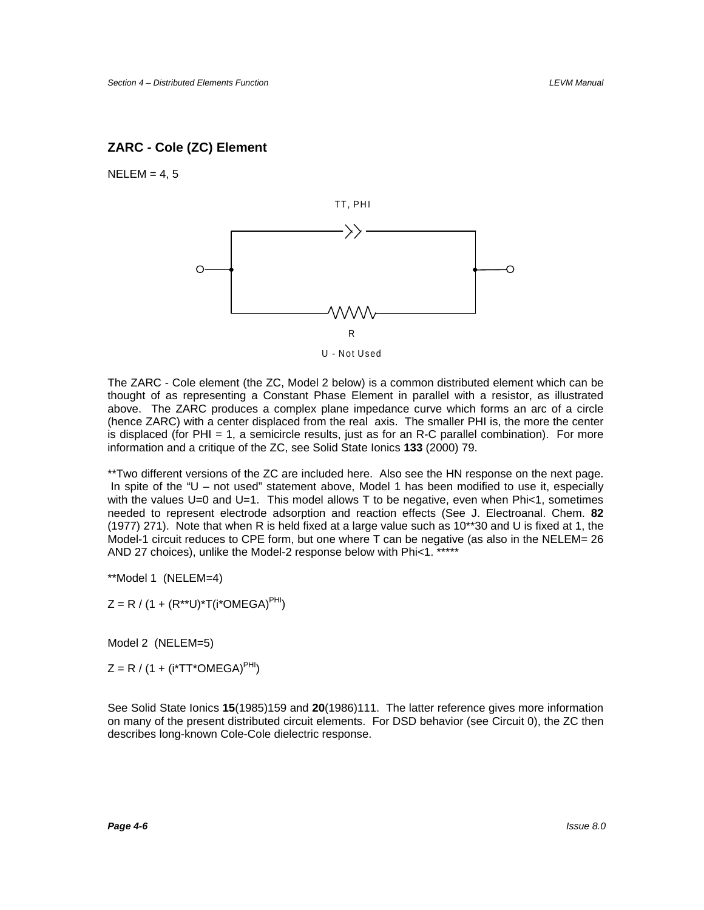## ZARC - Cole (ZC) Element

NELEM = 4, 5

TT, PHI

R

U - Not Used

The ZARC - Cole element (the ZC, Model 2 below) is a common distributed element which can be thought of as representing a Constant Phase Element in parallel with a resistor, as illustrated above. The ZARC produces a complex plane impedance curve which forms an arc of a circle (hence ZARC) with a center displaced from the real axis. The smaller PHI is, the more the center is displaced (for PHI = 1, a semicircle results, just as for an R-C parallel combination). For more information and a critique of the ZC, see Solid State Ionics **133** (2000) 79.

**Two different versions of the ZC are included here. Also see the HN response on the next page. In spite of the "U – not used" statement above, Model 1 has been modified to use it, especially with the values U=0 and U=1. This model allows T to be negative, even when Phi<1, sometimes needed to represent electrode adsorption and reaction effects (See J. Electroanal. Chem. **82** (1977) 271). Note that when R is held fixed at a large value such as 10**30 and U is fixed at 1, the Model-1 circuit reduces to CPE form, but one where T can be negative (as also in the NELEM= 26 AND 27 choices), unlike the Model-2 response below with Phi<1. *****

**Model 1 (NELEM=4)

$Z = R / (1 + (R^{**}U)^{*}T(i^{*}OMEGA)^{PHI})$

Model 2 (NELEM=5)

$Z = R / (1 + (i^{*}TT^{*}OMEGA)^{PHI})$

See Solid State Ionics **15**(1985)159 and **20**(1986)111. The latter reference gives more information on many of the present distributed circuit elements. For DSD behavior (see Circuit 0), the ZC then describes long-known Cole-Cole dielectric response.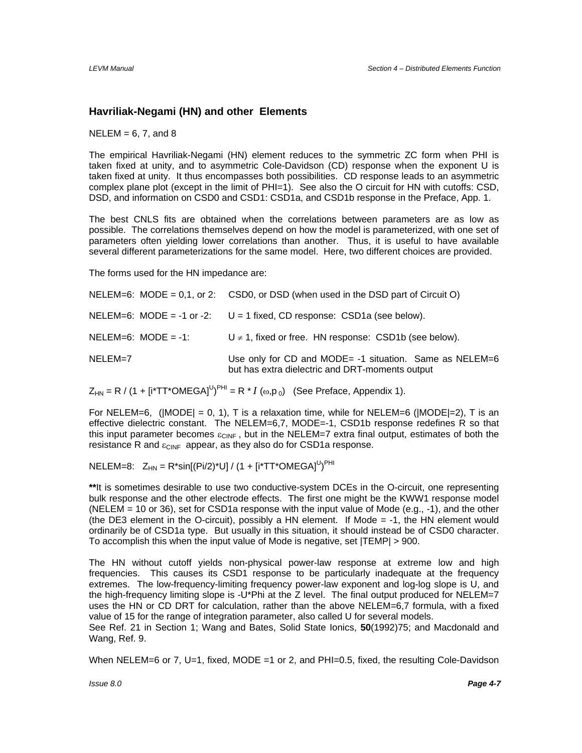## Havriliak-Negami (HN) and other Elements

NELEM = 6, 7, and 8

The empirical Havriliak-Negami (HN) element reduces to the symmetric ZC form when PHI is taken fixed at unity, and to asymmetric Cole-Davidson (CD) response when the exponent U is taken fixed at unity. It thus encompasses both possibilities. CD response leads to an asymmetric complex plane plot (except in the limit of PHI=1). See also the O circuit for HN with cutoffs: CSD, DSD, and information on CSD0 and CSD1: CSD1a, and CSD1b response in the Preface, App. 1.

The best CNLS fits are obtained when the correlations between parameters are as low as possible. The correlations themselves depend on how the model is parameterized, with one set of parameters often yielding lower correlations than another. Thus, it is useful to have available several different parameterizations for the same model. Here, two different choices are provided.

The forms used for the HN impedance are:

NELEM=6: MODE = 0,1, or 2: CSD0, or DSD (when used in the DSD part of Circuit O)

NELEM=6: MODE = -1 or -2: U = 1 fixed, CD response: CSD1a (see below).

NELEM=6: MODE = -1: $U \neq 1$, fixed or free. HN response: CSD1b (see below).

NELEM=7 Use only for CD and MODE= -1 situation. Same as NELEM=6 but has extra dielectric and DRT-moments output

$Z_{HN}$ = R / (1 + [i*TT*OMEGA]$^{U}$)$^{PHI}$ = R * $I\,(\omega, p_0)$ (See Preface, Appendix 1).

For NELEM=6, (|MODE| = 0, 1), T is a relaxation time, while for NELEM=6 (|MODE|=2), T is an effective dielectric constant. The NELEM=6,7, MODE=-1, CSD1b response redefines R so that this input parameter becomes $\varepsilon_{CINF}$, but in the NELEM=7 extra final output, estimates of both the resistance R and $\varepsilon_{CINF}$ appear, as they also do for CSD1a response.

NELEM=8: $Z_{HN}$ = R*sin[(Pi/2)*U] / (1 + [i*TT*OMEGA]$^{U}$)$^{PHI}$

**It is sometimes desirable to use two conductive-system DCEs in the O-circuit, one representing bulk response and the other electrode effects. The first one might be the KWW1 response model (NELEM = 10 or 36), set for CSD1a response with the input value of Mode (e.g., -1), and the other (the DE3 element in the O-circuit), possibly a HN element. If Mode = -1, the HN element would ordinarily be of CSD1a type. But usually in this situation, it should instead be of CSD0 character. To accomplish this when the input value of Mode is negative, set |TEMP| > 900.

The HN without cutoff yields non-physical power-law response at extreme low and high frequencies. This causes its CSD1 response to be particularly inadequate at the frequency extremes. The low-frequency-limiting frequency power-law exponent and log-log slope is U, and the high-frequency limiting slope is -U*Phi at the Z level. The final output produced for NELEM=7 uses the HN or CD DRT for calculation, rather than the above NELEM=6,7 formula, with a fixed value of 15 for the range of integration parameter, also called U for several models.
See Ref. 21 in Section 1; Wang and Bates, Solid State Ionics, **50**(1992)75; and Macdonald and Wang, Ref. 9.

When NELEM=6 or 7, U=1, fixed, MODE =1 or 2, and PHI=0.5, fixed, the resulting Cole-Davidson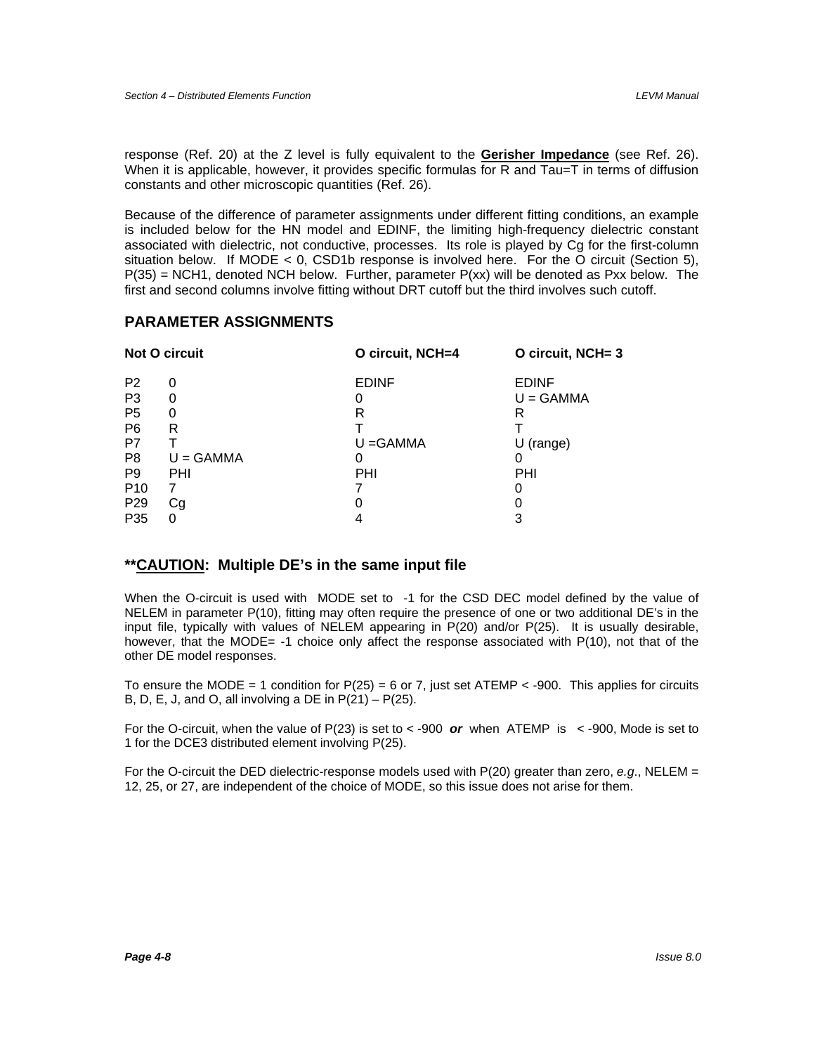response (Ref. 20) at the Z level is fully equivalent to the **Gerisher Impedance** (see Ref. 26). When it is applicable, however, it provides specific formulas for R and Tau=T in terms of diffusion constants and other microscopic quantities (Ref. 26).

Because of the difference of parameter assignments under different fitting conditions, an example is included below for the HN model and EDINF, the limiting high-frequency dielectric constant associated with dielectric, not conductive, processes. Its role is played by Cg for the first-column situation below. If MODE < 0, CSD1b response is involved here. For the O circuit (Section 5), P(35) = NCH1, denoted NCH below. Further, parameter P(xx) will be denoted as Pxx below. The first and second columns involve fitting without DRT cutoff but the third involves such cutoff.

## PARAMETER ASSIGNMENTS

| Not O circuit | | O circuit, NCH=4 | O circuit, NCH= 3 |
|---|---|---|---|
| P2 | 0 | EDINF | EDINF |
| P3 | 0 | 0 | U = GAMMA |
| P5 | 0 | R | R |
| P6 | R | T | T |
| P7 | T | U =GAMMA | U (range) |
| P8 | U = GAMMA | 0 | 0 |
| P9 | PHI | PHI | PHI |
| P10 | 7 | 7 | 0 |
| P29 | Cg | 0 | 0 |
| P35 | 0 | 4 | 3 |

## **CAUTION: Multiple DE's in the same input file

When the O-circuit is used with MODE set to -1 for the CSD DEC model defined by the value of NELEM in parameter P(10), fitting may often require the presence of one or two additional DE's in the input file, typically with values of NELEM appearing in P(20) and/or P(25). It is usually desirable, however, that the MODE= -1 choice only affect the response associated with P(10), not that of the other DE model responses.

To ensure the MODE = 1 condition for P(25) = 6 or 7, just set ATEMP < -900. This applies for circuits B, D, E, J, and O, all involving a DE in P(21) – P(25).

For the O-circuit, when the value of P(23) is set to < -900 ***or*** when ATEMP is < -900, Mode is set to 1 for the DCE3 distributed element involving P(25).

For the O-circuit the DED dielectric-response models used with P(20) greater than zero, *e.g*., NELEM = 12, 25, or 27, are independent of the choice of MODE, so this issue does not arise for them.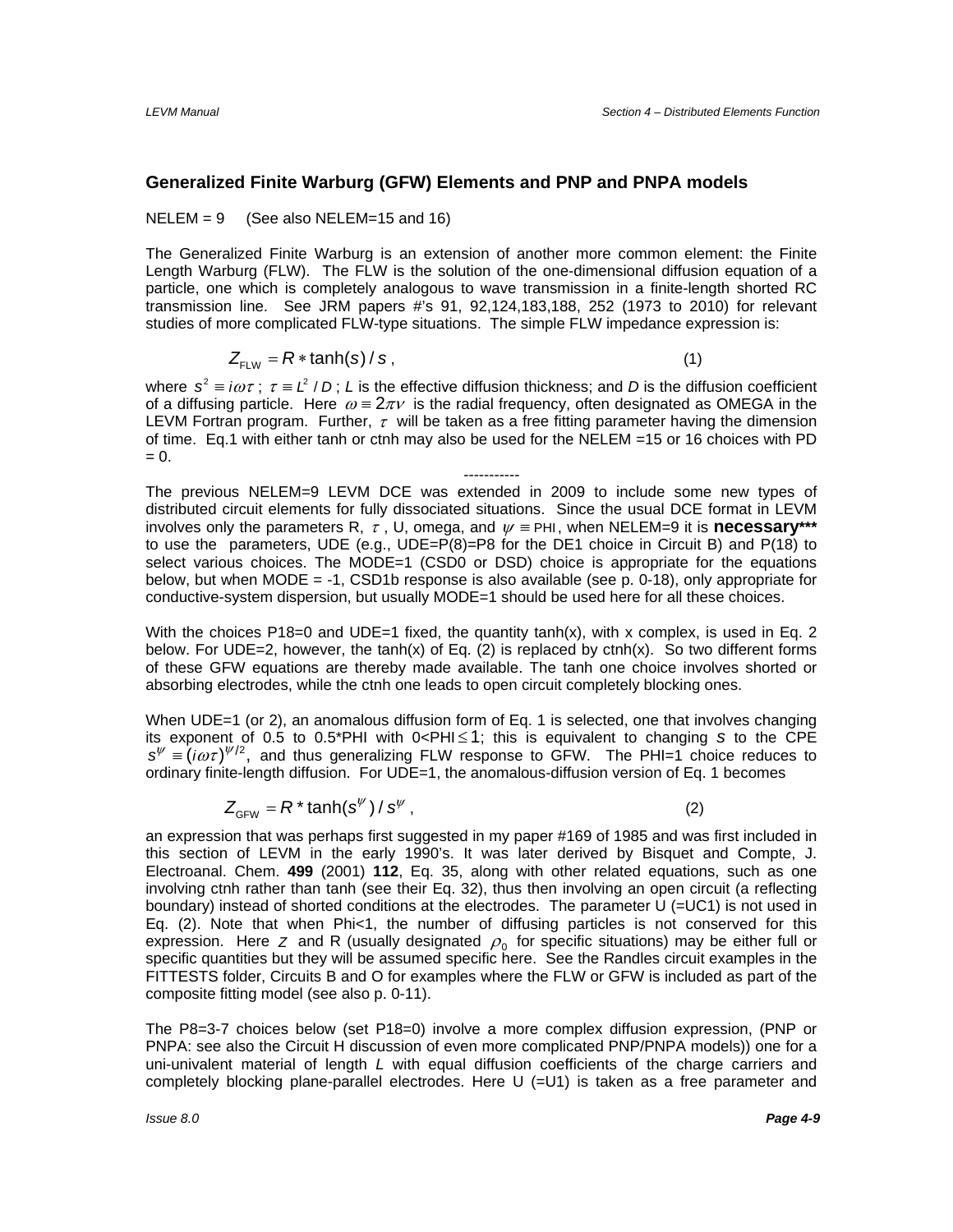## Generalized Finite Warburg (GFW) Elements and PNP and PNPA models

NELEM = 9     (See also NELEM=15 and 16)

The Generalized Finite Warburg is an extension of another more common element: the Finite Length Warburg (FLW). The FLW is the solution of the one-dimensional diffusion equation of a particle, one which is completely analogous to wave transmission in a finite-length shorted RC transmission line. See JRM papers #'s 91, 92,124,183,188, 252 (1973 to 2010) for relevant studies of more complicated FLW-type situations. The simple FLW impedance expression is:

$$Z_{\text{FLW}} = R * \tanh(s)/s\,, \qquad (1)$$

where $s^2 \equiv i\omega\tau$; $\tau \equiv L^2/D$; $L$ is the effective diffusion thickness; and $D$ is the diffusion coefficient of a diffusing particle. Here $\omega \equiv 2\pi\nu$ is the radial frequency, often designated as OMEGA in the LEVM Fortran program. Further, $\tau$ will be taken as a free fitting parameter having the dimension of time. Eq.1 with either tanh or ctnh may also be used for the NELEM =15 or 16 choices with PD = 0.

-----------

The previous NELEM=9 LEVM DCE was extended in 2009 to include some new types of distributed circuit elements for fully dissociated situations. Since the usual DCE format in LEVM involves only the parameters R, $\tau$, U, omega, and $\psi \equiv$ PHI, when NELEM=9 it is **necessary*** ** to use the parameters, UDE (e.g., UDE=P(8)=P8 for the DE1 choice in Circuit B) and P(18) to select various choices. The MODE=1 (CSD0 or DSD) choice is appropriate for the equations below, but when MODE = -1, CSD1b response is also available (see p. 0-18), only appropriate for conductive-system dispersion, but usually MODE=1 should be used here for all these choices.

With the choices P18=0 and UDE=1 fixed, the quantity tanh(x), with x complex, is used in Eq. 2 below. For UDE=2, however, the tanh(x) of Eq. (2) is replaced by ctnh(x). So two different forms of these GFW equations are thereby made available. The tanh one choice involves shorted or absorbing electrodes, while the ctnh one leads to open circuit completely blocking ones.

When UDE=1 (or 2), an anomalous diffusion form of Eq. 1 is selected, one that involves changing its exponent of 0.5 to 0.5*PHI with 0<PHI$\leq$1; this is equivalent to changing $s$ to the CPE $s^{\psi} \equiv (i\omega\tau)^{\psi/2}$, and thus generalizing FLW response to GFW. The PHI=1 choice reduces to ordinary finite-length diffusion. For UDE=1, the anomalous-diffusion version of Eq. 1 becomes

$$Z_{\text{GFW}} = R * \tanh(s^{\psi})/s^{\psi}\,, \qquad (2)$$

an expression that was perhaps first suggested in my paper #169 of 1985 and was first included in this section of LEVM in the early 1990's. It was later derived by Bisquet and Compte, J. Electroanal. Chem. **499** (2001) **112**, Eq. 35, along with other related equations, such as one involving ctnh rather than tanh (see their Eq. 32), thus then involving an open circuit (a reflecting boundary) instead of shorted conditions at the electrodes. The parameter U (=UC1) is not used in Eq. (2). Note that when Phi<1, the number of diffusing particles is not conserved for this expression. Here $Z$ and R (usually designated $\rho_0$ for specific situations) may be either full or specific quantities but they will be assumed specific here. See the Randles circuit examples in the FITTESTS folder, Circuits B and O for examples where the FLW or GFW is included as part of the composite fitting model (see also p. 0-11).

The P8=3-7 choices below (set P18=0) involve a more complex diffusion expression, (PNP or PNPA: see also the Circuit H discussion of even more complicated PNP/PNPA models)) one for a uni-univalent material of length $L$ with equal diffusion coefficients of the charge carriers and completely blocking plane-parallel electrodes. Here U (=U1) is taken as a free parameter and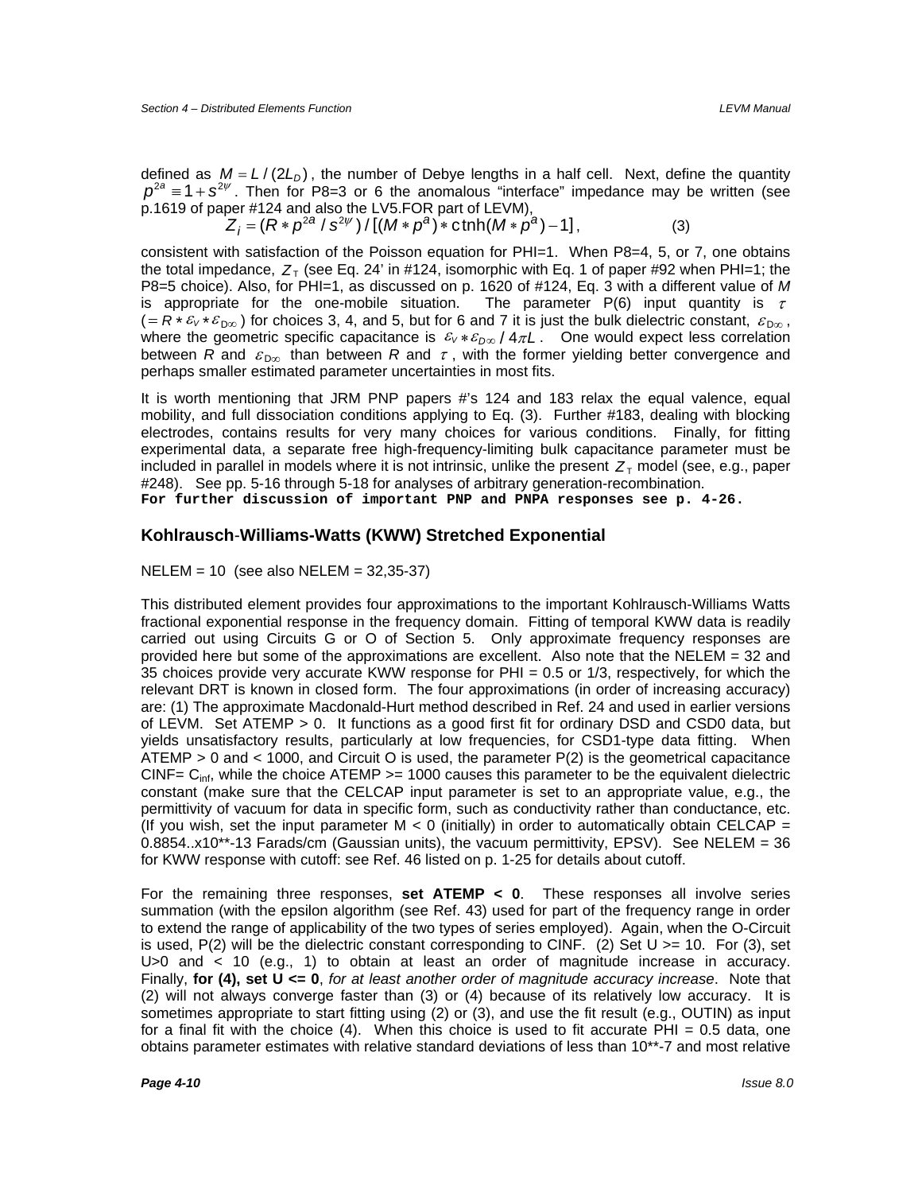defined as $M = L/(2L_D)$, the number of Debye lengths in a half cell. Next, define the quantity $p^{2a} \equiv 1 + s^{2\psi}$. Then for P8=3 or 6 the anomalous "interface" impedance may be written (see p.1619 of paper #124 and also the LV5.FOR part of LEVM),

$$Z_i = (R * p^{2a} / s^{2\psi}) / [(M * p^a) * \text{ctnh}(M * p^a) - 1], \qquad (3)$$

consistent with satisfaction of the Poisson equation for PHI=1. When P8=4, 5, or 7, one obtains the total impedance, $Z_T$ (see Eq. 24' in #124, isomorphic with Eq. 1 of paper #92 when PHI=1; the P8=5 choice). Also, for PHI=1, as discussed on p. 1620 of #124, Eq. 3 with a different value of $M$ is appropriate for the one-mobile situation. The parameter P(6) input quantity is $\tau$ ($= R * \varepsilon_V * \varepsilon_{D\infty}$) for choices 3, 4, and 5, but for 6 and 7 it is just the bulk dielectric constant, $\varepsilon_{D\infty}$, where the geometric specific capacitance is $\varepsilon_V * \varepsilon_{D\infty} / 4\pi L$. One would expect less correlation between $R$ and $\varepsilon_{D\infty}$ than between $R$ and $\tau$, with the former yielding better convergence and perhaps smaller estimated parameter uncertainties in most fits.

It is worth mentioning that JRM PNP papers #'s 124 and 183 relax the equal valence, equal mobility, and full dissociation conditions applying to Eq. (3). Further #183, dealing with blocking electrodes, contains results for very many choices for various conditions. Finally, for fitting experimental data, a separate free high-frequency-limiting bulk capacitance parameter must be included in parallel in models where it is not intrinsic, unlike the present $Z_T$ model (see, e.g., paper #248). See pp. 5-16 through 5-18 for analyses of arbitrary generation-recombination.
**For further discussion of important PNP and PNPA responses see p. 4-26.**

## Kohlrausch-Williams-Watts (KWW) Stretched Exponential

NELEM = 10 (see also NELEM = 32,35-37)

This distributed element provides four approximations to the important Kohlrausch-Williams Watts fractional exponential response in the frequency domain. Fitting of temporal KWW data is readily carried out using Circuits G or O of Section 5. Only approximate frequency responses are provided here but some of the approximations are excellent. Also note that the NELEM = 32 and 35 choices provide very accurate KWW response for PHI = 0.5 or 1/3, respectively, for which the relevant DRT is known in closed form. The four approximations (in order of increasing accuracy) are: (1) The approximate Macdonald-Hurt method described in Ref. 24 and used in earlier versions of LEVM. Set ATEMP > 0. It functions as a good first fit for ordinary DSD and CSD0 data, but yields unsatisfactory results, particularly at low frequencies, for CSD1-type data fitting. When ATEMP > 0 and < 1000, and Circuit O is used, the parameter P(2) is the geometrical capacitance CINF= $C_{inf}$, while the choice ATEMP >= 1000 causes this parameter to be the equivalent dielectric constant (make sure that the CELCAP input parameter is set to an appropriate value, e.g., the permittivity of vacuum for data in specific form, such as conductivity rather than conductance, etc. (If you wish, set the input parameter M < 0 (initially) in order to automatically obtain CELCAP = 0.8854..x10**-13 Farads/cm (Gaussian units), the vacuum permittivity, EPSV). See NELEM = 36 for KWW response with cutoff: see Ref. 46 listed on p. 1-25 for details about cutoff.

For the remaining three responses, **set ATEMP < 0**. These responses all involve series summation (with the epsilon algorithm (see Ref. 43) used for part of the frequency range in order to extend the range of applicability of the two types of series employed). Again, when the O-Circuit is used, P(2) will be the dielectric constant corresponding to CINF. (2) Set U >= 10. For (3), set U>0 and < 10 (e.g., 1) to obtain at least an order of magnitude increase in accuracy. Finally, **for (4), set U <= 0**, *for at least another order of magnitude accuracy increase*. Note that (2) will not always converge faster than (3) or (4) because of its relatively low accuracy. It is sometimes appropriate to start fitting using (2) or (3), and use the fit result (e.g., OUTIN) as input for a final fit with the choice (4). When this choice is used to fit accurate PHI = 0.5 data, one obtains parameter estimates with relative standard deviations of less than 10**-7 and most relative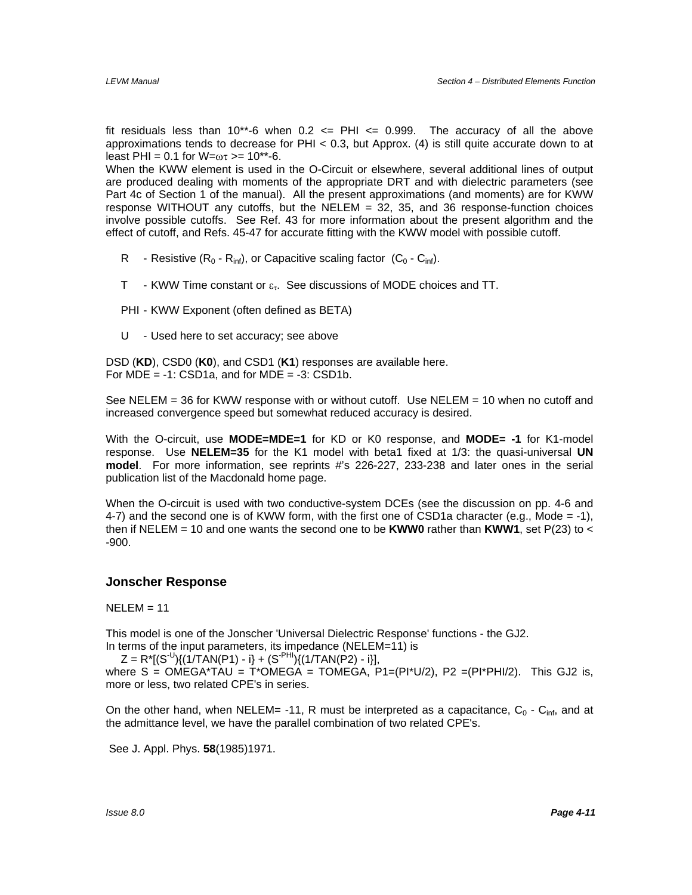fit residuals less than 10**-6 when 0.2 <= PHI <= 0.999. The accuracy of all the above approximations tends to decrease for PHI < 0.3, but Approx. (4) is still quite accurate down to at least PHI = 0.1 for W=$\omega\tau$ >= 10**-6.

When the KWW element is used in the O-Circuit or elsewhere, several additional lines of output are produced dealing with moments of the appropriate DRT and with dielectric parameters (see Part 4c of Section 1 of the manual). All the present approximations (and moments) are for KWW response WITHOUT any cutoffs, but the NELEM = 32, 35, and 36 response-function choices involve possible cutoffs. See Ref. 43 for more information about the present algorithm and the effect of cutoff, and Refs. 45-47 for accurate fitting with the KWW model with possible cutoff.

R - Resistive ($R_0$ - $R_{inf}$), or Capacitive scaling factor ($C_0$ - $C_{inf}$).

T - KWW Time constant or $\varepsilon_\tau$. See discussions of MODE choices and TT.

PHI - KWW Exponent (often defined as BETA)

U - Used here to set accuracy; see above

DSD (**KD**), CSD0 (**K0**), and CSD1 (**K1**) responses are available here.
For MDE = -1: CSD1a, and for MDE = -3: CSD1b.

See NELEM = 36 for KWW response with or without cutoff. Use NELEM = 10 when no cutoff and increased convergence speed but somewhat reduced accuracy is desired.

With the O-circuit, use **MODE=MDE=1** for KD or K0 response, and **MODE= -1** for K1-model response. Use **NELEM=35** for the K1 model with beta1 fixed at 1/3: the quasi-universal **UN model**. For more information, see reprints #'s 226-227, 233-238 and later ones in the serial publication list of the Macdonald home page.

When the O-circuit is used with two conductive-system DCEs (see the discussion on pp. 4-6 and 4-7) and the second one is of KWW form, with the first one of CSD1a character (e.g., Mode = -1), then if NELEM = 10 and one wants the second one to be **KWW0** rather than **KWW1**, set P(23) to < -900.

### Jonscher Response

NELEM = 11

This model is one of the Jonscher 'Universal Dielectric Response' functions - the GJ2.
In terms of the input parameters, its impedance (NELEM=11) is

$Z = R*[(S^{-U})\{(1/TAN(P1) - i\} + (S^{-PHI})\{(1/TAN(P2) - i\}]$,

where S = OMEGA*TAU = T*OMEGA = TOMEGA, P1=(PI*U/2), P2 =(PI*PHI/2). This GJ2 is, more or less, two related CPE's in series.

On the other hand, when NELEM= -11, R must be interpreted as a capacitance, $C_0$ - $C_{inf}$, and at the admittance level, we have the parallel combination of two related CPE's.

See J. Appl. Phys. **58**(1985)1971.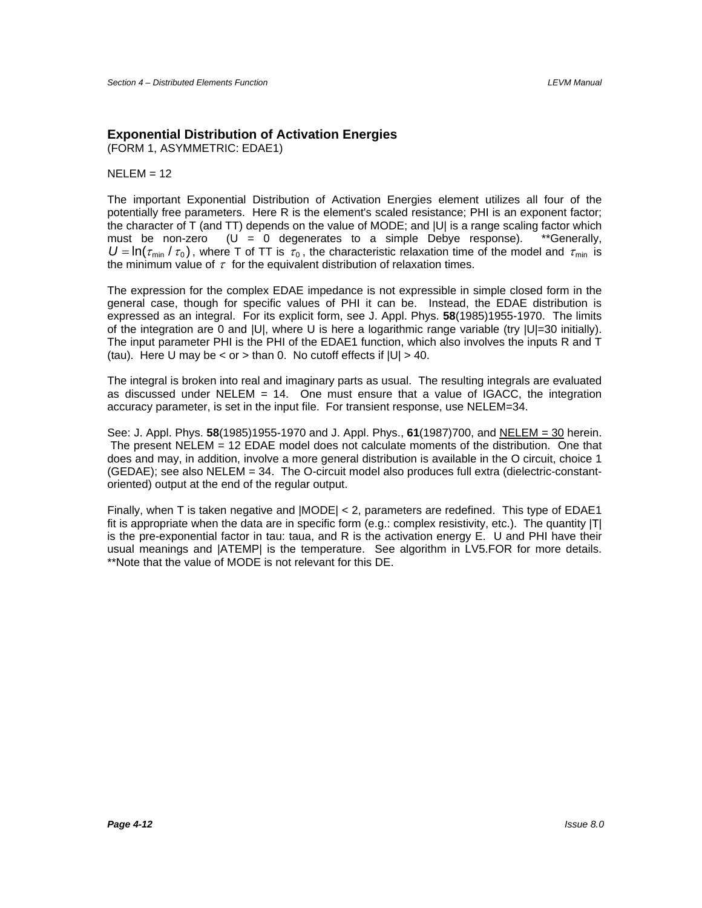## Exponential Distribution of Activation Energies

(FORM 1, ASYMMETRIC: EDAE1)

NELEM = 12

The important Exponential Distribution of Activation Energies element utilizes all four of the potentially free parameters. Here R is the element's scaled resistance; PHI is an exponent factor; the character of T (and TT) depends on the value of MODE; and |U| is a range scaling factor which must be non-zero (U = 0 degenerates to a simple Debye response). **Generally, $U = \ln(\tau_{\min} / \tau_0)$, where T of TT is $\tau_0$, the characteristic relaxation time of the model and $\tau_{\min}$ is the minimum value of $\tau$ for the equivalent distribution of relaxation times.

The expression for the complex EDAE impedance is not expressible in simple closed form in the general case, though for specific values of PHI it can be. Instead, the EDAE distribution is expressed as an integral. For its explicit form, see J. Appl. Phys. **58**(1985)1955-1970. The limits of the integration are 0 and |U|, where U is here a logarithmic range variable (try |U|=30 initially). The input parameter PHI is the PHI of the EDAE1 function, which also involves the inputs R and T (tau). Here U may be < or > than 0. No cutoff effects if |U| > 40.

The integral is broken into real and imaginary parts as usual. The resulting integrals are evaluated as discussed under NELEM = 14. One must ensure that a value of IGACC, the integration accuracy parameter, is set in the input file. For transient response, use NELEM=34.

See: J. Appl. Phys. **58**(1985)1955-1970 and J. Appl. Phys., **61**(1987)700, and NELEM = 30 herein. The present NELEM = 12 EDAE model does not calculate moments of the distribution. One that does and may, in addition, involve a more general distribution is available in the O circuit, choice 1 (GEDAE); see also NELEM = 34. The O-circuit model also produces full extra (dielectric-constant-oriented) output at the end of the regular output.

Finally, when T is taken negative and |MODE| < 2, parameters are redefined. This type of EDAE1 fit is appropriate when the data are in specific form (e.g.: complex resistivity, etc.). The quantity |T| is the pre-exponential factor in tau: taua, and R is the activation energy E. U and PHI have their usual meanings and |ATEMP| is the temperature. See algorithm in LV5.FOR for more details. **Note that the value of MODE is not relevant for this DE.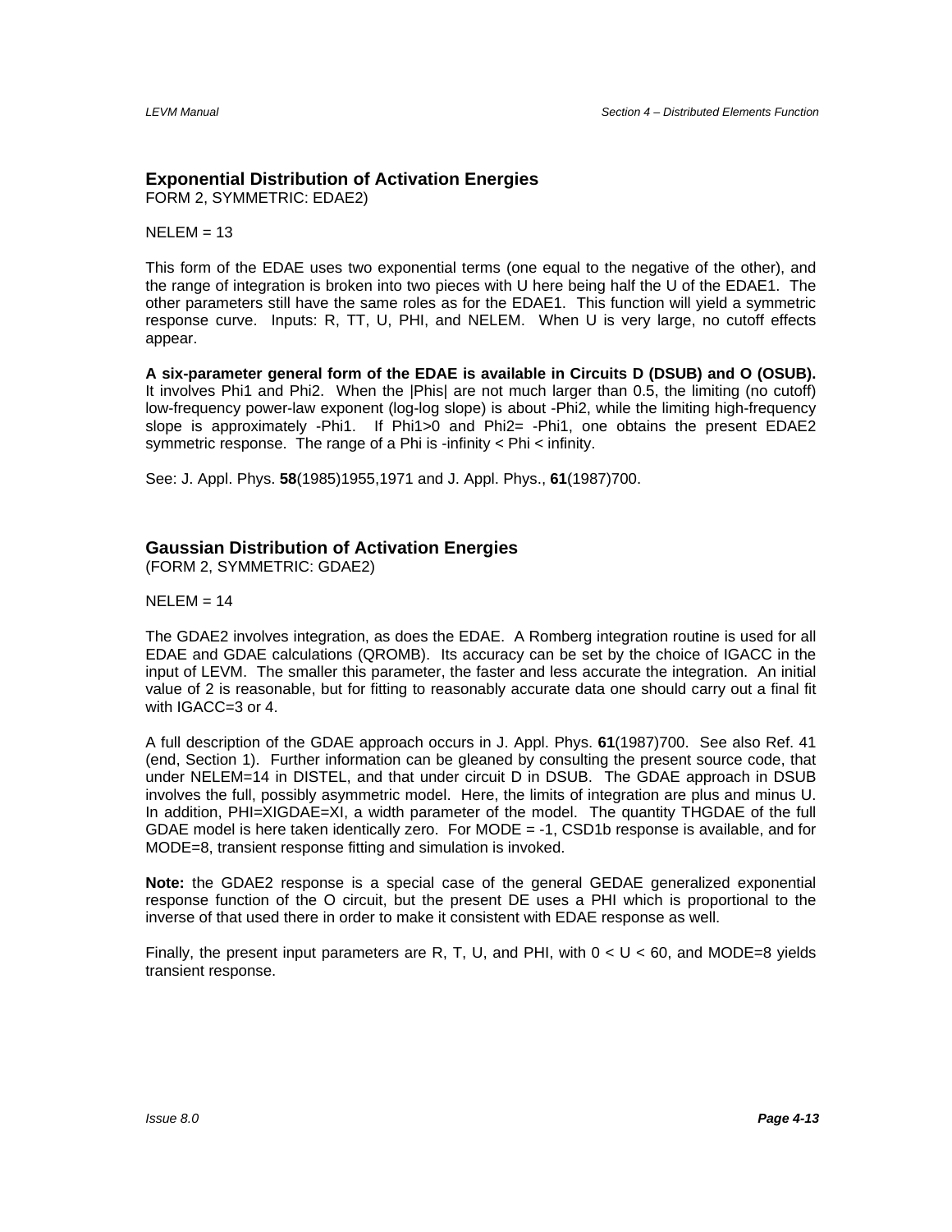### Exponential Distribution of Activation Energies

FORM 2, SYMMETRIC: EDAE2)

NELEM = 13

This form of the EDAE uses two exponential terms (one equal to the negative of the other), and the range of integration is broken into two pieces with U here being half the U of the EDAE1. The other parameters still have the same roles as for the EDAE1. This function will yield a symmetric response curve. Inputs: R, TT, U, PHI, and NELEM. When U is very large, no cutoff effects appear.

**A six-parameter general form of the EDAE is available in Circuits D (DSUB) and O (OSUB).** It involves Phi1 and Phi2. When the |Phis| are not much larger than 0.5, the limiting (no cutoff) low-frequency power-law exponent (log-log slope) is about -Phi2, while the limiting high-frequency slope is approximately -Phi1. If Phi1>0 and Phi2= -Phi1, one obtains the present EDAE2 symmetric response. The range of a Phi is -infinity < Phi < infinity.

See: J. Appl. Phys. **58**(1985)1955,1971 and J. Appl. Phys., **61**(1987)700.

### Gaussian Distribution of Activation Energies

(FORM 2, SYMMETRIC: GDAE2)

NELEM = 14

The GDAE2 involves integration, as does the EDAE. A Romberg integration routine is used for all EDAE and GDAE calculations (QROMB). Its accuracy can be set by the choice of IGACC in the input of LEVM. The smaller this parameter, the faster and less accurate the integration. An initial value of 2 is reasonable, but for fitting to reasonably accurate data one should carry out a final fit with IGACC=3 or 4.

A full description of the GDAE approach occurs in J. Appl. Phys. **61**(1987)700. See also Ref. 41 (end, Section 1). Further information can be gleaned by consulting the present source code, that under NELEM=14 in DISTEL, and that under circuit D in DSUB. The GDAE approach in DSUB involves the full, possibly asymmetric model. Here, the limits of integration are plus and minus U. In addition, PHI=XIGDAE=XI, a width parameter of the model. The quantity THGDAE of the full GDAE model is here taken identically zero. For MODE = -1, CSD1b response is available, and for MODE=8, transient response fitting and simulation is invoked.

**Note:** the GDAE2 response is a special case of the general GEDAE generalized exponential response function of the O circuit, but the present DE uses a PHI which is proportional to the inverse of that used there in order to make it consistent with EDAE response as well.

Finally, the present input parameters are R, T, U, and PHI, with 0 < U < 60, and MODE=8 yields transient response.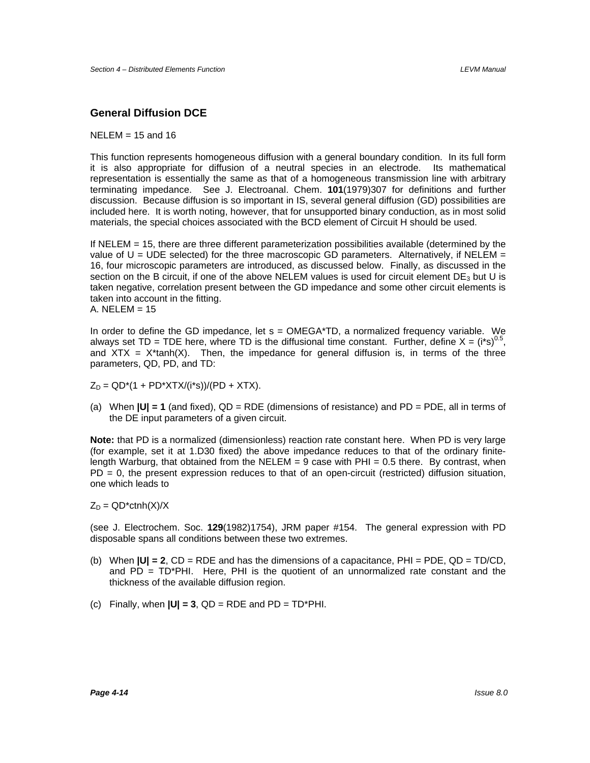## General Diffusion DCE

NELEM = 15 and 16

This function represents homogeneous diffusion with a general boundary condition. In its full form it is also appropriate for diffusion of a neutral species in an electrode. Its mathematical representation is essentially the same as that of a homogeneous transmission line with arbitrary terminating impedance. See J. Electroanal. Chem. **101**(1979)307 for definitions and further discussion. Because diffusion is so important in IS, several general diffusion (GD) possibilities are included here. It is worth noting, however, that for unsupported binary conduction, as in most solid materials, the special choices associated with the BCD element of Circuit H should be used.

If NELEM = 15, there are three different parameterization possibilities available (determined by the value of U = UDE selected) for the three macroscopic GD parameters. Alternatively, if NELEM = 16, four microscopic parameters are introduced, as discussed below. Finally, as discussed in the section on the B circuit, if one of the above NELEM values is used for circuit element $DE_3$ but U is taken negative, correlation present between the GD impedance and some other circuit elements is taken into account in the fitting.

A. NELEM = 15

In order to define the GD impedance, let s = OMEGA*TD, a normalized frequency variable. We always set TD = TDE here, where TD is the diffusional time constant. Further, define $X = (i*s)^{0.5}$, and XTX = X*tanh(X). Then, the impedance for general diffusion is, in terms of the three parameters, QD, PD, and TD:

$Z_D$ = QD*(1 + PD*XTX/(i*s))/(PD + XTX).

(a) When **|U| = 1** (and fixed), QD = RDE (dimensions of resistance) and PD = PDE, all in terms of the DE input parameters of a given circuit.

**Note:** that PD is a normalized (dimensionless) reaction rate constant here. When PD is very large (for example, set it at 1.D30 fixed) the above impedance reduces to that of the ordinary finite-length Warburg, that obtained from the NELEM = 9 case with PHI = 0.5 there. By contrast, when PD = 0, the present expression reduces to that of an open-circuit (restricted) diffusion situation, one which leads to

$Z_D$ = QD*ctnh(X)/X

(see J. Electrochem. Soc. **129**(1982)1754), JRM paper #154. The general expression with PD disposable spans all conditions between these two extremes.

(b) When **|U| = 2**, CD = RDE and has the dimensions of a capacitance, PHI = PDE, QD = TD/CD, and PD = TD*PHI. Here, PHI is the quotient of an unnormalized rate constant and the thickness of the available diffusion region.

(c) Finally, when **|U| = 3**, QD = RDE and PD = TD*PHI.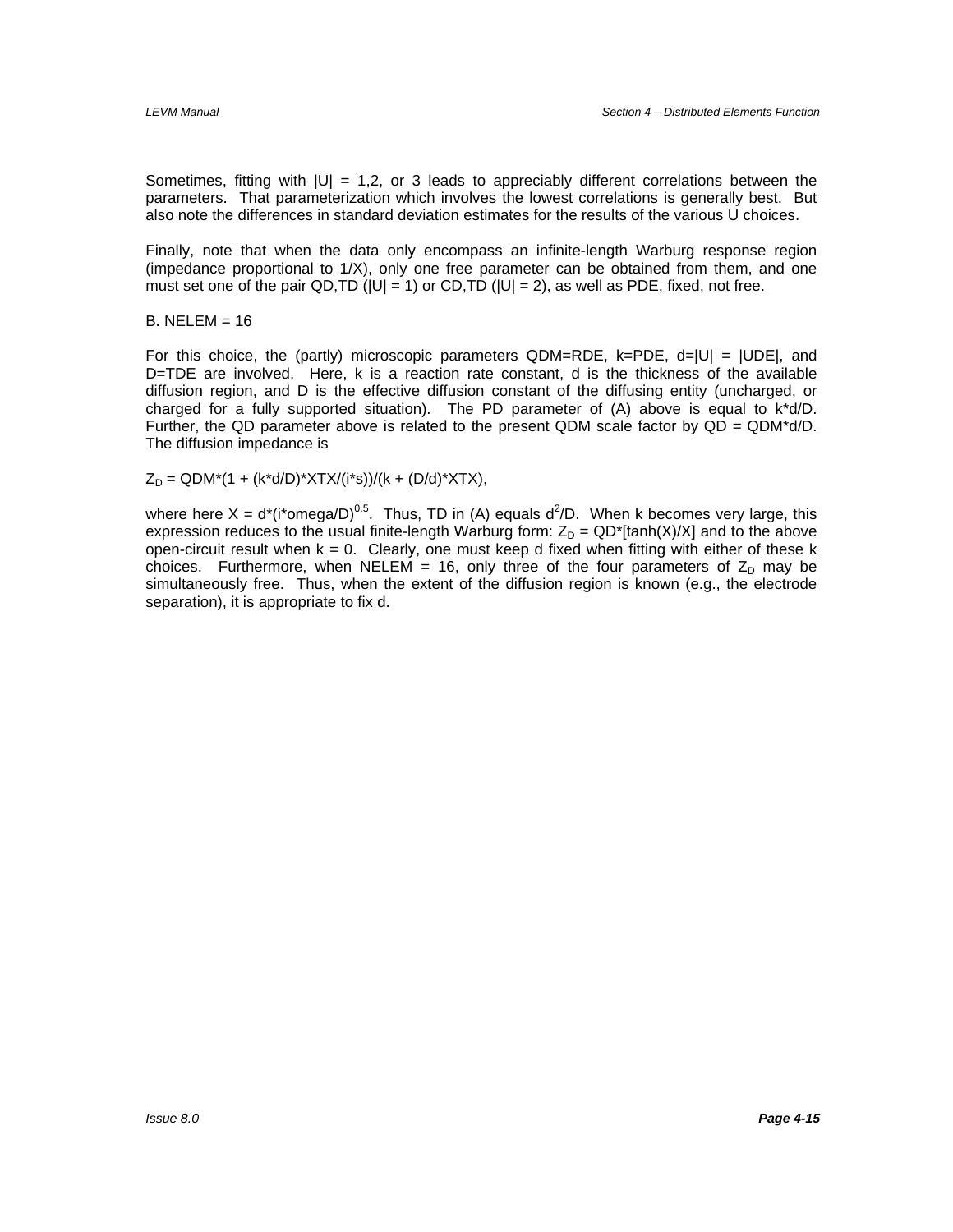Sometimes, fitting with |U| = 1,2, or 3 leads to appreciably different correlations between the parameters. That parameterization which involves the lowest correlations is generally best. But also note the differences in standard deviation estimates for the results of the various U choices.

Finally, note that when the data only encompass an infinite-length Warburg response region (impedance proportional to 1/X), only one free parameter can be obtained from them, and one must set one of the pair QD,TD (|U| = 1) or CD,TD (|U| = 2), as well as PDE, fixed, not free.

B. NELEM = 16

For this choice, the (partly) microscopic parameters QDM=RDE, k=PDE, d=|U| = |UDE|, and D=TDE are involved. Here, k is a reaction rate constant, d is the thickness of the available diffusion region, and D is the effective diffusion constant of the diffusing entity (uncharged, or charged for a fully supported situation). The PD parameter of (A) above is equal to k*d/D. Further, the QD parameter above is related to the present QDM scale factor by QD = QDM*d/D. The diffusion impedance is

$Z_D$ = QDM*(1 + (k*d/D)*XTX/(i*s))/(k + (D/d)*XTX),

where here X = d*(i*omega/D)$^{0.5}$. Thus, TD in (A) equals $d^2$/D. When k becomes very large, this expression reduces to the usual finite-length Warburg form: $Z_D$ = QD*[tanh(X)/X] and to the above open-circuit result when k = 0. Clearly, one must keep d fixed when fitting with either of these k choices. Furthermore, when NELEM = 16, only three of the four parameters of $Z_D$ may be simultaneously free. Thus, when the extent of the diffusion region is known (e.g., the electrode separation), it is appropriate to fix d.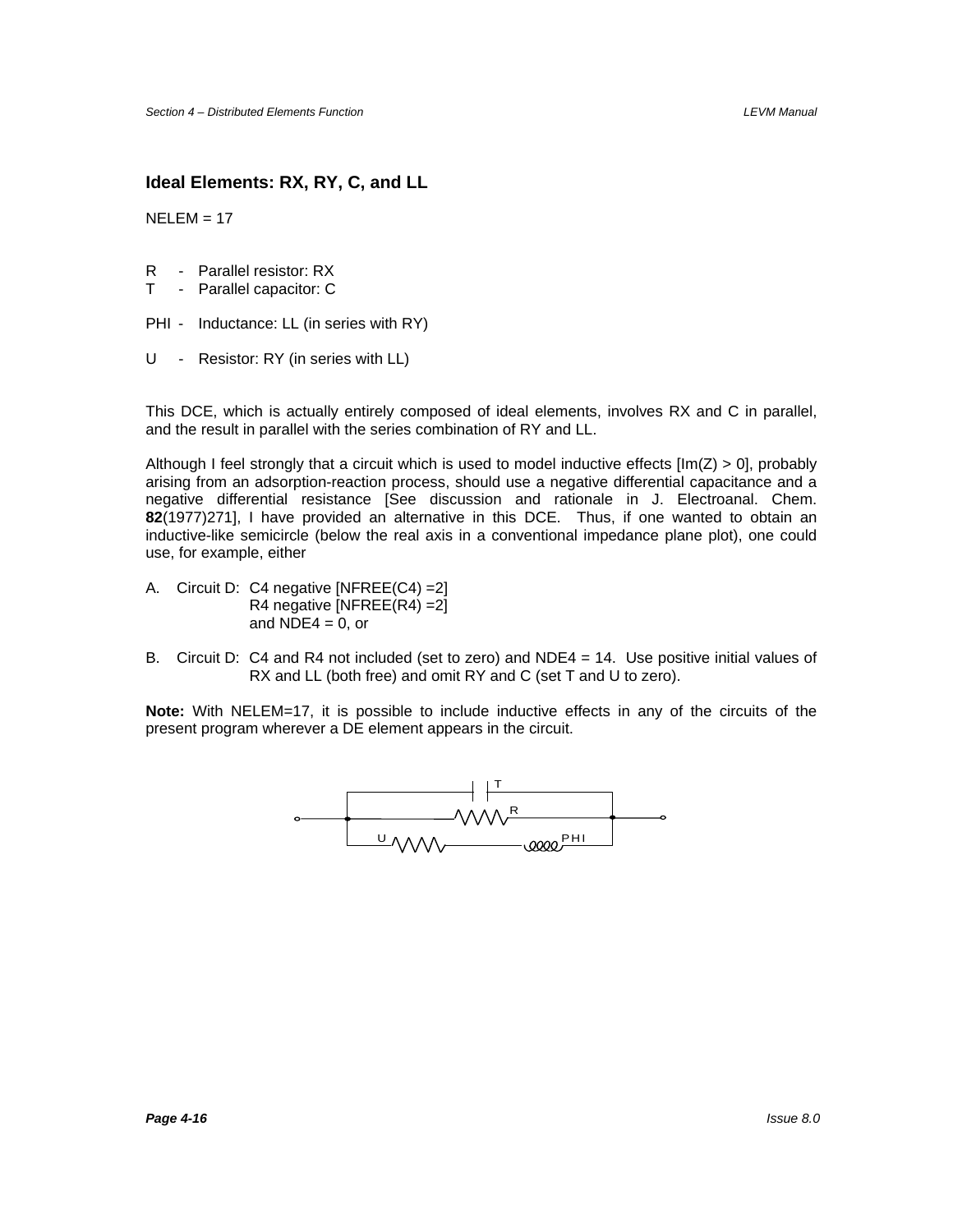## Ideal Elements: RX, RY, C, and LL

NELEM = 17

R - Parallel resistor: RX
T - Parallel capacitor: C

PHI - Inductance: LL (in series with RY)

U - Resistor: RY (in series with LL)

This DCE, which is actually entirely composed of ideal elements, involves RX and C in parallel, and the result in parallel with the series combination of RY and LL.

Although I feel strongly that a circuit which is used to model inductive effects [Im(Z) > 0], probably arising from an adsorption-reaction process, should use a negative differential capacitance and a negative differential resistance [See discussion and rationale in J. Electroanal. Chem. **82**(1977)271], I have provided an alternative in this DCE. Thus, if one wanted to obtain an inductive-like semicircle (below the real axis in a conventional impedance plane plot), one could use, for example, either

A. Circuit D: C4 negative [NFREE(C4) =2]
R4 negative [NFREE(R4) =2]
and NDE4 = 0, or

B. Circuit D: C4 and R4 not included (set to zero) and NDE4 = 14. Use positive initial values of RX and LL (both free) and omit RY and C (set T and U to zero).

**Note:** With NELEM=17, it is possible to include inductive effects in any of the circuits of the present program wherever a DE element appears in the circuit.

T
R
U PHI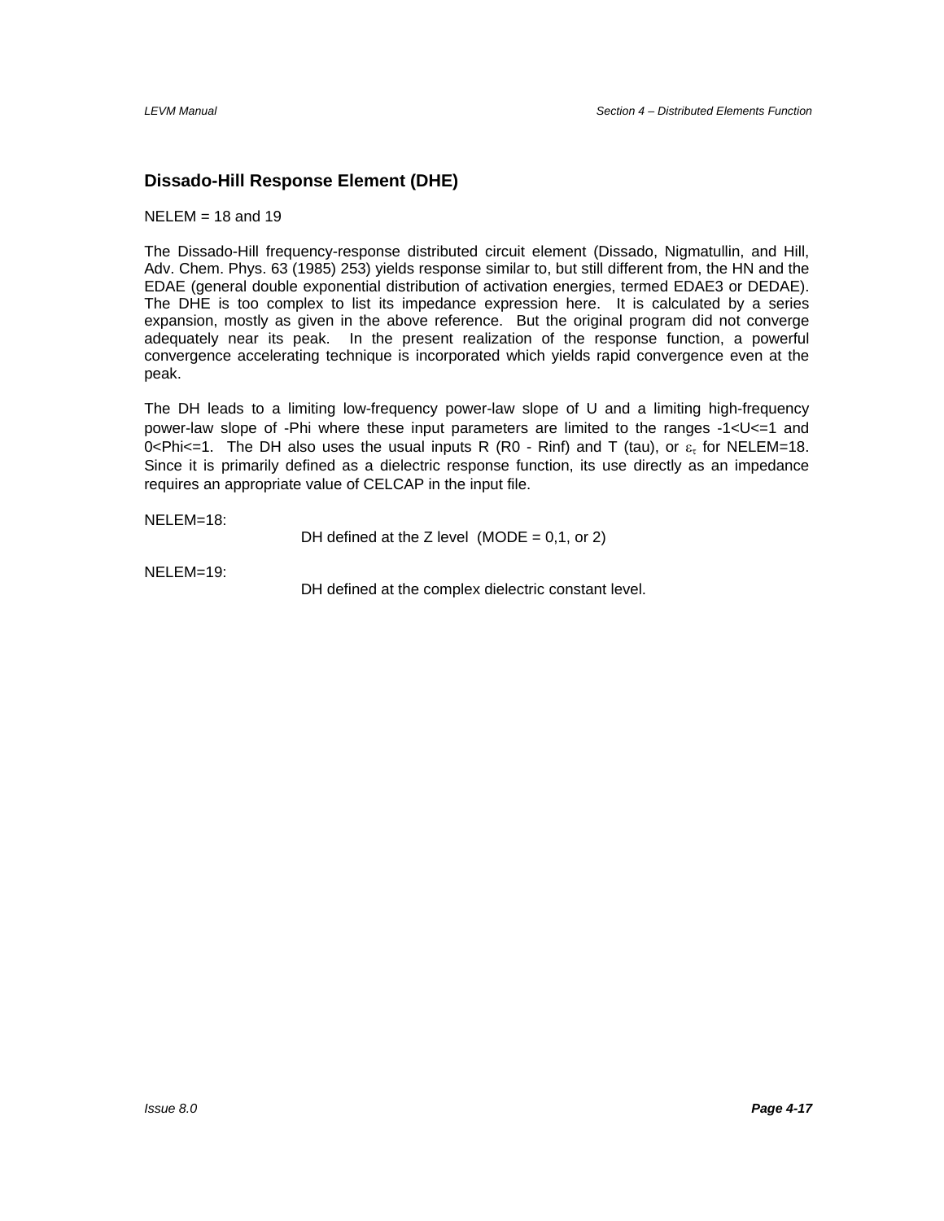## Dissado-Hill Response Element (DHE)

NELEM = 18 and 19

The Dissado-Hill frequency-response distributed circuit element (Dissado, Nigmatullin, and Hill, Adv. Chem. Phys. 63 (1985) 253) yields response similar to, but still different from, the HN and the EDAE (general double exponential distribution of activation energies, termed EDAE3 or DEDAE). The DHE is too complex to list its impedance expression here. It is calculated by a series expansion, mostly as given in the above reference. But the original program did not converge adequately near its peak. In the present realization of the response function, a powerful convergence accelerating technique is incorporated which yields rapid convergence even at the peak.

The DH leads to a limiting low-frequency power-law slope of U and a limiting high-frequency power-law slope of -Phi where these input parameters are limited to the ranges -1<U<=1 and 0<Phi<=1. The DH also uses the usual inputs R (R0 - Rinf) and T (tau), or $\varepsilon_\tau$ for NELEM=18. Since it is primarily defined as a dielectric response function, its use directly as an impedance requires an appropriate value of CELCAP in the input file.

NELEM=18:

DH defined at the Z level (MODE = 0,1, or 2)

NELEM=19:

DH defined at the complex dielectric constant level.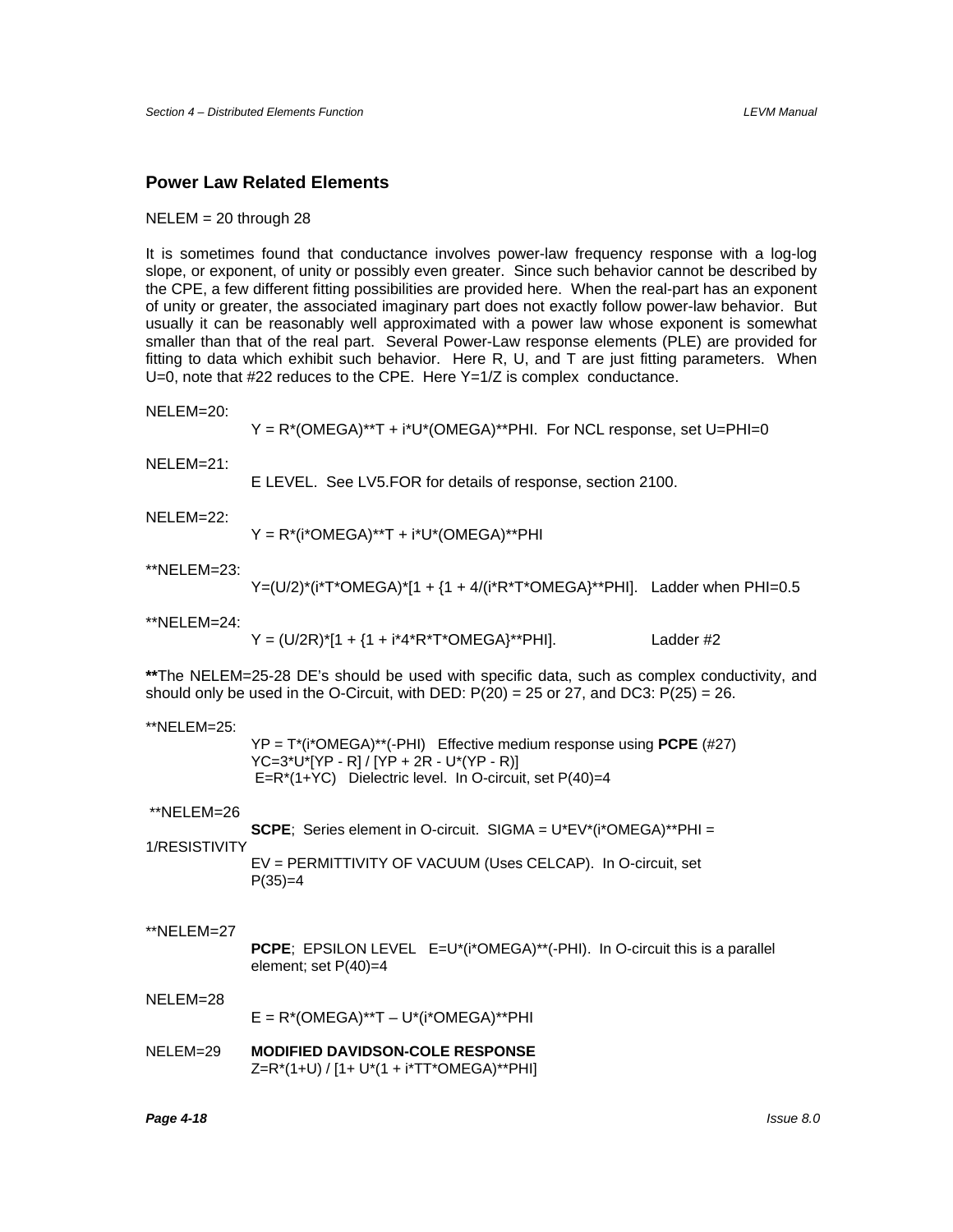## Power Law Related Elements

NELEM = 20 through 28

It is sometimes found that conductance involves power-law frequency response with a log-log slope, or exponent, of unity or possibly even greater. Since such behavior cannot be described by the CPE, a few different fitting possibilities are provided here. When the real-part has an exponent of unity or greater, the associated imaginary part does not exactly follow power-law behavior. But usually it can be reasonably well approximated with a power law whose exponent is somewhat smaller than that of the real part. Several Power-Law response elements (PLE) are provided for fitting to data which exhibit such behavior. Here R, U, and T are just fitting parameters. When U=0, note that #22 reduces to the CPE. Here Y=1/Z is complex conductance.

NELEM=20:

Y = R*(OMEGA)**T + i*U*(OMEGA)**PHI. For NCL response, set U=PHI=0

NELEM=21:

E LEVEL. See LV5.FOR for details of response, section 2100.

NELEM=22:

Y = R*(i*OMEGA)**T + i*U*(OMEGA)**PHI

**NELEM=23:

Y=(U/2)*(i*T*OMEGA)*[1 + {1 + 4/(i*R*T*OMEGA}**PHI]. Ladder when PHI=0.5

**NELEM=24:

Y = (U/2R)*[1 + {1 + i*4*R*T*OMEGA}**PHI]. Ladder #2

**\*\*** The NELEM=25-28 DE's should be used with specific data, such as complex conductivity, and should only be used in the O-Circuit, with DED: P(20) = 25 or 27, and DC3: P(25) = 26.

**NELEM=25:

YP = T*(i*OMEGA)**(-PHI) Effective medium response using **PCPE** (#27)
YC=3*U*[YP - R] / [YP + 2R - U*(YP - R)]
E=R*(1+YC) Dielectric level. In O-circuit, set P(40)=4

**NELEM=26

**SCPE**; Series element in O-circuit. SIGMA = U*EV*(i*OMEGA)**PHI = 1/RESISTIVITY
EV = PERMITTIVITY OF VACUUM (Uses CELCAP). In O-circuit, set P(35)=4

**NELEM=27

**PCPE**; EPSILON LEVEL E=U*(i*OMEGA)**(-PHI). In O-circuit this is a parallel element; set P(40)=4

NELEM=28

E = R*(OMEGA)**T – U*(i*OMEGA)**PHI

NELEM=29 **MODIFIED DAVIDSON-COLE RESPONSE**

Z=R*(1+U) / [1+ U*(1 + i*TT*OMEGA)**PHI]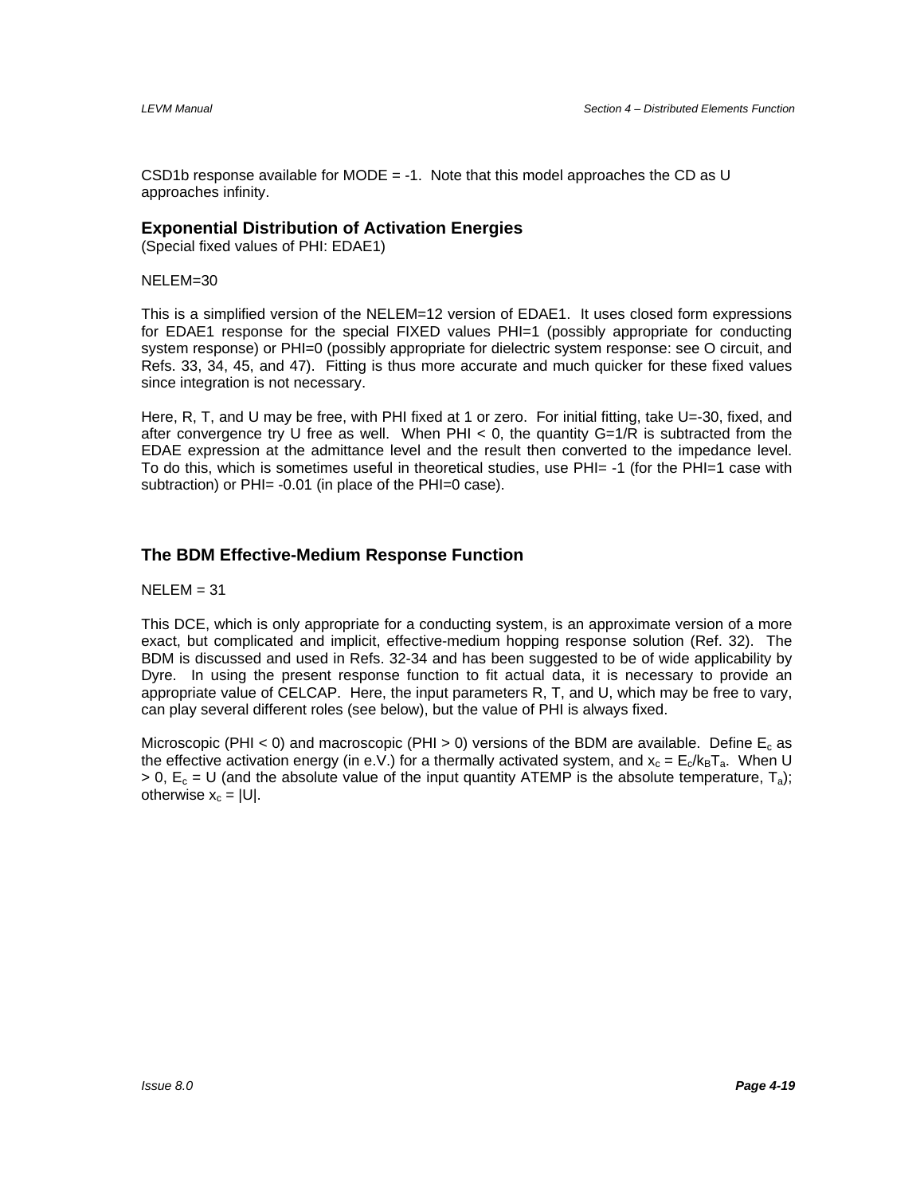CSD1b response available for MODE = -1. Note that this model approaches the CD as U approaches infinity.

### Exponential Distribution of Activation Energies

(Special fixed values of PHI: EDAE1)

NELEM=30

This is a simplified version of the NELEM=12 version of EDAE1. It uses closed form expressions for EDAE1 response for the special FIXED values PHI=1 (possibly appropriate for conducting system response) or PHI=0 (possibly appropriate for dielectric system response: see O circuit, and Refs. 33, 34, 45, and 47). Fitting is thus more accurate and much quicker for these fixed values since integration is not necessary.

Here, R, T, and U may be free, with PHI fixed at 1 or zero. For initial fitting, take U=-30, fixed, and after convergence try U free as well. When PHI < 0, the quantity G=1/R is subtracted from the EDAE expression at the admittance level and the result then converted to the impedance level. To do this, which is sometimes useful in theoretical studies, use PHI= -1 (for the PHI=1 case with subtraction) or PHI= -0.01 (in place of the PHI=0 case).

### The BDM Effective-Medium Response Function

NELEM = 31

This DCE, which is only appropriate for a conducting system, is an approximate version of a more exact, but complicated and implicit, effective-medium hopping response solution (Ref. 32). The BDM is discussed and used in Refs. 32-34 and has been suggested to be of wide applicability by Dyre. In using the present response function to fit actual data, it is necessary to provide an appropriate value of CELCAP. Here, the input parameters R, T, and U, which may be free to vary, can play several different roles (see below), but the value of PHI is always fixed.

Microscopic (PHI < 0) and macroscopic (PHI > 0) versions of the BDM are available. Define $E_c$ as the effective activation energy (in e.V.) for a thermally activated system, and $x_c = E_c/k_BT_a$. When U > 0, $E_c$ = U (and the absolute value of the input quantity ATEMP is the absolute temperature, $T_a$); otherwise $x_c = |U|$.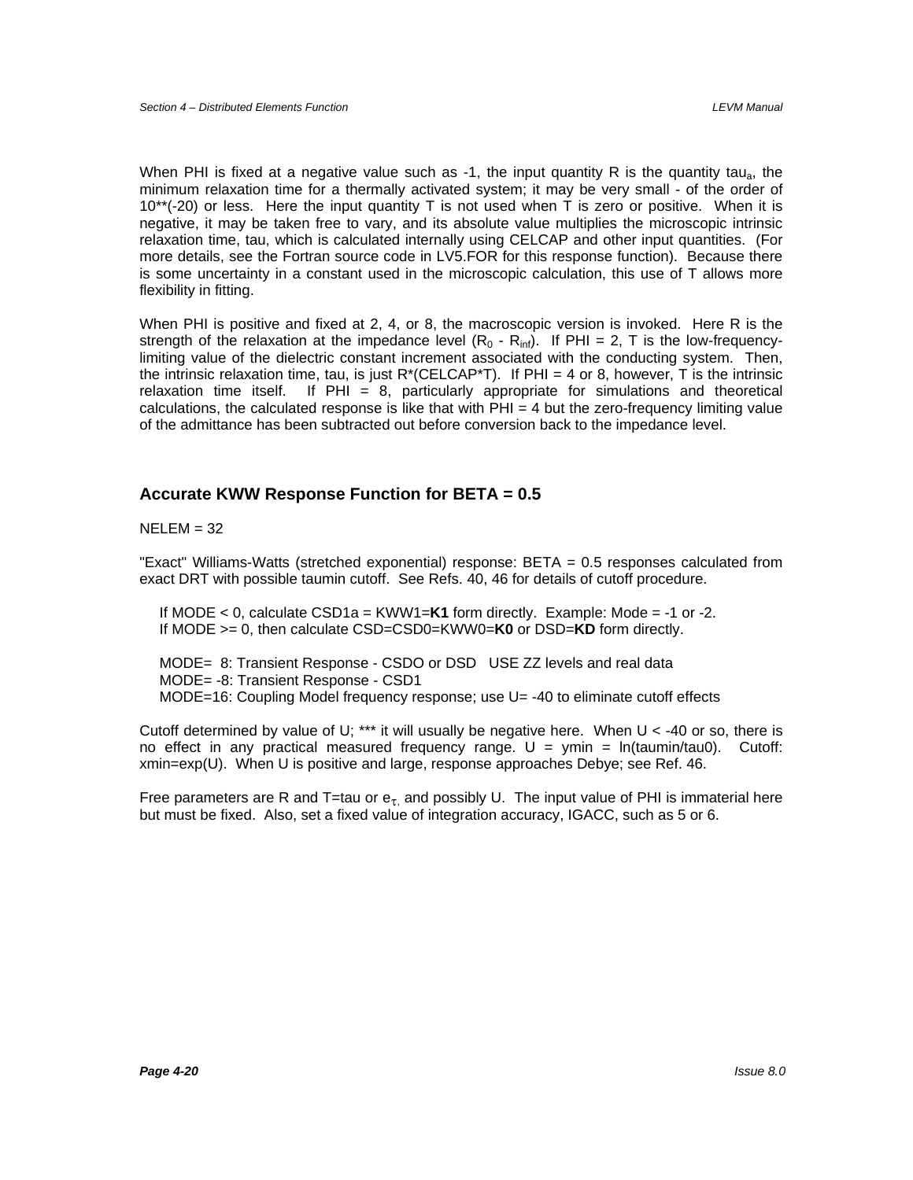When PHI is fixed at a negative value such as -1, the input quantity R is the quantity $tau_a$, the minimum relaxation time for a thermally activated system; it may be very small - of the order of 10**(-20) or less. Here the input quantity T is not used when T is zero or positive. When it is negative, it may be taken free to vary, and its absolute value multiplies the microscopic intrinsic relaxation time, tau, which is calculated internally using CELCAP and other input quantities. (For more details, see the Fortran source code in LV5.FOR for this response function). Because there is some uncertainty in a constant used in the microscopic calculation, this use of T allows more flexibility in fitting.

When PHI is positive and fixed at 2, 4, or 8, the macroscopic version is invoked. Here R is the strength of the relaxation at the impedance level ($R_0$ - $R_{inf}$). If PHI = 2, T is the low-frequency-limiting value of the dielectric constant increment associated with the conducting system. Then, the intrinsic relaxation time, tau, is just R*(CELCAP*T). If PHI = 4 or 8, however, T is the intrinsic relaxation time itself. If PHI = 8, particularly appropriate for simulations and theoretical calculations, the calculated response is like that with PHI = 4 but the zero-frequency limiting value of the admittance has been subtracted out before conversion back to the impedance level.

## Accurate KWW Response Function for BETA = 0.5

NELEM = 32

"Exact" Williams-Watts (stretched exponential) response: BETA = 0.5 responses calculated from exact DRT with possible taumin cutoff. See Refs. 40, 46 for details of cutoff procedure.

If MODE < 0, calculate CSD1a = KWW1=**K1** form directly. Example: Mode = -1 or -2.
If MODE >= 0, then calculate CSD=CSD0=KWW0=**K0** or DSD=**KD** form directly.

MODE= 8: Transient Response - CSDO or DSD USE ZZ levels and real data
MODE= -8: Transient Response - CSD1
MODE=16: Coupling Model frequency response; use U= -40 to eliminate cutoff effects

Cutoff determined by value of U; *** it will usually be negative here. When U < -40 or so, there is no effect in any practical measured frequency range. U = ymin = ln(taumin/tau0). Cutoff: xmin=exp(U). When U is positive and large, response approaches Debye; see Ref. 46.

Free parameters are R and T=tau or $e_{\tau}$, and possibly U. The input value of PHI is immaterial here but must be fixed. Also, set a fixed value of integration accuracy, IGACC, such as 5 or 6.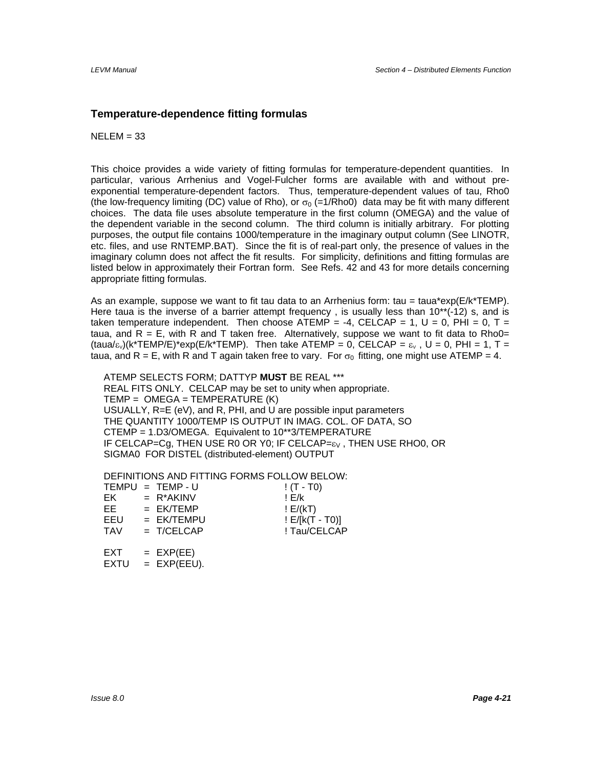## Temperature-dependence fitting formulas

NELEM = 33

This choice provides a wide variety of fitting formulas for temperature-dependent quantities. In particular, various Arrhenius and Vogel-Fulcher forms are available with and without pre-exponential temperature-dependent factors. Thus, temperature-dependent values of tau, Rho0 (the low-frequency limiting (DC) value of Rho), or $\sigma_0$ (=1/Rho0) data may be fit with many different choices. The data file uses absolute temperature in the first column (OMEGA) and the value of the dependent variable in the second column. The third column is initially arbitrary. For plotting purposes, the output file contains 1000/temperature in the imaginary output column (See LINOTR, etc. files, and use RNTEMP.BAT). Since the fit is of real-part only, the presence of values in the imaginary column does not affect the fit results. For simplicity, definitions and fitting formulas are listed below in approximately their Fortran form. See Refs. 42 and 43 for more details concerning appropriate fitting formulas.

As an example, suppose we want to fit tau data to an Arrhenius form: tau = taua*exp(E/k*TEMP). Here taua is the inverse of a barrier attempt frequency , is usually less than 10**(-12) s, and is taken temperature independent. Then choose ATEMP = -4, CELCAP = 1, U = 0, PHI = 0, T = taua, and R = E, with R and T taken free. Alternatively, suppose we want to fit data to Rho0= (taua/$\varepsilon_v$)(k*TEMP/E)*exp(E/k*TEMP). Then take ATEMP = 0, CELCAP = $\varepsilon_v$ , U = 0, PHI = 1, T = taua, and R = E, with R and T again taken free to vary. For $\sigma_0$ fitting, one might use ATEMP = 4.

```
ATEMP SELECTS FORM; DATTYP MUST BE REAL ***
REAL FITS ONLY.  CELCAP may be set to unity when appropriate.
TEMP =  OMEGA = TEMPERATURE (K)
USUALLY, R=E (eV), and R, PHI, and U are possible input parameters
THE QUANTITY 1000/TEMP IS OUTPUT IN IMAG. COL. OF DATA, SO
CTEMP = 1.D3/OMEGA.  Equivalent to 10**3/TEMPERATURE
IF CELCAP=Cg, THEN USE R0 OR Y0; IF CELCAP=εV , THEN USE RHO0, OR
SIGMA0  FOR DISTEL (distributed-element) OUTPUT

DEFINITIONS AND FITTING FORMS FOLLOW BELOW:
TEMPU  =  TEMP - U                ! (T - T0)
EK     =  R*AKINV                 ! E/k
EE     =  EK/TEMP                 ! E/(kT)
EEU    =  EK/TEMPU                ! E/[k(T - T0)]
TAV    =  T/CELCAP                ! Tau/CELCAP

EXT    =  EXP(EE)
EXTU   =  EXP(EEU).
```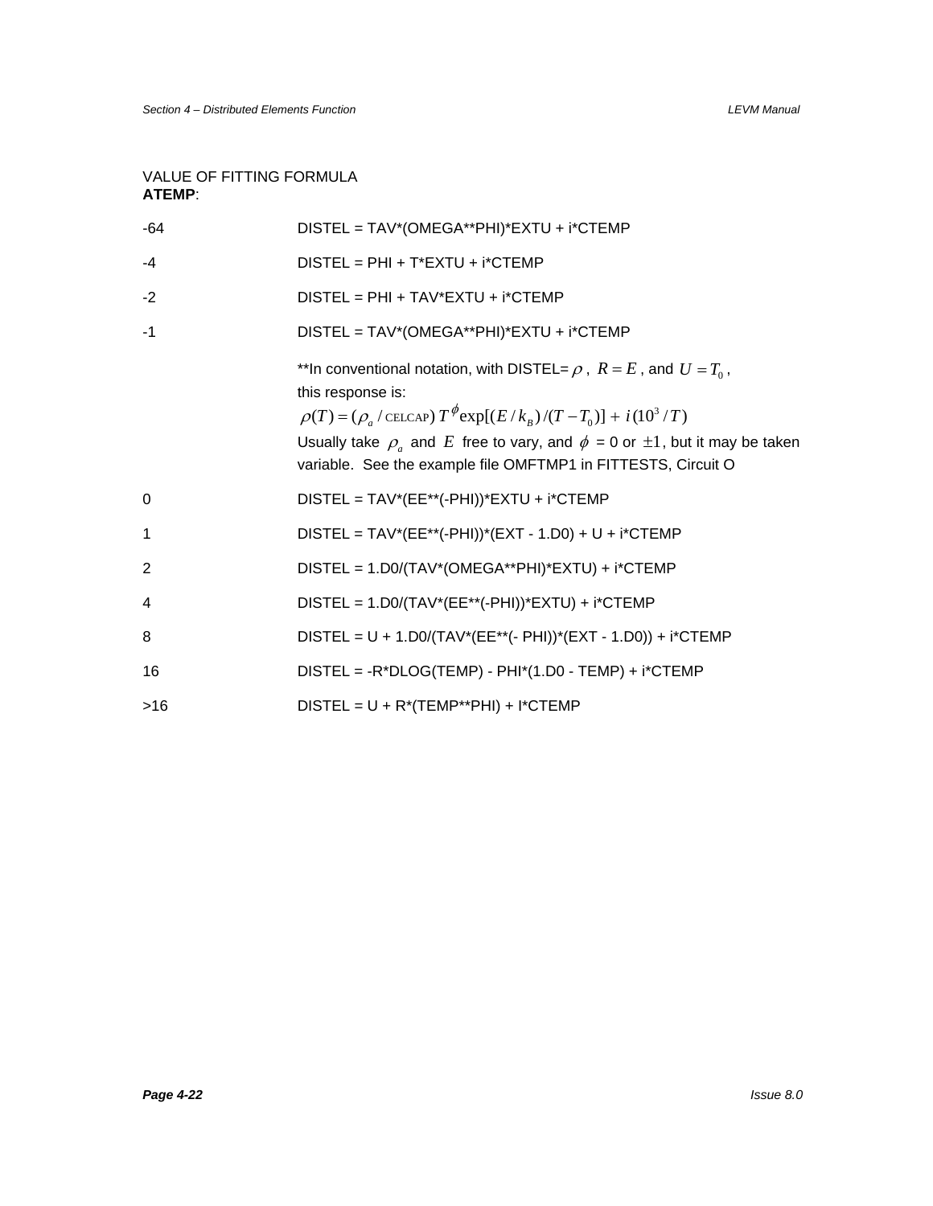VALUE OF FITTING FORMULA
**ATEMP**:

| ATEMP | FITTING FORMULA |
|---|---|
| -64 | DISTEL = TAV*(OMEGA**PHI)*EXTU + i*CTEMP |
| -4 | DISTEL = PHI + T*EXTU + i*CTEMP |
| -2 | DISTEL = PHI + TAV*EXTU + i*CTEMP |
| -1 | DISTEL = TAV*(OMEGA**PHI)*EXTU + i*CTEMP |
| | **In conventional notation, with DISTEL= $\rho$ , $R = E$ , and $U = T_0$ , this response is: $\rho(T) = (\rho_a / \text{CELCAP})\, T^{\phi} \exp[(E/k_B)/(T - T_0)] + i(10^3/T)$ Usually take $\rho_a$ and $E$ free to vary, and $\phi$ = 0 or $\pm 1$, but it may be taken variable. See the example file OMFTMP1 in FITTESTS, Circuit O |
| 0 | DISTEL = TAV*(EE**(-PHI))*EXTU + i*CTEMP |
| 1 | DISTEL = TAV*(EE**(-PHI))*(EXT - 1.D0) + U + i*CTEMP |
| 2 | DISTEL = 1.D0/(TAV*(OMEGA**PHI)*EXTU) + i*CTEMP |
| 4 | DISTEL = 1.D0/(TAV*(EE**(-PHI))*EXTU) + i*CTEMP |
| 8 | DISTEL = U + 1.D0/(TAV*(EE**(- PHI))*(EXT - 1.D0)) + i*CTEMP |
| 16 | DISTEL = -R*DLOG(TEMP) - PHI*(1.D0 - TEMP) + i*CTEMP |
| >16 | DISTEL = U + R*(TEMP**PHI) + I*CTEMP |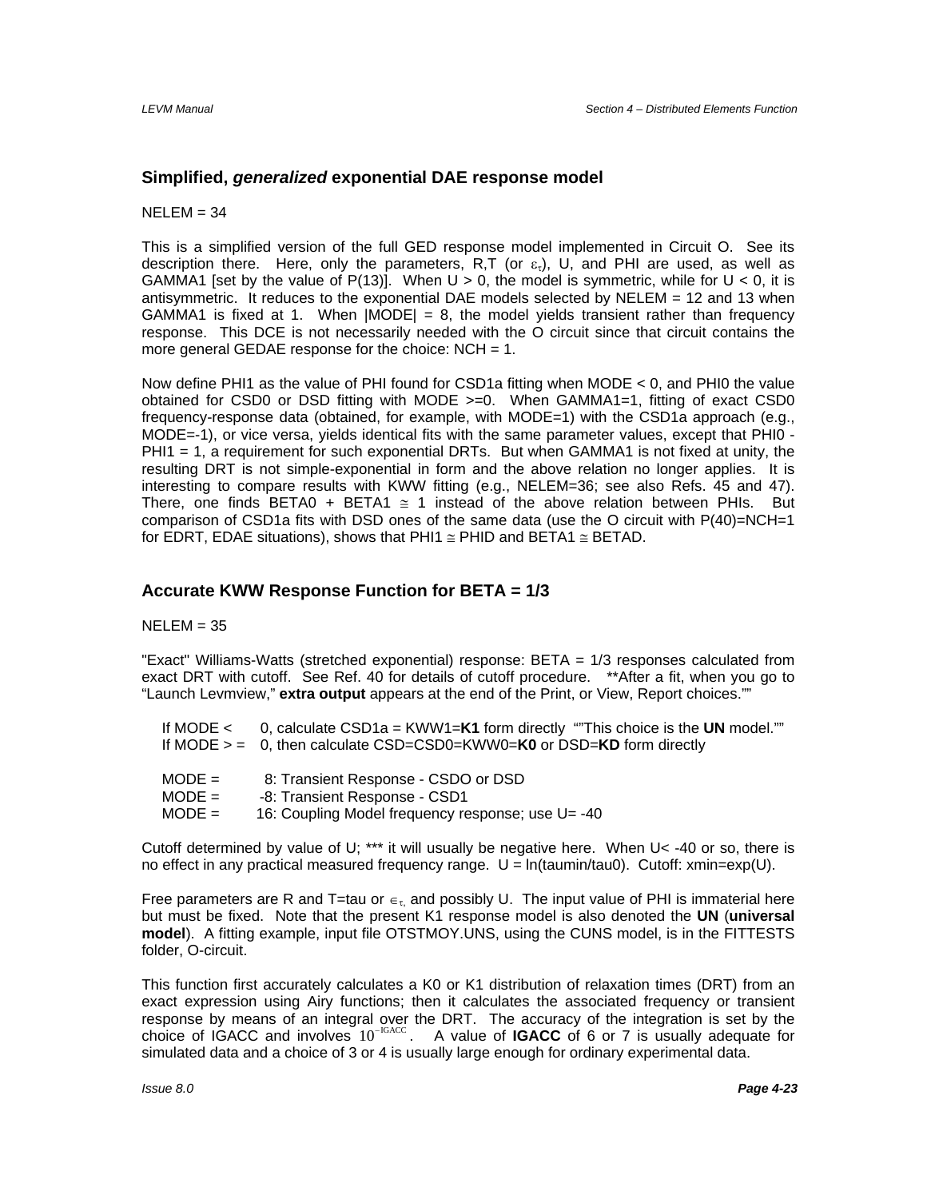## Simplified, *generalized* exponential DAE response model

NELEM = 34

This is a simplified version of the full GED response model implemented in Circuit O. See its description there. Here, only the parameters, R,T (or $\varepsilon_\tau$), U, and PHI are used, as well as GAMMA1 [set by the value of P(13)]. When U > 0, the model is symmetric, while for U < 0, it is antisymmetric. It reduces to the exponential DAE models selected by NELEM = 12 and 13 when GAMMA1 is fixed at 1. When |MODE| = 8, the model yields transient rather than frequency response. This DCE is not necessarily needed with the O circuit since that circuit contains the more general GEDAE response for the choice: NCH = 1.

Now define PHI1 as the value of PHI found for CSD1a fitting when MODE < 0, and PHI0 the value obtained for CSD0 or DSD fitting with MODE >=0. When GAMMA1=1, fitting of exact CSD0 frequency-response data (obtained, for example, with MODE=1) with the CSD1a approach (e.g., MODE=-1), or vice versa, yields identical fits with the same parameter values, except that PHI0 - PHI1 = 1, a requirement for such exponential DRTs. But when GAMMA1 is not fixed at unity, the resulting DRT is not simple-exponential in form and the above relation no longer applies. It is interesting to compare results with KWW fitting (e.g., NELEM=36; see also Refs. 45 and 47). There, one finds BETA0 + BETA1 $\cong$ 1 instead of the above relation between PHIs. But comparison of CSD1a fits with DSD ones of the same data (use the O circuit with P(40)=NCH=1 for EDRT, EDAE situations), shows that PHI1 $\cong$ PHID and BETA1 $\cong$ BETAD.

## Accurate KWW Response Function for BETA = 1/3

NELEM = 35

"Exact" Williams-Watts (stretched exponential) response: BETA = 1/3 responses calculated from exact DRT with cutoff. See Ref. 40 for details of cutoff procedure. **After a fit, when you go to “Launch Levmview,” **extra output** appears at the end of the Print, or View, Report choices.””

If MODE < 0, calculate CSD1a = KWW1=**K1** form directly “”This choice is the **UN** model.””
If MODE > = 0, then calculate CSD=CSD0=KWW0=**K0** or DSD=**KD** form directly

MODE = 8: Transient Response - CSDO or DSD
MODE = -8: Transient Response - CSD1
MODE = 16: Coupling Model frequency response; use U= -40

Cutoff determined by value of U; *** it will usually be negative here. When U< -40 or so, there is no effect in any practical measured frequency range. U = ln(taumin/tau0). Cutoff: xmin=exp(U).

Free parameters are R and T=tau or $\in_\tau$, and possibly U. The input value of PHI is immaterial here but must be fixed. Note that the present K1 response model is also denoted the **UN** (**universal model**). A fitting example, input file OTSTMOY.UNS, using the CUNS model, is in the FITTESTS folder, O-circuit.

This function first accurately calculates a K0 or K1 distribution of relaxation times (DRT) from an exact expression using Airy functions; then it calculates the associated frequency or transient response by means of an integral over the DRT. The accuracy of the integration is set by the choice of IGACC and involves $10^{-\mathrm{IGACC}}$. A value of **IGACC** of 6 or 7 is usually adequate for simulated data and a choice of 3 or 4 is usually large enough for ordinary experimental data.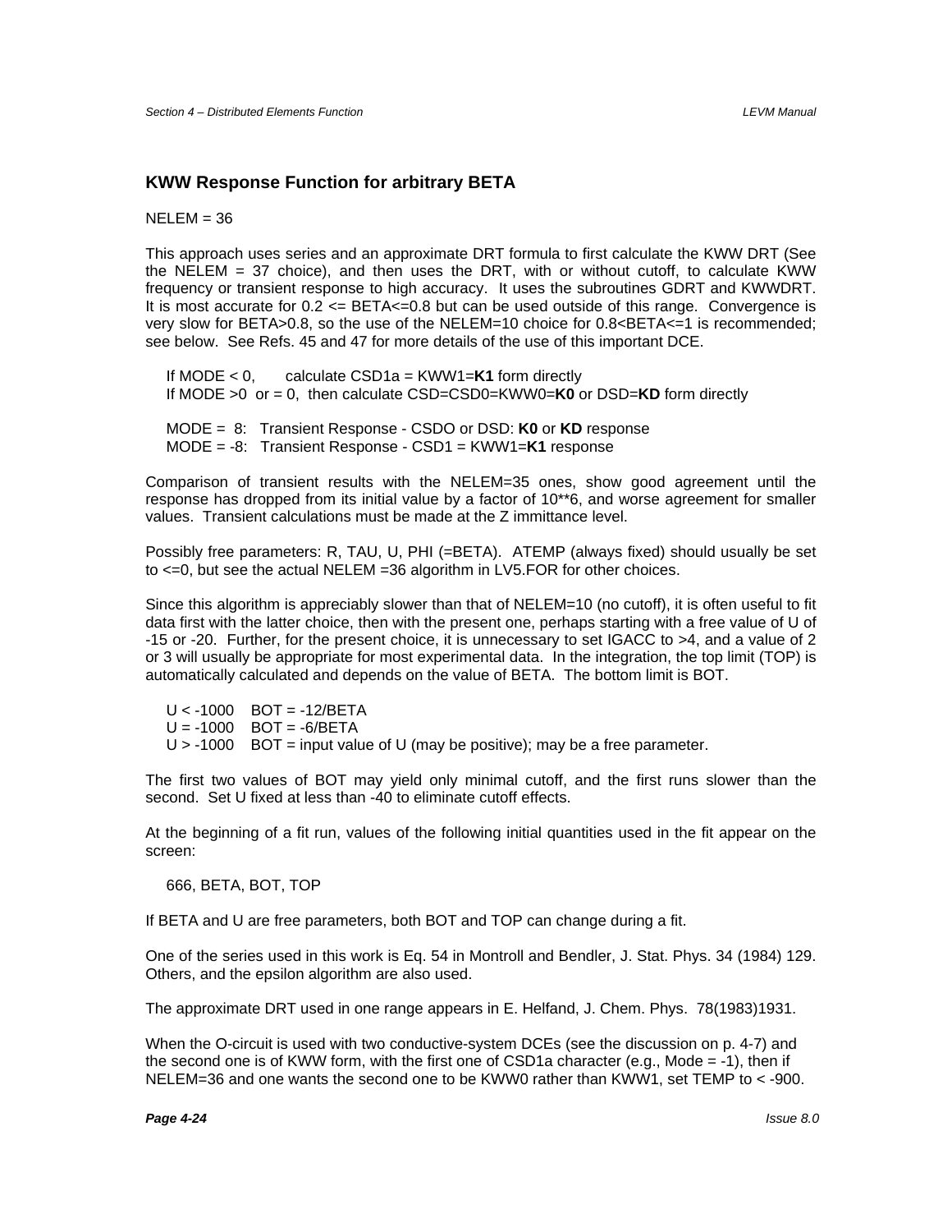### KWW Response Function for arbitrary BETA

NELEM = 36

This approach uses series and an approximate DRT formula to first calculate the KWW DRT (See the NELEM = 37 choice), and then uses the DRT, with or without cutoff, to calculate KWW frequency or transient response to high accuracy. It uses the subroutines GDRT and KWWDRT. It is most accurate for 0.2 <= BETA<=0.8 but can be used outside of this range. Convergence is very slow for BETA>0.8, so the use of the NELEM=10 choice for 0.8<BETA<=1 is recommended; see below. See Refs. 45 and 47 for more details of the use of this important DCE.

If MODE < 0, calculate CSD1a = KWW1=**K1** form directly
If MODE >0 or = 0, then calculate CSD=CSD0=KWW0=**K0** or DSD=**KD** form directly

MODE = 8: Transient Response - CSDO or DSD: **K0** or **KD** response
MODE = -8: Transient Response - CSD1 = KWW1=**K1** response

Comparison of transient results with the NELEM=35 ones, show good agreement until the response has dropped from its initial value by a factor of 10**6, and worse agreement for smaller values. Transient calculations must be made at the Z immittance level.

Possibly free parameters: R, TAU, U, PHI (=BETA). ATEMP (always fixed) should usually be set to <=0, but see the actual NELEM =36 algorithm in LV5.FOR for other choices.

Since this algorithm is appreciably slower than that of NELEM=10 (no cutoff), it is often useful to fit data first with the latter choice, then with the present one, perhaps starting with a free value of U of -15 or -20. Further, for the present choice, it is unnecessary to set IGACC to >4, and a value of 2 or 3 will usually be appropriate for most experimental data. In the integration, the top limit (TOP) is automatically calculated and depends on the value of BETA. The bottom limit is BOT.

U < -1000 BOT = -12/BETA
U = -1000 BOT = -6/BETA
U > -1000 BOT = input value of U (may be positive); may be a free parameter.

The first two values of BOT may yield only minimal cutoff, and the first runs slower than the second. Set U fixed at less than -40 to eliminate cutoff effects.

At the beginning of a fit run, values of the following initial quantities used in the fit appear on the screen:

666, BETA, BOT, TOP

If BETA and U are free parameters, both BOT and TOP can change during a fit.

One of the series used in this work is Eq. 54 in Montroll and Bendler, J. Stat. Phys. 34 (1984) 129. Others, and the epsilon algorithm are also used.

The approximate DRT used in one range appears in E. Helfand, J. Chem. Phys. 78(1983)1931.

When the O-circuit is used with two conductive-system DCEs (see the discussion on p. 4-7) and the second one is of KWW form, with the first one of CSD1a character (e.g., Mode = -1), then if NELEM=36 and one wants the second one to be KWW0 rather than KWW1, set TEMP to < -900.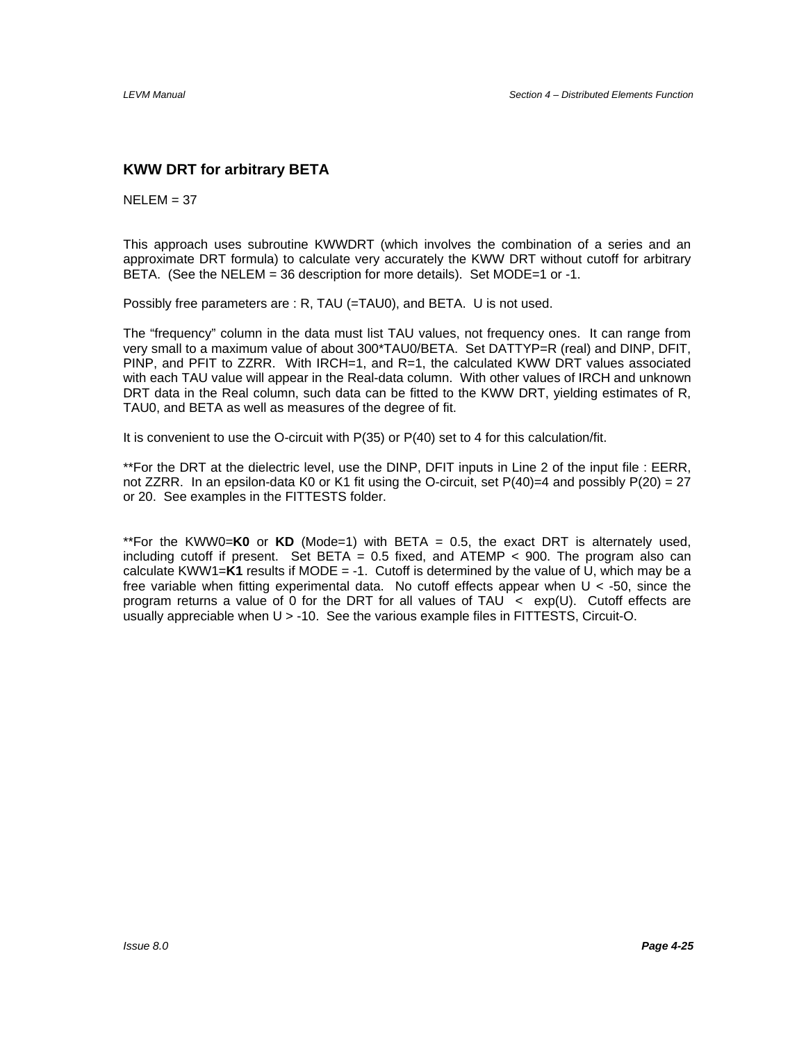### KWW DRT for arbitrary BETA

NELEM = 37

This approach uses subroutine KWWDRT (which involves the combination of a series and an approximate DRT formula) to calculate very accurately the KWW DRT without cutoff for arbitrary BETA. (See the NELEM = 36 description for more details). Set MODE=1 or -1.

Possibly free parameters are : R, TAU (=TAU0), and BETA. U is not used.

The “frequency” column in the data must list TAU values, not frequency ones. It can range from very small to a maximum value of about 300*TAU0/BETA. Set DATTYP=R (real) and DINP, DFIT, PINP, and PFIT to ZZRR. With IRCH=1, and R=1, the calculated KWW DRT values associated with each TAU value will appear in the Real-data column. With other values of IRCH and unknown DRT data in the Real column, such data can be fitted to the KWW DRT, yielding estimates of R, TAU0, and BETA as well as measures of the degree of fit.

It is convenient to use the O-circuit with P(35) or P(40) set to 4 for this calculation/fit.

**For the DRT at the dielectric level, use the DINP, DFIT inputs in Line 2 of the input file : EERR, not ZZRR. In an epsilon-data K0 or K1 fit using the O-circuit, set P(40)=4 and possibly P(20) = 27 or 20. See examples in the FITTESTS folder.

**For the KWW0=**K0** or **KD** (Mode=1) with BETA = 0.5, the exact DRT is alternately used, including cutoff if present. Set BETA = 0.5 fixed, and ATEMP < 900. The program also can calculate KWW1=**K1** results if MODE = -1. Cutoff is determined by the value of U, which may be a free variable when fitting experimental data. No cutoff effects appear when U < -50, since the program returns a value of 0 for the DRT for all values of TAU < exp(U). Cutoff effects are usually appreciable when U > -10. See the various example files in FITTESTS, Circuit-O.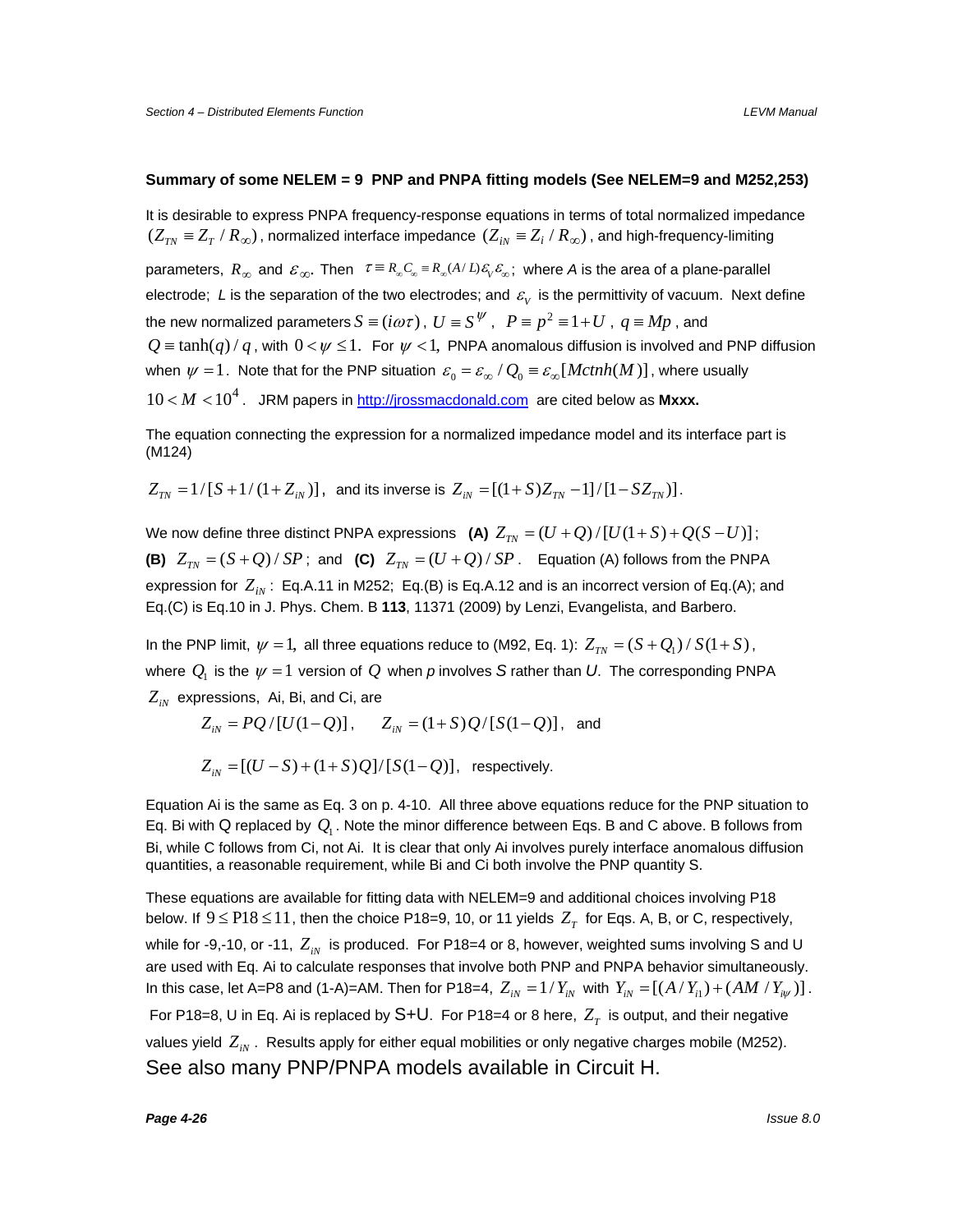### Summary of some NELEM = 9 PNP and PNPA fitting models (See NELEM=9 and M252,253)

It is desirable to express PNPA frequency-response equations in terms of total normalized impedance $(Z_{TN} \equiv Z_T / R_\infty)$, normalized interface impedance $(Z_{iN} \equiv Z_i / R_\infty)$, and high-frequency-limiting parameters, $R_\infty$ and $\varepsilon_\infty$. Then $\tau \equiv R_\infty C_\infty \equiv R_\infty (A/L)\varepsilon_V \varepsilon_\infty$; where *A* is the area of a plane-parallel electrode; *L* is the separation of the two electrodes; and $\varepsilon_V$ is the permittivity of vacuum. Next define the new normalized parameters $S \equiv (i\omega\tau)$, $U \equiv S^{\psi}$, $P \equiv p^2 \equiv 1+U$, $q \equiv Mp$, and $Q \equiv \tanh(q)/q$, with $0 < \psi \leq 1$. For $\psi < 1$, PNPA anomalous diffusion is involved and PNP diffusion when $\psi = 1$. Note that for the PNP situation $\varepsilon_0 = \varepsilon_\infty / Q_0 \equiv \varepsilon_\infty [M ctnh(M)]$, where usually $10 < M < 10^4$. JRM papers in http://jrossmacdonald.com are cited below as **Mxxx.**

The equation connecting the expression for a normalized impedance model and its interface part is (M124)

$Z_{TN} = 1/[S + 1/(1+Z_{iN})]$, and its inverse is $Z_{iN} = [(1+S)Z_{TN} - 1]/[1 - SZ_{TN}]$.

We now define three distinct PNPA expressions **(A)** $Z_{TN} = (U+Q)/[U(1+S) + Q(S-U)]$; **(B)** $Z_{TN} = (S+Q)/SP$; and **(C)** $Z_{TN} = (U+Q)/SP$. Equation (A) follows from the PNPA expression for $Z_{iN}$: Eq.A.11 in M252; Eq.(B) is Eq.A.12 and is an incorrect version of Eq.(A); and Eq.(C) is Eq.10 in J. Phys. Chem. B **113**, 11371 (2009) by Lenzi, Evangelista, and Barbero.

In the PNP limit, $\psi = 1$, all three equations reduce to (M92, Eq. 1): $Z_{TN} = (S+Q_1)/S(1+S)$, where $Q_1$ is the $\psi = 1$ version of $Q$ when *p* involves *S* rather than *U*. The corresponding PNPA $Z_{iN}$ expressions, Ai, Bi, and Ci, are

$$Z_{iN} = PQ/[U(1-Q)], \qquad Z_{iN} = (1+S)Q/[S(1-Q)], \quad \text{and}$$

$$Z_{iN} = [(U-S) + (1+S)Q]/[S(1-Q)], \quad \text{respectively.}$$

Equation Ai is the same as Eq. 3 on p. 4-10. All three above equations reduce for the PNP situation to Eq. Bi with Q replaced by $Q_1$. Note the minor difference between Eqs. B and C above. B follows from Bi, while C follows from Ci, not Ai. It is clear that only Ai involves purely interface anomalous diffusion quantities, a reasonable requirement, while Bi and Ci both involve the PNP quantity S.

These equations are available for fitting data with NELEM=9 and additional choices involving P18 below. If $9 \leq \text{P18} \leq 11$, then the choice P18=9, 10, or 11 yields $Z_T$ for Eqs. A, B, or C, respectively, while for -9,-10, or -11, $Z_{iN}$ is produced. For P18=4 or 8, however, weighted sums involving S and U are used with Eq. Ai to calculate responses that involve both PNP and PNPA behavior simultaneously. In this case, let A=P8 and (1-A)=AM. Then for P18=4, $Z_{iN} = 1/Y_{iN}$ with $Y_{iN} = [(A/Y_{i1}) + (AM/Y_{i\psi})]$. For P18=8, U in Eq. Ai is replaced by S+U. For P18=4 or 8 here, $Z_T$ is output, and their negative values yield $Z_{iN}$. Results apply for either equal mobilities or only negative charges mobile (M252).

See also many PNP/PNPA models available in Circuit H.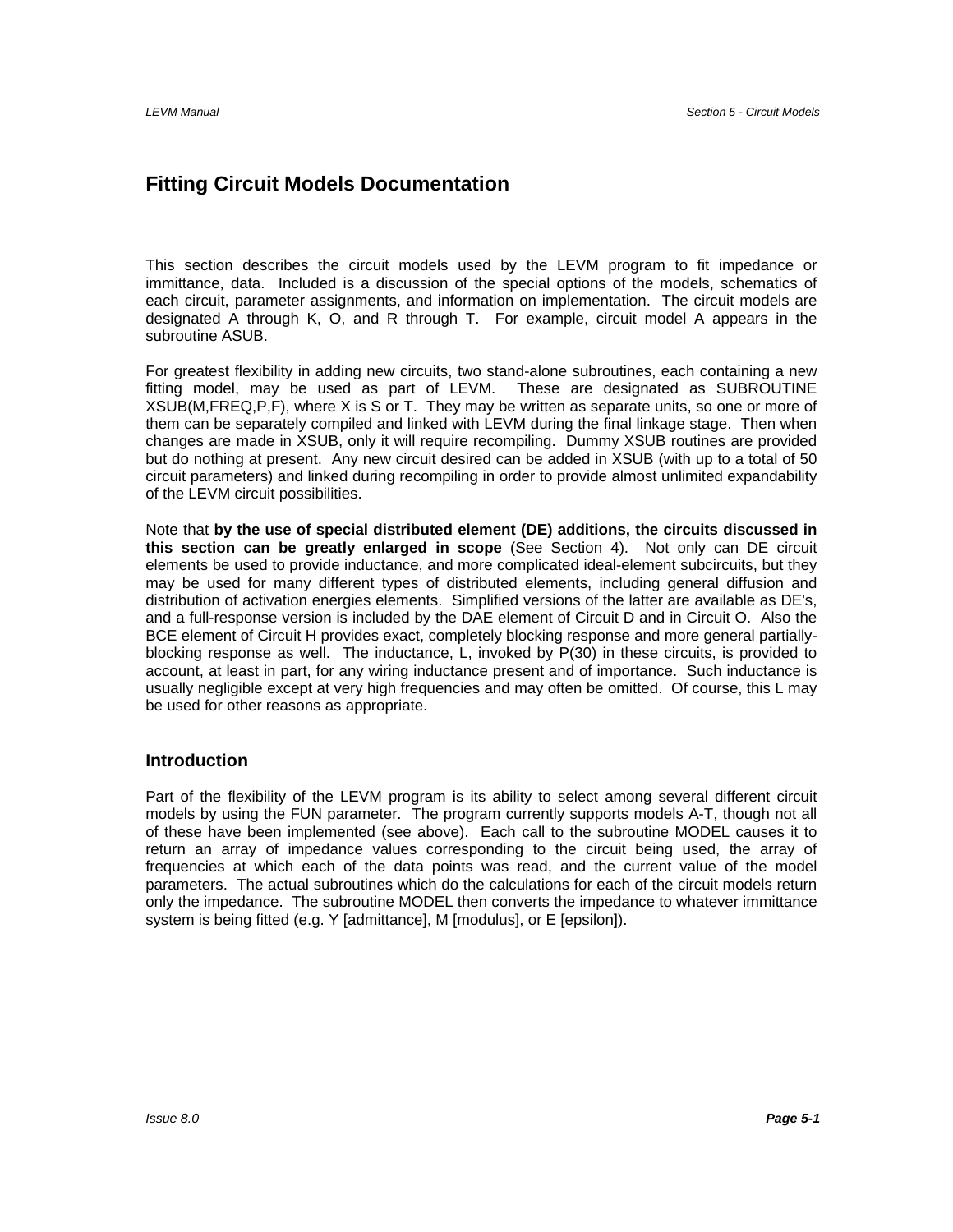# Fitting Circuit Models Documentation

This section describes the circuit models used by the LEVM program to fit impedance or immittance, data. Included is a discussion of the special options of the models, schematics of each circuit, parameter assignments, and information on implementation. The circuit models are designated A through K, O, and R through T. For example, circuit model A appears in the subroutine ASUB.

For greatest flexibility in adding new circuits, two stand-alone subroutines, each containing a new fitting model, may be used as part of LEVM. These are designated as SUBROUTINE XSUB(M,FREQ,P,F), where X is S or T. They may be written as separate units, so one or more of them can be separately compiled and linked with LEVM during the final linkage stage. Then when changes are made in XSUB, only it will require recompiling. Dummy XSUB routines are provided but do nothing at present. Any new circuit desired can be added in XSUB (with up to a total of 50 circuit parameters) and linked during recompiling in order to provide almost unlimited expandability of the LEVM circuit possibilities.

Note that **by the use of special distributed element (DE) additions, the circuits discussed in this section can be greatly enlarged in scope** (See Section 4). Not only can DE circuit elements be used to provide inductance, and more complicated ideal-element subcircuits, but they may be used for many different types of distributed elements, including general diffusion and distribution of activation energies elements. Simplified versions of the latter are available as DE's, and a full-response version is included by the DAE element of Circuit D and in Circuit O. Also the BCE element of Circuit H provides exact, completely blocking response and more general partially-blocking response as well. The inductance, L, invoked by P(30) in these circuits, is provided to account, at least in part, for any wiring inductance present and of importance. Such inductance is usually negligible except at very high frequencies and may often be omitted. Of course, this L may be used for other reasons as appropriate.

## Introduction

Part of the flexibility of the LEVM program is its ability to select among several different circuit models by using the FUN parameter. The program currently supports models A-T, though not all of these have been implemented (see above). Each call to the subroutine MODEL causes it to return an array of impedance values corresponding to the circuit being used, the array of frequencies at which each of the data points was read, and the current value of the model parameters. The actual subroutines which do the calculations for each of the circuit models return only the impedance. The subroutine MODEL then converts the impedance to whatever immittance system is being fitted (e.g. Y [admittance], M [modulus], or E [epsilon]).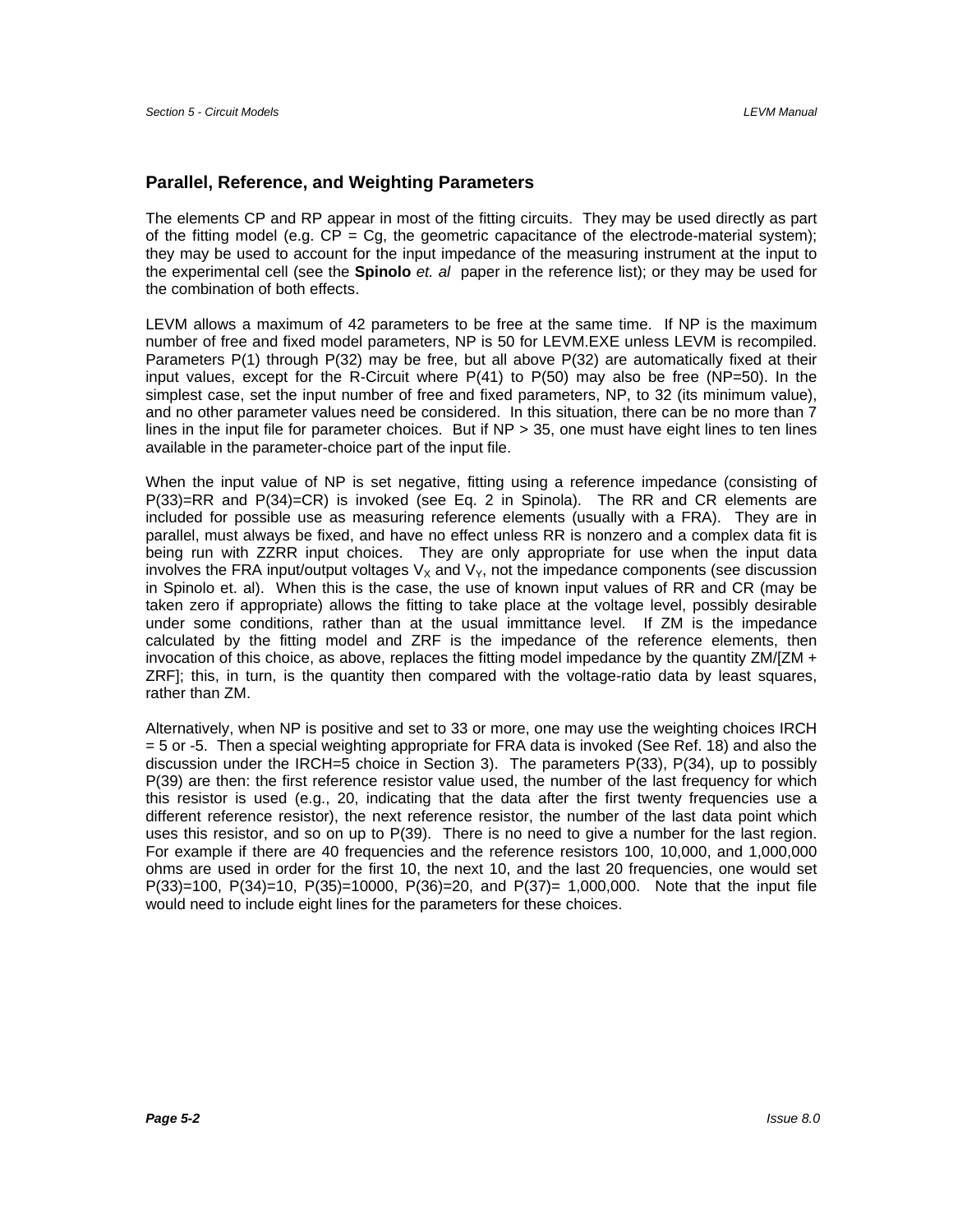## Parallel, Reference, and Weighting Parameters

The elements CP and RP appear in most of the fitting circuits. They may be used directly as part of the fitting model (e.g. CP = Cg, the geometric capacitance of the electrode-material system); they may be used to account for the input impedance of the measuring instrument at the input to the experimental cell (see the **Spinolo** *et. al* paper in the reference list); or they may be used for the combination of both effects.

LEVM allows a maximum of 42 parameters to be free at the same time. If NP is the maximum number of free and fixed model parameters, NP is 50 for LEVM.EXE unless LEVM is recompiled. Parameters P(1) through P(32) may be free, but all above P(32) are automatically fixed at their input values, except for the R-Circuit where P(41) to P(50) may also be free (NP=50). In the simplest case, set the input number of free and fixed parameters, NP, to 32 (its minimum value), and no other parameter values need be considered. In this situation, there can be no more than 7 lines in the input file for parameter choices. But if NP > 35, one must have eight lines to ten lines available in the parameter-choice part of the input file.

When the input value of NP is set negative, fitting using a reference impedance (consisting of P(33)=RR and P(34)=CR) is invoked (see Eq. 2 in Spinola). The RR and CR elements are included for possible use as measuring reference elements (usually with a FRA). They are in parallel, must always be fixed, and have no effect unless RR is nonzero and a complex data fit is being run with ZZRR input choices. They are only appropriate for use when the input data involves the FRA input/output voltages $V_X$ and $V_Y$, not the impedance components (see discussion in Spinolo et. al). When this is the case, the use of known input values of RR and CR (may be taken zero if appropriate) allows the fitting to take place at the voltage level, possibly desirable under some conditions, rather than at the usual immittance level. If ZM is the impedance calculated by the fitting model and ZRF is the impedance of the reference elements, then invocation of this choice, as above, replaces the fitting model impedance by the quantity ZM/[ZM + ZRF]; this, in turn, is the quantity then compared with the voltage-ratio data by least squares, rather than ZM.

Alternatively, when NP is positive and set to 33 or more, one may use the weighting choices IRCH = 5 or -5. Then a special weighting appropriate for FRA data is invoked (See Ref. 18) and also the discussion under the IRCH=5 choice in Section 3). The parameters P(33), P(34), up to possibly P(39) are then: the first reference resistor value used, the number of the last frequency for which this resistor is used (e.g., 20, indicating that the data after the first twenty frequencies use a different reference resistor), the next reference resistor, the number of the last data point which uses this resistor, and so on up to P(39). There is no need to give a number for the last region. For example if there are 40 frequencies and the reference resistors 100, 10,000, and 1,000,000 ohms are used in order for the first 10, the next 10, and the last 20 frequencies, one would set P(33)=100, P(34)=10, P(35)=10000, P(36)=20, and P(37)= 1,000,000. Note that the input file would need to include eight lines for the parameters for these choices.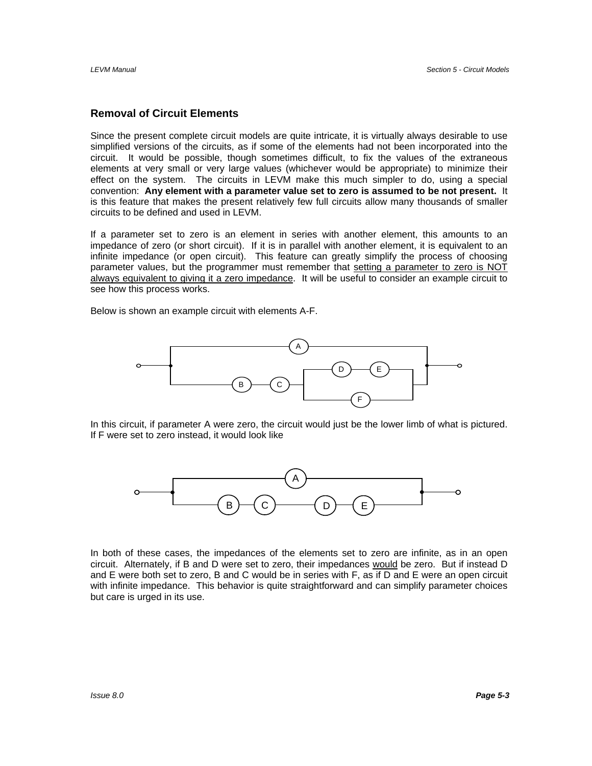## Removal of Circuit Elements

Since the present complete circuit models are quite intricate, it is virtually always desirable to use simplified versions of the circuits, as if some of the elements had not been incorporated into the circuit. It would be possible, though sometimes difficult, to fix the values of the extraneous elements at very small or very large values (whichever would be appropriate) to minimize their effect on the system. The circuits in LEVM make this much simpler to do, using a special convention: **Any element with a parameter value set to zero is assumed to be not present.** It is this feature that makes the present relatively few full circuits allow many thousands of smaller circuits to be defined and used in LEVM.

If a parameter set to zero is an element in series with another element, this amounts to an impedance of zero (or short circuit). If it is in parallel with another element, it is equivalent to an infinite impedance (or open circuit). This feature can greatly simplify the process of choosing parameter values, but the programmer must remember that <u>setting a parameter to zero is NOT always equivalent to giving it a zero impedance</u>. It will be useful to consider an example circuit to see how this process works.

Below is shown an example circuit with elements A-F.

In this circuit, if parameter A were zero, the circuit would just be the lower limb of what is pictured. If F were set to zero instead, it would look like

In both of these cases, the impedances of the elements set to zero are infinite, as in an open circuit. Alternately, if B and D were set to zero, their impedances <u>would</u> be zero. But if instead D and E were both set to zero, B and C would be in series with F, as if D and E were an open circuit with infinite impedance. This behavior is quite straightforward and can simplify parameter choices but care is urged in its use.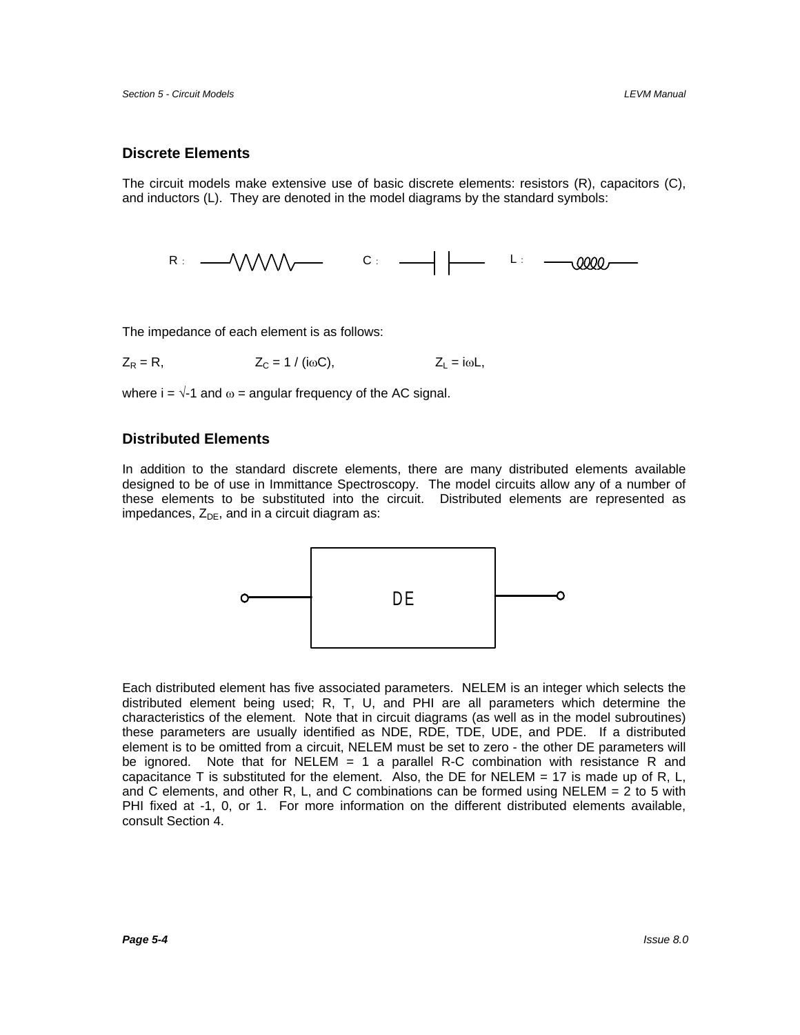## Discrete Elements

The circuit models make extensive use of basic discrete elements: resistors (R), capacitors (C), and inductors (L). They are denoted in the model diagrams by the standard symbols:

R : C : L :

The impedance of each element is as follows:

$Z_R = R$, $Z_C = 1 / (i\omega C)$, $Z_L = i\omega L$,

where $i = \sqrt{-1}$ and $\omega$ = angular frequency of the AC signal.

## Distributed Elements

In addition to the standard discrete elements, there are many distributed elements available designed to be of use in Immittance Spectroscopy. The model circuits allow any of a number of these elements to be substituted into the circuit. Distributed elements are represented as impedances, $Z_{DE}$, and in a circuit diagram as:

DE

Each distributed element has five associated parameters. NELEM is an integer which selects the distributed element being used; R, T, U, and PHI are all parameters which determine the characteristics of the element. Note that in circuit diagrams (as well as in the model subroutines) these parameters are usually identified as NDE, RDE, TDE, UDE, and PDE. If a distributed element is to be omitted from a circuit, NELEM must be set to zero - the other DE parameters will be ignored. Note that for NELEM = 1 a parallel R-C combination with resistance R and capacitance T is substituted for the element. Also, the DE for NELEM = 17 is made up of R, L, and C elements, and other R, L, and C combinations can be formed using NELEM = 2 to 5 with PHI fixed at -1, 0, or 1. For more information on the different distributed elements available, consult Section 4.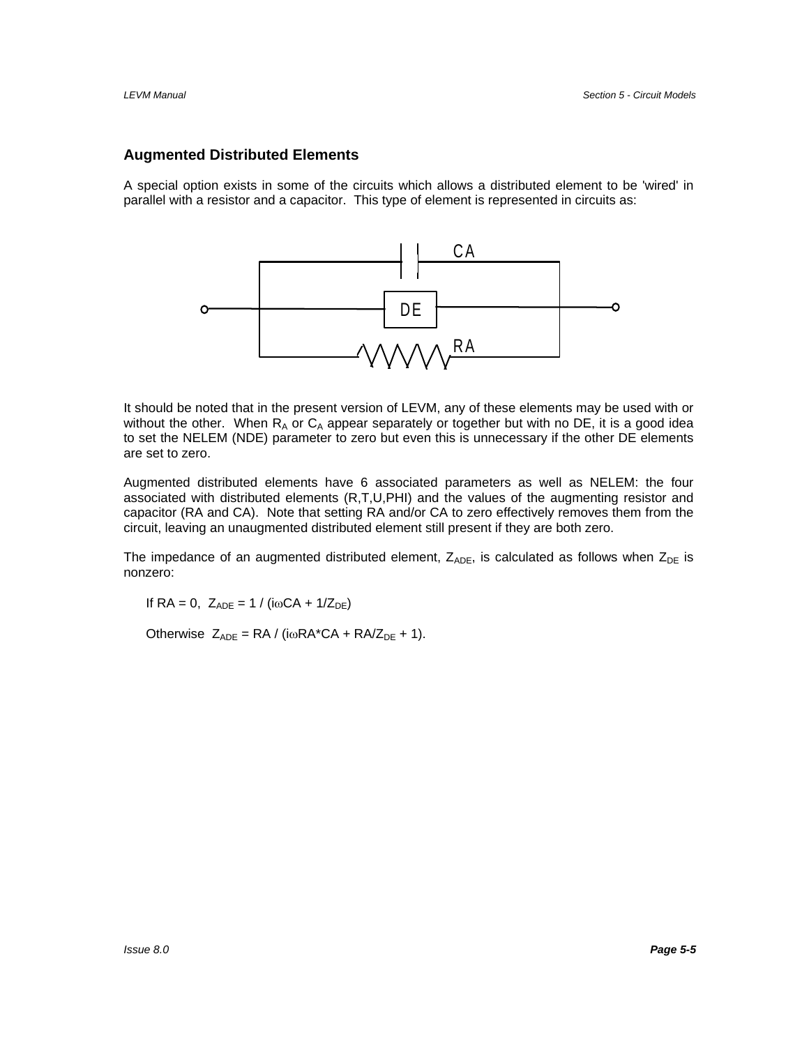## Augmented Distributed Elements

A special option exists in some of the circuits which allows a distributed element to be 'wired' in parallel with a resistor and a capacitor. This type of element is represented in circuits as:

It should be noted that in the present version of LEVM, any of these elements may be used with or without the other. When $R_A$ or $C_A$ appear separately or together but with no DE, it is a good idea to set the NELEM (NDE) parameter to zero but even this is unnecessary if the other DE elements are set to zero.

Augmented distributed elements have 6 associated parameters as well as NELEM: the four associated with distributed elements (R,T,U,PHI) and the values of the augmenting resistor and capacitor (RA and CA). Note that setting RA and/or CA to zero effectively removes them from the circuit, leaving an unaugmented distributed element still present if they are both zero.

The impedance of an augmented distributed element, $Z_{ADE}$, is calculated as follows when $Z_{DE}$ is nonzero:

If RA = 0, $Z_{ADE} = 1 / (i\omega CA + 1/Z_{DE})$

Otherwise $Z_{ADE} = RA / (i\omega RA*CA + RA/Z_{DE} + 1)$.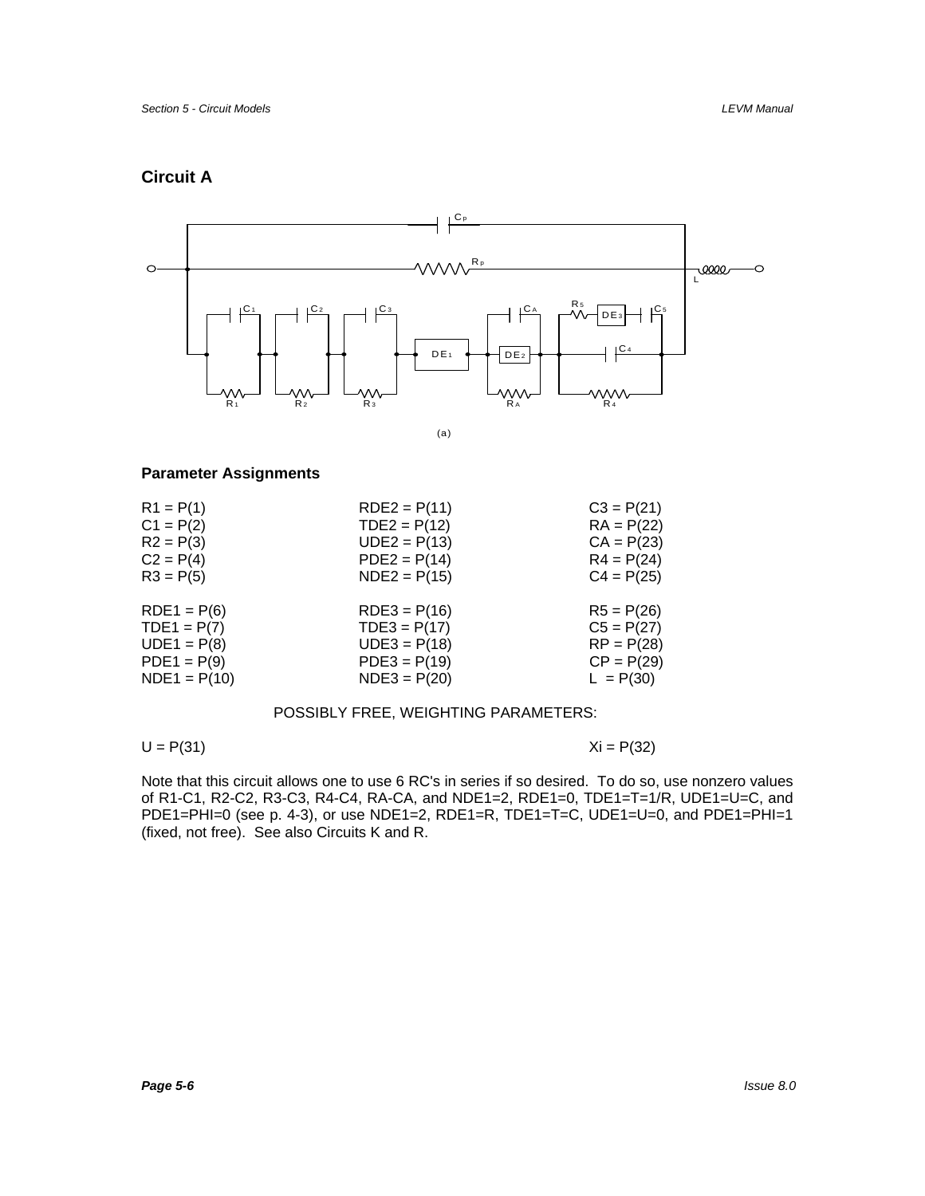## Circuit A

(a)

### Parameter Assignments

| | | |
|---|---|---|
| R1 = P(1) | RDE2 = P(11) | C3 = P(21) |
| C1 = P(2) | TDE2 = P(12) | RA = P(22) |
| R2 = P(3) | UDE2 = P(13) | CA = P(23) |
| C2 = P(4) | PDE2 = P(14) | R4 = P(24) |
| R3 = P(5) | NDE2 = P(15) | C4 = P(25) |
| RDE1 = P(6) | RDE3 = P(16) | R5 = P(26) |
| TDE1 = P(7) | TDE3 = P(17) | C5 = P(27) |
| UDE1 = P(8) | UDE3 = P(18) | RP = P(28) |
| PDE1 = P(9) | PDE3 = P(19) | CP = P(29) |
| NDE1 = P(10) | NDE3 = P(20) | L = P(30) |

POSSIBLY FREE, WEIGHTING PARAMETERS:

U = P(31) Xi = P(32)

Note that this circuit allows one to use 6 RC's in series if so desired. To do so, use nonzero values of R1-C1, R2-C2, R3-C3, R4-C4, RA-CA, and NDE1=2, RDE1=0, TDE1=T=1/R, UDE1=U=C, and PDE1=PHI=0 (see p. 4-3), or use NDE1=2, RDE1=R, TDE1=T=C, UDE1=U=0, and PDE1=PHI=1 (fixed, not free). See also Circuits K and R.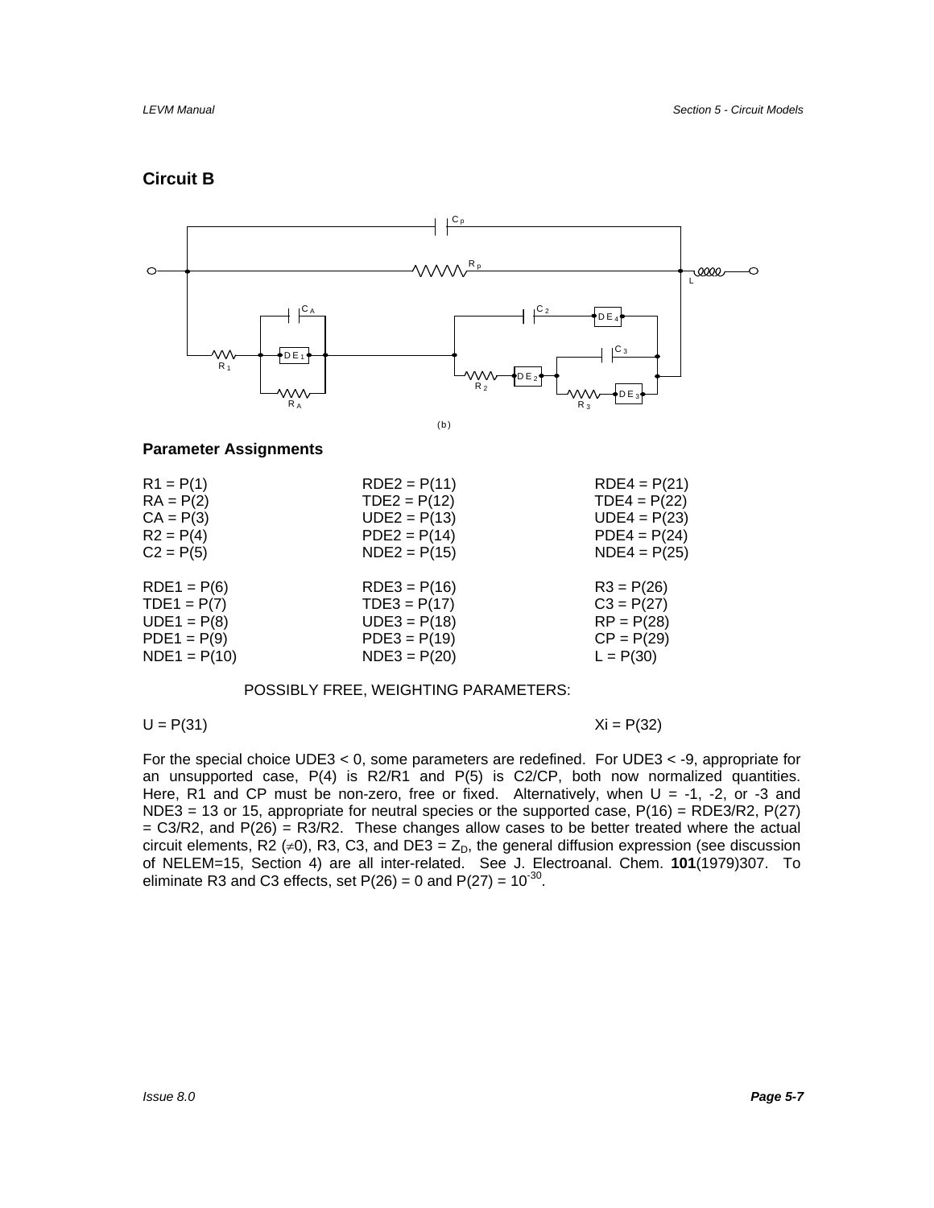## Circuit B

(b)

### Parameter Assignments

| | | |
|---|---|---|
| R1 = P(1) | RDE2 = P(11) | RDE4 = P(21) |
| RA = P(2) | TDE2 = P(12) | TDE4 = P(22) |
| CA = P(3) | UDE2 = P(13) | UDE4 = P(23) |
| R2 = P(4) | PDE2 = P(14) | PDE4 = P(24) |
| C2 = P(5) | NDE2 = P(15) | NDE4 = P(25) |
| RDE1 = P(6) | RDE3 = P(16) | R3 = P(26) |
| TDE1 = P(7) | TDE3 = P(17) | C3 = P(27) |
| UDE1 = P(8) | UDE3 = P(18) | RP = P(28) |
| PDE1 = P(9) | PDE3 = P(19) | CP = P(29) |
| NDE1 = P(10) | NDE3 = P(20) | L = P(30) |

POSSIBLY FREE, WEIGHTING PARAMETERS:

U = P(31) Xi = P(32)

For the special choice UDE3 < 0, some parameters are redefined. For UDE3 < -9, appropriate for an unsupported case, P(4) is R2/R1 and P(5) is C2/CP, both now normalized quantities. Here, R1 and CP must be non-zero, free or fixed. Alternatively, when U = -1, -2, or -3 and NDE3 = 13 or 15, appropriate for neutral species or the supported case, P(16) = RDE3/R2, P(27) = C3/R2, and P(26) = R3/R2. These changes allow cases to be better treated where the actual circuit elements, R2 ($\neq$0), R3, C3, and DE3 = $Z_D$, the general diffusion expression (see discussion of NELEM=15, Section 4) are all inter-related. See J. Electroanal. Chem. **101**(1979)307. To eliminate R3 and C3 effects, set P(26) = 0 and P(27) = $10^{-30}$.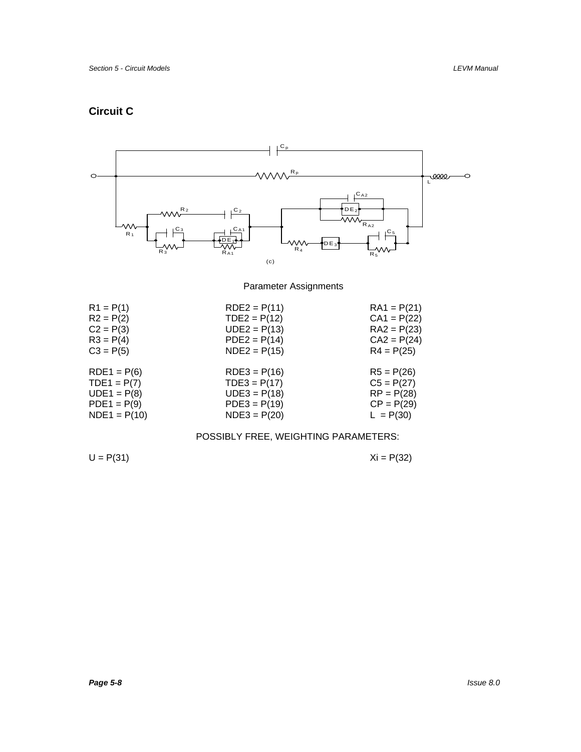## Circuit C

(c)

Parameter Assignments

| | | |
|---|---|---|
| R1 = P(1) | RDE2 = P(11) | RA1 = P(21) |
| R2 = P(2) | TDE2 = P(12) | CA1 = P(22) |
| C2 = P(3) | UDE2 = P(13) | RA2 = P(23) |
| R3 = P(4) | PDE2 = P(14) | CA2 = P(24) |
| C3 = P(5) | NDE2 = P(15) | R4 = P(25) |
| RDE1 = P(6) | RDE3 = P(16) | R5 = P(26) |
| TDE1 = P(7) | TDE3 = P(17) | C5 = P(27) |
| UDE1 = P(8) | UDE3 = P(18) | RP = P(28) |
| PDE1 = P(9) | PDE3 = P(19) | CP = P(29) |
| NDE1 = P(10) | NDE3 = P(20) | L = P(30) |

POSSIBLY FREE, WEIGHTING PARAMETERS:

U = P(31) Xi = P(32)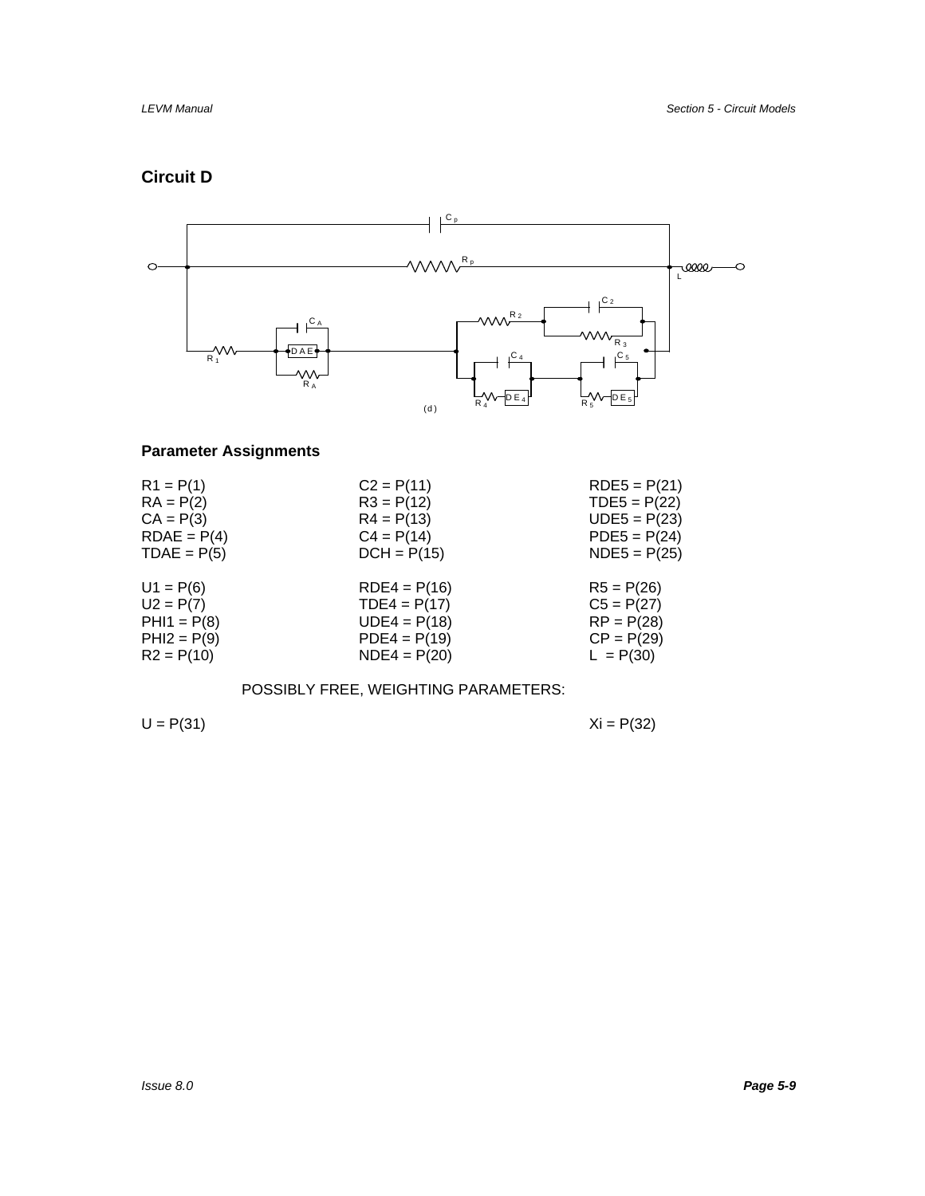## Circuit D

(d)

### Parameter Assignments

| | | |
|---|---|---|
| R1 = P(1) | C2 = P(11) | RDE5 = P(21) |
| RA = P(2) | R3 = P(12) | TDE5 = P(22) |
| CA = P(3) | R4 = P(13) | UDE5 = P(23) |
| RDAE = P(4) | C4 = P(14) | PDE5 = P(24) |
| TDAE = P(5) | DCH = P(15) | NDE5 = P(25) |
| U1 = P(6) | RDE4 = P(16) | R5 = P(26) |
| U2 = P(7) | TDE4 = P(17) | C5 = P(27) |
| PHI1 = P(8) | UDE4 = P(18) | RP = P(28) |
| PHI2 = P(9) | PDE4 = P(19) | CP = P(29) |
| R2 = P(10) | NDE4 = P(20) | L = P(30) |

POSSIBLY FREE, WEIGHTING PARAMETERS:

U = P(31)

Xi = P(32)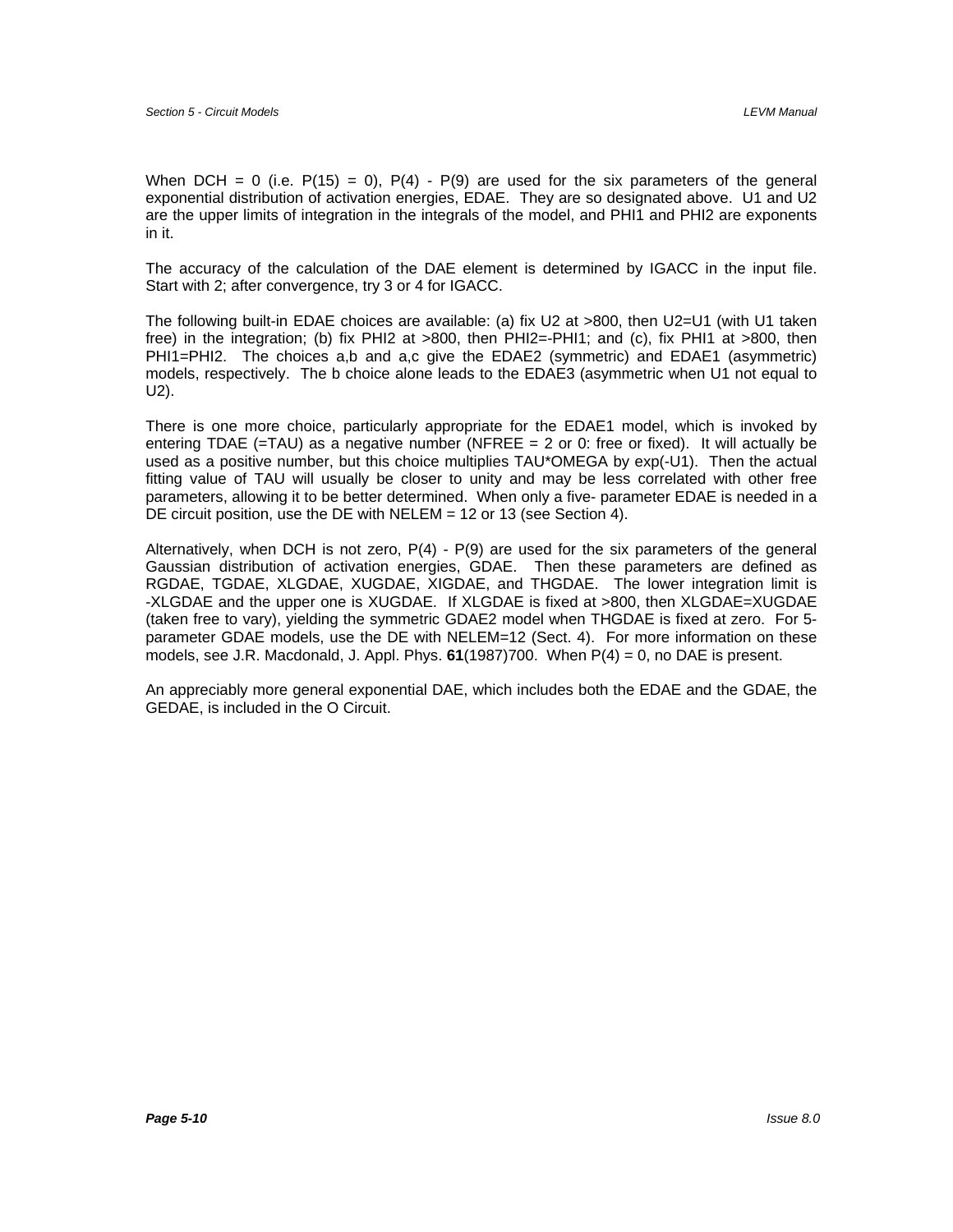When DCH = 0 (i.e. P(15) = 0), P(4) - P(9) are used for the six parameters of the general exponential distribution of activation energies, EDAE. They are so designated above. U1 and U2 are the upper limits of integration in the integrals of the model, and PHI1 and PHI2 are exponents in it.

The accuracy of the calculation of the DAE element is determined by IGACC in the input file. Start with 2; after convergence, try 3 or 4 for IGACC.

The following built-in EDAE choices are available: (a) fix U2 at >800, then U2=U1 (with U1 taken free) in the integration; (b) fix PHI2 at >800, then PHI2=-PHI1; and (c), fix PHI1 at >800, then PHI1=PHI2. The choices a,b and a,c give the EDAE2 (symmetric) and EDAE1 (asymmetric) models, respectively. The b choice alone leads to the EDAE3 (asymmetric when U1 not equal to U2).

There is one more choice, particularly appropriate for the EDAE1 model, which is invoked by entering TDAE (=TAU) as a negative number (NFREE = 2 or 0: free or fixed). It will actually be used as a positive number, but this choice multiplies TAU*OMEGA by exp(-U1). Then the actual fitting value of TAU will usually be closer to unity and may be less correlated with other free parameters, allowing it to be better determined. When only a five- parameter EDAE is needed in a DE circuit position, use the DE with NELEM = 12 or 13 (see Section 4).

Alternatively, when DCH is not zero, P(4) - P(9) are used for the six parameters of the general Gaussian distribution of activation energies, GDAE. Then these parameters are defined as RGDAE, TGDAE, XLGDAE, XUGDAE, XIGDAE, and THGDAE. The lower integration limit is -XLGDAE and the upper one is XUGDAE. If XLGDAE is fixed at >800, then XLGDAE=XUGDAE (taken free to vary), yielding the symmetric GDAE2 model when THGDAE is fixed at zero. For 5-parameter GDAE models, use the DE with NELEM=12 (Sect. 4). For more information on these models, see J.R. Macdonald, J. Appl. Phys. **61**(1987)700. When P(4) = 0, no DAE is present.

An appreciably more general exponential DAE, which includes both the EDAE and the GDAE, the GEDAE, is included in the O Circuit.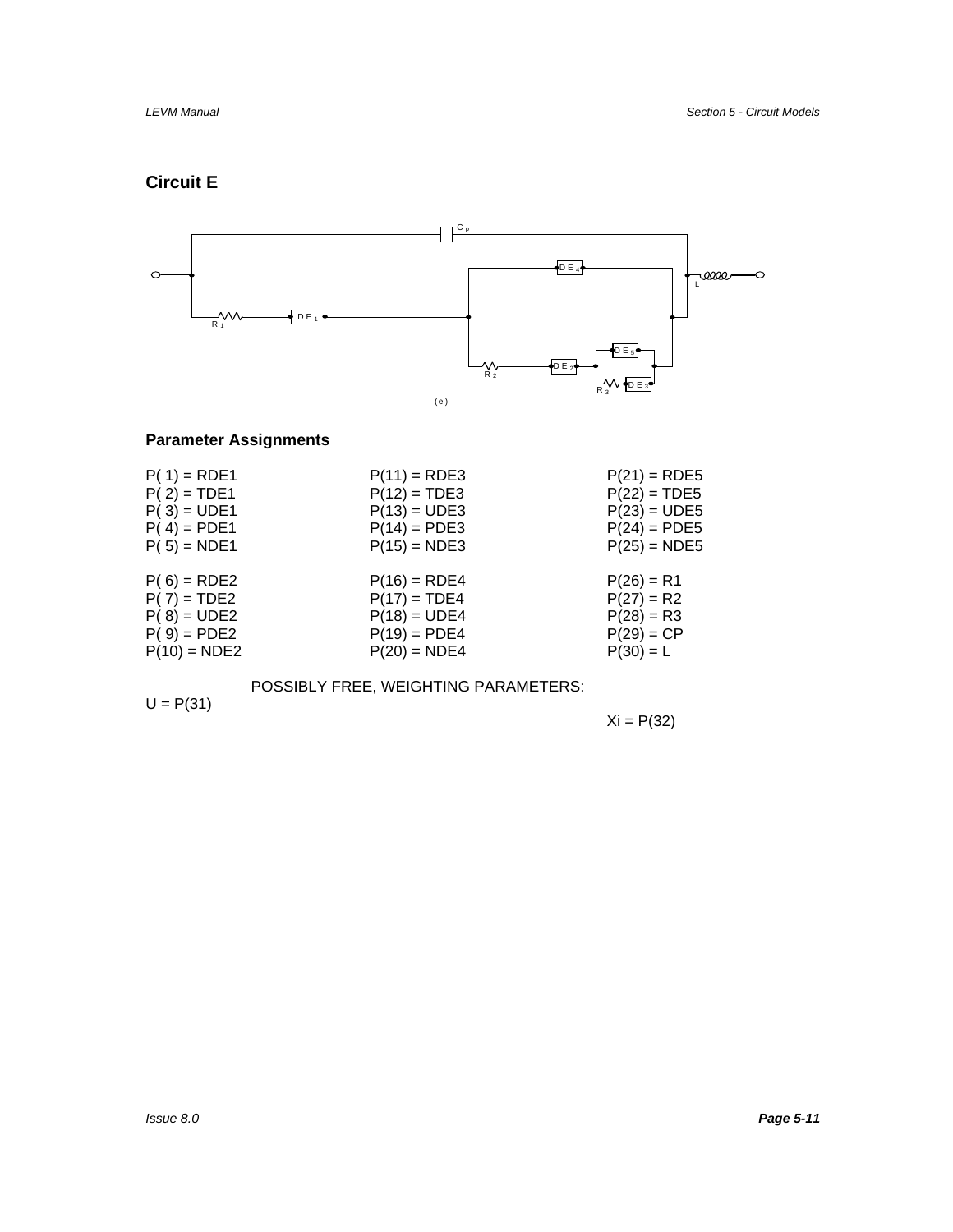## Circuit E

(e)

### Parameter Assignments

| | | |
|---|---|---|
| P( 1) = RDE1 | P(11) = RDE3 | P(21) = RDE5 |
| P( 2) = TDE1 | P(12) = TDE3 | P(22) = TDE5 |
| P( 3) = UDE1 | P(13) = UDE3 | P(23) = UDE5 |
| P( 4) = PDE1 | P(14) = PDE3 | P(24) = PDE5 |
| P( 5) = NDE1 | P(15) = NDE3 | P(25) = NDE5 |
| P( 6) = RDE2 | P(16) = RDE4 | P(26) = R1 |
| P( 7) = TDE2 | P(17) = TDE4 | P(27) = R2 |
| P( 8) = UDE2 | P(18) = UDE4 | P(28) = R3 |
| P( 9) = PDE2 | P(19) = PDE4 | P(29) = CP |
| P(10) = NDE2 | P(20) = NDE4 | P(30) = L |

POSSIBLY FREE, WEIGHTING PARAMETERS:

U = P(31)

Xi = P(32)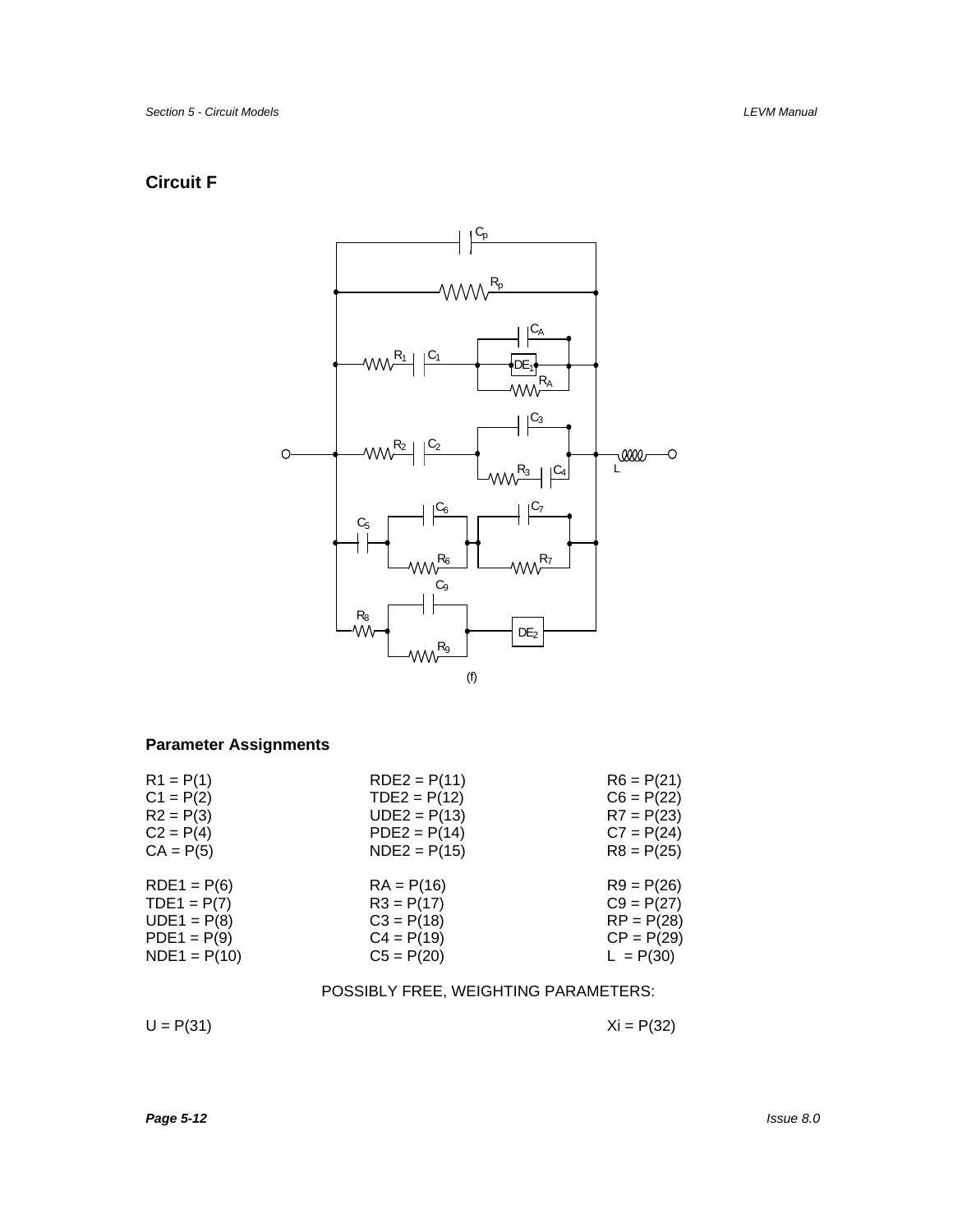## Circuit F

(f)

### Parameter Assignments

| | | |
|---|---|---|
| R1 = P(1) | RDE2 = P(11) | R6 = P(21) |
| C1 = P(2) | TDE2 = P(12) | C6 = P(22) |
| R2 = P(3) | UDE2 = P(13) | R7 = P(23) |
| C2 = P(4) | PDE2 = P(14) | C7 = P(24) |
| CA = P(5) | NDE2 = P(15) | R8 = P(25) |
| RDE1 = P(6) | RA = P(16) | R9 = P(26) |
| TDE1 = P(7) | R3 = P(17) | C9 = P(27) |
| UDE1 = P(8) | C3 = P(18) | RP = P(28) |
| PDE1 = P(9) | C4 = P(19) | CP = P(29) |
| NDE1 = P(10) | C5 = P(20) | L = P(30) |

POSSIBLY FREE, WEIGHTING PARAMETERS:

U = P(31)   Xi = P(32)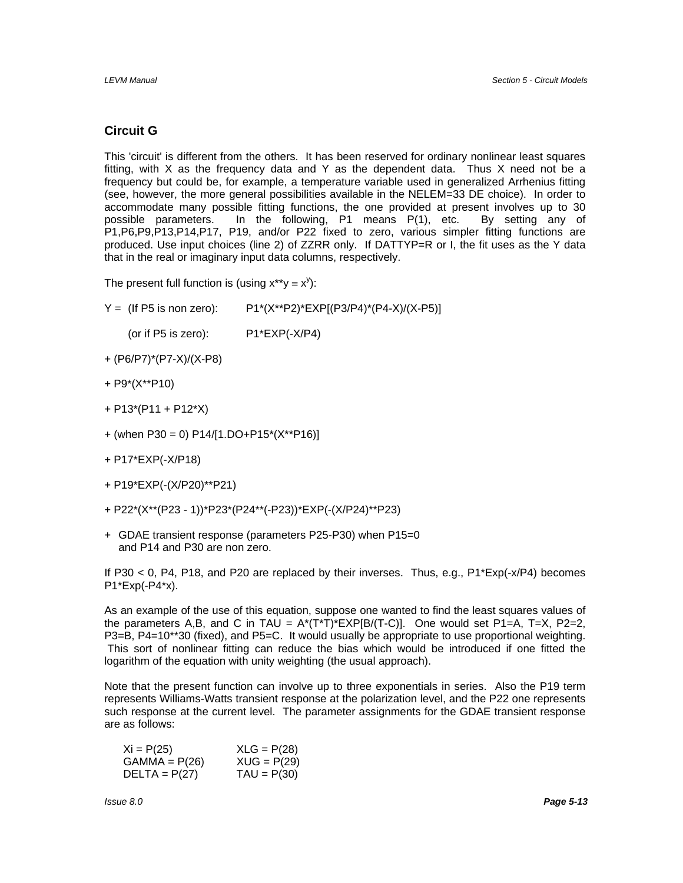## Circuit G

This 'circuit' is different from the others. It has been reserved for ordinary nonlinear least squares fitting, with X as the frequency data and Y as the dependent data. Thus X need not be a frequency but could be, for example, a temperature variable used in generalized Arrhenius fitting (see, however, the more general possibilities available in the NELEM=33 DE choice). In order to accommodate many possible fitting functions, the one provided at present involves up to 30 possible parameters. In the following, P1 means P(1), etc. By setting any of P1,P6,P9,P13,P14,P17, P19, and/or P22 fixed to zero, various simpler fitting functions are produced. Use input choices (line 2) of ZZRR only. If DATTYP=R or I, the fit uses as the Y data that in the real or imaginary input data columns, respectively.

The present full function is (using x**y ≡ $x^y$):

Y = (If P5 is non zero): P1*(X**P2)*EXP[(P3/P4)*(P4-X)/(X-P5)]

(or if P5 is zero): P1*EXP(-X/P4)

+ (P6/P7)*(P7-X)/(X-P8)

+ P9*(X**P10)

+ P13*(P11 + P12*X)

+ (when P30 = 0) P14/[1.DO+P15*(X**P16)]

+ P17*EXP(-X/P18)

+ P19*EXP(-(X/P20)**P21)

+ P22*(X**(P23 - 1))*P23*(P24**(-P23))*EXP(-(X/P24)**P23)

+ GDAE transient response (parameters P25-P30) when P15=0 and P14 and P30 are non zero.

If P30 < 0, P4, P18, and P20 are replaced by their inverses. Thus, e.g., P1*Exp(-x/P4) becomes P1*Exp(-P4*x).

As an example of the use of this equation, suppose one wanted to find the least squares values of the parameters A,B, and C in TAU = A*(T*T)*EXP[B/(T-C)]. One would set P1=A, T=X, P2=2, P3=B, P4=10**30 (fixed), and P5=C. It would usually be appropriate to use proportional weighting. This sort of nonlinear fitting can reduce the bias which would be introduced if one fitted the logarithm of the equation with unity weighting (the usual approach).

Note that the present function can involve up to three exponentials in series. Also the P19 term represents Williams-Watts transient response at the polarization level, and the P22 one represents such response at the current level. The parameter assignments for the GDAE transient response are as follows:

| | |
|---|---|
| Xi = P(25) | XLG = P(28) |
| GAMMA = P(26) | XUG = P(29) |
| DELTA = P(27) | TAU = P(30) |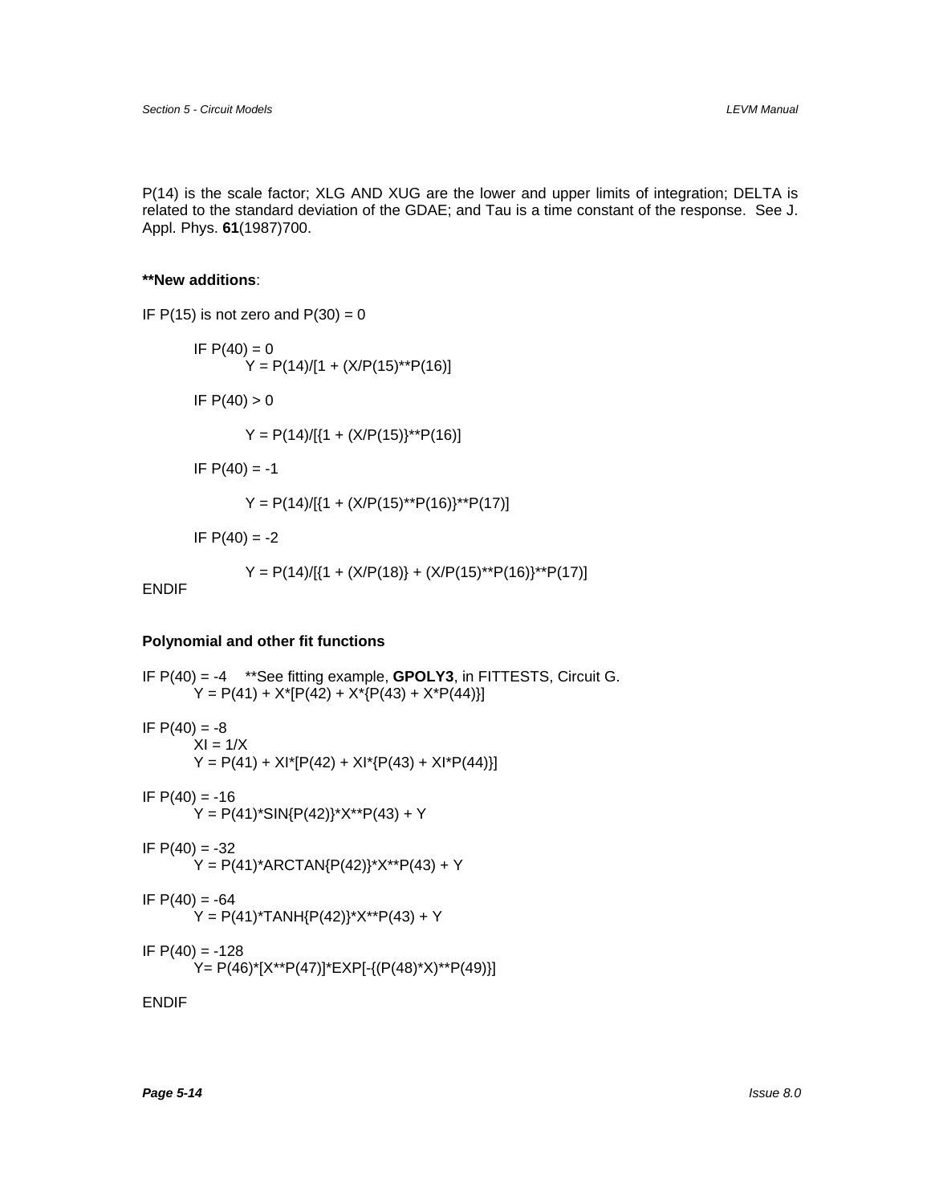P(14) is the scale factor; XLG AND XUG are the lower and upper limits of integration; DELTA is related to the standard deviation of the GDAE; and Tau is a time constant of the response. See J. Appl. Phys. **61**(1987)700.

**\*\*New additions**:

```
IF P(15) is not zero and P(30) = 0

        IF P(40) = 0
                Y = P(14)/[1 + (X/P(15)**P(16)]

        IF P(40) > 0

                Y = P(14)/[{1 + (X/P(15)}**P(16)]

        IF P(40) = -1

                Y = P(14)/[{1 + (X/P(15)**P(16)}**P(17)]

        IF P(40) = -2

                Y = P(14)/[{1 + (X/P(18)} + (X/P(15)**P(16)}**P(17)]
ENDIF
```

**Polynomial and other fit functions**

IF P(40) = -4 \*\*See fitting example, **GPOLY3**, in FITTESTS, Circuit G.

```
        Y = P(41) + X*[P(42) + X*{P(43) + X*P(44)}]

IF P(40) = -8
        XI = 1/X
        Y = P(41) + XI*[P(42) + XI*{P(43) + XI*P(44)}]

IF P(40) = -16
        Y = P(41)*SIN{P(42)}*X**P(43) + Y

IF P(40) = -32
        Y = P(41)*ARCTAN{P(42)}*X**P(43) + Y

IF P(40) = -64
        Y = P(41)*TANH{P(42)}*X**P(43) + Y

IF P(40) = -128
        Y= P(46)*[X**P(47)]*EXP[-{(P(48)*X)**P(49)}]

ENDIF
```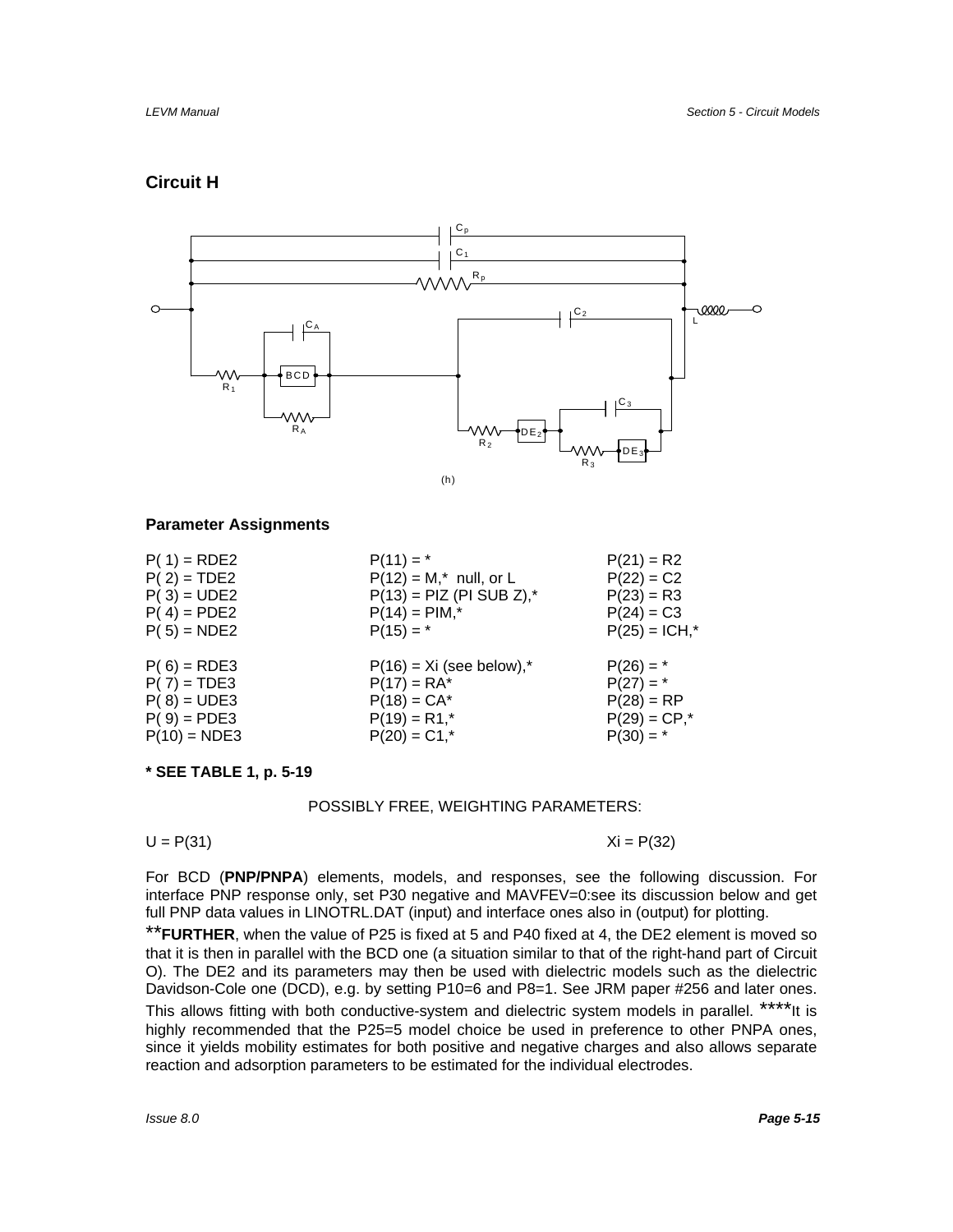## Circuit H

(h)

### Parameter Assignments

P( 1) = RDE2
P( 2) = TDE2
P( 3) = UDE2
P( 4) = PDE2
P( 5) = NDE2

P( 6) = RDE3
P( 7) = TDE3
P( 8) = UDE3
P( 9) = PDE3
P(10) = NDE3

P(11) = *
P(12) = M,* null, or L
P(13) = PIZ (PI SUB Z),*
P(14) = PIM,*
P(15) = *

P(16) = Xi (see below),*
P(17) = RA*
P(18) = CA*
P(19) = R1,*
P(20) = C1,*

P(21) = R2
P(22) = C2
P(23) = R3
P(24) = C3
P(25) = ICH,*

P(26) = *
P(27) = *
P(28) = RP
P(29) = CP,*
P(30) = *

**\* SEE TABLE 1, p. 5-19**

POSSIBLY FREE, WEIGHTING PARAMETERS:

U = P(31)     Xi = P(32)

For BCD (**PNP/PNPA**) elements, models, and responses, see the following discussion. For interface PNP response only, set P30 negative and MAVFEV=0:see its discussion below and get full PNP data values in LINOTRL.DAT (input) and interface ones also in (output) for plotting.

**\*\*FURTHER**, when the value of P25 is fixed at 5 and P40 fixed at 4, the DE2 element is moved so that it is then in parallel with the BCD one (a situation similar to that of the right-hand part of Circuit O). The DE2 and its parameters may then be used with dielectric models such as the dielectric Davidson-Cole one (DCD), e.g. by setting P10=6 and P8=1. See JRM paper #256 and later ones. This allows fitting with both conductive-system and dielectric system models in parallel. \*\*\*\*It is highly recommended that the P25=5 model choice be used in preference to other PNPA ones, since it yields mobility estimates for both positive and negative charges and also allows separate reaction and adsorption parameters to be estimated for the individual electrodes.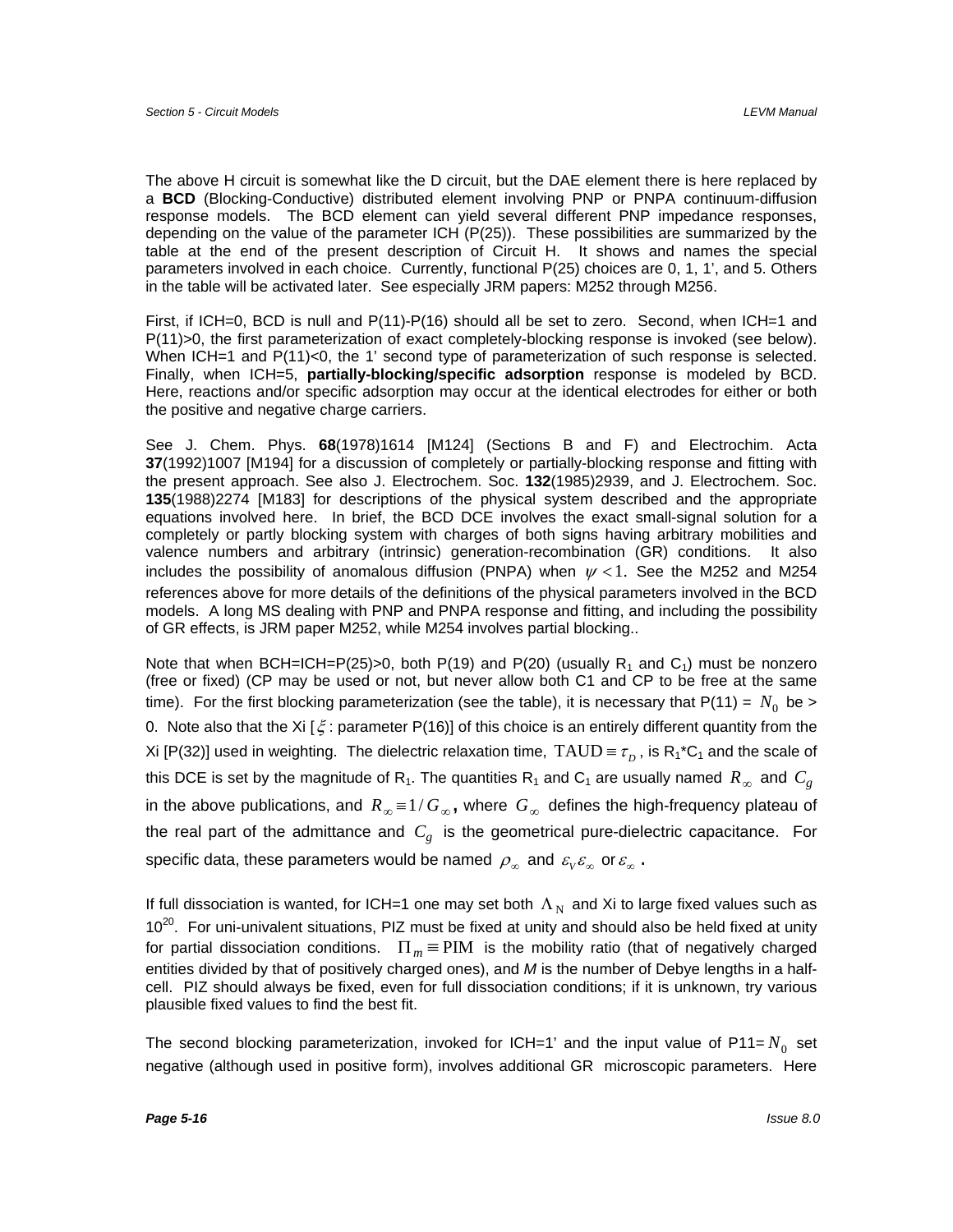The above H circuit is somewhat like the D circuit, but the DAE element there is here replaced by a **BCD** (Blocking-Conductive) distributed element involving PNP or PNPA continuum-diffusion response models. The BCD element can yield several different PNP impedance responses, depending on the value of the parameter ICH (P(25)). These possibilities are summarized by the table at the end of the present description of Circuit H. It shows and names the special parameters involved in each choice. Currently, functional P(25) choices are 0, 1, 1', and 5. Others in the table will be activated later. See especially JRM papers: M252 through M256.

First, if ICH=0, BCD is null and P(11)-P(16) should all be set to zero. Second, when ICH=1 and P(11)>0, the first parameterization of exact completely-blocking response is invoked (see below). When ICH=1 and P(11)<0, the 1' second type of parameterization of such response is selected. Finally, when ICH=5, **partially-blocking/specific adsorption** response is modeled by BCD. Here, reactions and/or specific adsorption may occur at the identical electrodes for either or both the positive and negative charge carriers.

See J. Chem. Phys. **68**(1978)1614 [M124] (Sections B and F) and Electrochim. Acta **37**(1992)1007 [M194] for a discussion of completely or partially-blocking response and fitting with the present approach. See also J. Electrochem. Soc. **132**(1985)2939, and J. Electrochem. Soc. **135**(1988)2274 [M183] for descriptions of the physical system described and the appropriate equations involved here. In brief, the BCD DCE involves the exact small-signal solution for a completely or partly blocking system with charges of both signs having arbitrary mobilities and valence numbers and arbitrary (intrinsic) generation-recombination (GR) conditions. It also includes the possibility of anomalous diffusion (PNPA) when $\psi < 1$. See the M252 and M254 references above for more details of the definitions of the physical parameters involved in the BCD models. A long MS dealing with PNP and PNPA response and fitting, and including the possibility of GR effects, is JRM paper M252, while M254 involves partial blocking..

Note that when BCH=ICH=P(25)>0, both P(19) and P(20) (usually $R_1$ and $C_1$) must be nonzero (free or fixed) (CP may be used or not, but never allow both C1 and CP to be free at the same time). For the first blocking parameterization (see the table), it is necessary that P(11) = $N_0$ be > 0. Note also that the Xi [$\xi$: parameter P(16)] of this choice is an entirely different quantity from the Xi [P(32)] used in weighting. The dielectric relaxation time, $\mathrm{TAUD} \equiv \tau_D$, is $R_1$*$C_1$ and the scale of this DCE is set by the magnitude of $R_1$. The quantities $R_1$ and $C_1$ are usually named $R_\infty$ and $C_g$ in the above publications, and $R_\infty \equiv 1/G_\infty$**,** where $G_\infty$ defines the high-frequency plateau of the real part of the admittance and $C_g$ is the geometrical pure-dielectric capacitance. For specific data, these parameters would be named $\rho_\infty$ and $\varepsilon_V \varepsilon_\infty$ or $\varepsilon_\infty$ **.**

If full dissociation is wanted, for ICH=1 one may set both $\Lambda_N$ and Xi to large fixed values such as $10^{20}$. For uni-univalent situations, PIZ must be fixed at unity and should also be held fixed at unity for partial dissociation conditions. $\Pi_m \equiv \mathrm{PIM}$ is the mobility ratio (that of negatively charged entities divided by that of positively charged ones), and *M* is the number of Debye lengths in a half-cell. PIZ should always be fixed, even for full dissociation conditions; if it is unknown, try various plausible fixed values to find the best fit.

The second blocking parameterization, invoked for ICH=1' and the input value of P11=$N_0$ set negative (although used in positive form), involves additional GR microscopic parameters. Here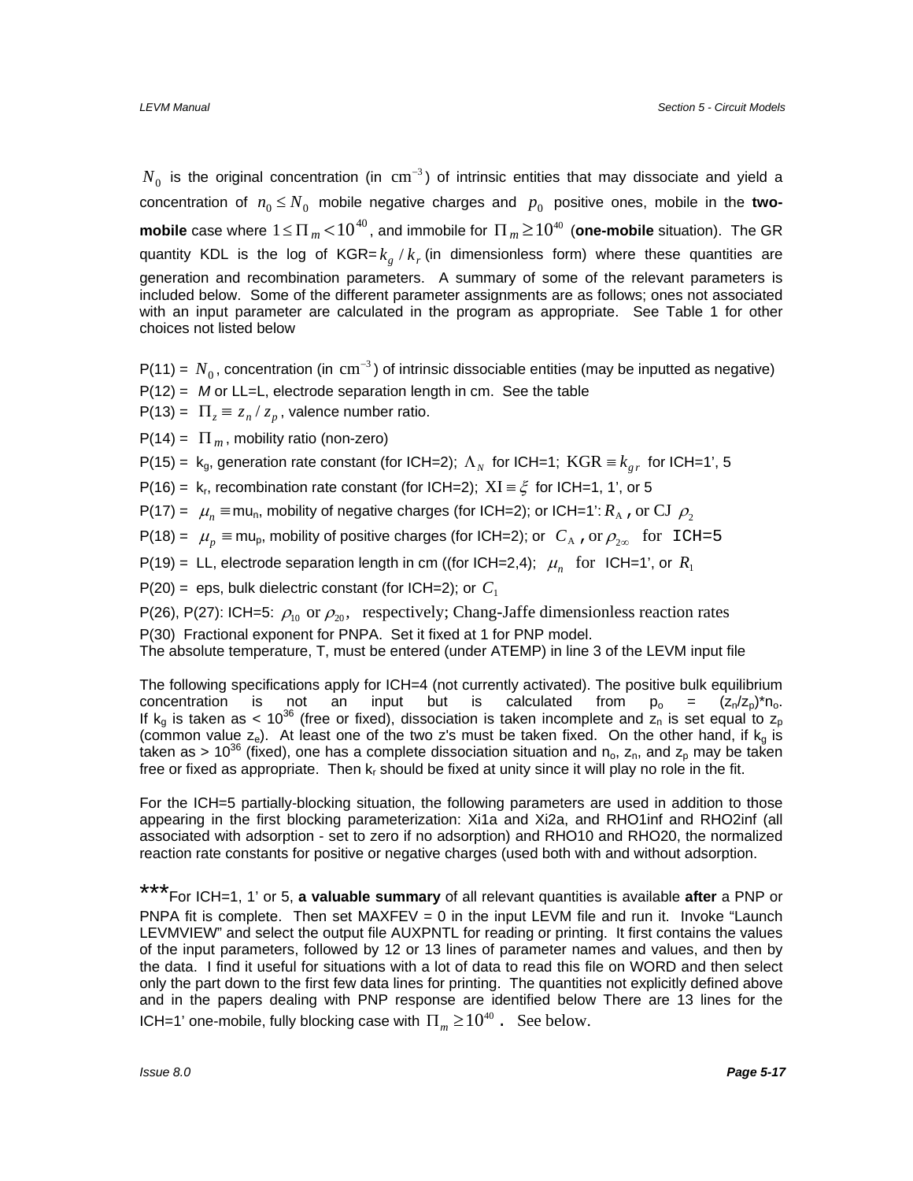$N_0$ is the original concentration (in $\text{cm}^{-3}$) of intrinsic entities that may dissociate and yield a concentration of $n_0 \le N_0$ mobile negative charges and $p_0$ positive ones, mobile in the **two-mobile** case where $1 \le \Pi_m < 10^{40}$, and immobile for $\Pi_m \ge 10^{40}$ (**one-mobile** situation). The GR quantity KDL is the log of KGR=$k_g / k_r$ (in dimensionless form) where these quantities are generation and recombination parameters. A summary of some of the relevant parameters is included below. Some of the different parameter assignments are as follows; ones not associated with an input parameter are calculated in the program as appropriate. See Table 1 for other choices not listed below

P(11) = $N_0$, concentration (in $\text{cm}^{-3}$) of intrinsic dissociable entities (may be inputted as negative)

P(12) = *M* or LL=L, electrode separation length in cm. See the table

P(13) = $\Pi_z \equiv z_n / z_p$, valence number ratio.

P(14) = $\Pi_m$, mobility ratio (non-zero)

P(15) = $k_g$, generation rate constant (for ICH=2); $\Lambda_N$ for ICH=1; $\text{KGR} \equiv k_{gr}$ for ICH=1', 5

P(16) = $k_r$, recombination rate constant (for ICH=2); $\text{XI} \equiv \xi$ for ICH=1, 1', or 5

P(17) = $\mu_n \equiv$ mu$_n$, mobility of negative charges (for ICH=2); or ICH=1': $R_A$, or CJ $\rho_2$

P(18) = $\mu_p \equiv$ mu$_p$, mobility of positive charges (for ICH=2); or $C_A$, or $\rho_{2\infty}$ for ICH=5

P(19) = LL, electrode separation length in cm ((for ICH=2,4); $\mu_n$ for ICH=1', or $R_1$

P(20) = eps, bulk dielectric constant (for ICH=2); or $C_1$

P(26), P(27): ICH=5: $\rho_{10}$ or $\rho_{20}$, respectively; Chang-Jaffe dimensionless reaction rates

P(30) Fractional exponent for PNPA. Set it fixed at 1 for PNP model.

The absolute temperature, T, must be entered (under ATEMP) in line 3 of the LEVM input file

The following specifications apply for ICH=4 (not currently activated). The positive bulk equilibrium concentration is not an input but is calculated from $p_o = (z_n/z_p)*n_o$. If $k_g$ is taken as < $10^{36}$ (free or fixed), dissociation is taken incomplete and $z_n$ is set equal to $z_p$ (common value $z_e$). At least one of the two z's must be taken fixed. On the other hand, if $k_g$ is taken as > $10^{36}$ (fixed), one has a complete dissociation situation and $n_o$, $z_n$, and $z_p$ may be taken free or fixed as appropriate. Then $k_r$ should be fixed at unity since it will play no role in the fit.

For the ICH=5 partially-blocking situation, the following parameters are used in addition to those appearing in the first blocking parameterization: Xi1a and Xi2a, and RHO1inf and RHO2inf (all associated with adsorption - set to zero if no adsorption) and RHO10 and RHO20, the normalized reaction rate constants for positive or negative charges (used both with and without adsorption.

***For ICH=1, 1' or 5, **a valuable summary** of all relevant quantities is available **after** a PNP or PNPA fit is complete. Then set MAXFEV = 0 in the input LEVM file and run it. Invoke "Launch LEVMVIEW" and select the output file AUXPNTL for reading or printing. It first contains the values of the input parameters, followed by 12 or 13 lines of parameter names and values, and then by the data. I find it useful for situations with a lot of data to read this file on WORD and then select only the part down to the first few data lines for printing. The quantities not explicitly defined above and in the papers dealing with PNP response are identified below There are 13 lines for the ICH=1' one-mobile, fully blocking case with $\Pi_m \ge 10^{40}$. See below.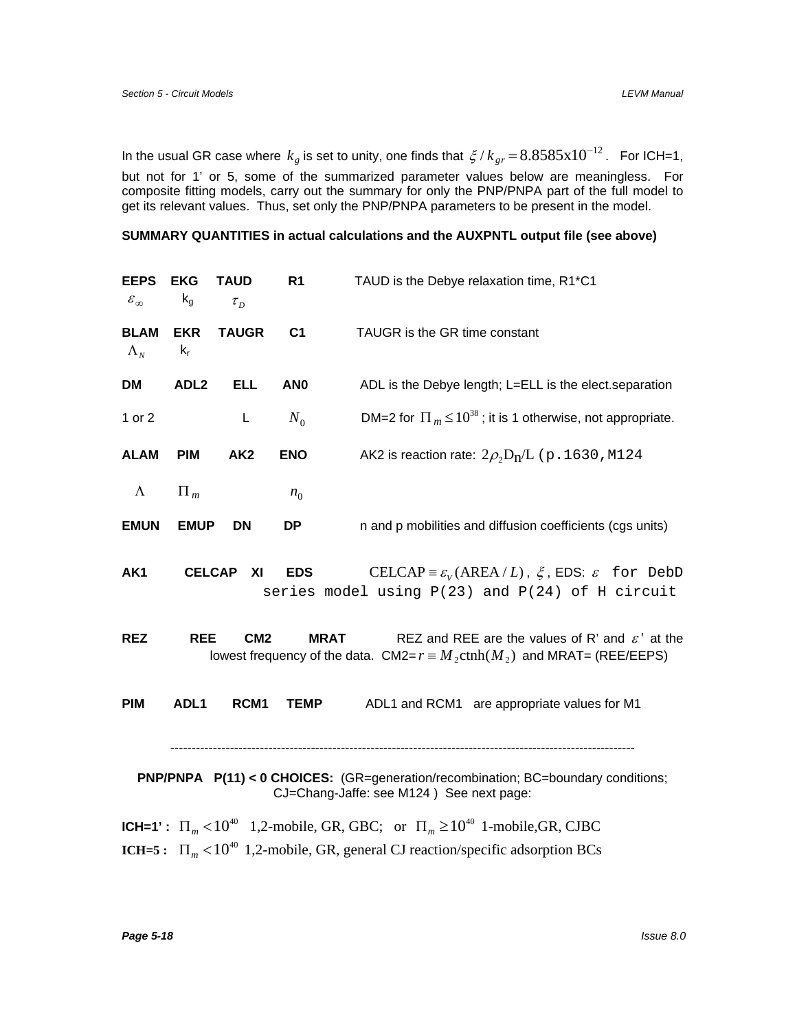In the usual GR case where $k_g$ is set to unity, one finds that $\xi / k_{gr} = 8.8585\text{x}10^{-12}$. For ICH=1, but not for 1' or 5, some of the summarized parameter values below are meaningless. For composite fitting models, carry out the summary for only the PNP/PNPA part of the full model to get its relevant values. Thus, set only the PNP/PNPA parameters to be present in the model.

**SUMMARY QUANTITIES in actual calculations and the AUXPNTL output file (see above)**

**EEPS** **EKG** **TAUD** **R1** TAUD is the Debye relaxation time, R1*C1
$\varepsilon_\infty$ $k_g$ $\tau_D$

**BLAM** **EKR** **TAUGR** **C1** TAUGR is the GR time constant
$\Lambda_N$ $k_r$

**DM** **ADL2** **ELL** **AN0** ADL is the Debye length; L=ELL is the elect.separation
1 or 2 L $N_0$ DM=2 for $\Pi_m \le 10^{38}$; it is 1 otherwise, not appropriate.

**ALAM** **PIM** **AK2** **ENO** AK2 is reaction rate: $2\rho_2 D_n / L$ (p.1630,M124
$\Lambda$ $\Pi_m$ $n_0$

**EMUN** **EMUP** **DN** **DP** n and p mobilities and diffusion coefficients (cgs units)

**AK1** **CELCAP** **XI** **EDS** $\text{CELCAP} \equiv \varepsilon_V(\text{AREA}/L)$, $\xi$, EDS: $\varepsilon$ for DebD series model using P(23) and P(24) of H circuit

**REZ** **REE** **CM2** **MRAT** REZ and REE are the values of R' and $\varepsilon$' at the lowest frequency of the data. CM2= $r \equiv M_2 \text{ctnh}(M_2)$ and MRAT= (REE/EEPS)

**PIM** **ADL1** **RCM1** **TEMP** ADL1 and RCM1 are appropriate values for M1

---

**PNP/PNPA P(11) < 0 CHOICES:** (GR=generation/recombination; BC=boundary conditions; CJ=Chang-Jaffe: see M124 ) See next page:

**ICH=1' :** $\Pi_m < 10^{40}$ 1,2-mobile, GR, GBC; or $\Pi_m \ge 10^{40}$ 1-mobile,GR, CJBC

**ICH=5 :** $\Pi_m < 10^{40}$ 1,2-mobile, GR, general CJ reaction/specific adsorption BCs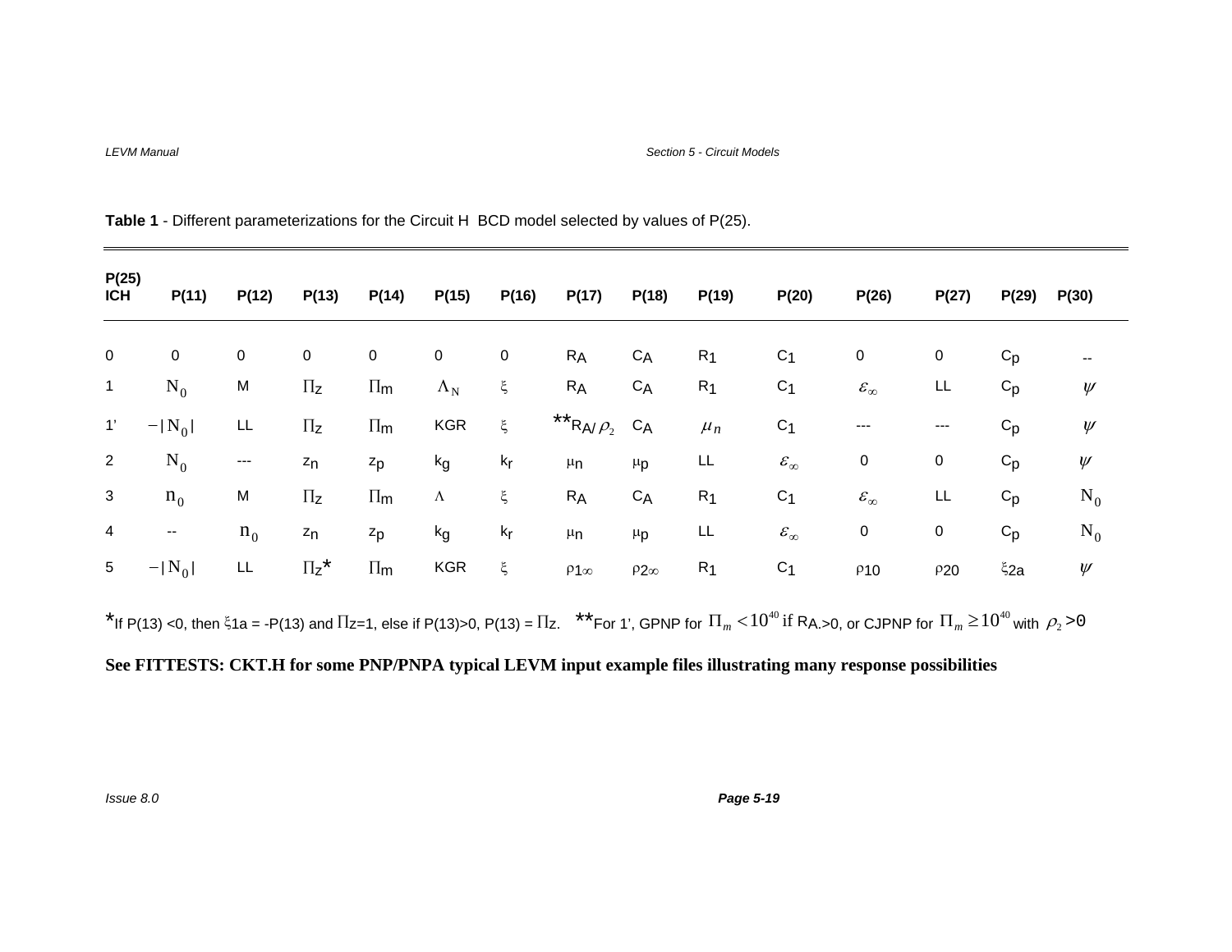**Table 1** - Different parameterizations for the Circuit H BCD model selected by values of P(25).

| P(25) ICH | P(11) | P(12) | P(13) | P(14) | P(15) | P(16) | P(17) | P(18) | P(19) | P(20) | P(26) | P(27) | P(29) | P(30) |
|---|---|---|---|---|---|---|---|---|---|---|---|---|---|---|
| 0 | 0 | 0 | 0 | 0 | 0 | 0 | $R_A$ | $C_A$ | $R_1$ | $C_1$ | 0 | 0 | $C_p$ | -- |
| 1 | $N_0$ | M | $\Pi_z$ | $\Pi_m$ | $\Lambda_N$ | $\xi$ | $R_A$ | $C_A$ | $R_1$ | $C_1$ | $\varepsilon_\infty$ | LL | $C_p$ | $\psi$ |
| 1' | $-\|N_0\|$ | LL | $\Pi_z$ | $\Pi_m$ | KGR | $\xi$ | **$R_A/\rho_2$ | $C_A$ | $\mu_n$ | $C_1$ | --- | --- | $C_p$ | $\psi$ |
| 2 | $N_0$ | --- | $z_n$ | $z_p$ | $k_g$ | $k_r$ | $\mu_n$ | $\mu_p$ | LL | $\varepsilon_\infty$ | 0 | 0 | $C_p$ | $\psi$ |
| 3 | $n_0$ | M | $\Pi_z$ | $\Pi_m$ | $\Lambda$ | $\xi$ | $R_A$ | $C_A$ | $R_1$ | $C_1$ | $\varepsilon_\infty$ | LL | $C_p$ | $N_0$ |
| 4 | -- | $n_0$ | $z_n$ | $z_p$ | $k_g$ | $k_r$ | $\mu_n$ | $\mu_p$ | LL | $\varepsilon_\infty$ | 0 | 0 | $C_p$ | $N_0$ |
| 5 | $-\|N_0\|$ | LL | $\Pi_z$* | $\Pi_m$ | KGR | $\xi$ | $\rho_{1\infty}$ | $\rho_{2\infty}$ | $R_1$ | $C_1$ | $\rho_{10}$ | $\rho_{20}$ | $\xi_{2a}$ | $\psi$ |

*If P(13) <0, then $\xi_{1a}$ = -P(13) and $\Pi_z$=1, else if P(13)>0, P(13) = $\Pi_z$. **For 1', GPNP for $\Pi_m < 10^{40}$ if $R_A$>0, or CJPNP for $\Pi_m \geq 10^{40}$ with $\rho_2 > 0$

**See FITTESTS: CKT.H for some PNP/PNPA typical LEVM input example files illustrating many response possibilities**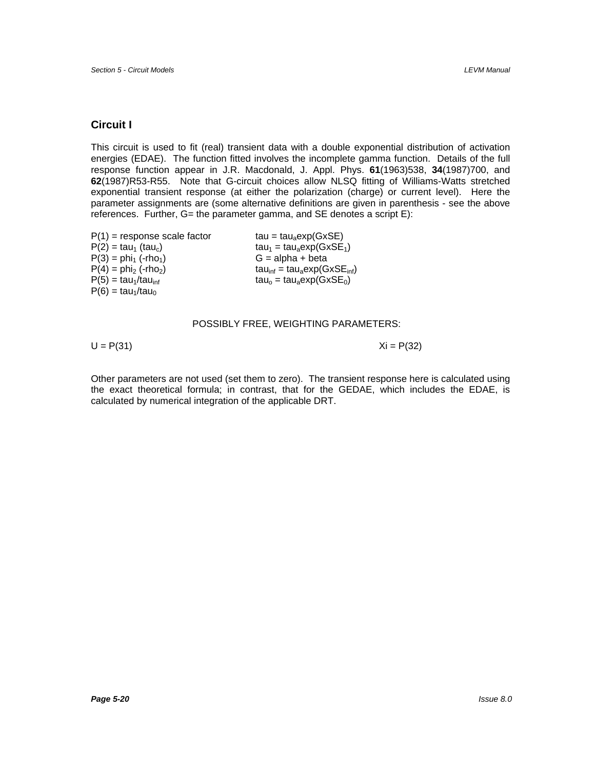## Circuit I

This circuit is used to fit (real) transient data with a double exponential distribution of activation energies (EDAE). The function fitted involves the incomplete gamma function. Details of the full response function appear in J.R. Macdonald, J. Appl. Phys. **61**(1963)538, **34**(1987)700, and **62**(1987)R53-R55. Note that G-circuit choices allow NLSQ fitting of Williams-Watts stretched exponential transient response (at either the polarization (charge) or current level). Here the parameter assignments are (some alternative definitions are given in parenthesis - see the above references. Further, G= the parameter gamma, and SE denotes a script E):

| | |
|---|---|
| P(1) = response scale factor | tau = $tau_a$exp(GxSE) |
| P(2) = $tau_1$ ($tau_c$) | $tau_1$ = $tau_a$exp(Gx$SE_1$) |
| P(3) = $phi_1$ (-$rho_1$) | G = alpha + beta |
| P(4) = $phi_2$ (-$rho_2$) | $tau_{inf}$ = $tau_a$exp(Gx$SE_{inf}$) |
| P(5) = $tau_1$/$tau_{inf}$ | $tau_o$ = $tau_a$exp(Gx$SE_0$) |
| P(6) = $tau_1$/$tau_0$ | |

POSSIBLY FREE, WEIGHTING PARAMETERS:

U = P(31) Xi = P(32)

Other parameters are not used (set them to zero). The transient response here is calculated using the exact theoretical formula; in contrast, that for the GEDAE, which includes the EDAE, is calculated by numerical integration of the applicable DRT.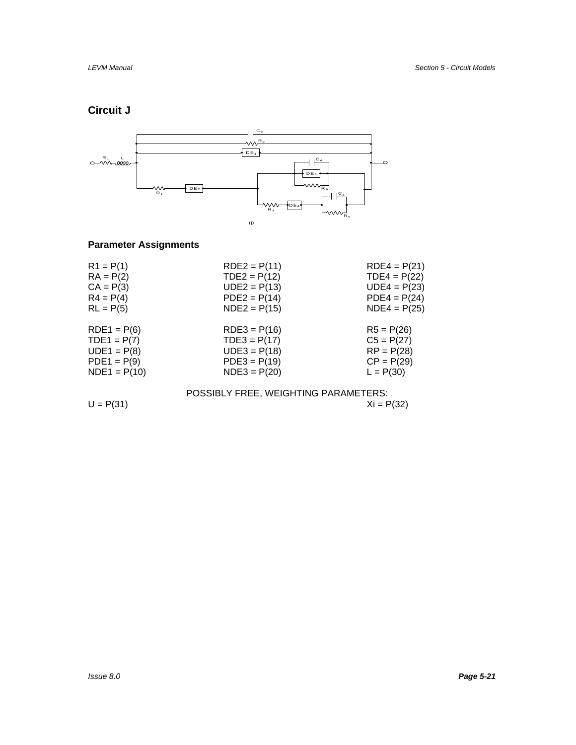## Circuit J

(j)

### Parameter Assignments

| | | |
|---|---|---|
| R1 = P(1) | RDE2 = P(11) | RDE4 = P(21) |
| RA = P(2) | TDE2 = P(12) | TDE4 = P(22) |
| CA = P(3) | UDE2 = P(13) | UDE4 = P(23) |
| R4 = P(4) | PDE2 = P(14) | PDE4 = P(24) |
| RL = P(5) | NDE2 = P(15) | NDE4 = P(25) |
| RDE1 = P(6) | RDE3 = P(16) | R5 = P(26) |
| TDE1 = P(7) | TDE3 = P(17) | C5 = P(27) |
| UDE1 = P(8) | UDE3 = P(18) | RP = P(28) |
| PDE1 = P(9) | PDE3 = P(19) | CP = P(29) |
| NDE1 = P(10) | NDE3 = P(20) | L = P(30) |

POSSIBLY FREE, WEIGHTING PARAMETERS:

U = P(31) Xi = P(32)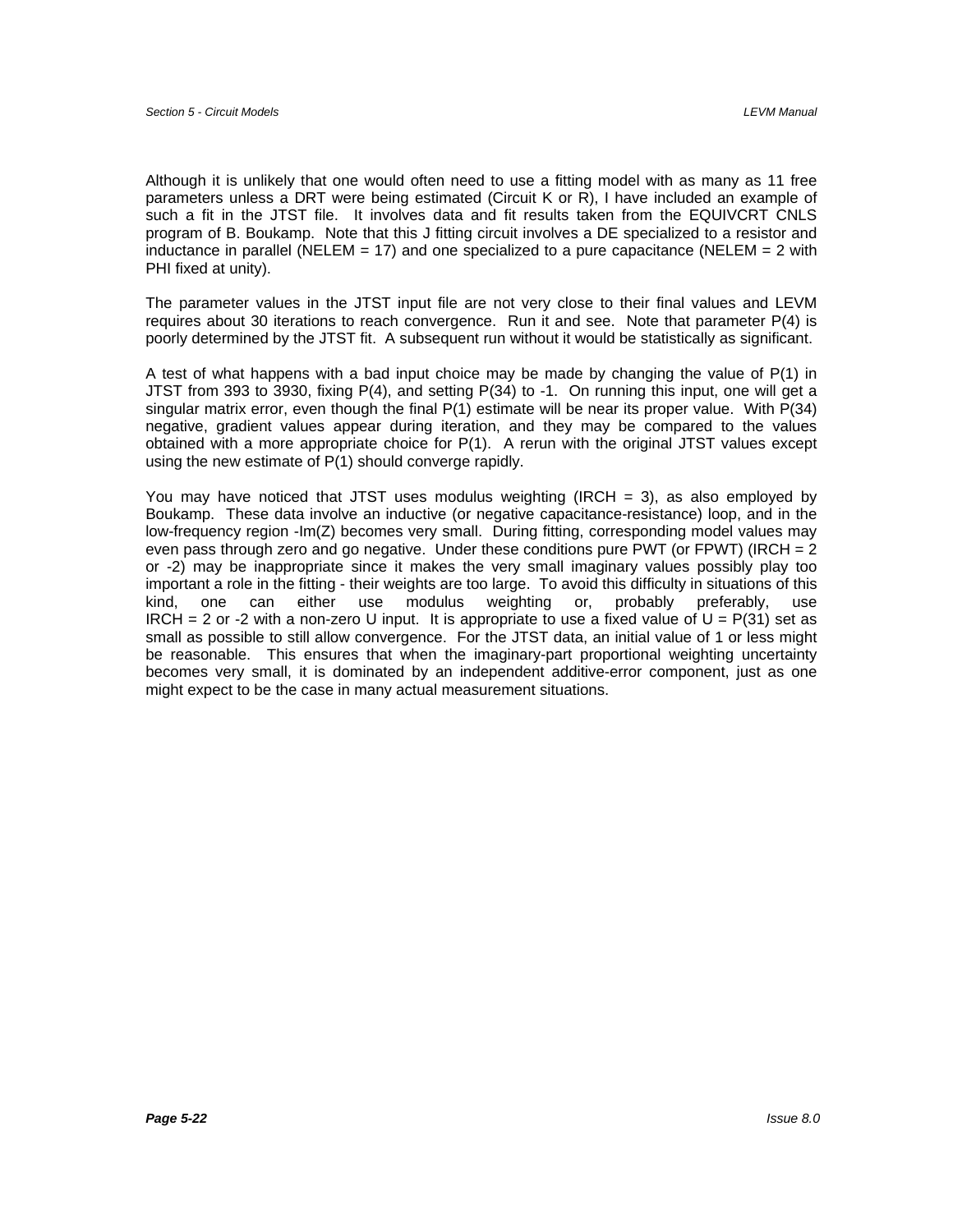Although it is unlikely that one would often need to use a fitting model with as many as 11 free parameters unless a DRT were being estimated (Circuit K or R), I have included an example of such a fit in the JTST file. It involves data and fit results taken from the EQUIVCRT CNLS program of B. Boukamp. Note that this J fitting circuit involves a DE specialized to a resistor and inductance in parallel (NELEM = 17) and one specialized to a pure capacitance (NELEM = 2 with PHI fixed at unity).

The parameter values in the JTST input file are not very close to their final values and LEVM requires about 30 iterations to reach convergence. Run it and see. Note that parameter P(4) is poorly determined by the JTST fit. A subsequent run without it would be statistically as significant.

A test of what happens with a bad input choice may be made by changing the value of P(1) in JTST from 393 to 3930, fixing P(4), and setting P(34) to -1. On running this input, one will get a singular matrix error, even though the final P(1) estimate will be near its proper value. With P(34) negative, gradient values appear during iteration, and they may be compared to the values obtained with a more appropriate choice for P(1). A rerun with the original JTST values except using the new estimate of P(1) should converge rapidly.

You may have noticed that JTST uses modulus weighting (IRCH = 3), as also employed by Boukamp. These data involve an inductive (or negative capacitance-resistance) loop, and in the low-frequency region -Im(Z) becomes very small. During fitting, corresponding model values may even pass through zero and go negative. Under these conditions pure PWT (or FPWT) (IRCH = 2 or -2) may be inappropriate since it makes the very small imaginary values possibly play too important a role in the fitting - their weights are too large. To avoid this difficulty in situations of this kind, one can either use modulus weighting or, probably preferably, use IRCH = 2 or -2 with a non-zero U input. It is appropriate to use a fixed value of U = P(31) set as small as possible to still allow convergence. For the JTST data, an initial value of 1 or less might be reasonable. This ensures that when the imaginary-part proportional weighting uncertainty becomes very small, it is dominated by an independent additive-error component, just as one might expect to be the case in many actual measurement situations.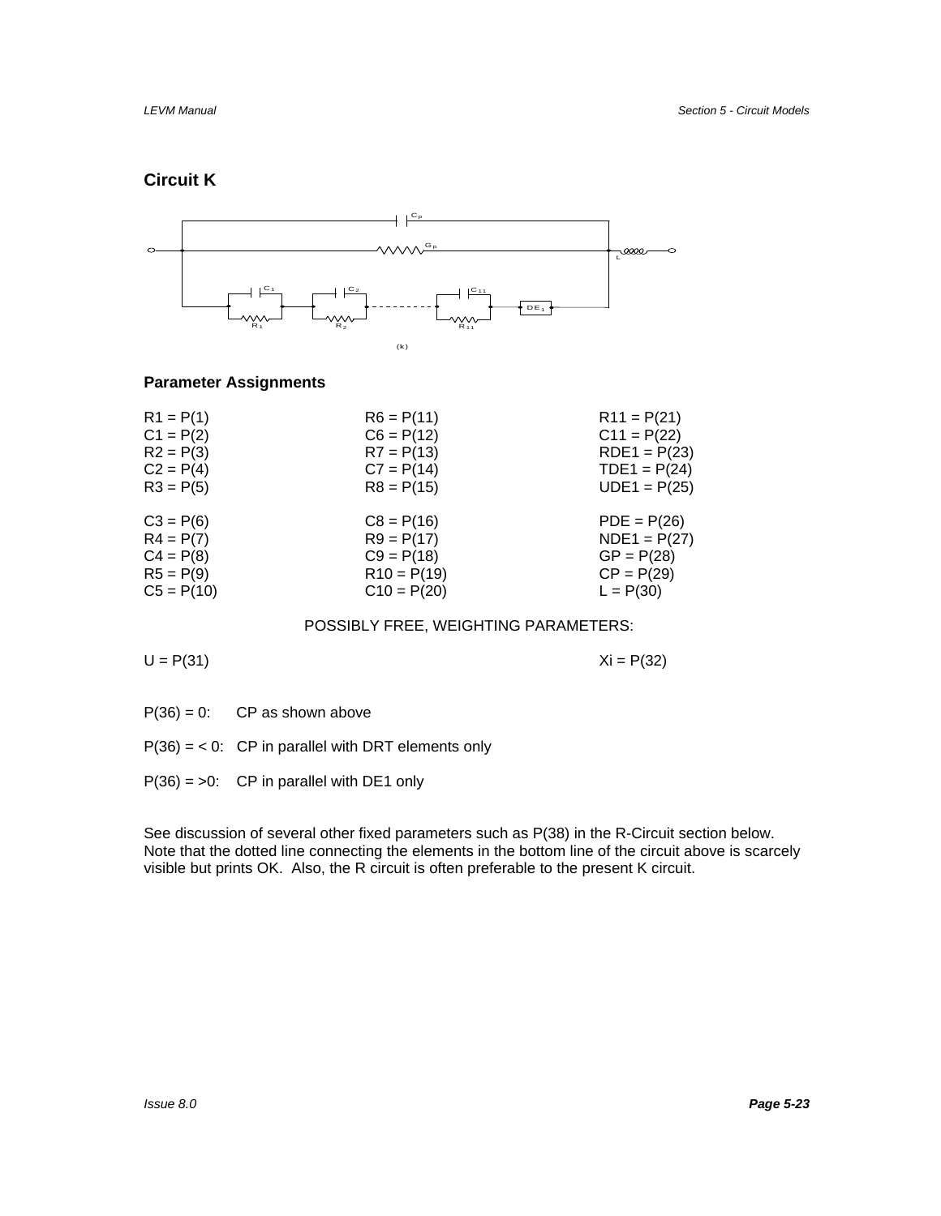## Circuit K

(k)

### Parameter Assignments

| | | |
|---|---|---|
| R1 = P(1) | R6 = P(11) | R11 = P(21) |
| C1 = P(2) | C6 = P(12) | C11 = P(22) |
| R2 = P(3) | R7 = P(13) | RDE1 = P(23) |
| C2 = P(4) | C7 = P(14) | TDE1 = P(24) |
| R3 = P(5) | R8 = P(15) | UDE1 = P(25) |
| C3 = P(6) | C8 = P(16) | PDE = P(26) |
| R4 = P(7) | R9 = P(17) | NDE1 = P(27) |
| C4 = P(8) | C9 = P(18) | GP = P(28) |
| R5 = P(9) | R10 = P(19) | CP = P(29) |
| C5 = P(10) | C10 = P(20) | L = P(30) |

POSSIBLY FREE, WEIGHTING PARAMETERS:

U = P(31)  Xi = P(32)

P(36) = 0:  CP as shown above

P(36) = < 0:  CP in parallel with DRT elements only

P(36) = >0:  CP in parallel with DE1 only

See discussion of several other fixed parameters such as P(38) in the R-Circuit section below. Note that the dotted line connecting the elements in the bottom line of the circuit above is scarcely visible but prints OK. Also, the R circuit is often preferable to the present K circuit.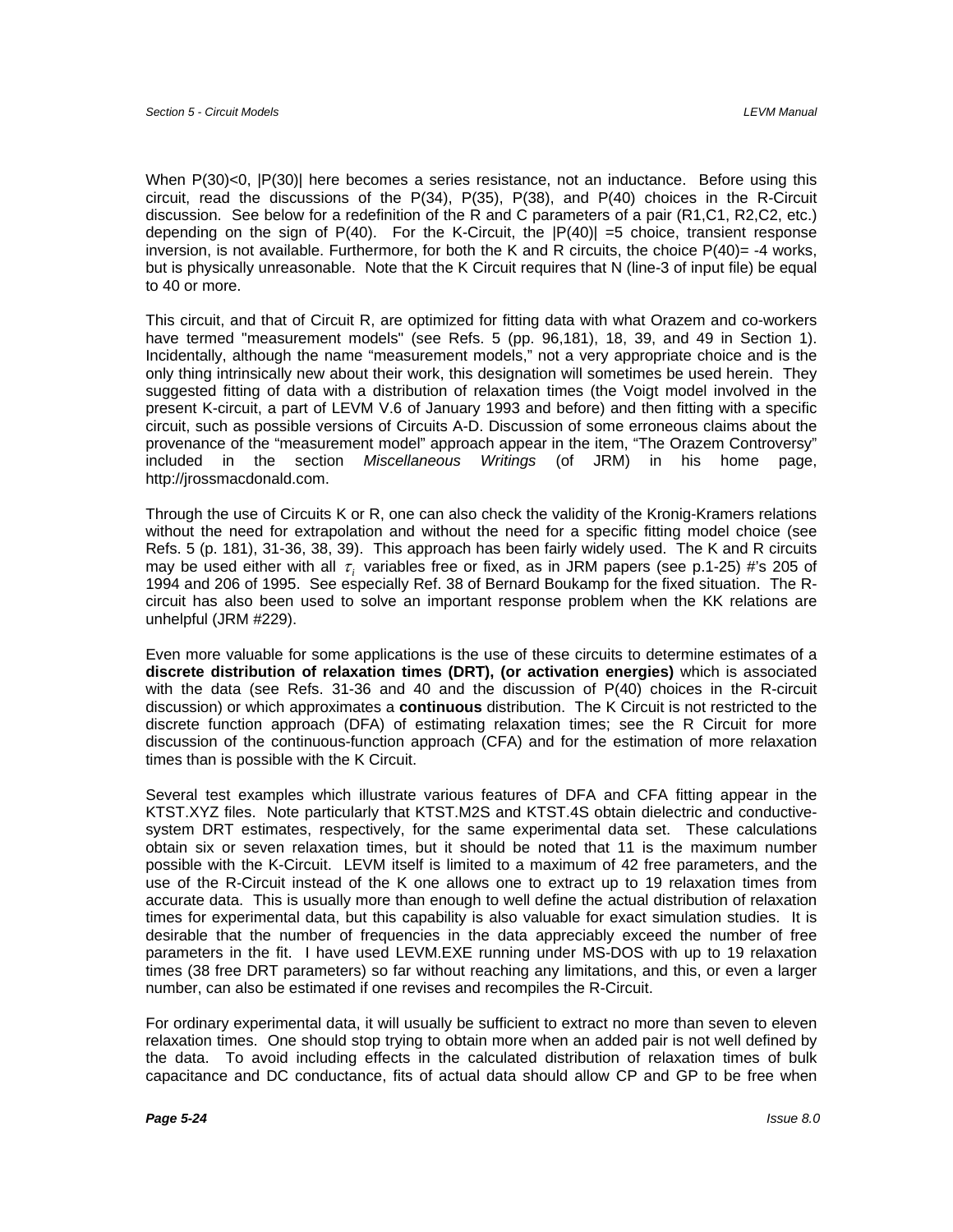When P(30)<0, |P(30)| here becomes a series resistance, not an inductance. Before using this circuit, read the discussions of the P(34), P(35), P(38), and P(40) choices in the R-Circuit discussion. See below for a redefinition of the R and C parameters of a pair (R1,C1, R2,C2, etc.) depending on the sign of P(40). For the K-Circuit, the |P(40)| =5 choice, transient response inversion, is not available. Furthermore, for both the K and R circuits, the choice P(40)= -4 works, but is physically unreasonable. Note that the K Circuit requires that N (line-3 of input file) be equal to 40 or more.

This circuit, and that of Circuit R, are optimized for fitting data with what Orazem and co-workers have termed "measurement models" (see Refs. 5 (pp. 96,181), 18, 39, and 49 in Section 1). Incidentally, although the name "measurement models," not a very appropriate choice and is the only thing intrinsically new about their work, this designation will sometimes be used herein. They suggested fitting of data with a distribution of relaxation times (the Voigt model involved in the present K-circuit, a part of LEVM V.6 of January 1993 and before) and then fitting with a specific circuit, such as possible versions of Circuits A-D. Discussion of some erroneous claims about the provenance of the "measurement model" approach appear in the item, "The Orazem Controversy" included in the section *Miscellaneous Writings* (of JRM) in his home page, http://jrossmacdonald.com.

Through the use of Circuits K or R, one can also check the validity of the Kronig-Kramers relations without the need for extrapolation and without the need for a specific fitting model choice (see Refs. 5 (p. 181), 31-36, 38, 39). This approach has been fairly widely used. The K and R circuits may be used either with all $\tau_i$ variables free or fixed, as in JRM papers (see p.1-25) #'s 205 of 1994 and 206 of 1995. See especially Ref. 38 of Bernard Boukamp for the fixed situation. The R-circuit has also been used to solve an important response problem when the KK relations are unhelpful (JRM #229).

Even more valuable for some applications is the use of these circuits to determine estimates of a **discrete distribution of relaxation times (DRT), (or activation energies)** which is associated with the data (see Refs. 31-36 and 40 and the discussion of P(40) choices in the R-circuit discussion) or which approximates a **continuous** distribution. The K Circuit is not restricted to the discrete function approach (DFA) of estimating relaxation times; see the R Circuit for more discussion of the continuous-function approach (CFA) and for the estimation of more relaxation times than is possible with the K Circuit.

Several test examples which illustrate various features of DFA and CFA fitting appear in the KTST.XYZ files. Note particularly that KTST.M2S and KTST.4S obtain dielectric and conductive-system DRT estimates, respectively, for the same experimental data set. These calculations obtain six or seven relaxation times, but it should be noted that 11 is the maximum number possible with the K-Circuit. LEVM itself is limited to a maximum of 42 free parameters, and the use of the R-Circuit instead of the K one allows one to extract up to 19 relaxation times from accurate data. This is usually more than enough to well define the actual distribution of relaxation times for experimental data, but this capability is also valuable for exact simulation studies. It is desirable that the number of frequencies in the data appreciably exceed the number of free parameters in the fit. I have used LEVM.EXE running under MS-DOS with up to 19 relaxation times (38 free DRT parameters) so far without reaching any limitations, and this, or even a larger number, can also be estimated if one revises and recompiles the R-Circuit.

For ordinary experimental data, it will usually be sufficient to extract no more than seven to eleven relaxation times. One should stop trying to obtain more when an added pair is not well defined by the data. To avoid including effects in the calculated distribution of relaxation times of bulk capacitance and DC conductance, fits of actual data should allow CP and GP to be free when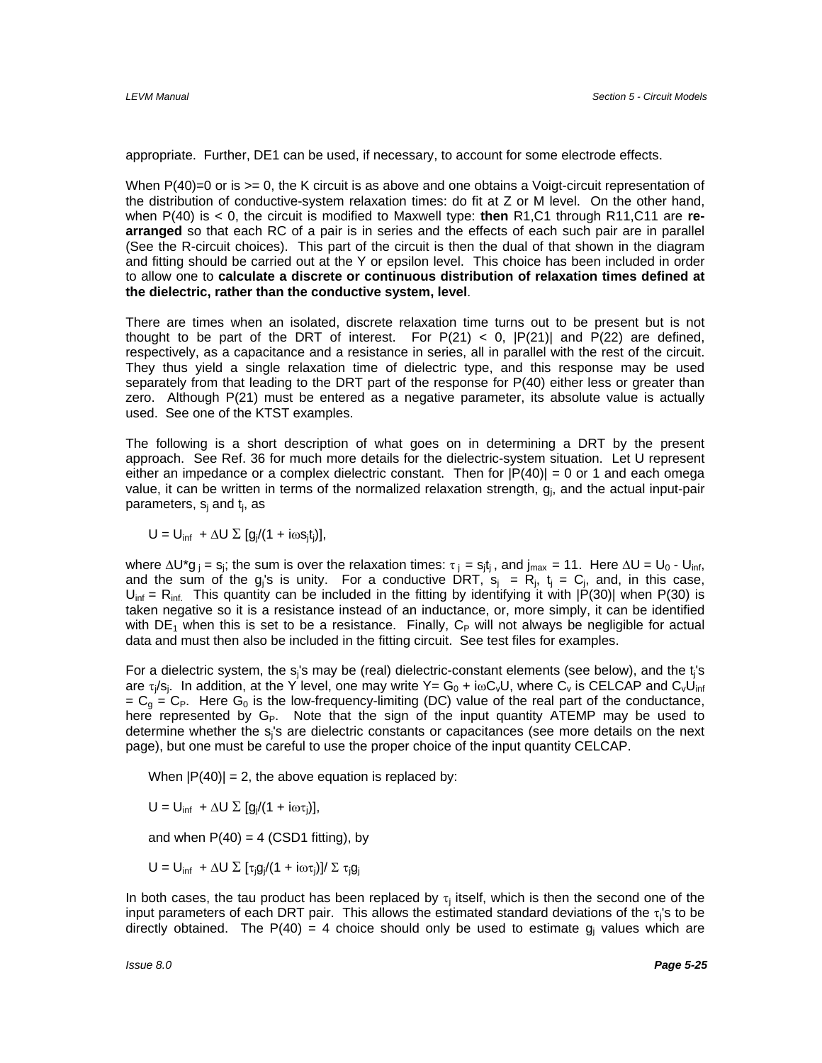appropriate. Further, DE1 can be used, if necessary, to account for some electrode effects.

When P(40)=0 or is >= 0, the K circuit is as above and one obtains a Voigt-circuit representation of the distribution of conductive-system relaxation times: do fit at Z or M level. On the other hand, when P(40) is < 0, the circuit is modified to Maxwell type: **then** R1,C1 through R11,C11 are **re-arranged** so that each RC of a pair is in series and the effects of each such pair are in parallel (See the R-circuit choices). This part of the circuit is then the dual of that shown in the diagram and fitting should be carried out at the Y or epsilon level. This choice has been included in order to allow one to **calculate a discrete or continuous distribution of relaxation times defined at the dielectric, rather than the conductive system, level**.

There are times when an isolated, discrete relaxation time turns out to be present but is not thought to be part of the DRT of interest. For P(21) < 0, |P(21)| and P(22) are defined, respectively, as a capacitance and a resistance in series, all in parallel with the rest of the circuit. They thus yield a single relaxation time of dielectric type, and this response may be used separately from that leading to the DRT part of the response for P(40) either less or greater than zero. Although P(21) must be entered as a negative parameter, its absolute value is actually used. See one of the KTST examples.

The following is a short description of what goes on in determining a DRT by the present approach. See Ref. 36 for much more details for the dielectric-system situation. Let U represent either an impedance or a complex dielectric constant. Then for |P(40)| = 0 or 1 and each omega value, it can be written in terms of the normalized relaxation strength, $g_j$, and the actual input-pair parameters, $s_j$ and $t_j$, as

$$U = U_{inf} + \Delta U \, \Sigma \, [g_j/(1 + i\omega s_j t_j)],$$

where $\Delta U{*}g_j = s_j$; the sum is over the relaxation times: $\tau_j = s_j t_j$, and $j_{max} = 11$. Here $\Delta U = U_0 - U_{inf}$, and the sum of the $g_j$'s is unity. For a conductive DRT, $s_j = R_j$, $t_j = C_j$, and, in this case, $U_{inf} = R_{inf.}$ This quantity can be included in the fitting by identifying it with |P(30)| when P(30) is taken negative so it is a resistance instead of an inductance, or, more simply, it can be identified with $DE_1$ when this is set to be a resistance. Finally, $C_P$ will not always be negligible for actual data and must then also be included in the fitting circuit. See test files for examples.

For a dielectric system, the $s_j$'s may be (real) dielectric-constant elements (see below), and the $t_j$'s are $\tau_j/s_j$. In addition, at the Y level, one may write $Y = G_0 + i\omega C_v U$, where $C_v$ is CELCAP and $C_v U_{inf} = C_g = C_P$. Here $G_0$ is the low-frequency-limiting (DC) value of the real part of the conductance, here represented by $G_P$. Note that the sign of the input quantity ATEMP may be used to determine whether the $s_j$'s are dielectric constants or capacitances (see more details on the next page), but one must be careful to use the proper choice of the input quantity CELCAP.

When |P(40)| = 2, the above equation is replaced by:

$$U = U_{inf} + \Delta U \, \Sigma \, [g_j/(1 + i\omega\tau_j)],$$

and when P(40) = 4 (CSD1 fitting), by

$$U = U_{inf} + \Delta U \, \Sigma \, [\tau_j g_j/(1 + i\omega\tau_j)]/ \, \Sigma \, \tau_j g_j$$

In both cases, the tau product has been replaced by $\tau_j$ itself, which is then the second one of the input parameters of each DRT pair. This allows the estimated standard deviations of the $\tau_j$'s to be directly obtained. The P(40) = 4 choice should only be used to estimate $g_j$ values which are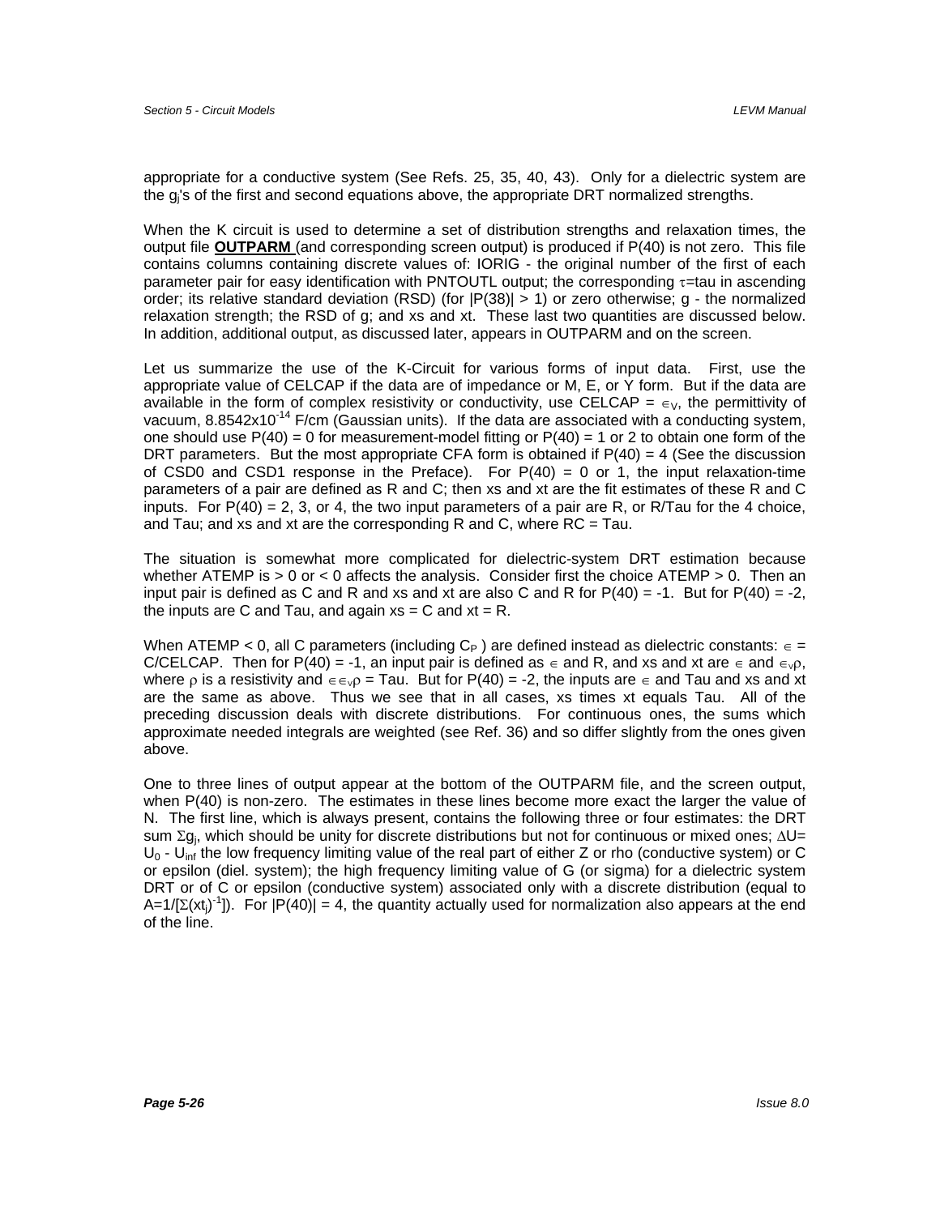appropriate for a conductive system (See Refs. 25, 35, 40, 43). Only for a dielectric system are the $g_j$'s of the first and second equations above, the appropriate DRT normalized strengths.

When the K circuit is used to determine a set of distribution strengths and relaxation times, the output file **OUTPARM** (and corresponding screen output) is produced if P(40) is not zero. This file contains columns containing discrete values of: IORIG - the original number of the first of each parameter pair for easy identification with PNTOUTL output; the corresponding $\tau$=tau in ascending order; its relative standard deviation (RSD) (for |P(38)| > 1) or zero otherwise; g - the normalized relaxation strength; the RSD of g; and xs and xt. These last two quantities are discussed below. In addition, additional output, as discussed later, appears in OUTPARM and on the screen.

Let us summarize the use of the K-Circuit for various forms of input data. First, use the appropriate value of CELCAP if the data are of impedance or M, E, or Y form. But if the data are available in the form of complex resistivity or conductivity, use CELCAP = $\epsilon_V$, the permittivity of vacuum, $8.8542 \times 10^{-14}$ F/cm (Gaussian units). If the data are associated with a conducting system, one should use P(40) = 0 for measurement-model fitting or P(40) = 1 or 2 to obtain one form of the DRT parameters. But the most appropriate CFA form is obtained if P(40) = 4 (See the discussion of CSD0 and CSD1 response in the Preface). For P(40) = 0 or 1, the input relaxation-time parameters of a pair are defined as R and C; then xs and xt are the fit estimates of these R and C inputs. For P(40) = 2, 3, or 4, the two input parameters of a pair are R, or R/Tau for the 4 choice, and Tau; and xs and xt are the corresponding R and C, where RC = Tau.

The situation is somewhat more complicated for dielectric-system DRT estimation because whether ATEMP is > 0 or < 0 affects the analysis. Consider first the choice ATEMP > 0. Then an input pair is defined as C and R and xs and xt are also C and R for P(40) = -1. But for P(40) = -2, the inputs are C and Tau, and again xs = C and xt = R.

When ATEMP < 0, all C parameters (including $C_P$) are defined instead as dielectric constants: $\epsilon$ = C/CELCAP. Then for P(40) = -1, an input pair is defined as $\epsilon$ and R, and xs and xt are $\epsilon$ and $\epsilon_v\rho$, where $\rho$ is a resistivity and $\epsilon\epsilon_v\rho$ = Tau. But for P(40) = -2, the inputs are $\epsilon$ and Tau and xs and xt are the same as above. Thus we see that in all cases, xs times xt equals Tau. All of the preceding discussion deals with discrete distributions. For continuous ones, the sums which approximate needed integrals are weighted (see Ref. 36) and so differ slightly from the ones given above.

One to three lines of output appear at the bottom of the OUTPARM file, and the screen output, when P(40) is non-zero. The estimates in these lines become more exact the larger the value of N. The first line, which is always present, contains the following three or four estimates: the DRT sum $\Sigma g_j$, which should be unity for discrete distributions but not for continuous or mixed ones; $\Delta U = U_0 - U_{inf}$ the low frequency limiting value of the real part of either Z or rho (conductive system) or C or epsilon (diel. system); the high frequency limiting value of G (or sigma) for a dielectric system DRT or of C or epsilon (conductive system) associated only with a discrete distribution (equal to $A=1/[\Sigma(xt_j)^{-1}]$). For |P(40)| = 4, the quantity actually used for normalization also appears at the end of the line.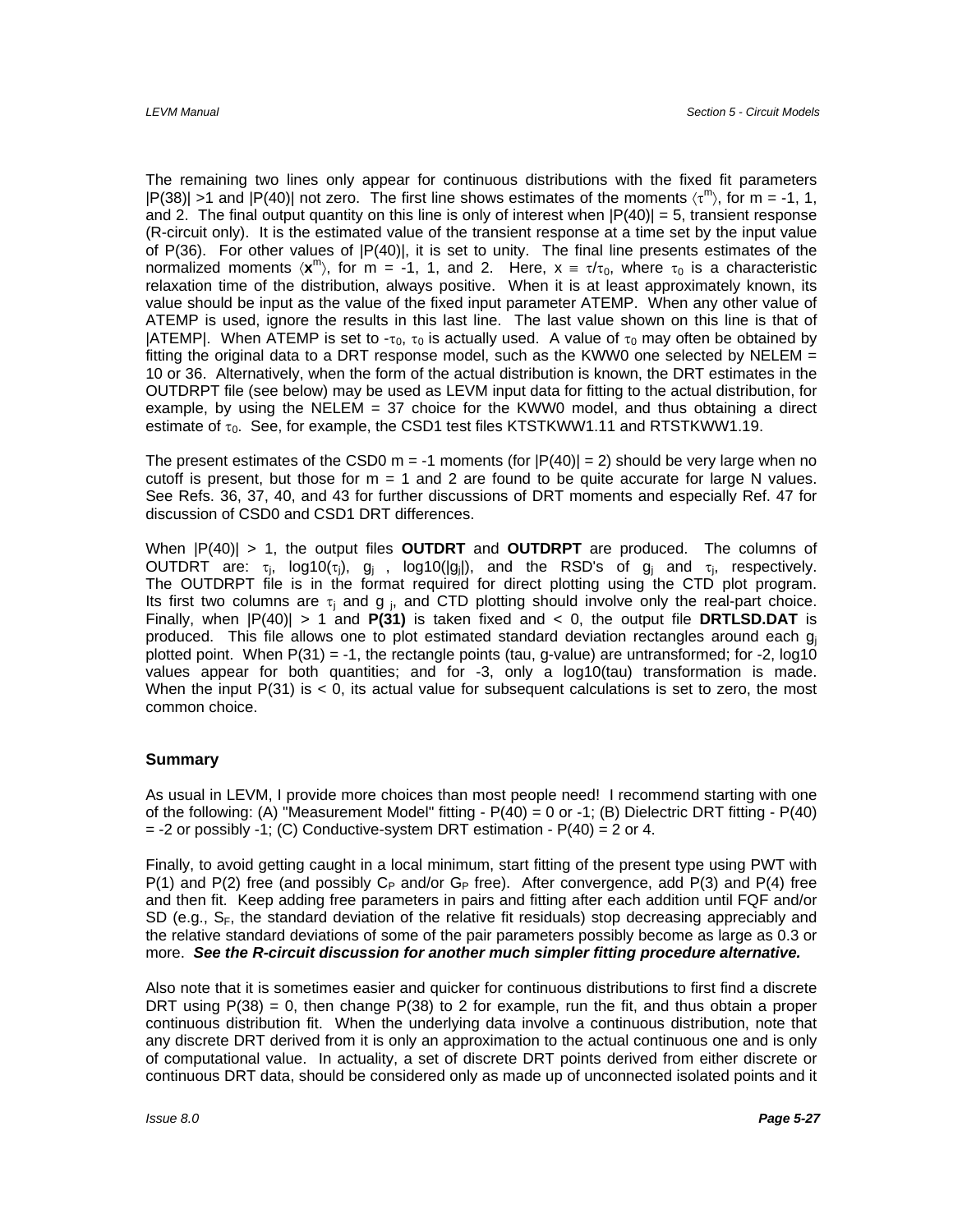The remaining two lines only appear for continuous distributions with the fixed fit parameters |P(38)| >1 and |P(40)| not zero. The first line shows estimates of the moments $\langle\tau^m\rangle$, for m = -1, 1, and 2. The final output quantity on this line is only of interest when |P(40)| = 5, transient response (R-circuit only). It is the estimated value of the transient response at a time set by the input value of P(36). For other values of |P(40)|, it is set to unity. The final line presents estimates of the normalized moments $\langle\mathbf{x}^m\rangle$, for m = -1, 1, and 2. Here, $x \equiv \tau/\tau_0$, where $\tau_0$ is a characteristic relaxation time of the distribution, always positive. When it is at least approximately known, its value should be input as the value of the fixed input parameter ATEMP. When any other value of ATEMP is used, ignore the results in this last line. The last value shown on this line is that of |ATEMP|. When ATEMP is set to $-\tau_0$, $\tau_0$ is actually used. A value of $\tau_0$ may often be obtained by fitting the original data to a DRT response model, such as the KWW0 one selected by NELEM = 10 or 36. Alternatively, when the form of the actual distribution is known, the DRT estimates in the OUTDRPT file (see below) may be used as LEVM input data for fitting to the actual distribution, for example, by using the NELEM = 37 choice for the KWW0 model, and thus obtaining a direct estimate of $\tau_0$. See, for example, the CSD1 test files KTSTKWW1.11 and RTSTKWW1.19.

The present estimates of the CSD0 m = -1 moments (for |P(40)| = 2) should be very large when no cutoff is present, but those for m = 1 and 2 are found to be quite accurate for large N values. See Refs. 36, 37, 40, and 43 for further discussions of DRT moments and especially Ref. 47 for discussion of CSD0 and CSD1 DRT differences.

When |P(40)| > 1, the output files **OUTDRT** and **OUTDRPT** are produced. The columns of OUTDRT are: $\tau_j$, log10($\tau_j$), $g_j$ , log10($|g_j|$), and the RSD's of $g_j$ and $\tau_j$, respectively. The OUTDRPT file is in the format required for direct plotting using the CTD plot program. Its first two columns are $\tau_j$ and $g_j$, and CTD plotting should involve only the real-part choice. Finally, when |P(40)| > 1 and **P(31)** is taken fixed and < 0, the output file **DRTLSD.DAT** is produced. This file allows one to plot estimated standard deviation rectangles around each $g_j$ plotted point. When P(31) = -1, the rectangle points (tau, g-value) are untransformed; for -2, log10 values appear for both quantities; and for -3, only a log10(tau) transformation is made. When the input P(31) is < 0, its actual value for subsequent calculations is set to zero, the most common choice.

## Summary

As usual in LEVM, I provide more choices than most people need! I recommend starting with one of the following: (A) "Measurement Model" fitting - P(40) = 0 or -1; (B) Dielectric DRT fitting - P(40) = -2 or possibly -1; (C) Conductive-system DRT estimation - P(40) = 2 or 4.

Finally, to avoid getting caught in a local minimum, start fitting of the present type using PWT with P(1) and P(2) free (and possibly $C_P$ and/or $G_P$ free). After convergence, add P(3) and P(4) free and then fit. Keep adding free parameters in pairs and fitting after each addition until FQF and/or SD (e.g., $S_F$, the standard deviation of the relative fit residuals) stop decreasing appreciably and the relative standard deviations of some of the pair parameters possibly become as large as 0.3 or more. ***See the R-circuit discussion for another much simpler fitting procedure alternative.***

Also note that it is sometimes easier and quicker for continuous distributions to first find a discrete DRT using P(38) = 0, then change P(38) to 2 for example, run the fit, and thus obtain a proper continuous distribution fit. When the underlying data involve a continuous distribution, note that any discrete DRT derived from it is only an approximation to the actual continuous one and is only of computational value. In actuality, a set of discrete DRT points derived from either discrete or continuous DRT data, should be considered only as made up of unconnected isolated points and it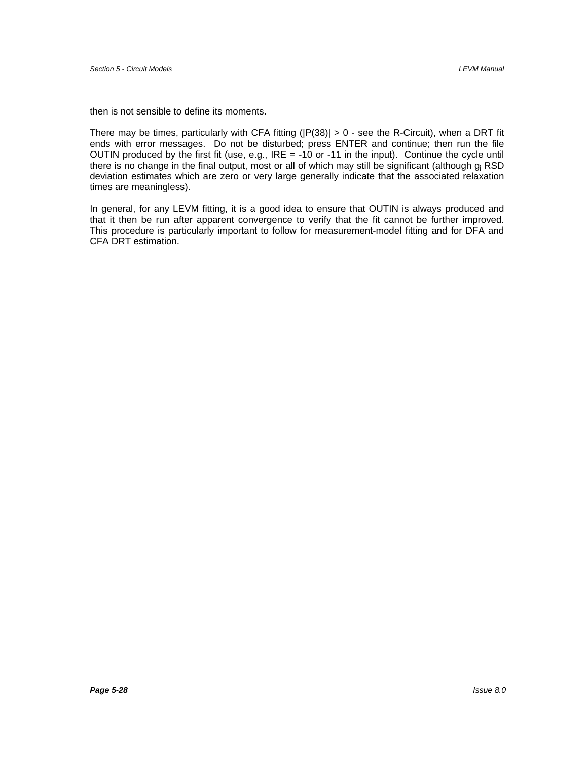then is not sensible to define its moments.

There may be times, particularly with CFA fitting (|P(38)| > 0 - see the R-Circuit), when a DRT fit ends with error messages. Do not be disturbed; press ENTER and continue; then run the file OUTIN produced by the first fit (use, e.g., IRE = -10 or -11 in the input). Continue the cycle until there is no change in the final output, most or all of which may still be significant (although $g_j$ RSD deviation estimates which are zero or very large generally indicate that the associated relaxation times are meaningless).

In general, for any LEVM fitting, it is a good idea to ensure that OUTIN is always produced and that it then be run after apparent convergence to verify that the fit cannot be further improved. This procedure is particularly important to follow for measurement-model fitting and for DFA and CFA DRT estimation.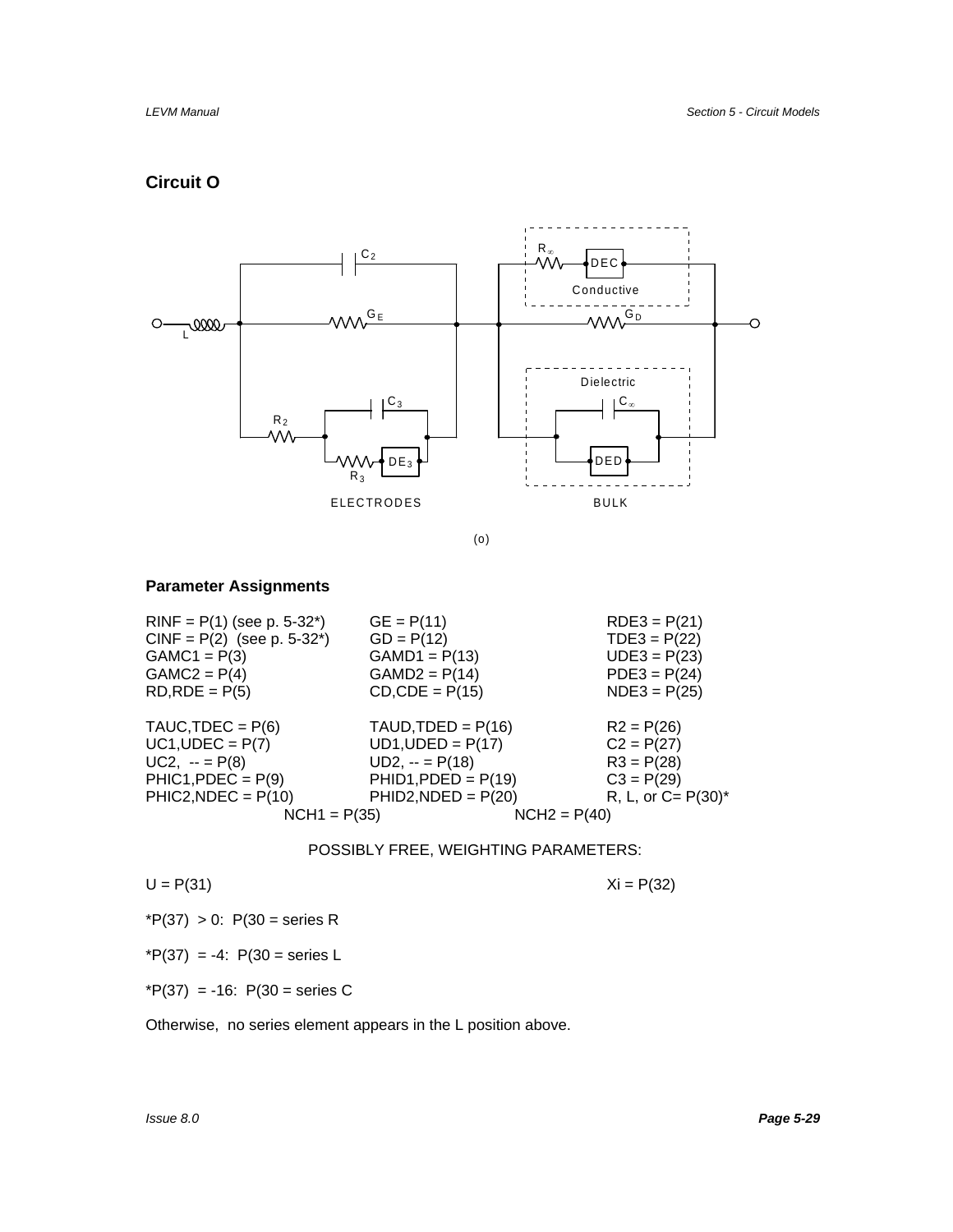## Circuit O

(o)

### Parameter Assignments

RINF = P(1) (see p. 5-32*)
CINF = P(2) (see p. 5-32*)
GAMC1 = P(3)
GAMC2 = P(4)
RD,RDE = P(5)

TAUC,TDEC = P(6)
UC1,UDEC = P(7)
UC2, -- = P(8)
PHIC1,PDEC = P(9)
PHIC2,NDEC = P(10)

GE = P(11)
GD = P(12)
GAMD1 = P(13)
GAMD2 = P(14)
CD,CDE = P(15)

TAUD,TDED = P(16)
UD1,UDED = P(17)
UD2, -- = P(18)
PHID1,PDED = P(19)
PHID2,NDED = P(20)

RDE3 = P(21)
TDE3 = P(22)
UDE3 = P(23)
PDE3 = P(24)
NDE3 = P(25)

R2 = P(26)
C2 = P(27)
R3 = P(28)
C3 = P(29)
R, L, or C= P(30)*

NCH1 = P(35)
NCH2 = P(40)

POSSIBLY FREE, WEIGHTING PARAMETERS:

U = P(31)

Xi = P(32)

*P(37) > 0: P(30 = series R

*P(37) = -4: P(30 = series L

*P(37) = -16: P(30 = series C

Otherwise, no series element appears in the L position above.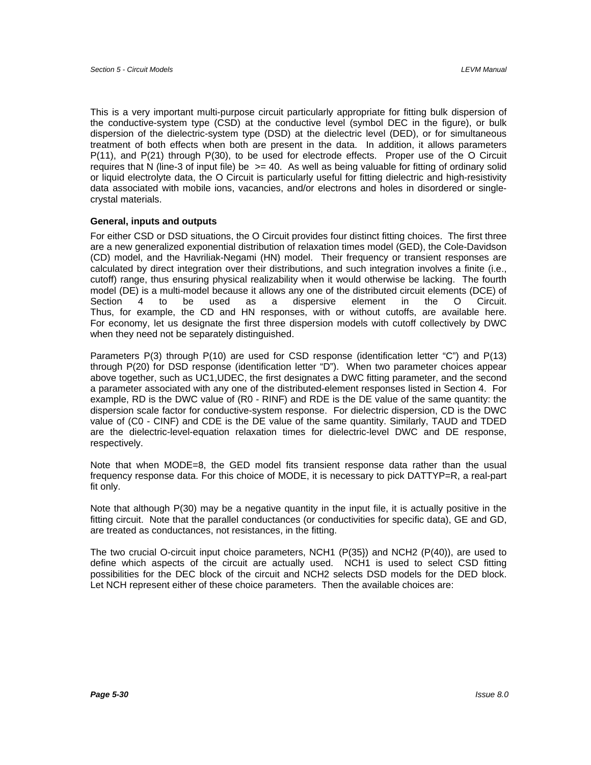This is a very important multi-purpose circuit particularly appropriate for fitting bulk dispersion of the conductive-system type (CSD) at the conductive level (symbol DEC in the figure), or bulk dispersion of the dielectric-system type (DSD) at the dielectric level (DED), or for simultaneous treatment of both effects when both are present in the data. In addition, it allows parameters P(11), and P(21) through P(30), to be used for electrode effects. Proper use of the O Circuit requires that N (line-3 of input file) be >= 40. As well as being valuable for fitting of ordinary solid or liquid electrolyte data, the O Circuit is particularly useful for fitting dielectric and high-resistivity data associated with mobile ions, vacancies, and/or electrons and holes in disordered or single-crystal materials.

**General, inputs and outputs**

For either CSD or DSD situations, the O Circuit provides four distinct fitting choices. The first three are a new generalized exponential distribution of relaxation times model (GED), the Cole-Davidson (CD) model, and the Havriliak-Negami (HN) model. Their frequency or transient responses are calculated by direct integration over their distributions, and such integration involves a finite (i.e., cutoff) range, thus ensuring physical realizability when it would otherwise be lacking. The fourth model (DE) is a multi-model because it allows any one of the distributed circuit elements (DCE) of Section 4 to be used as a dispersive element in the O Circuit. Thus, for example, the CD and HN responses, with or without cutoffs, are available here. For economy, let us designate the first three dispersion models with cutoff collectively by DWC when they need not be separately distinguished.

Parameters P(3) through P(10) are used for CSD response (identification letter “C”) and P(13) through P(20) for DSD response (identification letter “D”). When two parameter choices appear above together, such as UC1,UDEC, the first designates a DWC fitting parameter, and the second a parameter associated with any one of the distributed-element responses listed in Section 4. For example, RD is the DWC value of (R0 - RINF) and RDE is the DE value of the same quantity: the dispersion scale factor for conductive-system response. For dielectric dispersion, CD is the DWC value of (C0 - CINF) and CDE is the DE value of the same quantity. Similarly, TAUD and TDED are the dielectric-level-equation relaxation times for dielectric-level DWC and DE response, respectively.

Note that when MODE=8, the GED model fits transient response data rather than the usual frequency response data. For this choice of MODE, it is necessary to pick DATTYP=R, a real-part fit only.

Note that although P(30) may be a negative quantity in the input file, it is actually positive in the fitting circuit. Note that the parallel conductances (or conductivities for specific data), GE and GD, are treated as conductances, not resistances, in the fitting.

The two crucial O-circuit input choice parameters, NCH1 (P(35}) and NCH2 (P(40)), are used to define which aspects of the circuit are actually used. NCH1 is used to select CSD fitting possibilities for the DEC block of the circuit and NCH2 selects DSD models for the DED block. Let NCH represent either of these choice parameters. Then the available choices are: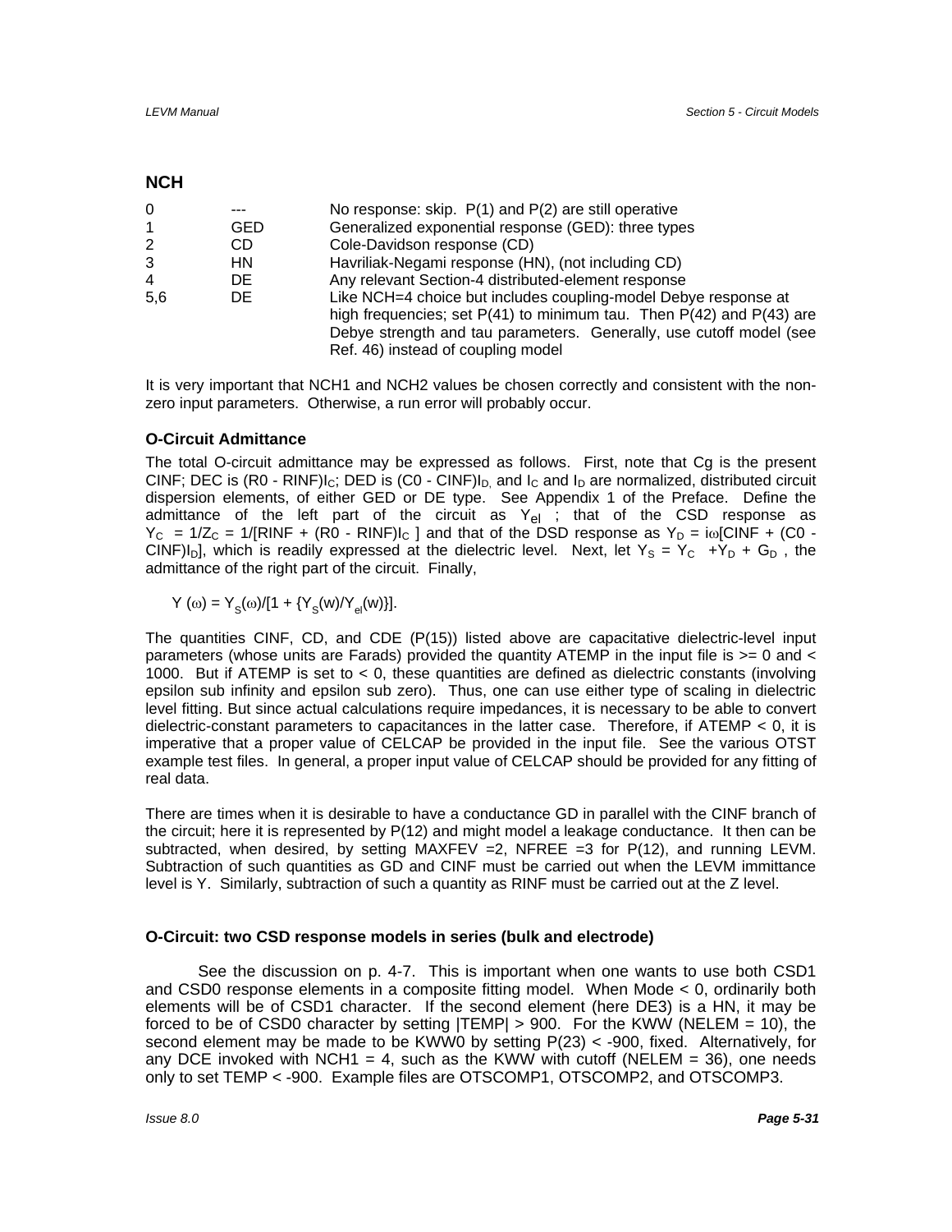### NCH

| | | |
|---|---|---|
| 0 | --- | No response: skip. P(1) and P(2) are still operative |
| 1 | GED | Generalized exponential response (GED): three types |
| 2 | CD | Cole-Davidson response (CD) |
| 3 | HN | Havriliak-Negami response (HN), (not including CD) |
| 4 | DE | Any relevant Section-4 distributed-element response |
| 5,6 | DE | Like NCH=4 choice but includes coupling-model Debye response at high frequencies; set P(41) to minimum tau. Then P(42) and P(43) are Debye strength and tau parameters. Generally, use cutoff model (see Ref. 46) instead of coupling model |

It is very important that NCH1 and NCH2 values be chosen correctly and consistent with the non-zero input parameters. Otherwise, a run error will probably occur.

### O-Circuit Admittance

The total O-circuit admittance may be expressed as follows. First, note that Cg is the present CINF; DEC is (R0 - RINF)$I_C$; DED is (C0 - CINF)$I_D$, and $I_C$ and $I_D$ are normalized, distributed circuit dispersion elements, of either GED or DE type. See Appendix 1 of the Preface. Define the admittance of the left part of the circuit as $Y_{el}$ ; that of the CSD response as $Y_C = 1/Z_C = 1/[\text{RINF} + (\text{R0} - \text{RINF})I_C]$ and that of the DSD response as $Y_D = i\omega[\text{CINF} + (\text{C0} - \text{CINF})I_D]$, which is readily expressed at the dielectric level. Next, let $Y_S = Y_C + Y_D + G_D$ , the admittance of the right part of the circuit. Finally,

$$Y(\omega) = Y_S(\omega)/[1 + \{Y_S(w)/Y_{el}(w)\}].$$

The quantities CINF, CD, and CDE (P(15)) listed above are capacitative dielectric-level input parameters (whose units are Farads) provided the quantity ATEMP in the input file is >= 0 and < 1000. But if ATEMP is set to < 0, these quantities are defined as dielectric constants (involving epsilon sub infinity and epsilon sub zero). Thus, one can use either type of scaling in dielectric level fitting. But since actual calculations require impedances, it is necessary to be able to convert dielectric-constant parameters to capacitances in the latter case. Therefore, if ATEMP < 0, it is imperative that a proper value of CELCAP be provided in the input file. See the various OTST example test files. In general, a proper input value of CELCAP should be provided for any fitting of real data.

There are times when it is desirable to have a conductance GD in parallel with the CINF branch of the circuit; here it is represented by P(12) and might model a leakage conductance. It then can be subtracted, when desired, by setting MAXFEV =2, NFREE =3 for P(12), and running LEVM. Subtraction of such quantities as GD and CINF must be carried out when the LEVM immittance level is Y. Similarly, subtraction of such a quantity as RINF must be carried out at the Z level.

### O-Circuit: two CSD response models in series (bulk and electrode)

See the discussion on p. 4-7. This is important when one wants to use both CSD1 and CSD0 response elements in a composite fitting model. When Mode < 0, ordinarily both elements will be of CSD1 character. If the second element (here DE3) is a HN, it may be forced to be of CSD0 character by setting |TEMP| > 900. For the KWW (NELEM = 10), the second element may be made to be KWW0 by setting P(23) < -900, fixed. Alternatively, for any DCE invoked with NCH1 = 4, such as the KWW with cutoff (NELEM = 36), one needs only to set TEMP < -900. Example files are OTSCOMP1, OTSCOMP2, and OTSCOMP3.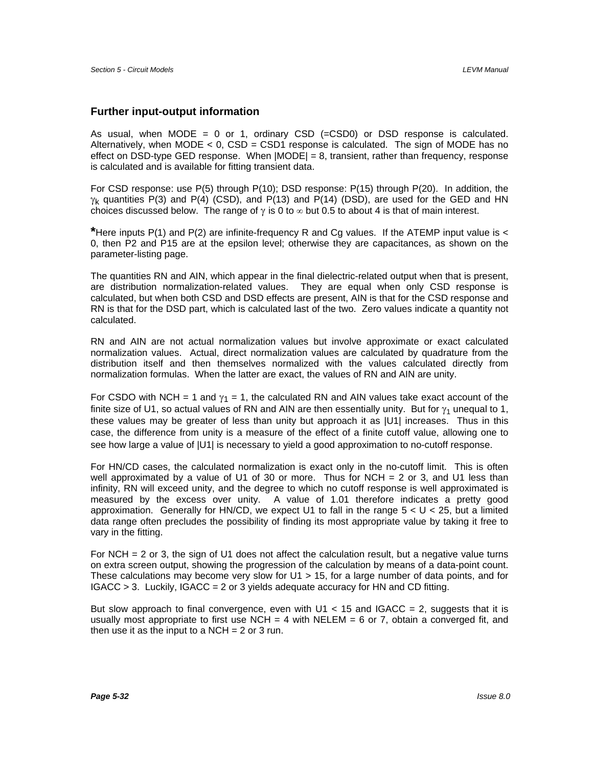## Further input-output information

As usual, when MODE = 0 or 1, ordinary CSD (=CSD0) or DSD response is calculated. Alternatively, when MODE < 0, CSD = CSD1 response is calculated. The sign of MODE has no effect on DSD-type GED response. When |MODE| = 8, transient, rather than frequency, response is calculated and is available for fitting transient data.

For CSD response: use P(5) through P(10); DSD response: P(15) through P(20). In addition, the $\gamma_k$ quantities P(3) and P(4) (CSD), and P(13) and P(14) (DSD), are used for the GED and HN choices discussed below. The range of $\gamma$ is 0 to $\infty$ but 0.5 to about 4 is that of main interest.

**\***Here inputs P(1) and P(2) are infinite-frequency R and Cg values. If the ATEMP input value is < 0, then P2 and P15 are at the epsilon level; otherwise they are capacitances, as shown on the parameter-listing page.

The quantities RN and AIN, which appear in the final dielectric-related output when that is present, are distribution normalization-related values. They are equal when only CSD response is calculated, but when both CSD and DSD effects are present, AIN is that for the CSD response and RN is that for the DSD part, which is calculated last of the two. Zero values indicate a quantity not calculated.

RN and AIN are not actual normalization values but involve approximate or exact calculated normalization values. Actual, direct normalization values are calculated by quadrature from the distribution itself and then themselves normalized with the values calculated directly from normalization formulas. When the latter are exact, the values of RN and AIN are unity.

For CSDO with NCH = 1 and $\gamma_1$ = 1, the calculated RN and AIN values take exact account of the finite size of U1, so actual values of RN and AIN are then essentially unity. But for $\gamma_1$ unequal to 1, these values may be greater of less than unity but approach it as |U1| increases. Thus in this case, the difference from unity is a measure of the effect of a finite cutoff value, allowing one to see how large a value of |U1| is necessary to yield a good approximation to no-cutoff response.

For HN/CD cases, the calculated normalization is exact only in the no-cutoff limit. This is often well approximated by a value of U1 of 30 or more. Thus for NCH = 2 or 3, and U1 less than infinity, RN will exceed unity, and the degree to which no cutoff response is well approximated is measured by the excess over unity. A value of 1.01 therefore indicates a pretty good approximation. Generally for HN/CD, we expect U1 to fall in the range 5 < U < 25, but a limited data range often precludes the possibility of finding its most appropriate value by taking it free to vary in the fitting.

For NCH = 2 or 3, the sign of U1 does not affect the calculation result, but a negative value turns on extra screen output, showing the progression of the calculation by means of a data-point count. These calculations may become very slow for U1 > 15, for a large number of data points, and for IGACC > 3. Luckily, IGACC = 2 or 3 yields adequate accuracy for HN and CD fitting.

But slow approach to final convergence, even with U1 < 15 and IGACC = 2, suggests that it is usually most appropriate to first use NCH = 4 with NELEM = 6 or 7, obtain a converged fit, and then use it as the input to a NCH = 2 or 3 run.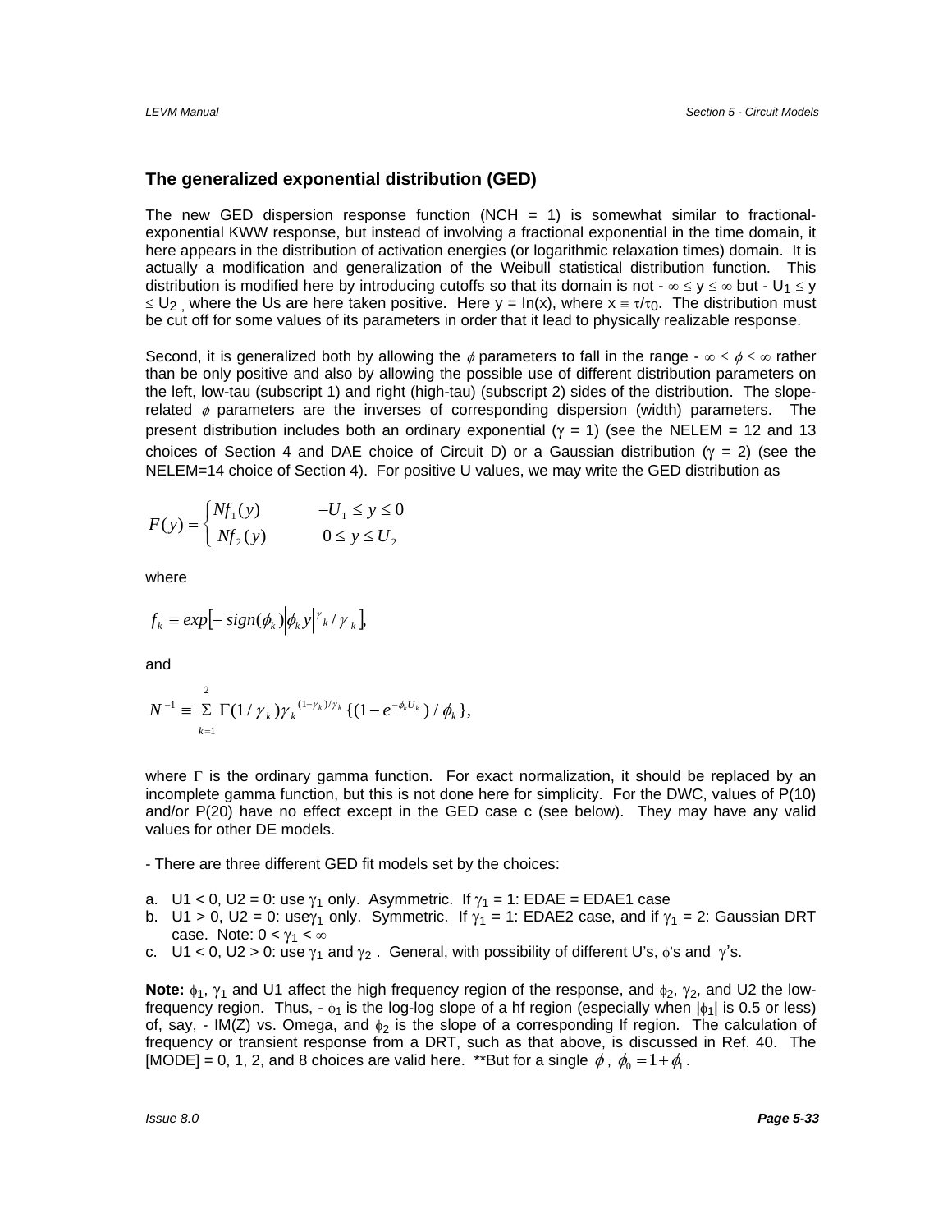## The generalized exponential distribution (GED)

The new GED dispersion response function (NCH = 1) is somewhat similar to fractional-exponential KWW response, but instead of involving a fractional exponential in the time domain, it here appears in the distribution of activation energies (or logarithmic relaxation times) domain. It is actually a modification and generalization of the Weibull statistical distribution function. This distribution is modified here by introducing cutoffs so that its domain is not $-\infty \le y \le \infty$ but $-U_1 \le y \le U_2$, where the Us are here taken positive. Here $y = \ln(x)$, where $x \equiv \tau/\tau_0$. The distribution must be cut off for some values of its parameters in order that it lead to physically realizable response.

Second, it is generalized both by allowing the $\phi$ parameters to fall in the range $-\infty \le \phi \le \infty$ rather than be only positive and also by allowing the possible use of different distribution parameters on the left, low-tau (subscript 1) and right (high-tau) (subscript 2) sides of the distribution. The slope-related $\phi$ parameters are the inverses of corresponding dispersion (width) parameters. The present distribution includes both an ordinary exponential ($\gamma = 1$) (see the NELEM = 12 and 13 choices of Section 4 and DAE choice of Circuit D) or a Gaussian distribution ($\gamma = 2$) (see the NELEM=14 choice of Section 4). For positive U values, we may write the GED distribution as

$$F(y) = \begin{cases} Nf_1(y) & -U_1 \le y \le 0 \\ Nf_2(y) & 0 \le y \le U_2 \end{cases}$$

where

$$f_k \equiv exp\left[-sign(\phi_k)\left|\phi_k y\right|^{\gamma_k}/\gamma_k\right],$$

and

$$N^{-1} \equiv \sum_{k=1}^{2} \Gamma(1/\gamma_k)\gamma_k^{(1-\gamma_k)/\gamma_k}\{(1-e^{-\phi_k U_k})/\phi_k\},$$

where $\Gamma$ is the ordinary gamma function. For exact normalization, it should be replaced by an incomplete gamma function, but this is not done here for simplicity. For the DWC, values of P(10) and/or P(20) have no effect except in the GED case c (see below). They may have any valid values for other DE models.

- There are three different GED fit models set by the choices:

a. U1 < 0, U2 = 0: use $\gamma_1$ only. Asymmetric. If $\gamma_1 = 1$: EDAE = EDAE1 case
b. U1 > 0, U2 = 0: use $\gamma_1$ only. Symmetric. If $\gamma_1 = 1$: EDAE2 case, and if $\gamma_1 = 2$: Gaussian DRT case. Note: $0 < \gamma_1 < \infty$
c. U1 < 0, U2 > 0: use $\gamma_1$ and $\gamma_2$. General, with possibility of different U's, $\phi$'s and $\gamma$'s.

**Note:** $\phi_1$, $\gamma_1$ and U1 affect the high frequency region of the response, and $\phi_2$, $\gamma_2$, and U2 the low-frequency region. Thus, $-\phi_1$ is the log-log slope of a hf region (especially when $|\phi_1|$ is 0.5 or less) of, say, - IM(Z) vs. Omega, and $\phi_2$ is the slope of a corresponding lf region. The calculation of frequency or transient response from a DRT, such as that above, is discussed in Ref. 40. The [MODE] = 0, 1, 2, and 8 choices are valid here. **But for a single $\phi$, $\phi_0 = 1 + \phi_1$.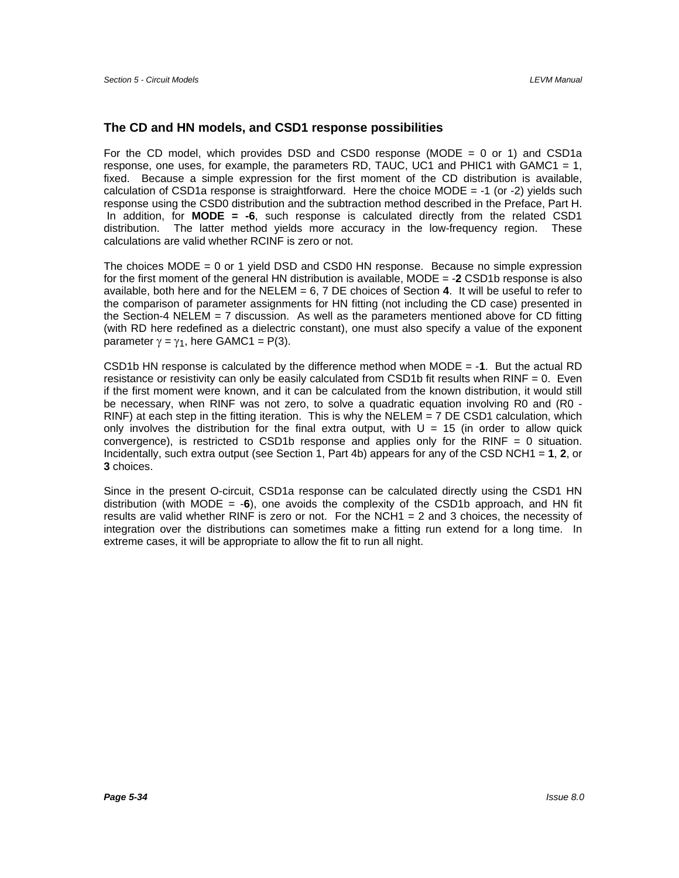### The CD and HN models, and CSD1 response possibilities

For the CD model, which provides DSD and CSD0 response (MODE = 0 or 1) and CSD1a response, one uses, for example, the parameters RD, TAUC, UC1 and PHIC1 with GAMC1 = 1, fixed. Because a simple expression for the first moment of the CD distribution is available, calculation of CSD1a response is straightforward. Here the choice MODE = -1 (or -2) yields such response using the CSD0 distribution and the subtraction method described in the Preface, Part H. In addition, for **MODE = -6**, such response is calculated directly from the related CSD1 distribution. The latter method yields more accuracy in the low-frequency region. These calculations are valid whether RCINF is zero or not.

The choices MODE = 0 or 1 yield DSD and CSD0 HN response. Because no simple expression for the first moment of the general HN distribution is available, MODE = -**2** CSD1b response is also available, both here and for the NELEM = 6, 7 DE choices of Section **4**. It will be useful to refer to the comparison of parameter assignments for HN fitting (not including the CD case) presented in the Section-4 NELEM = 7 discussion. As well as the parameters mentioned above for CD fitting (with RD here redefined as a dielectric constant), one must also specify a value of the exponent parameter $\gamma = \gamma_1$, here GAMC1 = P(3).

CSD1b HN response is calculated by the difference method when MODE = -**1**. But the actual RD resistance or resistivity can only be easily calculated from CSD1b fit results when RINF = 0. Even if the first moment were known, and it can be calculated from the known distribution, it would still be necessary, when RINF was not zero, to solve a quadratic equation involving R0 and (R0 - RINF) at each step in the fitting iteration. This is why the NELEM = 7 DE CSD1 calculation, which only involves the distribution for the final extra output, with U = 15 (in order to allow quick convergence), is restricted to CSD1b response and applies only for the RINF = 0 situation. Incidentally, such extra output (see Section 1, Part 4b) appears for any of the CSD NCH1 = **1**, **2**, or **3** choices.

Since in the present O-circuit, CSD1a response can be calculated directly using the CSD1 HN distribution (with MODE = -**6**), one avoids the complexity of the CSD1b approach, and HN fit results are valid whether RINF is zero or not. For the NCH1 = 2 and 3 choices, the necessity of integration over the distributions can sometimes make a fitting run extend for a long time. In extreme cases, it will be appropriate to allow the fit to run all night.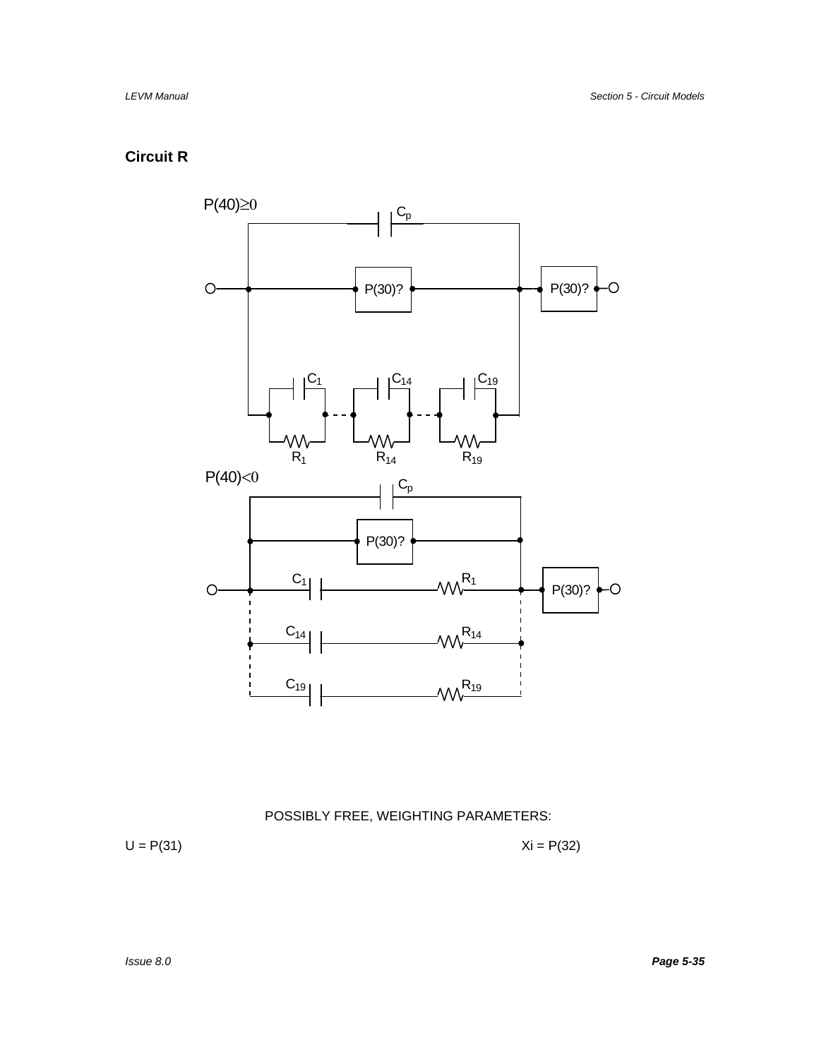## Circuit R

P(40)≥0

$C_p$

P(30)?

P(30)?

$C_1$ $C_{14}$ $C_{19}$

$R_1$ $R_{14}$ $R_{19}$

P(40)<0

$C_p$

P(30)?

$C_1$ $R_1$

P(30)?

$C_{14}$ $R_{14}$

$C_{19}$ $R_{19}$

POSSIBLY FREE, WEIGHTING PARAMETERS:

U = P(31) Xi = P(32)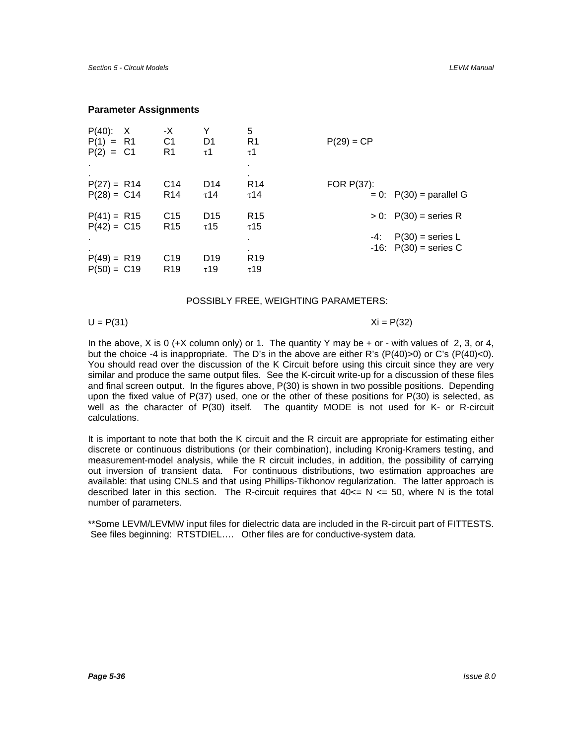### Parameter Assignments

| P(40): | X | -X | Y | 5 | | |
|---|---|---|---|---|---|---|
| P(1) = | R1 | C1 | D1 | R1 | P(29) = CP | |
| P(2) = | C1 | R1 | τ1 | τ1 | | |
| . | | | | . | | |
| . | | | | . | | |
| P(27) = | R14 | C14 | D14 | R14 | FOR P(37): | |
| P(28) = | C14 | R14 | τ14 | τ14 | = 0: | P(30) = parallel G |
| P(41) = | R15 | C15 | D15 | R15 | > 0: | P(30) = series R |
| P(42) = | C15 | R15 | τ15 | τ15 | | |
| . | | | | . | -4: | P(30) = series L |
| . | | | | . | -16: | P(30) = series C |
| P(49) = | R19 | C19 | D19 | R19 | | |
| P(50) = | C19 | R19 | τ19 | τ19 | | |

POSSIBLY FREE, WEIGHTING PARAMETERS:

U = P(31) Xi = P(32)

In the above, X is 0 (+X column only) or 1. The quantity Y may be + or - with values of 2, 3, or 4, but the choice -4 is inappropriate. The D's in the above are either R's (P(40)>0) or C's (P(40)<0). You should read over the discussion of the K Circuit before using this circuit since they are very similar and produce the same output files. See the K-circuit write-up for a discussion of these files and final screen output. In the figures above, P(30) is shown in two possible positions. Depending upon the fixed value of P(37) used, one or the other of these positions for P(30) is selected, as well as the character of P(30) itself. The quantity MODE is not used for K- or R-circuit calculations.

It is important to note that both the K circuit and the R circuit are appropriate for estimating either discrete or continuous distributions (or their combination), including Kronig-Kramers testing, and measurement-model analysis, while the R circuit includes, in addition, the possibility of carrying out inversion of transient data. For continuous distributions, two estimation approaches are available: that using CNLS and that using Phillips-Tikhonov regularization. The latter approach is described later in this section. The R-circuit requires that 40<= N <= 50, where N is the total number of parameters.

**Some LEVM/LEVMW input files for dielectric data are included in the R-circuit part of FITTESTS. See files beginning: RTSTDIEL…. Other files are for conductive-system data.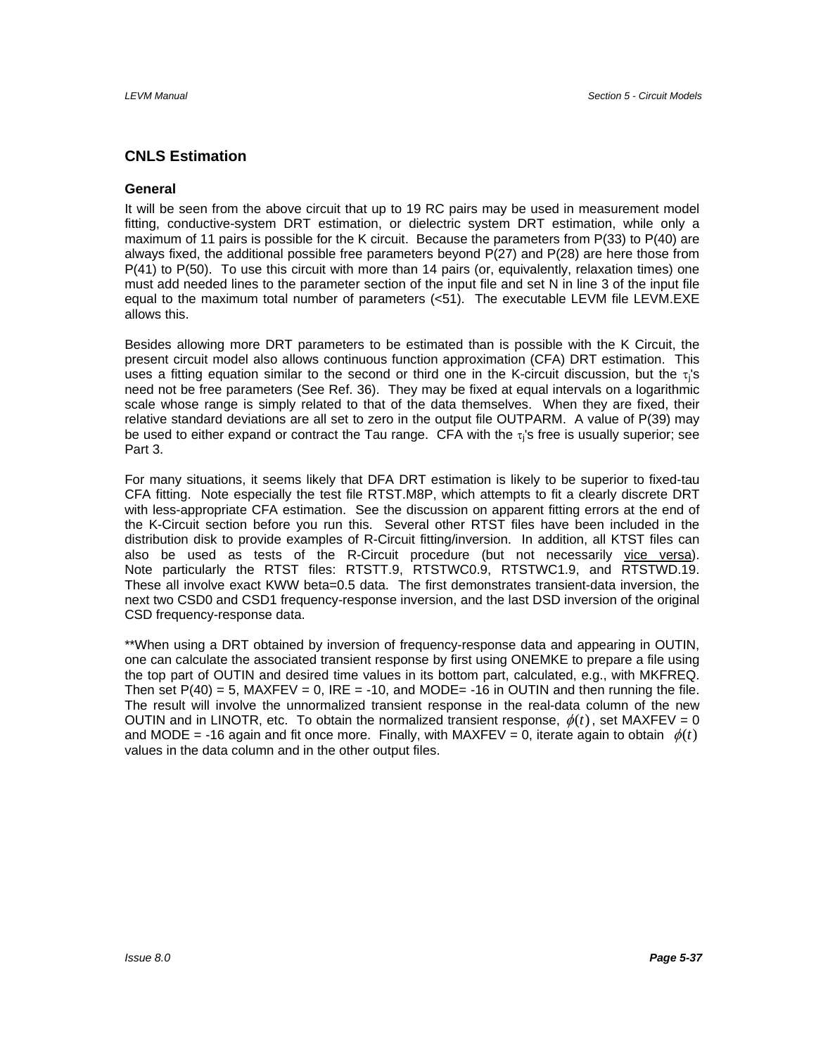## CNLS Estimation

### General

It will be seen from the above circuit that up to 19 RC pairs may be used in measurement model fitting, conductive-system DRT estimation, or dielectric system DRT estimation, while only a maximum of 11 pairs is possible for the K circuit. Because the parameters from P(33) to P(40) are always fixed, the additional possible free parameters beyond P(27) and P(28) are here those from P(41) to P(50). To use this circuit with more than 14 pairs (or, equivalently, relaxation times) one must add needed lines to the parameter section of the input file and set N in line 3 of the input file equal to the maximum total number of parameters (<51). The executable LEVM file LEVM.EXE allows this.

Besides allowing more DRT parameters to be estimated than is possible with the K Circuit, the present circuit model also allows continuous function approximation (CFA) DRT estimation. This uses a fitting equation similar to the second or third one in the K-circuit discussion, but the $\tau_j$'s need not be free parameters (See Ref. 36). They may be fixed at equal intervals on a logarithmic scale whose range is simply related to that of the data themselves. When they are fixed, their relative standard deviations are all set to zero in the output file OUTPARM. A value of P(39) may be used to either expand or contract the Tau range. CFA with the $\tau_j$'s free is usually superior; see Part 3.

For many situations, it seems likely that DFA DRT estimation is likely to be superior to fixed-tau CFA fitting. Note especially the test file RTST.M8P, which attempts to fit a clearly discrete DRT with less-appropriate CFA estimation. See the discussion on apparent fitting errors at the end of the K-Circuit section before you run this. Several other RTST files have been included in the distribution disk to provide examples of R-Circuit fitting/inversion. In addition, all KTST files can also be used as tests of the R-Circuit procedure (but not necessarily vice versa). Note particularly the RTST files: RTSTT.9, RTSTWC0.9, RTSTWC1.9, and RTSTWD.19. These all involve exact KWW beta=0.5 data. The first demonstrates transient-data inversion, the next two CSD0 and CSD1 frequency-response inversion, and the last DSD inversion of the original CSD frequency-response data.

**When using a DRT obtained by inversion of frequency-response data and appearing in OUTIN, one can calculate the associated transient response by first using ONEMKE to prepare a file using the top part of OUTIN and desired time values in its bottom part, calculated, e.g., with MKFREQ. Then set P(40) = 5, MAXFEV = 0, IRE = -10, and MODE= -16 in OUTIN and then running the file. The result will involve the unnormalized transient response in the real-data column of the new OUTIN and in LINOTR, etc. To obtain the normalized transient response, $\phi(t)$, set MAXFEV = 0 and MODE = -16 again and fit once more. Finally, with MAXFEV = 0, iterate again to obtain $\phi(t)$ values in the data column and in the other output files.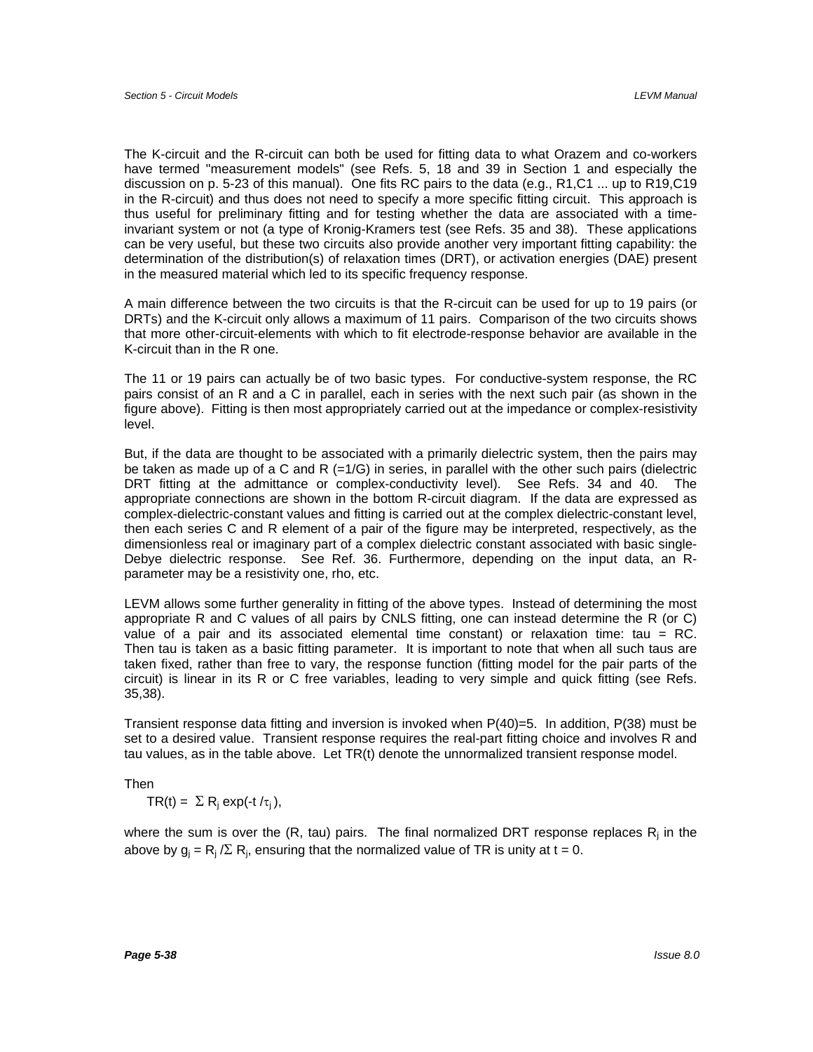The K-circuit and the R-circuit can both be used for fitting data to what Orazem and co-workers have termed "measurement models" (see Refs. 5, 18 and 39 in Section 1 and especially the discussion on p. 5-23 of this manual). One fits RC pairs to the data (e.g., R1,C1 ... up to R19,C19 in the R-circuit) and thus does not need to specify a more specific fitting circuit. This approach is thus useful for preliminary fitting and for testing whether the data are associated with a time-invariant system or not (a type of Kronig-Kramers test (see Refs. 35 and 38). These applications can be very useful, but these two circuits also provide another very important fitting capability: the determination of the distribution(s) of relaxation times (DRT), or activation energies (DAE) present in the measured material which led to its specific frequency response.

A main difference between the two circuits is that the R-circuit can be used for up to 19 pairs (or DRTs) and the K-circuit only allows a maximum of 11 pairs. Comparison of the two circuits shows that more other-circuit-elements with which to fit electrode-response behavior are available in the K-circuit than in the R one.

The 11 or 19 pairs can actually be of two basic types. For conductive-system response, the RC pairs consist of an R and a C in parallel, each in series with the next such pair (as shown in the figure above). Fitting is then most appropriately carried out at the impedance or complex-resistivity level.

But, if the data are thought to be associated with a primarily dielectric system, then the pairs may be taken as made up of a C and R (=1/G) in series, in parallel with the other such pairs (dielectric DRT fitting at the admittance or complex-conductivity level). See Refs. 34 and 40. The appropriate connections are shown in the bottom R-circuit diagram. If the data are expressed as complex-dielectric-constant values and fitting is carried out at the complex dielectric-constant level, then each series C and R element of a pair of the figure may be interpreted, respectively, as the dimensionless real or imaginary part of a complex dielectric constant associated with basic single-Debye dielectric response. See Ref. 36. Furthermore, depending on the input data, an R-parameter may be a resistivity one, rho, etc.

LEVM allows some further generality in fitting of the above types. Instead of determining the most appropriate R and C values of all pairs by CNLS fitting, one can instead determine the R (or C) value of a pair and its associated elemental time constant) or relaxation time: tau = RC. Then tau is taken as a basic fitting parameter. It is important to note that when all such taus are taken fixed, rather than free to vary, the response function (fitting model for the pair parts of the circuit) is linear in its R or C free variables, leading to very simple and quick fitting (see Refs. 35,38).

Transient response data fitting and inversion is invoked when P(40)=5. In addition, P(38) must be set to a desired value. Transient response requires the real-part fitting choice and involves R and tau values, as in the table above. Let TR(t) denote the unnormalized transient response model.

Then

$$TR(t) = \Sigma R_j \exp(-t/\tau_j),$$

where the sum is over the (R, tau) pairs. The final normalized DRT response replaces $R_j$ in the above by $g_j = R_j / \Sigma R_j$, ensuring that the normalized value of TR is unity at t = 0.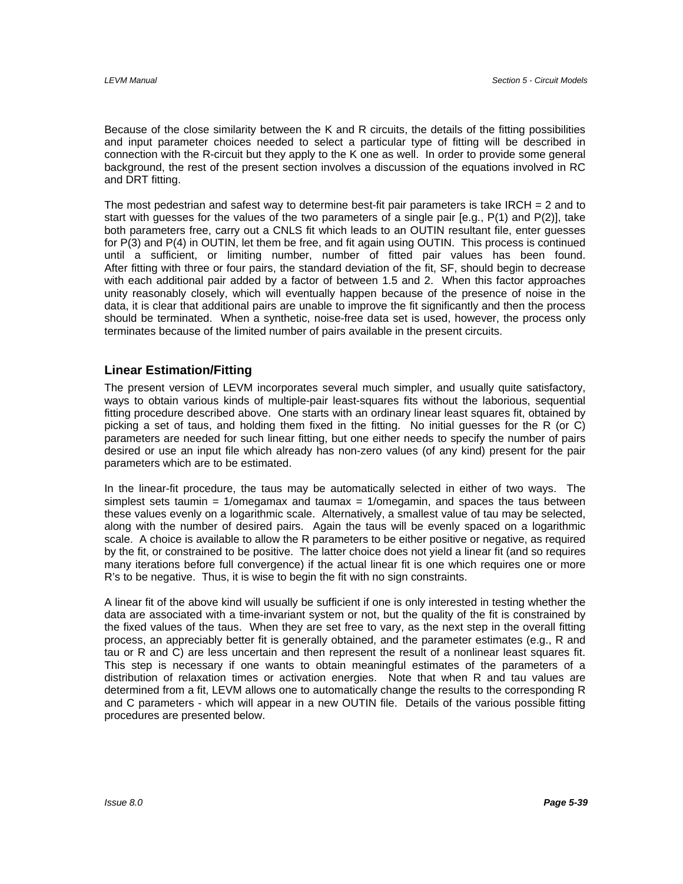Because of the close similarity between the K and R circuits, the details of the fitting possibilities and input parameter choices needed to select a particular type of fitting will be described in connection with the R-circuit but they apply to the K one as well. In order to provide some general background, the rest of the present section involves a discussion of the equations involved in RC and DRT fitting.

The most pedestrian and safest way to determine best-fit pair parameters is take IRCH = 2 and to start with guesses for the values of the two parameters of a single pair [e.g., P(1) and P(2)], take both parameters free, carry out a CNLS fit which leads to an OUTIN resultant file, enter guesses for P(3) and P(4) in OUTIN, let them be free, and fit again using OUTIN. This process is continued until a sufficient, or limiting number, number of fitted pair values has been found. After fitting with three or four pairs, the standard deviation of the fit, SF, should begin to decrease with each additional pair added by a factor of between 1.5 and 2. When this factor approaches unity reasonably closely, which will eventually happen because of the presence of noise in the data, it is clear that additional pairs are unable to improve the fit significantly and then the process should be terminated. When a synthetic, noise-free data set is used, however, the process only terminates because of the limited number of pairs available in the present circuits.

## Linear Estimation/Fitting

The present version of LEVM incorporates several much simpler, and usually quite satisfactory, ways to obtain various kinds of multiple-pair least-squares fits without the laborious, sequential fitting procedure described above. One starts with an ordinary linear least squares fit, obtained by picking a set of taus, and holding them fixed in the fitting. No initial guesses for the R (or C) parameters are needed for such linear fitting, but one either needs to specify the number of pairs desired or use an input file which already has non-zero values (of any kind) present for the pair parameters which are to be estimated.

In the linear-fit procedure, the taus may be automatically selected in either of two ways. The simplest sets taumin = 1/omegamax and taumax = 1/omegamin, and spaces the taus between these values evenly on a logarithmic scale. Alternatively, a smallest value of tau may be selected, along with the number of desired pairs. Again the taus will be evenly spaced on a logarithmic scale. A choice is available to allow the R parameters to be either positive or negative, as required by the fit, or constrained to be positive. The latter choice does not yield a linear fit (and so requires many iterations before full convergence) if the actual linear fit is one which requires one or more R's to be negative. Thus, it is wise to begin the fit with no sign constraints.

A linear fit of the above kind will usually be sufficient if one is only interested in testing whether the data are associated with a time-invariant system or not, but the quality of the fit is constrained by the fixed values of the taus. When they are set free to vary, as the next step in the overall fitting process, an appreciably better fit is generally obtained, and the parameter estimates (e.g., R and tau or R and C) are less uncertain and then represent the result of a nonlinear least squares fit. This step is necessary if one wants to obtain meaningful estimates of the parameters of a distribution of relaxation times or activation energies. Note that when R and tau values are determined from a fit, LEVM allows one to automatically change the results to the corresponding R and C parameters - which will appear in a new OUTIN file. Details of the various possible fitting procedures are presented below.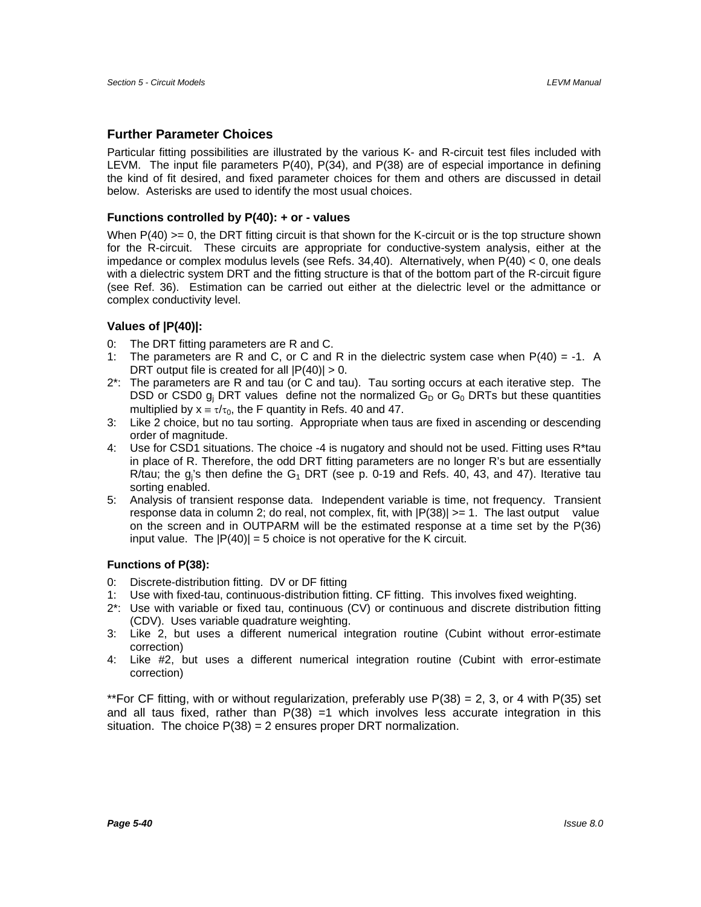## Further Parameter Choices

Particular fitting possibilities are illustrated by the various K- and R-circuit test files included with LEVM. The input file parameters P(40), P(34), and P(38) are of especial importance in defining the kind of fit desired, and fixed parameter choices for them and others are discussed in detail below. Asterisks are used to identify the most usual choices.

### Functions controlled by P(40): + or - values

When P(40) >= 0, the DRT fitting circuit is that shown for the K-circuit or is the top structure shown for the R-circuit. These circuits are appropriate for conductive-system analysis, either at the impedance or complex modulus levels (see Refs. 34,40). Alternatively, when P(40) < 0, one deals with a dielectric system DRT and the fitting structure is that of the bottom part of the R-circuit figure (see Ref. 36). Estimation can be carried out either at the dielectric level or the admittance or complex conductivity level.

### Values of |P(40)|:

0: The DRT fitting parameters are R and C.

1: The parameters are R and C, or C and R in the dielectric system case when P(40) = -1. A DRT output file is created for all |P(40)| > 0.

2*: The parameters are R and tau (or C and tau). Tau sorting occurs at each iterative step. The DSD or CSD0 $g_j$ DRT values define not the normalized $G_D$ or $G_0$ DRTs but these quantities multiplied by $x \equiv \tau/\tau_0$, the F quantity in Refs. 40 and 47.

3: Like 2 choice, but no tau sorting. Appropriate when taus are fixed in ascending or descending order of magnitude.

4: Use for CSD1 situations. The choice -4 is nugatory and should not be used. Fitting uses R*tau in place of R. Therefore, the odd DRT fitting parameters are no longer R's but are essentially R/tau; the $g_j$'s then define the $G_1$ DRT (see p. 0-19 and Refs. 40, 43, and 47). Iterative tau sorting enabled.

5: Analysis of transient response data. Independent variable is time, not frequency. Transient response data in column 2; do real, not complex, fit, with |P(38)| >= 1. The last output value on the screen and in OUTPARM will be the estimated response at a time set by the P(36) input value. The |P(40)| = 5 choice is not operative for the K circuit.

### Functions of P(38):

0: Discrete-distribution fitting. DV or DF fitting

1: Use with fixed-tau, continuous-distribution fitting. CF fitting. This involves fixed weighting.

2*: Use with variable or fixed tau, continuous (CV) or continuous and discrete distribution fitting (CDV). Uses variable quadrature weighting.

3: Like 2, but uses a different numerical integration routine (Cubint without error-estimate correction)

4: Like #2, but uses a different numerical integration routine (Cubint with error-estimate correction)

**For CF fitting, with or without regularization, preferably use P(38) = 2, 3, or 4 with P(35) set and all taus fixed, rather than P(38) =1 which involves less accurate integration in this situation. The choice P(38) = 2 ensures proper DRT normalization.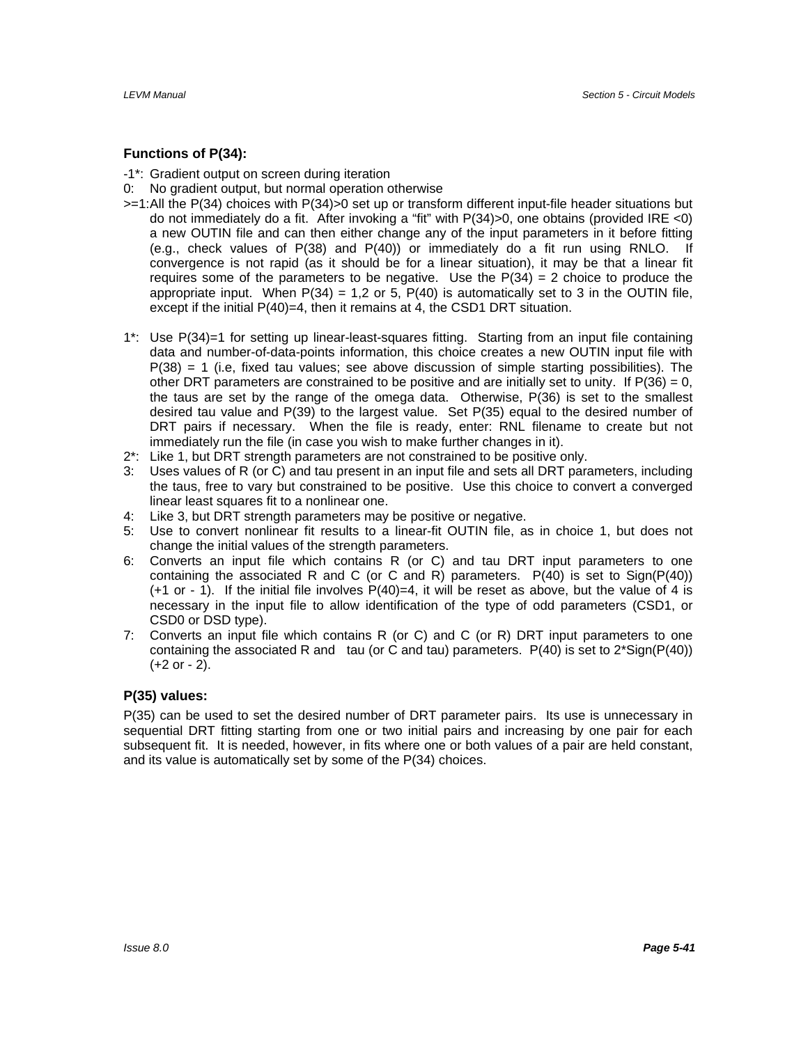### Functions of P(34):

- -1*: Gradient output on screen during iteration
- 0: No gradient output, but normal operation otherwise
- >=1: All the P(34) choices with P(34)>0 set up or transform different input-file header situations but do not immediately do a fit. After invoking a “fit” with P(34)>0, one obtains (provided IRE <0) a new OUTIN file and can then either change any of the input parameters in it before fitting (e.g., check values of P(38) and P(40)) or immediately do a fit run using RNLO. If convergence is not rapid (as it should be for a linear situation), it may be that a linear fit requires some of the parameters to be negative. Use the P(34) = 2 choice to produce the appropriate input. When P(34) = 1,2 or 5, P(40) is automatically set to 3 in the OUTIN file, except if the initial P(40)=4, then it remains at 4, the CSD1 DRT situation.

- 1*: Use P(34)=1 for setting up linear-least-squares fitting. Starting from an input file containing data and number-of-data-points information, this choice creates a new OUTIN input file with P(38) = 1 (i.e, fixed tau values; see above discussion of simple starting possibilities). The other DRT parameters are constrained to be positive and are initially set to unity. If P(36) = 0, the taus are set by the range of the omega data. Otherwise, P(36) is set to the smallest desired tau value and P(39) to the largest value. Set P(35) equal to the desired number of DRT pairs if necessary. When the file is ready, enter: RNL filename to create but not immediately run the file (in case you wish to make further changes in it).
- 2*: Like 1, but DRT strength parameters are not constrained to be positive only.
- 3: Uses values of R (or C) and tau present in an input file and sets all DRT parameters, including the taus, free to vary but constrained to be positive. Use this choice to convert a converged linear least squares fit to a nonlinear one.
- 4: Like 3, but DRT strength parameters may be positive or negative.
- 5: Use to convert nonlinear fit results to a linear-fit OUTIN file, as in choice 1, but does not change the initial values of the strength parameters.
- 6: Converts an input file which contains R (or C) and tau DRT input parameters to one containing the associated R and C (or C and R) parameters. P(40) is set to Sign(P(40)) (+1 or - 1). If the initial file involves P(40)=4, it will be reset as above, but the value of 4 is necessary in the input file to allow identification of the type of odd parameters (CSD1, or CSD0 or DSD type).
- 7: Converts an input file which contains R (or C) and C (or R) DRT input parameters to one containing the associated R and tau (or C and tau) parameters. P(40) is set to 2*Sign(P(40)) (+2 or - 2).

### P(35) values:

P(35) can be used to set the desired number of DRT parameter pairs. Its use is unnecessary in sequential DRT fitting starting from one or two initial pairs and increasing by one pair for each subsequent fit. It is needed, however, in fits where one or both values of a pair are held constant, and its value is automatically set by some of the P(34) choices.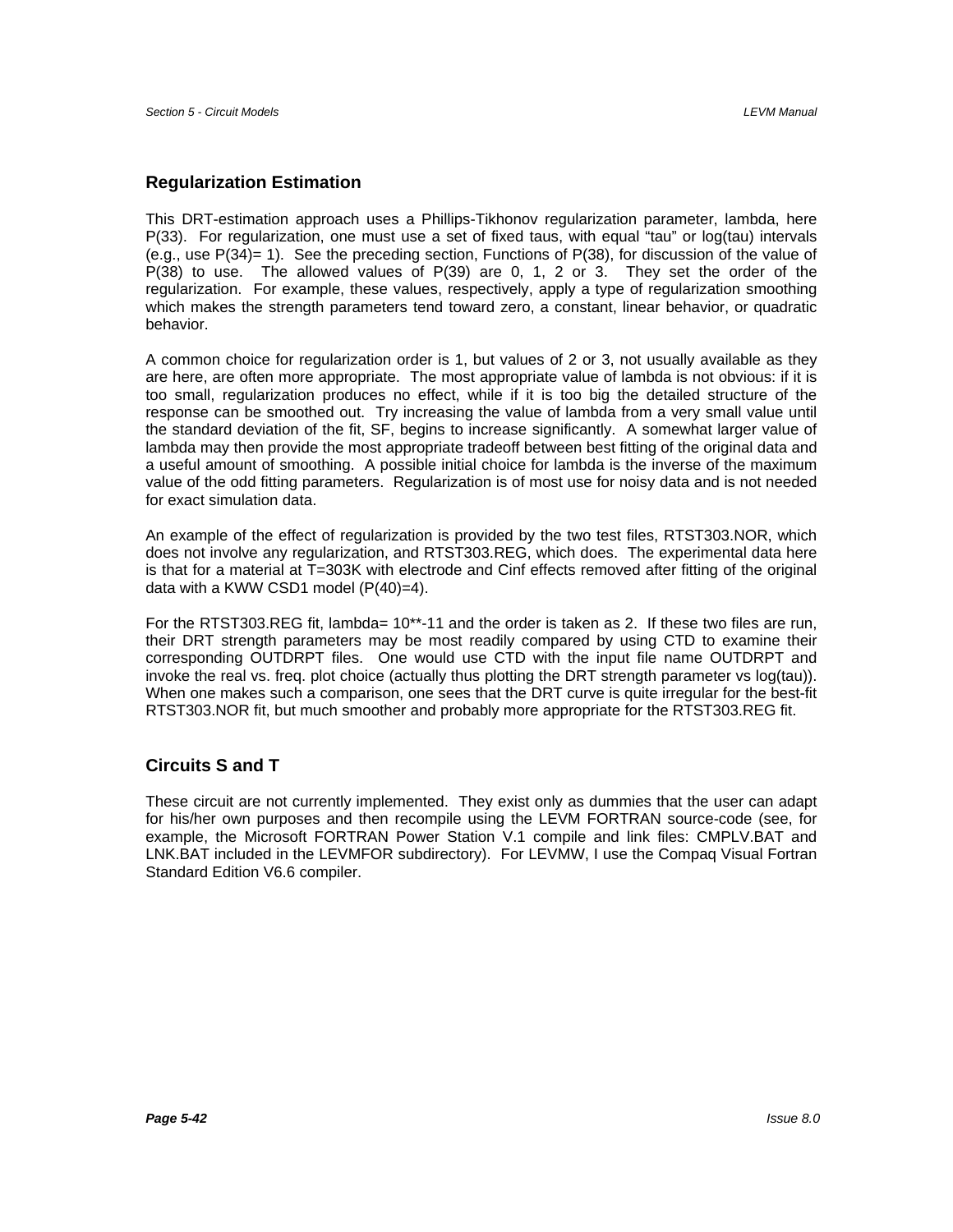## Regularization Estimation

This DRT-estimation approach uses a Phillips-Tikhonov regularization parameter, lambda, here P(33). For regularization, one must use a set of fixed taus, with equal "tau" or log(tau) intervals (e.g., use P(34)= 1). See the preceding section, Functions of P(38), for discussion of the value of P(38) to use. The allowed values of P(39) are 0, 1, 2 or 3. They set the order of the regularization. For example, these values, respectively, apply a type of regularization smoothing which makes the strength parameters tend toward zero, a constant, linear behavior, or quadratic behavior.

A common choice for regularization order is 1, but values of 2 or 3, not usually available as they are here, are often more appropriate. The most appropriate value of lambda is not obvious: if it is too small, regularization produces no effect, while if it is too big the detailed structure of the response can be smoothed out. Try increasing the value of lambda from a very small value until the standard deviation of the fit, SF, begins to increase significantly. A somewhat larger value of lambda may then provide the most appropriate tradeoff between best fitting of the original data and a useful amount of smoothing. A possible initial choice for lambda is the inverse of the maximum value of the odd fitting parameters. Regularization is of most use for noisy data and is not needed for exact simulation data.

An example of the effect of regularization is provided by the two test files, RTST303.NOR, which does not involve any regularization, and RTST303.REG, which does. The experimental data here is that for a material at T=303K with electrode and Cinf effects removed after fitting of the original data with a KWW CSD1 model (P(40)=4).

For the RTST303.REG fit, lambda= 10**-11 and the order is taken as 2. If these two files are run, their DRT strength parameters may be most readily compared by using CTD to examine their corresponding OUTDRPT files. One would use CTD with the input file name OUTDRPT and invoke the real vs. freq. plot choice (actually thus plotting the DRT strength parameter vs log(tau)). When one makes such a comparison, one sees that the DRT curve is quite irregular for the best-fit RTST303.NOR fit, but much smoother and probably more appropriate for the RTST303.REG fit.

## Circuits S and T

These circuit are not currently implemented. They exist only as dummies that the user can adapt for his/her own purposes and then recompile using the LEVM FORTRAN source-code (see, for example, the Microsoft FORTRAN Power Station V.1 compile and link files: CMPLV.BAT and LNK.BAT included in the LEVMFOR subdirectory). For LEVMW, I use the Compaq Visual Fortran Standard Edition V6.6 compiler.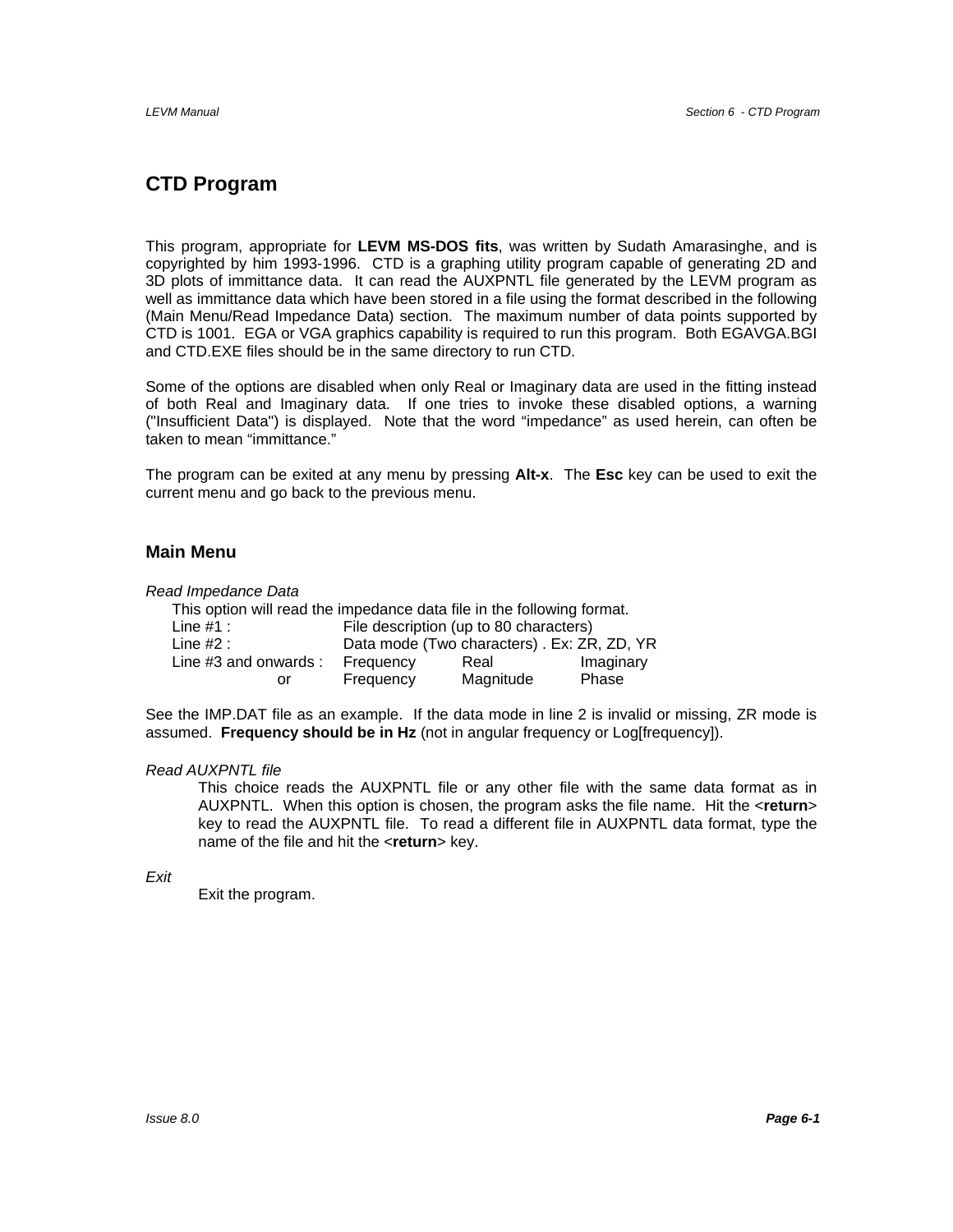# CTD Program

This program, appropriate for **LEVM MS-DOS fits**, was written by Sudath Amarasinghe, and is copyrighted by him 1993-1996. CTD is a graphing utility program capable of generating 2D and 3D plots of immittance data. It can read the AUXPNTL file generated by the LEVM program as well as immittance data which have been stored in a file using the format described in the following (Main Menu/Read Impedance Data) section. The maximum number of data points supported by CTD is 1001. EGA or VGA graphics capability is required to run this program. Both EGAVGA.BGI and CTD.EXE files should be in the same directory to run CTD.

Some of the options are disabled when only Real or Imaginary data are used in the fitting instead of both Real and Imaginary data. If one tries to invoke these disabled options, a warning ("Insufficient Data") is displayed. Note that the word "impedance" as used herein, can often be taken to mean "immittance."

The program can be exited at any menu by pressing **Alt-x**. The **Esc** key can be used to exit the current menu and go back to the previous menu.

## Main Menu

*Read Impedance Data*

This option will read the impedance data file in the following format.

| | | | |
|---|---|---|---|
| Line #1 : | File description (up to 80 characters) | | |
| Line #2 : | Data mode (Two characters) . Ex: ZR, ZD, YR | | |
| Line #3 and onwards : | Frequency | Real | Imaginary |
| or | Frequency | Magnitude | Phase |

See the IMP.DAT file as an example. If the data mode in line 2 is invalid or missing, ZR mode is assumed. **Frequency should be in Hz** (not in angular frequency or Log[frequency]).

*Read AUXPNTL file*

This choice reads the AUXPNTL file or any other file with the same data format as in AUXPNTL. When this option is chosen, the program asks the file name. Hit the <**return**> key to read the AUXPNTL file. To read a different file in AUXPNTL data format, type the name of the file and hit the <**return**> key.

*Exit*

Exit the program.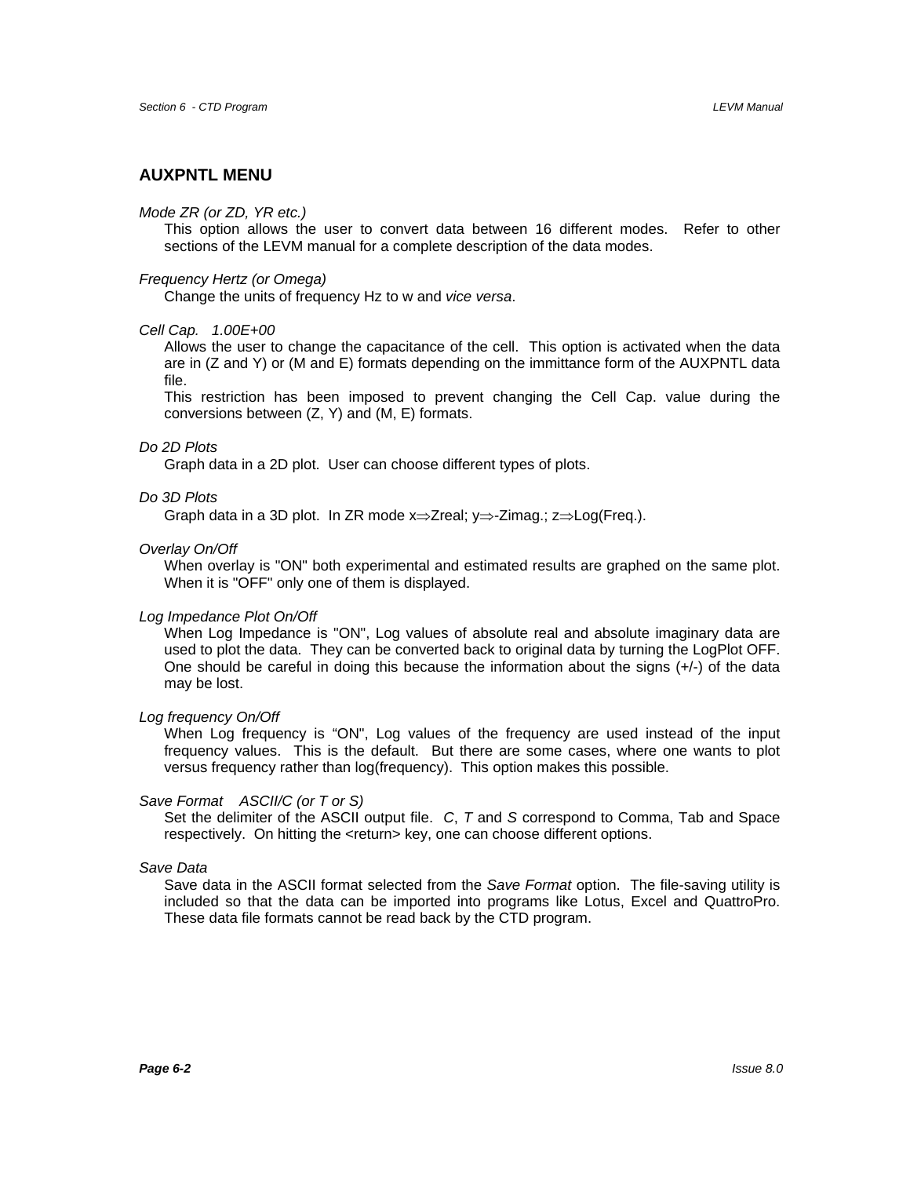## AUXPNTL MENU

*Mode ZR (or ZD, YR etc.)*

This option allows the user to convert data between 16 different modes. Refer to other sections of the LEVM manual for a complete description of the data modes.

*Frequency Hertz (or Omega)*

Change the units of frequency Hz to w and *vice versa*.

*Cell Cap. 1.00E+00*

Allows the user to change the capacitance of the cell. This option is activated when the data are in (Z and Y) or (M and E) formats depending on the immittance form of the AUXPNTL data file.

This restriction has been imposed to prevent changing the Cell Cap. value during the conversions between (Z, Y) and (M, E) formats.

*Do 2D Plots*

Graph data in a 2D plot. User can choose different types of plots.

*Do 3D Plots*

Graph data in a 3D plot. In ZR mode x⇒Zreal; y⇒-Zimag.; z⇒Log(Freq.).

*Overlay On/Off*

When overlay is "ON" both experimental and estimated results are graphed on the same plot. When it is "OFF" only one of them is displayed.

*Log Impedance Plot On/Off*

When Log Impedance is "ON", Log values of absolute real and absolute imaginary data are used to plot the data. They can be converted back to original data by turning the LogPlot OFF. One should be careful in doing this because the information about the signs (+/-) of the data may be lost.

*Log frequency On/Off*

When Log frequency is "ON", Log values of the frequency are used instead of the input frequency values. This is the default. But there are some cases, where one wants to plot versus frequency rather than log(frequency). This option makes this possible.

*Save Format ASCII/C (or T or S)*

Set the delimiter of the ASCII output file. *C*, *T* and *S* correspond to Comma, Tab and Space respectively. On hitting the <return> key, one can choose different options.

*Save Data*

Save data in the ASCII format selected from the *Save Format* option. The file-saving utility is included so that the data can be imported into programs like Lotus, Excel and QuattroPro. These data file formats cannot be read back by the CTD program.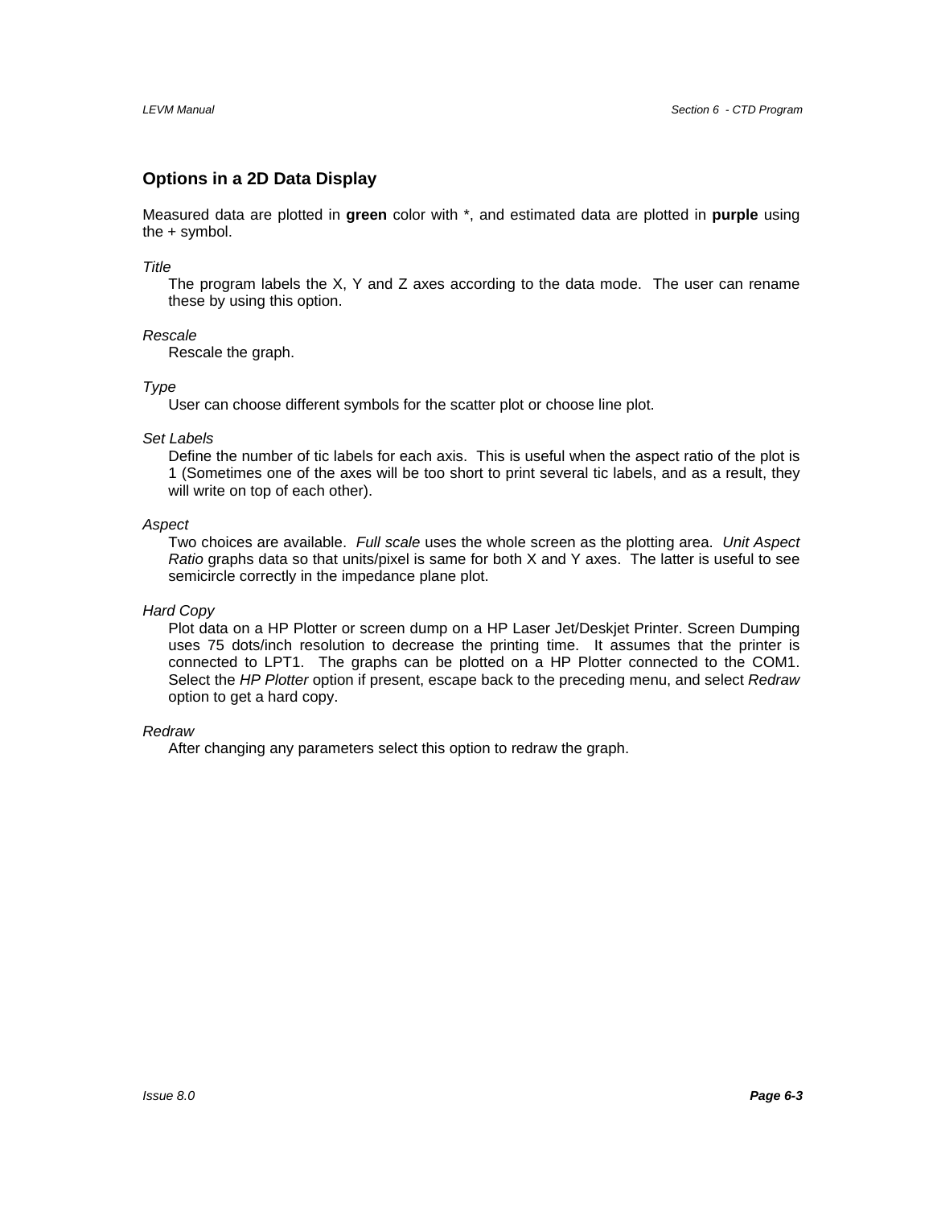## Options in a 2D Data Display

Measured data are plotted in **green** color with *, and estimated data are plotted in **purple** using the + symbol.

*Title*

The program labels the X, Y and Z axes according to the data mode. The user can rename these by using this option.

*Rescale*

Rescale the graph.

*Type*

User can choose different symbols for the scatter plot or choose line plot.

*Set Labels*

Define the number of tic labels for each axis. This is useful when the aspect ratio of the plot is 1 (Sometimes one of the axes will be too short to print several tic labels, and as a result, they will write on top of each other).

*Aspect*

Two choices are available. *Full scale* uses the whole screen as the plotting area. *Unit Aspect Ratio* graphs data so that units/pixel is same for both X and Y axes. The latter is useful to see semicircle correctly in the impedance plane plot.

*Hard Copy*

Plot data on a HP Plotter or screen dump on a HP Laser Jet/Deskjet Printer. Screen Dumping uses 75 dots/inch resolution to decrease the printing time. It assumes that the printer is connected to LPT1. The graphs can be plotted on a HP Plotter connected to the COM1. Select the *HP Plotter* option if present, escape back to the preceding menu, and select *Redraw* option to get a hard copy.

*Redraw*

After changing any parameters select this option to redraw the graph.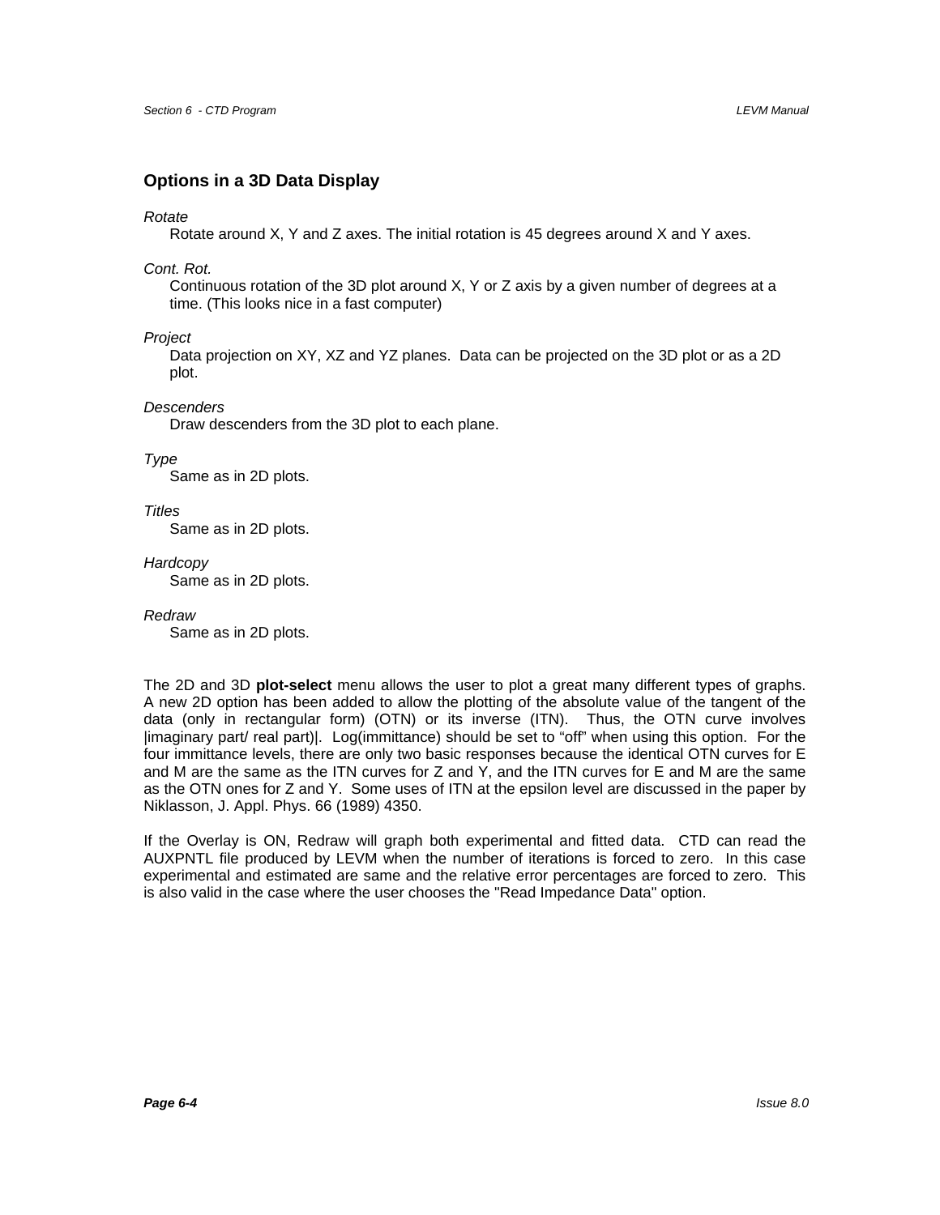## Options in a 3D Data Display

*Rotate*

Rotate around X, Y and Z axes. The initial rotation is 45 degrees around X and Y axes.

*Cont. Rot.*

Continuous rotation of the 3D plot around X, Y or Z axis by a given number of degrees at a time. (This looks nice in a fast computer)

*Project*

Data projection on XY, XZ and YZ planes. Data can be projected on the 3D plot or as a 2D plot.

*Descenders*

Draw descenders from the 3D plot to each plane.

*Type*

Same as in 2D plots.

*Titles*

Same as in 2D plots.

*Hardcopy*

Same as in 2D plots.

*Redraw*

Same as in 2D plots.

The 2D and 3D **plot-select** menu allows the user to plot a great many different types of graphs. A new 2D option has been added to allow the plotting of the absolute value of the tangent of the data (only in rectangular form) (OTN) or its inverse (ITN). Thus, the OTN curve involves |imaginary part/ real part)|. Log(immittance) should be set to "off" when using this option. For the four immittance levels, there are only two basic responses because the identical OTN curves for E and M are the same as the ITN curves for Z and Y, and the ITN curves for E and M are the same as the OTN ones for Z and Y. Some uses of ITN at the epsilon level are discussed in the paper by Niklasson, J. Appl. Phys. 66 (1989) 4350.

If the Overlay is ON, Redraw will graph both experimental and fitted data. CTD can read the AUXPNTL file produced by LEVM when the number of iterations is forced to zero. In this case experimental and estimated are same and the relative error percentages are forced to zero. This is also valid in the case where the user chooses the "Read Impedance Data" option.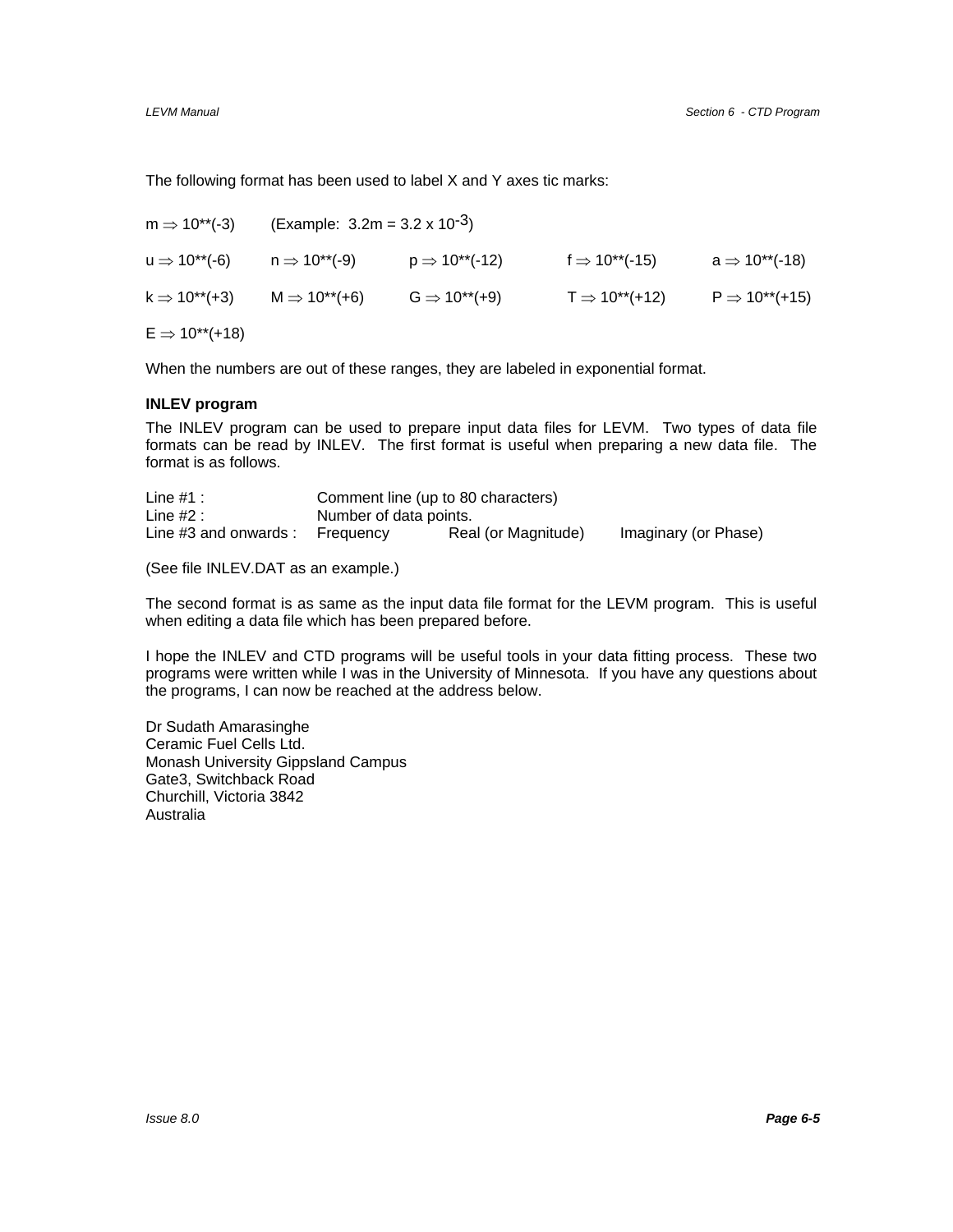The following format has been used to label X and Y axes tic marks:

m ⇒ 10**(-3)    (Example: 3.2m = 3.2 x $10^{-3}$)

u ⇒ 10**(-6)    n ⇒ 10**(-9)    p ⇒ 10**(-12)    f ⇒ 10**(-15)    a ⇒ 10**(-18)

k ⇒ 10**(+3)    M ⇒ 10**(+6)    G ⇒ 10**(+9)    T ⇒ 10**(+12)    P ⇒ 10**(+15)

E ⇒ 10**(+18)

When the numbers are out of these ranges, they are labeled in exponential format.

**INLEV program**

The INLEV program can be used to prepare input data files for LEVM. Two types of data file formats can be read by INLEV. The first format is useful when preparing a new data file. The format is as follows.

| | | | |
|---|---|---|---|
| Line #1 : | Comment line (up to 80 characters) | | |
| Line #2 : | Number of data points. | | |
| Line #3 and onwards : | Frequency | Real (or Magnitude) | Imaginary (or Phase) |

(See file INLEV.DAT as an example.)

The second format is as same as the input data file format for the LEVM program. This is useful when editing a data file which has been prepared before.

I hope the INLEV and CTD programs will be useful tools in your data fitting process. These two programs were written while I was in the University of Minnesota. If you have any questions about the programs, I can now be reached at the address below.

Dr Sudath Amarasinghe  
Ceramic Fuel Cells Ltd.  
Monash University Gippsland Campus  
Gate3, Switchback Road  
Churchill, Victoria 3842  
Australia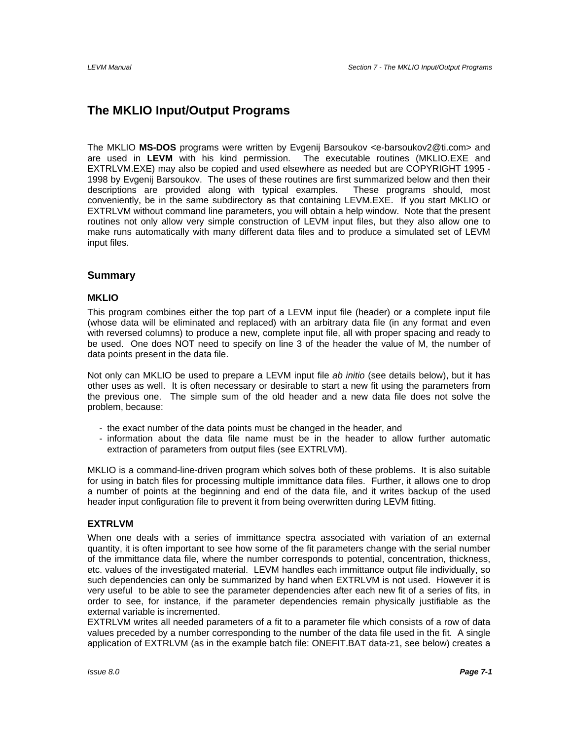# The MKLIO Input/Output Programs

The MKLIO **MS-DOS** programs were written by Evgenij Barsoukov <e-barsoukov2@ti.com> and are used in **LEVM** with his kind permission. The executable routines (MKLIO.EXE and EXTRLVM.EXE) may also be copied and used elsewhere as needed but are COPYRIGHT 1995 - 1998 by Evgenij Barsoukov. The uses of these routines are first summarized below and then their descriptions are provided along with typical examples. These programs should, most conveniently, be in the same subdirectory as that containing LEVM.EXE. If you start MKLIO or EXTRLVM without command line parameters, you will obtain a help window. Note that the present routines not only allow very simple construction of LEVM input files, but they also allow one to make runs automatically with many different data files and to produce a simulated set of LEVM input files.

## Summary

### MKLIO

This program combines either the top part of a LEVM input file (header) or a complete input file (whose data will be eliminated and replaced) with an arbitrary data file (in any format and even with reversed columns) to produce a new, complete input file, all with proper spacing and ready to be used. One does NOT need to specify on line 3 of the header the value of M, the number of data points present in the data file.

Not only can MKLIO be used to prepare a LEVM input file *ab initio* (see details below), but it has other uses as well. It is often necessary or desirable to start a new fit using the parameters from the previous one. The simple sum of the old header and a new data file does not solve the problem, because:

- the exact number of the data points must be changed in the header, and
- information about the data file name must be in the header to allow further automatic extraction of parameters from output files (see EXTRLVM).

MKLIO is a command-line-driven program which solves both of these problems. It is also suitable for using in batch files for processing multiple immittance data files. Further, it allows one to drop a number of points at the beginning and end of the data file, and it writes backup of the used header input configuration file to prevent it from being overwritten during LEVM fitting.

### EXTRLVM

When one deals with a series of immittance spectra associated with variation of an external quantity, it is often important to see how some of the fit parameters change with the serial number of the immittance data file, where the number corresponds to potential, concentration, thickness, etc. values of the investigated material. LEVM handles each immittance output file individually, so such dependencies can only be summarized by hand when EXTRLVM is not used. However it is very useful to be able to see the parameter dependencies after each new fit of a series of fits, in order to see, for instance, if the parameter dependencies remain physically justifiable as the external variable is incremented.

EXTRLVM writes all needed parameters of a fit to a parameter file which consists of a row of data values preceded by a number corresponding to the number of the data file used in the fit. A single application of EXTRLVM (as in the example batch file: ONEFIT.BAT data-z1, see below) creates a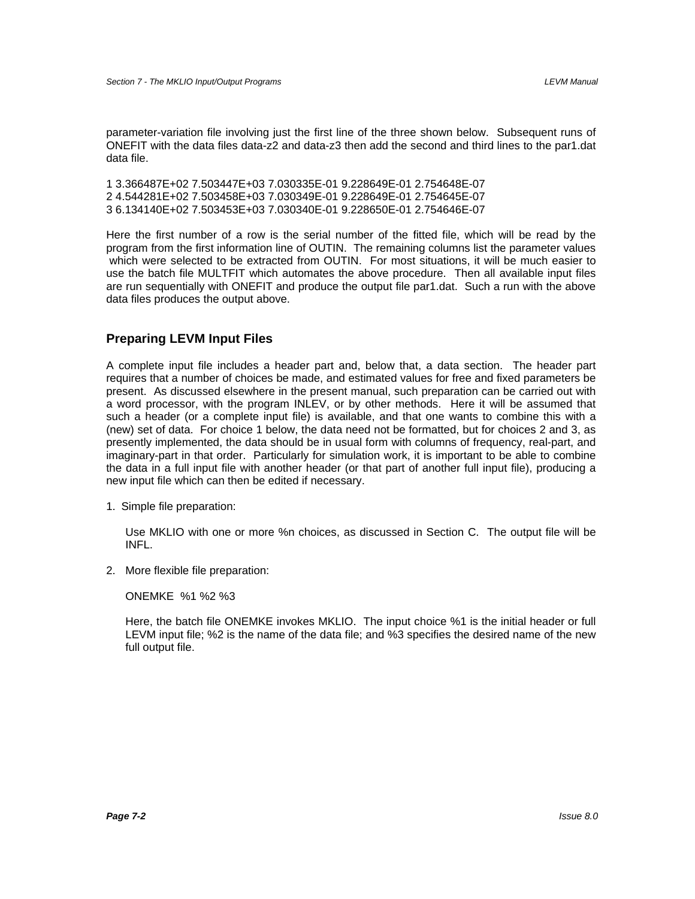parameter-variation file involving just the first line of the three shown below. Subsequent runs of ONEFIT with the data files data-z2 and data-z3 then add the second and third lines to the par1.dat data file.

```
1 3.366487E+02 7.503447E+03 7.030335E-01 9.228649E-01 2.754648E-07
2 4.544281E+02 7.503458E+03 7.030349E-01 9.228649E-01 2.754645E-07
3 6.134140E+02 7.503453E+03 7.030340E-01 9.228650E-01 2.754646E-07
```

Here the first number of a row is the serial number of the fitted file, which will be read by the program from the first information line of OUTIN. The remaining columns list the parameter values which were selected to be extracted from OUTIN. For most situations, it will be much easier to use the batch file MULTFIT which automates the above procedure. Then all available input files are run sequentially with ONEFIT and produce the output file par1.dat. Such a run with the above data files produces the output above.

## Preparing LEVM Input Files

A complete input file includes a header part and, below that, a data section. The header part requires that a number of choices be made, and estimated values for free and fixed parameters be present. As discussed elsewhere in the present manual, such preparation can be carried out with a word processor, with the program INLEV, or by other methods. Here it will be assumed that such a header (or a complete input file) is available, and that one wants to combine this with a (new) set of data. For choice 1 below, the data need not be formatted, but for choices 2 and 3, as presently implemented, the data should be in usual form with columns of frequency, real-part, and imaginary-part in that order. Particularly for simulation work, it is important to be able to combine the data in a full input file with another header (or that part of another full input file), producing a new input file which can then be edited if necessary.

1. Simple file preparation:

   Use MKLIO with one or more %n choices, as discussed in Section C. The output file will be INFL.

2. More flexible file preparation:

   ONEMKE %1 %2 %3

   Here, the batch file ONEMKE invokes MKLIO. The input choice %1 is the initial header or full LEVM input file; %2 is the name of the data file; and %3 specifies the desired name of the new full output file.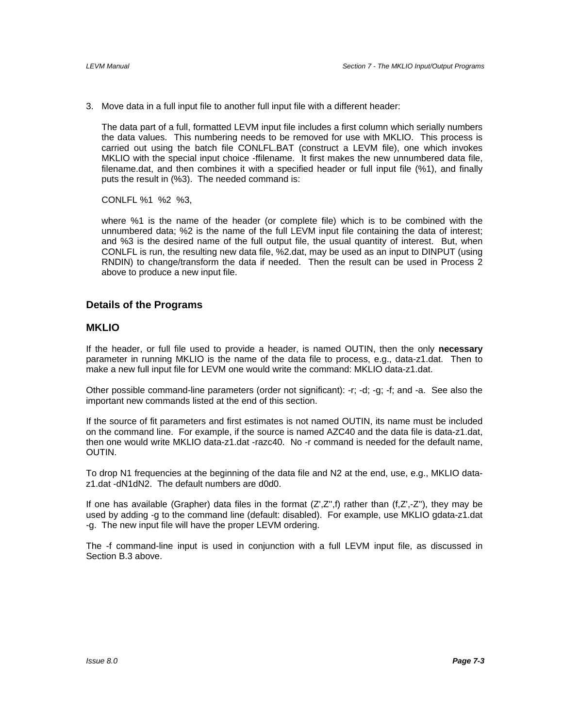3. Move data in a full input file to another full input file with a different header:

   The data part of a full, formatted LEVM input file includes a first column which serially numbers the data values. This numbering needs to be removed for use with MKLIO. This process is carried out using the batch file CONLFL.BAT (construct a LEVM file), one which invokes MKLIO with the special input choice -ffilename. It first makes the new unnumbered data file, filename.dat, and then combines it with a specified header or full input file (%1), and finally puts the result in (%3). The needed command is:

   CONLFL %1 %2 %3,

   where %1 is the name of the header (or complete file) which is to be combined with the unnumbered data; %2 is the name of the full LEVM input file containing the data of interest; and %3 is the desired name of the full output file, the usual quantity of interest. But, when CONLFL is run, the resulting new data file, %2.dat, may be used as an input to DINPUT (using RNDIN) to change/transform the data if needed. Then the result can be used in Process 2 above to produce a new input file.

## Details of the Programs

### MKLIO

If the header, or full file used to provide a header, is named OUTIN, then the only **necessary** parameter in running MKLIO is the name of the data file to process, e.g., data-z1.dat. Then to make a new full input file for LEVM one would write the command: MKLIO data-z1.dat.

Other possible command-line parameters (order not significant): -r; -d; -g; -f; and -a. See also the important new commands listed at the end of this section.

If the source of fit parameters and first estimates is not named OUTIN, its name must be included on the command line. For example, if the source is named AZC40 and the data file is data-z1.dat, then one would write MKLIO data-z1.dat -razc40. No -r command is needed for the default name, OUTIN.

To drop N1 frequencies at the beginning of the data file and N2 at the end, use, e.g., MKLIO data-z1.dat -dN1dN2. The default numbers are d0d0.

If one has available (Grapher) data files in the format (Z',Z'',f) rather than (f,Z',-Z''), they may be used by adding -g to the command line (default: disabled). For example, use MKLIO gdata-z1.dat -g. The new input file will have the proper LEVM ordering.

The -f command-line input is used in conjunction with a full LEVM input file, as discussed in Section B.3 above.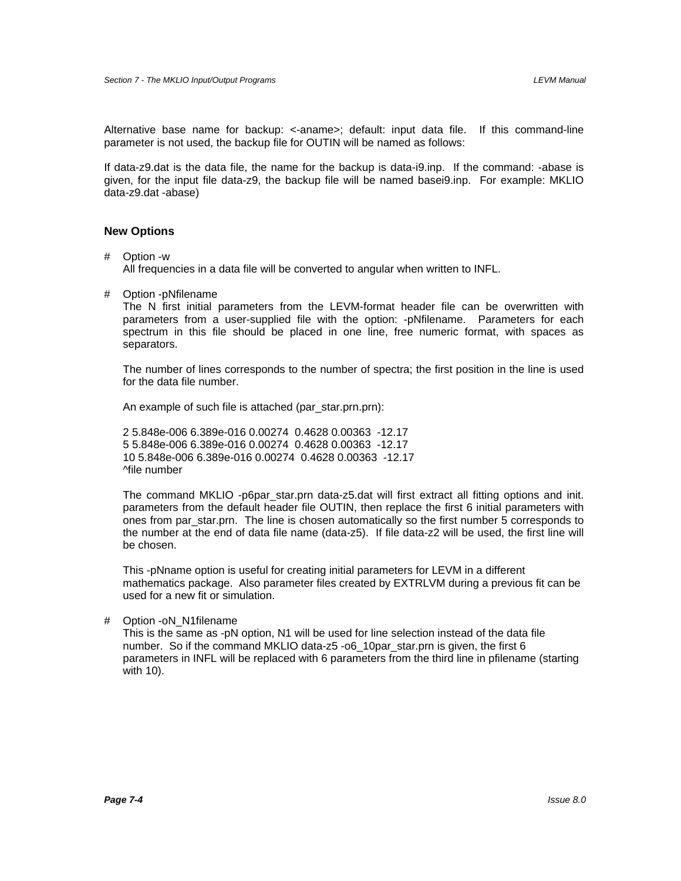Alternative base name for backup: <-aname>; default: input data file. If this command-line parameter is not used, the backup file for OUTIN will be named as follows:

If data-z9.dat is the data file, the name for the backup is data-i9.inp. If the command: -abase is given, for the input file data-z9, the backup file will be named basei9.inp. For example: MKLIO data-z9.dat -abase)

### New Options

- Option -w

  All frequencies in a data file will be converted to angular when written to INFL.

- Option -pNfilename

  The N first initial parameters from the LEVM-format header file can be overwritten with parameters from a user-supplied file with the option: -pNfilename. Parameters for each spectrum in this file should be placed in one line, free numeric format, with spaces as separators.

  The number of lines corresponds to the number of spectra; the first position in the line is used for the data file number.

  An example of such file is attached (par_star.prn.prn):

  ```
  2 5.848e-006 6.389e-016 0.00274  0.4628 0.00363  -12.17
  5 5.848e-006 6.389e-016 0.00274  0.4628 0.00363  -12.17
  10 5.848e-006 6.389e-016 0.00274  0.4628 0.00363  -12.17
  ^file number
  ```

  The command MKLIO -p6par_star.prn data-z5.dat will first extract all fitting options and init. parameters from the default header file OUTIN, then replace the first 6 initial parameters with ones from par_star.prn. The line is chosen automatically so the first number 5 corresponds to the number at the end of data file name (data-z5). If file data-z2 will be used, the first line will be chosen.

  This -pNname option is useful for creating initial parameters for LEVM in a different mathematics package. Also parameter files created by EXTRLVM during a previous fit can be used for a new fit or simulation.

- Option -oN_N1filename

  This is the same as -pN option, N1 will be used for line selection instead of the data file number. So if the command MKLIO data-z5 -o6_10par_star.prn is given, the first 6 parameters in INFL will be replaced with 6 parameters from the third line in pfilename (starting with 10).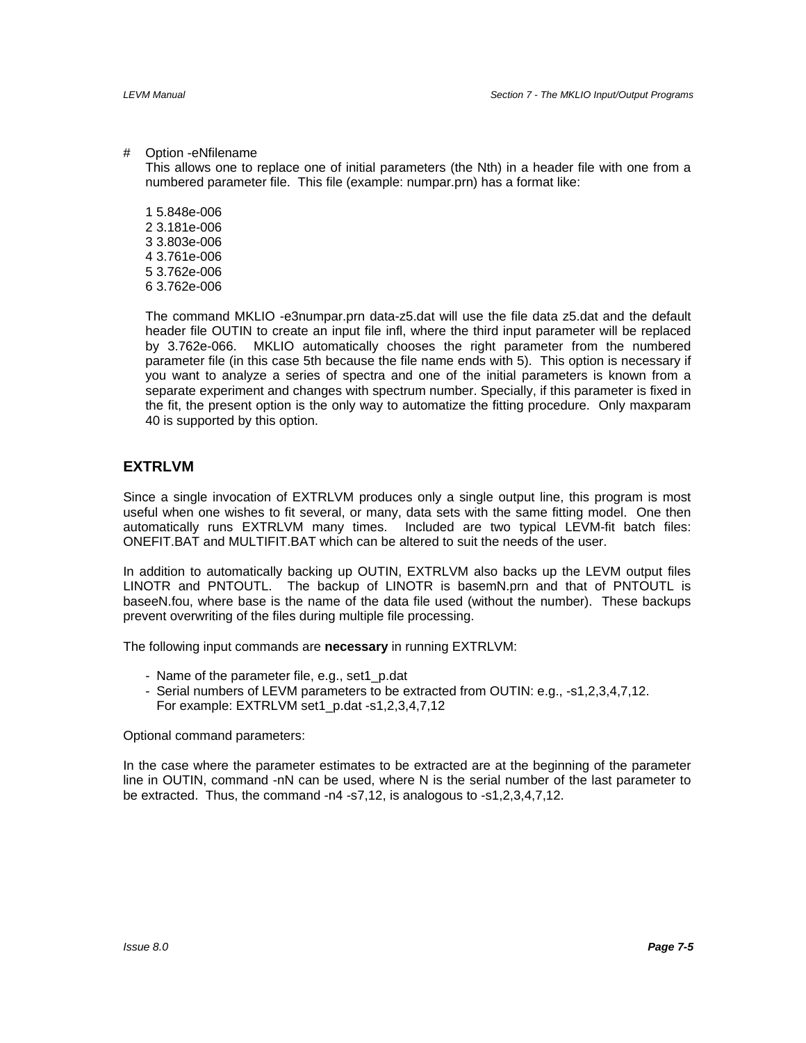# Option -eNfilename

This allows one to replace one of initial parameters (the Nth) in a header file with one from a numbered parameter file. This file (example: numpar.prn) has a format like:

1 5.848e-006
2 3.181e-006
3 3.803e-006
4 3.761e-006
5 3.762e-006
6 3.762e-006

The command MKLIO -e3numpar.prn data-z5.dat will use the file data z5.dat and the default header file OUTIN to create an input file infl, where the third input parameter will be replaced by 3.762e-066. MKLIO automatically chooses the right parameter from the numbered parameter file (in this case 5th because the file name ends with 5). This option is necessary if you want to analyze a series of spectra and one of the initial parameters is known from a separate experiment and changes with spectrum number. Specially, if this parameter is fixed in the fit, the present option is the only way to automatize the fitting procedure. Only maxparam 40 is supported by this option.

## EXTRLVM

Since a single invocation of EXTRLVM produces only a single output line, this program is most useful when one wishes to fit several, or many, data sets with the same fitting model. One then automatically runs EXTRLVM many times. Included are two typical LEVM-fit batch files: ONEFIT.BAT and MULTIFIT.BAT which can be altered to suit the needs of the user.

In addition to automatically backing up OUTIN, EXTRLVM also backs up the LEVM output files LINOTR and PNTOUTL. The backup of LINOTR is basemN.prn and that of PNTOUTL is baseeN.fou, where base is the name of the data file used (without the number). These backups prevent overwriting of the files during multiple file processing.

The following input commands are **necessary** in running EXTRLVM:

- Name of the parameter file, e.g., set1_p.dat
- Serial numbers of LEVM parameters to be extracted from OUTIN: e.g., -s1,2,3,4,7,12.
  For example: EXTRLVM set1_p.dat -s1,2,3,4,7,12

Optional command parameters:

In the case where the parameter estimates to be extracted are at the beginning of the parameter line in OUTIN, command -nN can be used, where N is the serial number of the last parameter to be extracted. Thus, the command -n4 -s7,12, is analogous to -s1,2,3,4,7,12.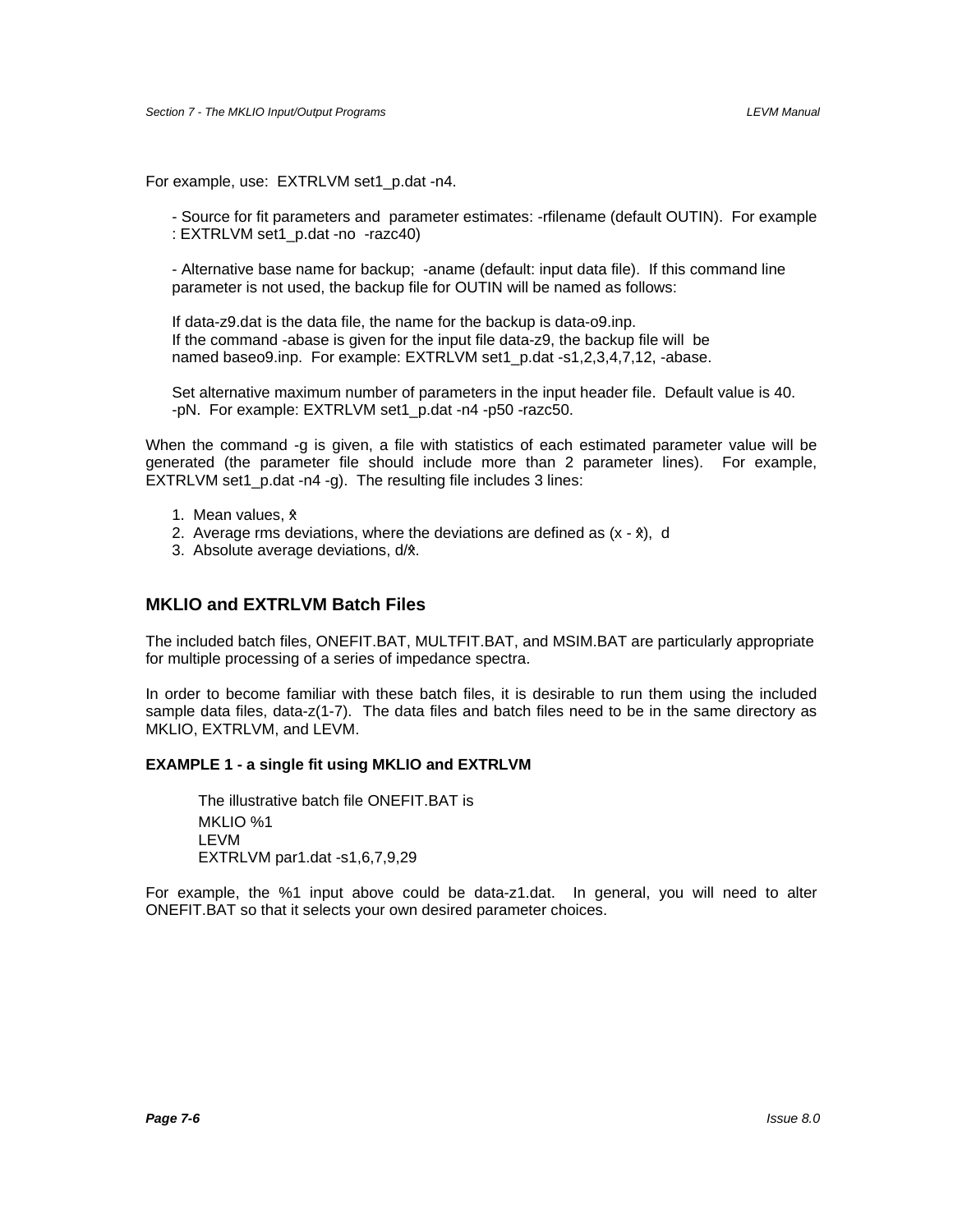For example, use:  EXTRLVM set1_p.dat -n4.

- Source for fit parameters and  parameter estimates: -rfilename (default OUTIN).  For example : EXTRLVM set1_p.dat -no  -razc40)

- Alternative base name for backup;  -aname (default: input data file).  If this command line parameter is not used, the backup file for OUTIN will be named as follows:

If data-z9.dat is the data file, the name for the backup is data-o9.inp.
If the command -abase is given for the input file data-z9, the backup file will  be named baseo9.inp.  For example: EXTRLVM set1_p.dat -s1,2,3,4,7,12, -abase.

Set alternative maximum number of parameters in the input header file.  Default value is 40. -pN.  For example: EXTRLVM set1_p.dat -n4 -p50 -razc50.

When the command -g is given, a file with statistics of each estimated parameter value will be generated (the parameter file should include more than 2 parameter lines).  For example, EXTRLVM set1_p.dat -n4 -g).  The resulting file includes 3 lines:

1. Mean values, $\hat{x}$
2. Average rms deviations, where the deviations are defined as $(x - \hat{x})$,  d
3. Absolute average deviations, $d/\hat{x}$.

## MKLIO and EXTRLVM Batch Files

The included batch files, ONEFIT.BAT, MULTFIT.BAT, and MSIM.BAT are particularly appropriate for multiple processing of a series of impedance spectra.

In order to become familiar with these batch files, it is desirable to run them using the included sample data files, data-z(1-7).  The data files and batch files need to be in the same directory as MKLIO, EXTRLVM, and LEVM.

**EXAMPLE 1 - a single fit using MKLIO and EXTRLVM**

The illustrative batch file ONEFIT.BAT is

```
MKLIO %1
LEVM
EXTRLVM par1.dat -s1,6,7,9,29
```

For example, the %1 input above could be data-z1.dat.  In general, you will need to alter ONEFIT.BAT so that it selects your own desired parameter choices.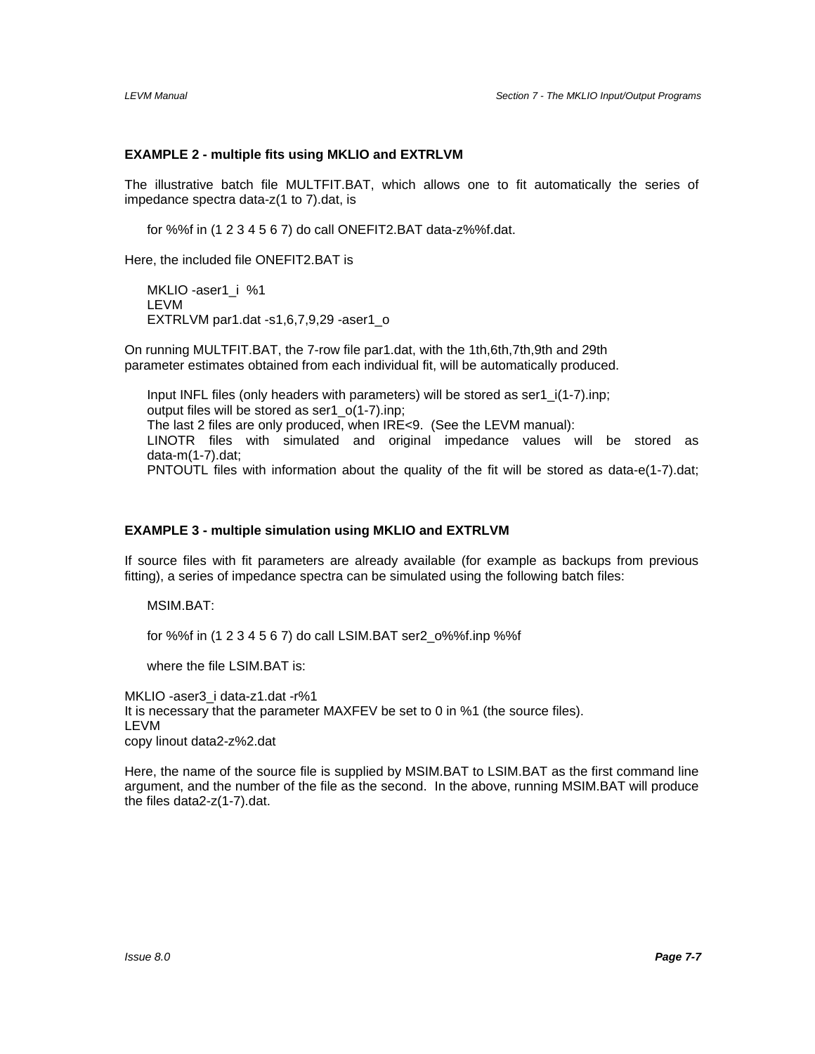**EXAMPLE 2 - multiple fits using MKLIO and EXTRLVM**

The illustrative batch file MULTFIT.BAT, which allows one to fit automatically the series of impedance spectra data-z(1 to 7).dat, is

```
for %%f in (1 2 3 4 5 6 7) do call ONEFIT2.BAT data-z%%f.dat.
```

Here, the included file ONEFIT2.BAT is

```
MKLIO -aser1_i  %1
LEVM
EXTRLVM par1.dat -s1,6,7,9,29 -aser1_o
```

On running MULTFIT.BAT, the 7-row file par1.dat, with the 1th,6th,7th,9th and 29th parameter estimates obtained from each individual fit, will be automatically produced.

> Input INFL files (only headers with parameters) will be stored as ser1_i(1-7).inp;
> output files will be stored as ser1_o(1-7).inp;
> The last 2 files are only produced, when IRE<9. (See the LEVM manual):
> LINOTR files with simulated and original impedance values will be stored as data-m(1-7).dat;
> PNTOUTL files with information about the quality of the fit will be stored as data-e(1-7).dat;

**EXAMPLE 3 - multiple simulation using MKLIO and EXTRLVM**

If source files with fit parameters are already available (for example as backups from previous fitting), a series of impedance spectra can be simulated using the following batch files:

MSIM.BAT:

```
for %%f in (1 2 3 4 5 6 7) do call LSIM.BAT ser2_o%%f.inp %%f
```

where the file LSIM.BAT is:

```
MKLIO -aser3_i data-z1.dat -r%1
```

It is necessary that the parameter MAXFEV be set to 0 in %1 (the source files).

```
LEVM
copy linout data2-z%2.dat
```

Here, the name of the source file is supplied by MSIM.BAT to LSIM.BAT as the first command line argument, and the number of the file as the second. In the above, running MSIM.BAT will produce the files data2-z(1-7).dat.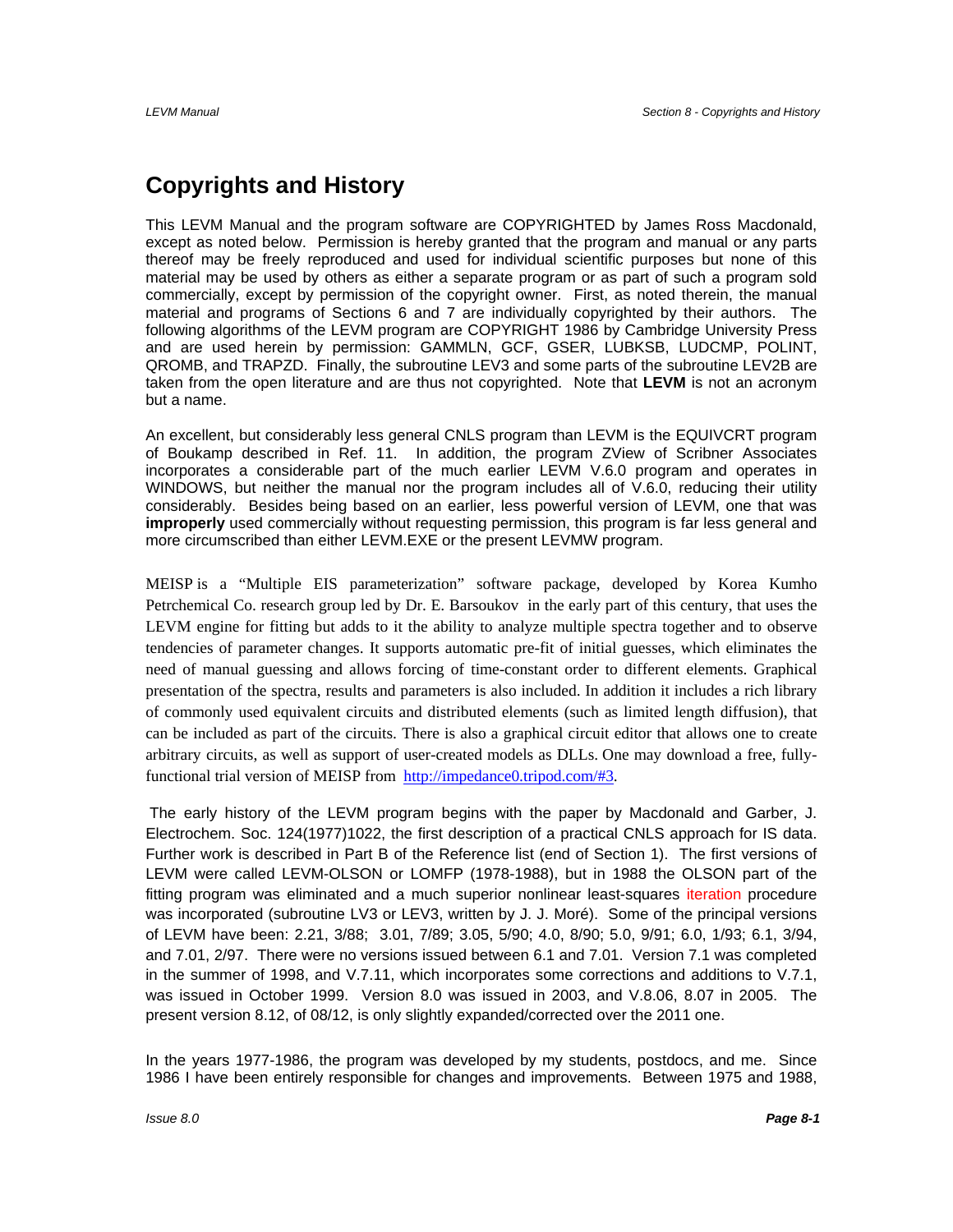# Copyrights and History

This LEVM Manual and the program software are COPYRIGHTED by James Ross Macdonald, except as noted below. Permission is hereby granted that the program and manual or any parts thereof may be freely reproduced and used for individual scientific purposes but none of this material may be used by others as either a separate program or as part of such a program sold commercially, except by permission of the copyright owner. First, as noted therein, the manual material and programs of Sections 6 and 7 are individually copyrighted by their authors. The following algorithms of the LEVM program are COPYRIGHT 1986 by Cambridge University Press and are used herein by permission: GAMMLN, GCF, GSER, LUBKSB, LUDCMP, POLINT, QROMB, and TRAPZD. Finally, the subroutine LEV3 and some parts of the subroutine LEV2B are taken from the open literature and are thus not copyrighted. Note that **LEVM** is not an acronym but a name.

An excellent, but considerably less general CNLS program than LEVM is the EQUIVCRT program of Boukamp described in Ref. 11. In addition, the program ZView of Scribner Associates incorporates a considerable part of the much earlier LEVM V.6.0 program and operates in WINDOWS, but neither the manual nor the program includes all of V.6.0, reducing their utility considerably. Besides being based on an earlier, less powerful version of LEVM, one that was **improperly** used commercially without requesting permission, this program is far less general and more circumscribed than either LEVM.EXE or the present LEVMW program.

MEISP is a "Multiple EIS parameterization" software package, developed by Korea Kumho Petrchemical Co. research group led by Dr. E. Barsoukov in the early part of this century, that uses the LEVM engine for fitting but adds to it the ability to analyze multiple spectra together and to observe tendencies of parameter changes. It supports automatic pre-fit of initial guesses, which eliminates the need of manual guessing and allows forcing of time-constant order to different elements. Graphical presentation of the spectra, results and parameters is also included. In addition it includes a rich library of commonly used equivalent circuits and distributed elements (such as limited length diffusion), that can be included as part of the circuits. There is also a graphical circuit editor that allows one to create arbitrary circuits, as well as support of user-created models as DLLs. One may download a free, fully-functional trial version of MEISP from http://impedance0.tripod.com/#3.

The early history of the LEVM program begins with the paper by Macdonald and Garber, J. Electrochem. Soc. 124(1977)1022, the first description of a practical CNLS approach for IS data. Further work is described in Part B of the Reference list (end of Section 1). The first versions of LEVM were called LEVM-OLSON or LOMFP (1978-1988), but in 1988 the OLSON part of the fitting program was eliminated and a much superior nonlinear least-squares iteration procedure was incorporated (subroutine LV3 or LEV3, written by J. J. Moré). Some of the principal versions of LEVM have been: 2.21, 3/88; 3.01, 7/89; 3.05, 5/90; 4.0, 8/90; 5.0, 9/91; 6.0, 1/93; 6.1, 3/94, and 7.01, 2/97. There were no versions issued between 6.1 and 7.01. Version 7.1 was completed in the summer of 1998, and V.7.11, which incorporates some corrections and additions to V.7.1, was issued in October 1999. Version 8.0 was issued in 2003, and V.8.06, 8.07 in 2005. The present version 8.12, of 08/12, is only slightly expanded/corrected over the 2011 one.

In the years 1977-1986, the program was developed by my students, postdocs, and me. Since 1986 I have been entirely responsible for changes and improvements. Between 1975 and 1988,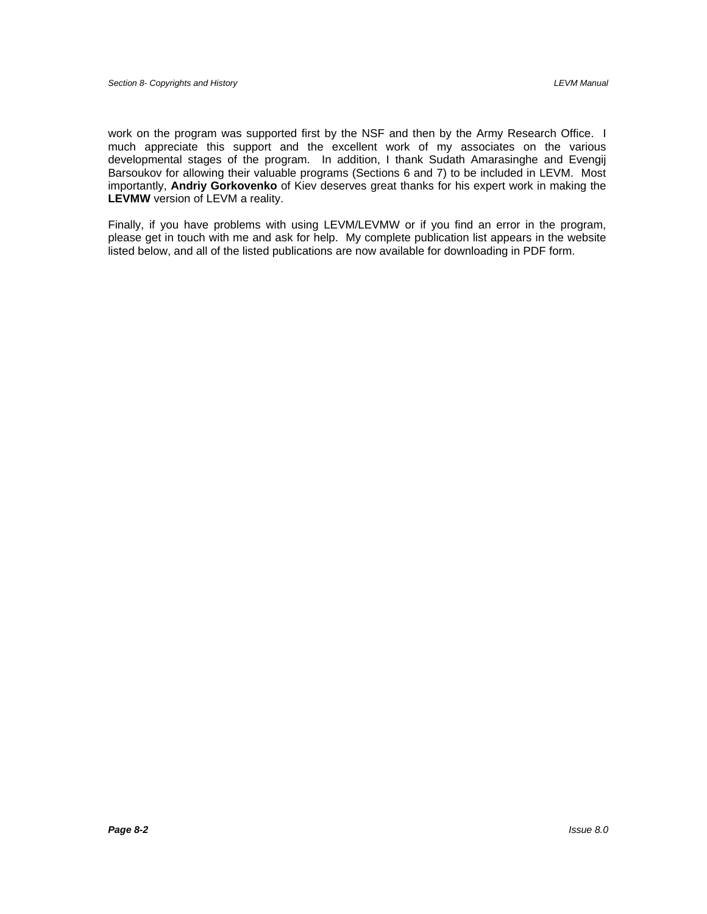work on the program was supported first by the NSF and then by the Army Research Office. I much appreciate this support and the excellent work of my associates on the various developmental stages of the program. In addition, I thank Sudath Amarasinghe and Evengij Barsoukov for allowing their valuable programs (Sections 6 and 7) to be included in LEVM. Most importantly, **Andriy Gorkovenko** of Kiev deserves great thanks for his expert work in making the **LEVMW** version of LEVM a reality.

Finally, if you have problems with using LEVM/LEVMW or if you find an error in the program, please get in touch with me and ask for help. My complete publication list appears in the website listed below, and all of the listed publications are now available for downloading in PDF form.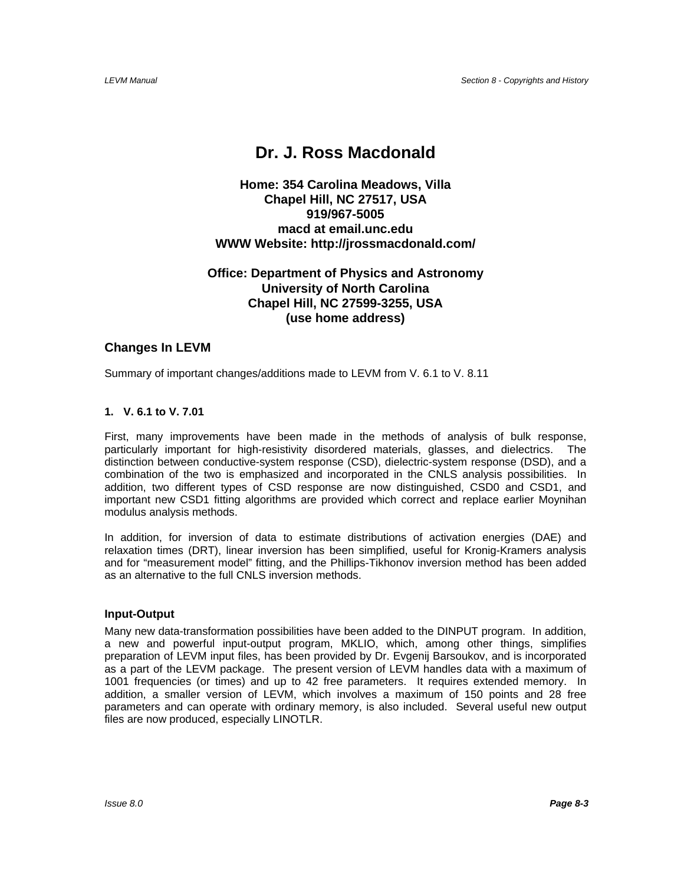# Dr. J. Ross Macdonald

**Home: 354 Carolina Meadows, Villa**
**Chapel Hill, NC 27517, USA**
**919/967-5005**
**macd at email.unc.edu**
**WWW Website: http://jrossmacdonald.com/**

**Office: Department of Physics and Astronomy**
**University of North Carolina**
**Chapel Hill, NC 27599-3255, USA**
**(use home address)**

## Changes In LEVM

Summary of important changes/additions made to LEVM from V. 6.1 to V. 8.11

### 1. V. 6.1 to V. 7.01

First, many improvements have been made in the methods of analysis of bulk response, particularly important for high-resistivity disordered materials, glasses, and dielectrics. The distinction between conductive-system response (CSD), dielectric-system response (DSD), and a combination of the two is emphasized and incorporated in the CNLS analysis possibilities. In addition, two different types of CSD response are now distinguished, CSD0 and CSD1, and important new CSD1 fitting algorithms are provided which correct and replace earlier Moynihan modulus analysis methods.

In addition, for inversion of data to estimate distributions of activation energies (DAE) and relaxation times (DRT), linear inversion has been simplified, useful for Kronig-Kramers analysis and for "measurement model" fitting, and the Phillips-Tikhonov inversion method has been added as an alternative to the full CNLS inversion methods.

### Input-Output

Many new data-transformation possibilities have been added to the DINPUT program. In addition, a new and powerful input-output program, MKLIO, which, among other things, simplifies preparation of LEVM input files, has been provided by Dr. Evgenij Barsoukov, and is incorporated as a part of the LEVM package. The present version of LEVM handles data with a maximum of 1001 frequencies (or times) and up to 42 free parameters. It requires extended memory. In addition, a smaller version of LEVM, which involves a maximum of 150 points and 28 free parameters and can operate with ordinary memory, is also included. Several useful new output files are now produced, especially LINOTLR.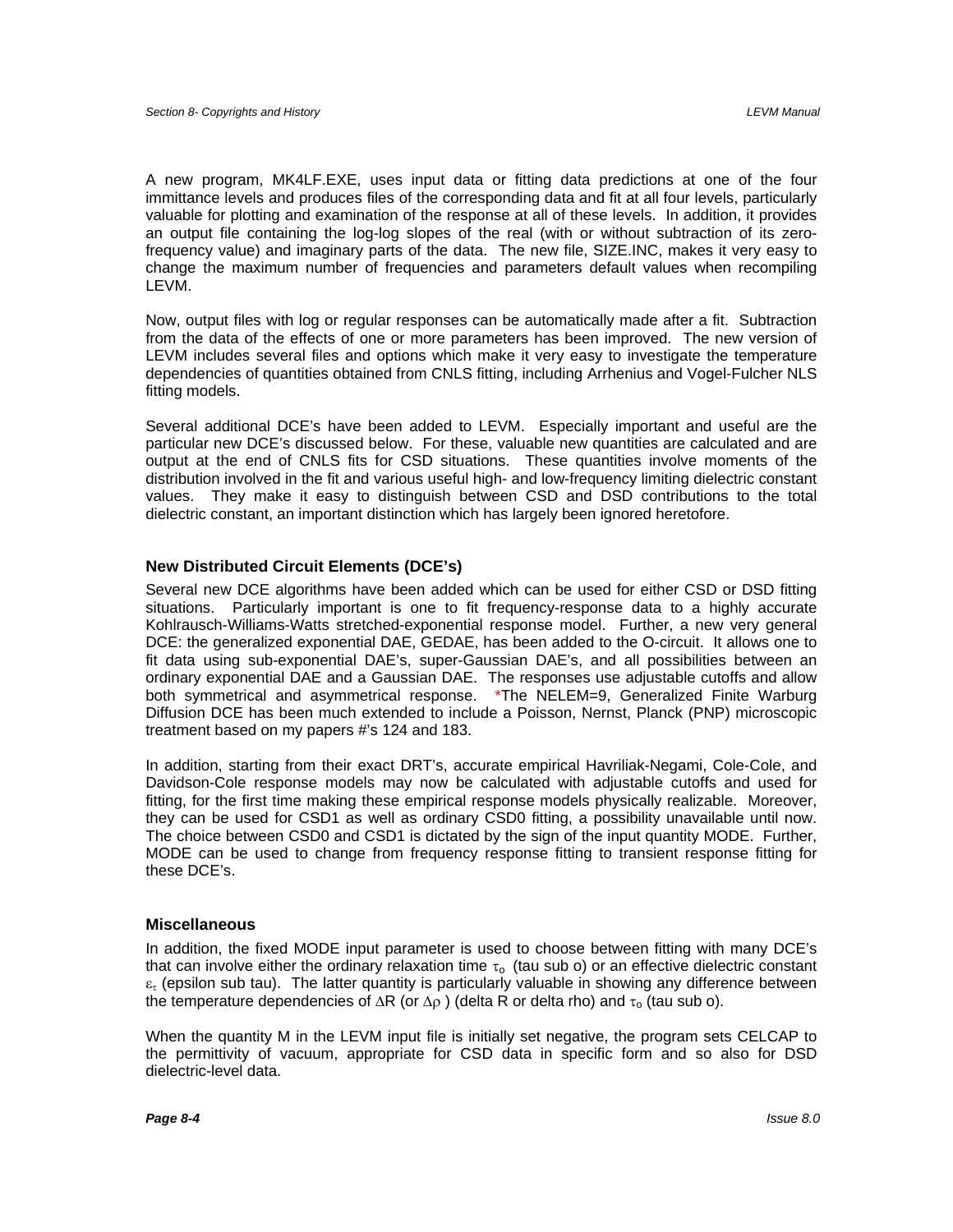A new program, MK4LF.EXE, uses input data or fitting data predictions at one of the four immittance levels and produces files of the corresponding data and fit at all four levels, particularly valuable for plotting and examination of the response at all of these levels. In addition, it provides an output file containing the log-log slopes of the real (with or without subtraction of its zero-frequency value) and imaginary parts of the data. The new file, SIZE.INC, makes it very easy to change the maximum number of frequencies and parameters default values when recompiling LEVM.

Now, output files with log or regular responses can be automatically made after a fit. Subtraction from the data of the effects of one or more parameters has been improved. The new version of LEVM includes several files and options which make it very easy to investigate the temperature dependencies of quantities obtained from CNLS fitting, including Arrhenius and Vogel-Fulcher NLS fitting models.

Several additional DCE's have been added to LEVM. Especially important and useful are the particular new DCE's discussed below. For these, valuable new quantities are calculated and are output at the end of CNLS fits for CSD situations. These quantities involve moments of the distribution involved in the fit and various useful high- and low-frequency limiting dielectric constant values. They make it easy to distinguish between CSD and DSD contributions to the total dielectric constant, an important distinction which has largely been ignored heretofore.

### New Distributed Circuit Elements (DCE's)

Several new DCE algorithms have been added which can be used for either CSD or DSD fitting situations. Particularly important is one to fit frequency-response data to a highly accurate Kohlrausch-Williams-Watts stretched-exponential response model. Further, a new very general DCE: the generalized exponential DAE, GEDAE, has been added to the O-circuit. It allows one to fit data using sub-exponential DAE's, super-Gaussian DAE's, and all possibilities between an ordinary exponential DAE and a Gaussian DAE. The responses use adjustable cutoffs and allow both symmetrical and asymmetrical response. *The NELEM=9, Generalized Finite Warburg Diffusion DCE has been much extended to include a Poisson, Nernst, Planck (PNP) microscopic treatment based on my papers #'s 124 and 183.

In addition, starting from their exact DRT's, accurate empirical Havriliak-Negami, Cole-Cole, and Davidson-Cole response models may now be calculated with adjustable cutoffs and used for fitting, for the first time making these empirical response models physically realizable. Moreover, they can be used for CSD1 as well as ordinary CSD0 fitting, a possibility unavailable until now. The choice between CSD0 and CSD1 is dictated by the sign of the input quantity MODE. Further, MODE can be used to change from frequency response fitting to transient response fitting for these DCE's.

### Miscellaneous

In addition, the fixed MODE input parameter is used to choose between fitting with many DCE's that can involve either the ordinary relaxation time $\tau_o$ (tau sub o) or an effective dielectric constant $\varepsilon_\tau$ (epsilon sub tau). The latter quantity is particularly valuable in showing any difference between the temperature dependencies of $\Delta R$ (or $\Delta\rho$ ) (delta R or delta rho) and $\tau_o$ (tau sub o).

When the quantity M in the LEVM input file is initially set negative, the program sets CELCAP to the permittivity of vacuum, appropriate for CSD data in specific form and so also for DSD dielectric-level data.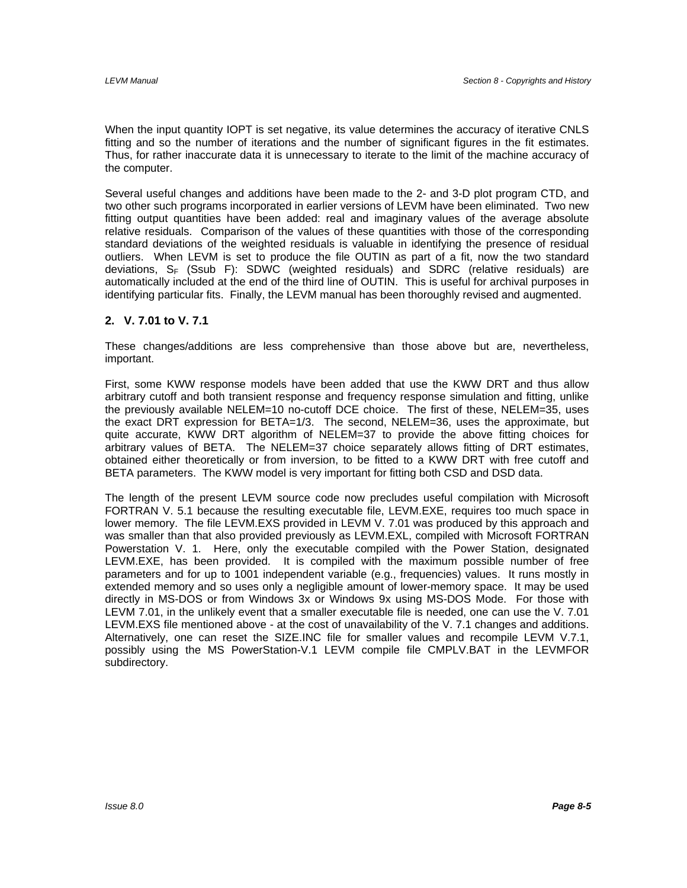When the input quantity IOPT is set negative, its value determines the accuracy of iterative CNLS fitting and so the number of iterations and the number of significant figures in the fit estimates. Thus, for rather inaccurate data it is unnecessary to iterate to the limit of the machine accuracy of the computer.

Several useful changes and additions have been made to the 2- and 3-D plot program CTD, and two other such programs incorporated in earlier versions of LEVM have been eliminated. Two new fitting output quantities have been added: real and imaginary values of the average absolute relative residuals. Comparison of the values of these quantities with those of the corresponding standard deviations of the weighted residuals is valuable in identifying the presence of residual outliers. When LEVM is set to produce the file OUTIN as part of a fit, now the two standard deviations, $S_F$ (Ssub F): SDWC (weighted residuals) and SDRC (relative residuals) are automatically included at the end of the third line of OUTIN. This is useful for archival purposes in identifying particular fits. Finally, the LEVM manual has been thoroughly revised and augmented.

### 2. V. 7.01 to V. 7.1

These changes/additions are less comprehensive than those above but are, nevertheless, important.

First, some KWW response models have been added that use the KWW DRT and thus allow arbitrary cutoff and both transient response and frequency response simulation and fitting, unlike the previously available NELEM=10 no-cutoff DCE choice. The first of these, NELEM=35, uses the exact DRT expression for BETA=1/3. The second, NELEM=36, uses the approximate, but quite accurate, KWW DRT algorithm of NELEM=37 to provide the above fitting choices for arbitrary values of BETA. The NELEM=37 choice separately allows fitting of DRT estimates, obtained either theoretically or from inversion, to be fitted to a KWW DRT with free cutoff and BETA parameters. The KWW model is very important for fitting both CSD and DSD data.

The length of the present LEVM source code now precludes useful compilation with Microsoft FORTRAN V. 5.1 because the resulting executable file, LEVM.EXE, requires too much space in lower memory. The file LEVM.EXS provided in LEVM V. 7.01 was produced by this approach and was smaller than that also provided previously as LEVM.EXL, compiled with Microsoft FORTRAN Powerstation V. 1. Here, only the executable compiled with the Power Station, designated LEVM.EXE, has been provided. It is compiled with the maximum possible number of free parameters and for up to 1001 independent variable (e.g., frequencies) values. It runs mostly in extended memory and so uses only a negligible amount of lower-memory space. It may be used directly in MS-DOS or from Windows 3x or Windows 9x using MS-DOS Mode. For those with LEVM 7.01, in the unlikely event that a smaller executable file is needed, one can use the V. 7.01 LEVM.EXS file mentioned above - at the cost of unavailability of the V. 7.1 changes and additions. Alternatively, one can reset the SIZE.INC file for smaller values and recompile LEVM V.7.1, possibly using the MS PowerStation-V.1 LEVM compile file CMPLV.BAT in the LEVMFOR subdirectory.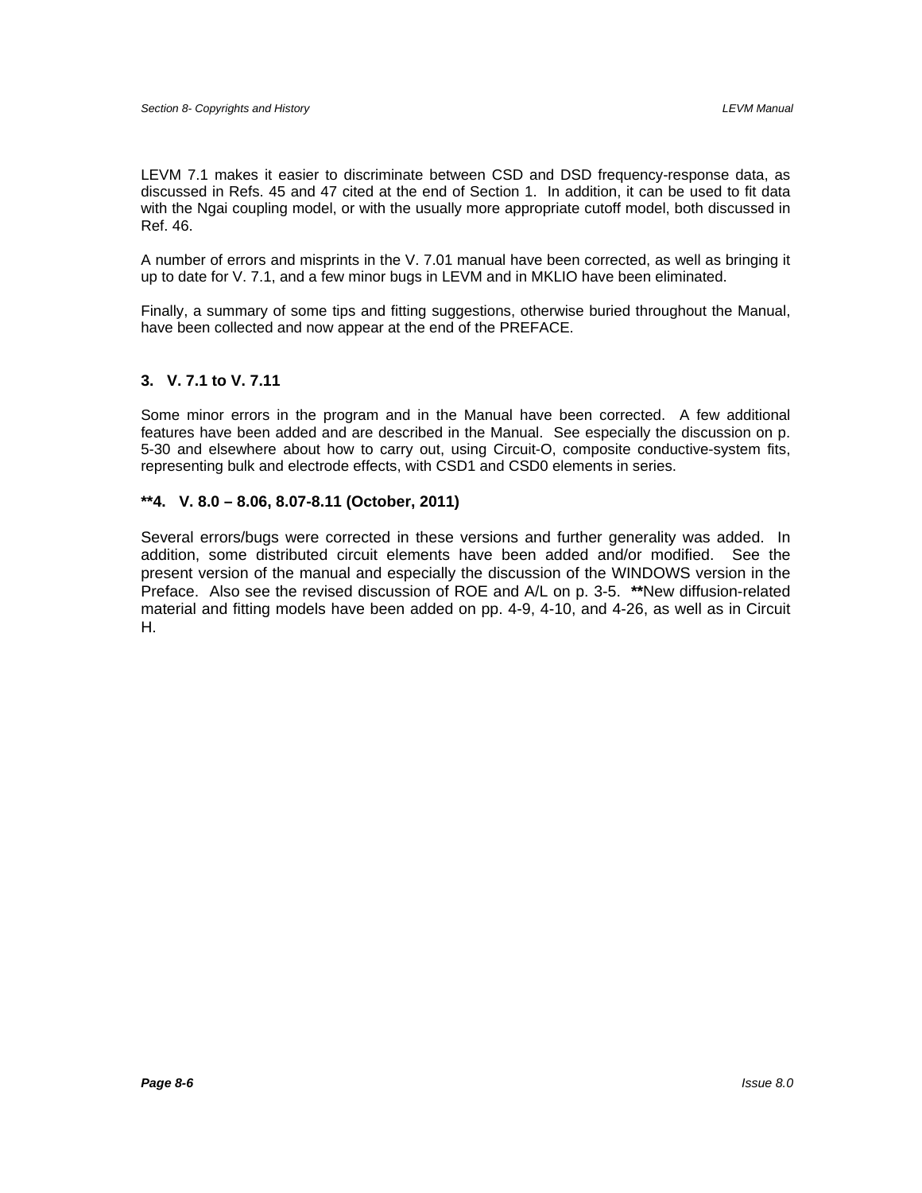LEVM 7.1 makes it easier to discriminate between CSD and DSD frequency-response data, as discussed in Refs. 45 and 47 cited at the end of Section 1. In addition, it can be used to fit data with the Ngai coupling model, or with the usually more appropriate cutoff model, both discussed in Ref. 46.

A number of errors and misprints in the V. 7.01 manual have been corrected, as well as bringing it up to date for V. 7.1, and a few minor bugs in LEVM and in MKLIO have been eliminated.

Finally, a summary of some tips and fitting suggestions, otherwise buried throughout the Manual, have been collected and now appear at the end of the PREFACE.

### 3. V. 7.1 to V. 7.11

Some minor errors in the program and in the Manual have been corrected. A few additional features have been added and are described in the Manual. See especially the discussion on p. 5-30 and elsewhere about how to carry out, using Circuit-O, composite conductive-system fits, representing bulk and electrode effects, with CSD1 and CSD0 elements in series.

### **4. V. 8.0 – 8.06, 8.07-8.11 (October, 2011)

Several errors/bugs were corrected in these versions and further generality was added. In addition, some distributed circuit elements have been added and/or modified. See the present version of the manual and especially the discussion of the WINDOWS version in the Preface. Also see the revised discussion of ROE and A/L on p. 3-5. **New diffusion-related material and fitting models have been added on pp. 4-9, 4-10, and 4-26, as well as in Circuit H.